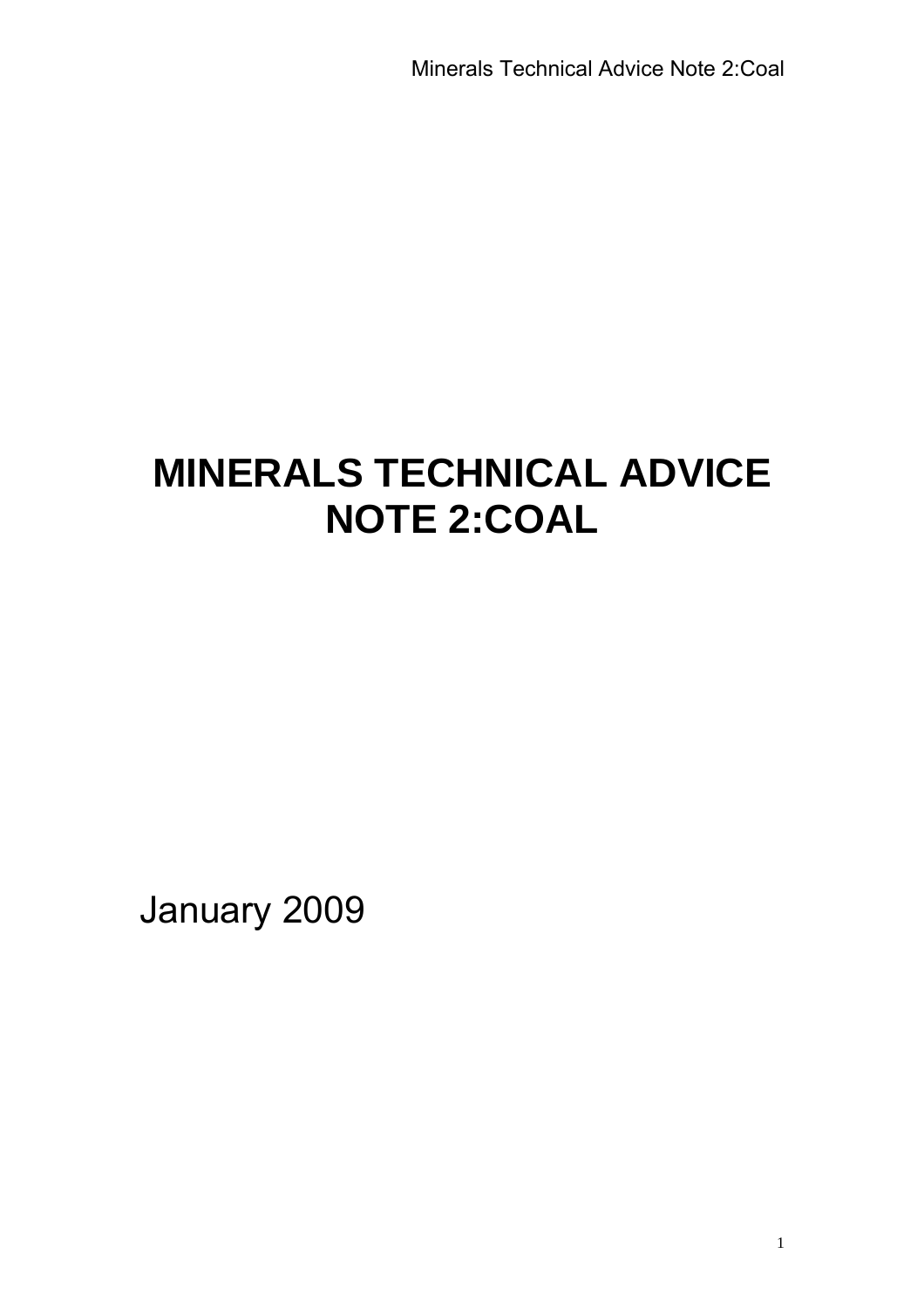# MINERALS TECHNICAL ADVICE NOTE 2:COAL

January 2009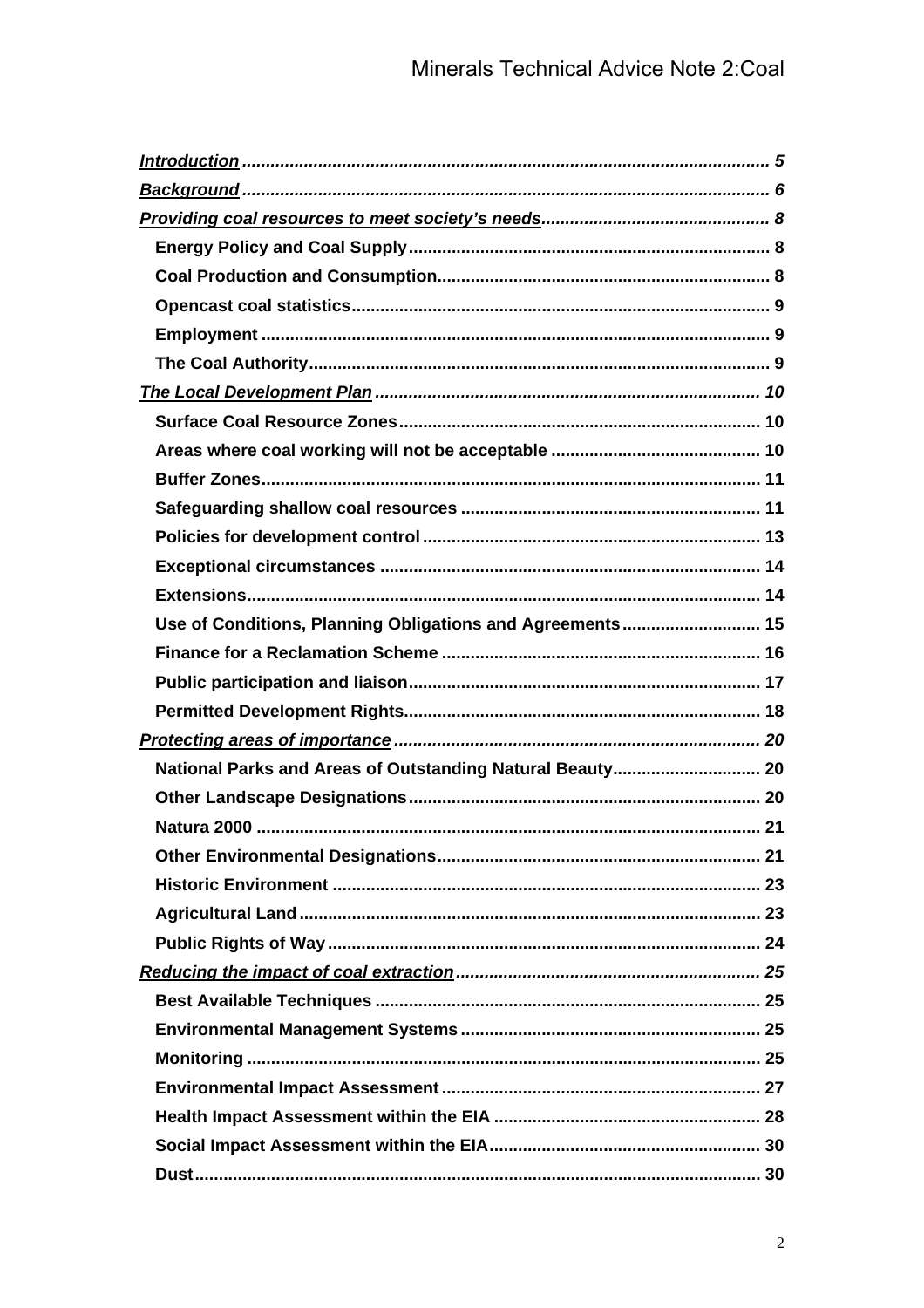*Introduction* ........ 5
*Background* ........ 6
*Providing coal resources to meet society's needs* ........ 8

- **Energy Policy and Coal Supply** ........ 8
- **Coal Production and Consumption** ........ 8
- **Opencast coal statistics** ........ 9
- **Employment** ........ 9
- **The Coal Authority** ........ 9

*The Local Development Plan* ........ 10

- **Surface Coal Resource Zones** ........ 10
- **Areas where coal working will not be acceptable** ........ 10
- **Buffer Zones** ........ 11
- **Safeguarding shallow coal resources** ........ 11
- **Policies for development control** ........ 13
- **Exceptional circumstances** ........ 14
- **Extensions** ........ 14
- **Use of Conditions, Planning Obligations and Agreements** ........ 15
- **Finance for a Reclamation Scheme** ........ 16
- **Public participation and liaison** ........ 17
- **Permitted Development Rights** ........ 18

*Protecting areas of importance* ........ 20

- **National Parks and Areas of Outstanding Natural Beauty** ........ 20
- **Other Landscape Designations** ........ 20
- **Natura 2000** ........ 21
- **Other Environmental Designations** ........ 21
- **Historic Environment** ........ 23
- **Agricultural Land** ........ 23
- **Public Rights of Way** ........ 24

*Reducing the impact of coal extraction* ........ 25

- **Best Available Techniques** ........ 25
- **Environmental Management Systems** ........ 25
- **Monitoring** ........ 25
- **Environmental Impact Assessment** ........ 27
- **Health Impact Assessment within the EIA** ........ 28
- **Social Impact Assessment within the EIA** ........ 30
- **Dust** ........ 30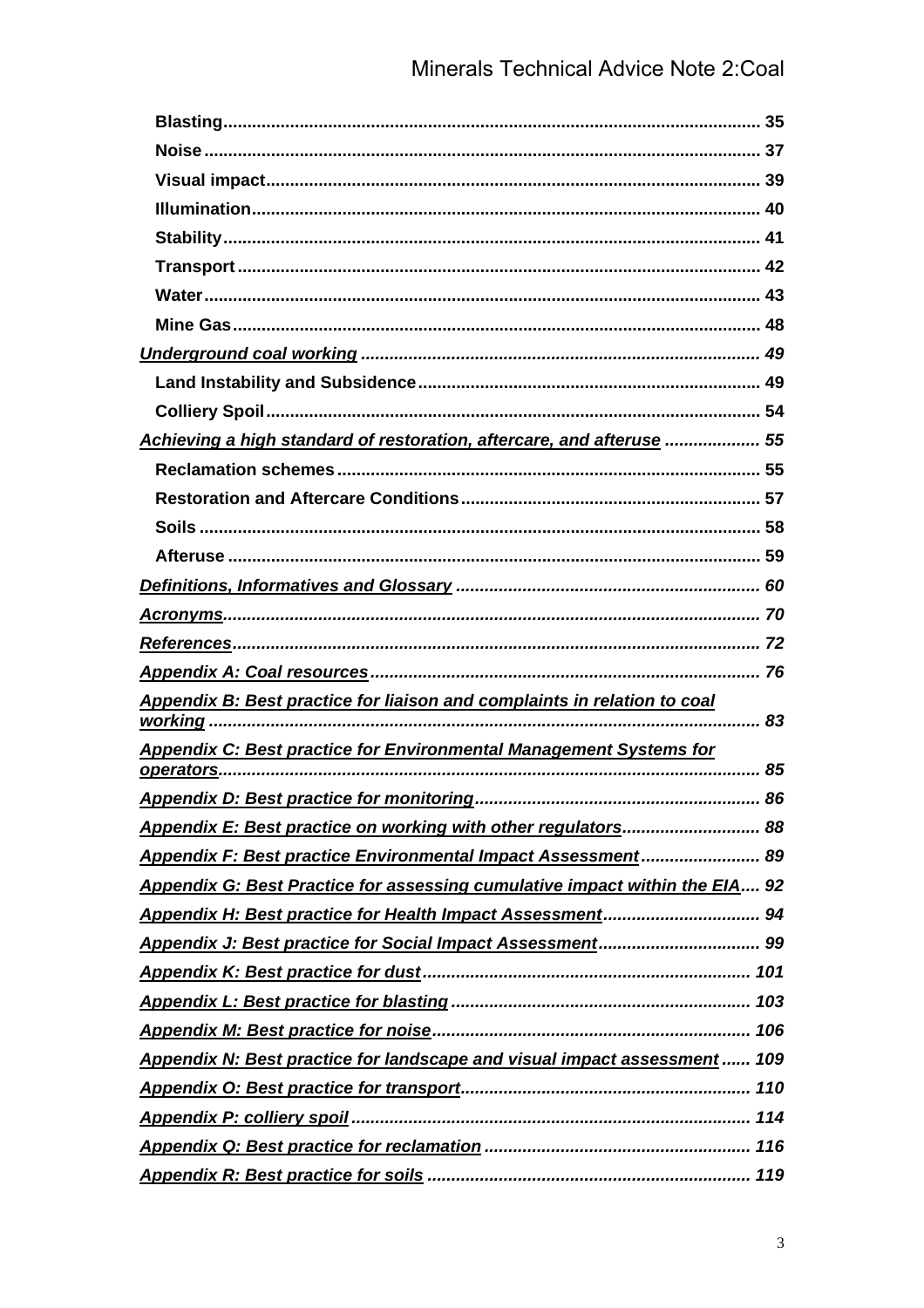**Blasting** ..... 35

**Noise** ..... 37

**Visual impact** ..... 39

**Illumination** ..... 40

**Stability** ..... 41

**Transport** ..... 42

**Water** ..... 43

**Mine Gas** ..... 48

***Underground coal working*** ..... 49

**Land Instability and Subsidence** ..... 49

**Colliery Spoil** ..... 54

***Achieving a high standard of restoration, aftercare, and afteruse*** ..... 55

**Reclamation schemes** ..... 55

**Restoration and Aftercare Conditions** ..... 57

**Soils** ..... 58

**Afteruse** ..... 59

***Definitions, Informatives and Glossary*** ..... 60

***Acronyms*** ..... 70

***References*** ..... 72

***Appendix A: Coal resources*** ..... 76

***Appendix B: Best practice for liaison and complaints in relation to coal working*** ..... 83

***Appendix C: Best practice for Environmental Management Systems for operators*** ..... 85

***Appendix D: Best practice for monitoring*** ..... 86

***Appendix E: Best practice on working with other regulators*** ..... 88

***Appendix F: Best practice Environmental Impact Assessment*** ..... 89

***Appendix G: Best Practice for assessing cumulative impact within the EIA*** ..... 92

***Appendix H: Best practice for Health Impact Assessment*** ..... 94

***Appendix J: Best practice for Social Impact Assessment*** ..... 99

***Appendix K: Best practice for dust*** ..... 101

***Appendix L: Best practice for blasting*** ..... 103

***Appendix M: Best practice for noise*** ..... 106

***Appendix N: Best practice for landscape and visual impact assessment*** ..... 109

***Appendix O: Best practice for transport*** ..... 110

***Appendix P: colliery spoil*** ..... 114

***Appendix Q: Best practice for reclamation*** ..... 116

***Appendix R: Best practice for soils*** ..... 119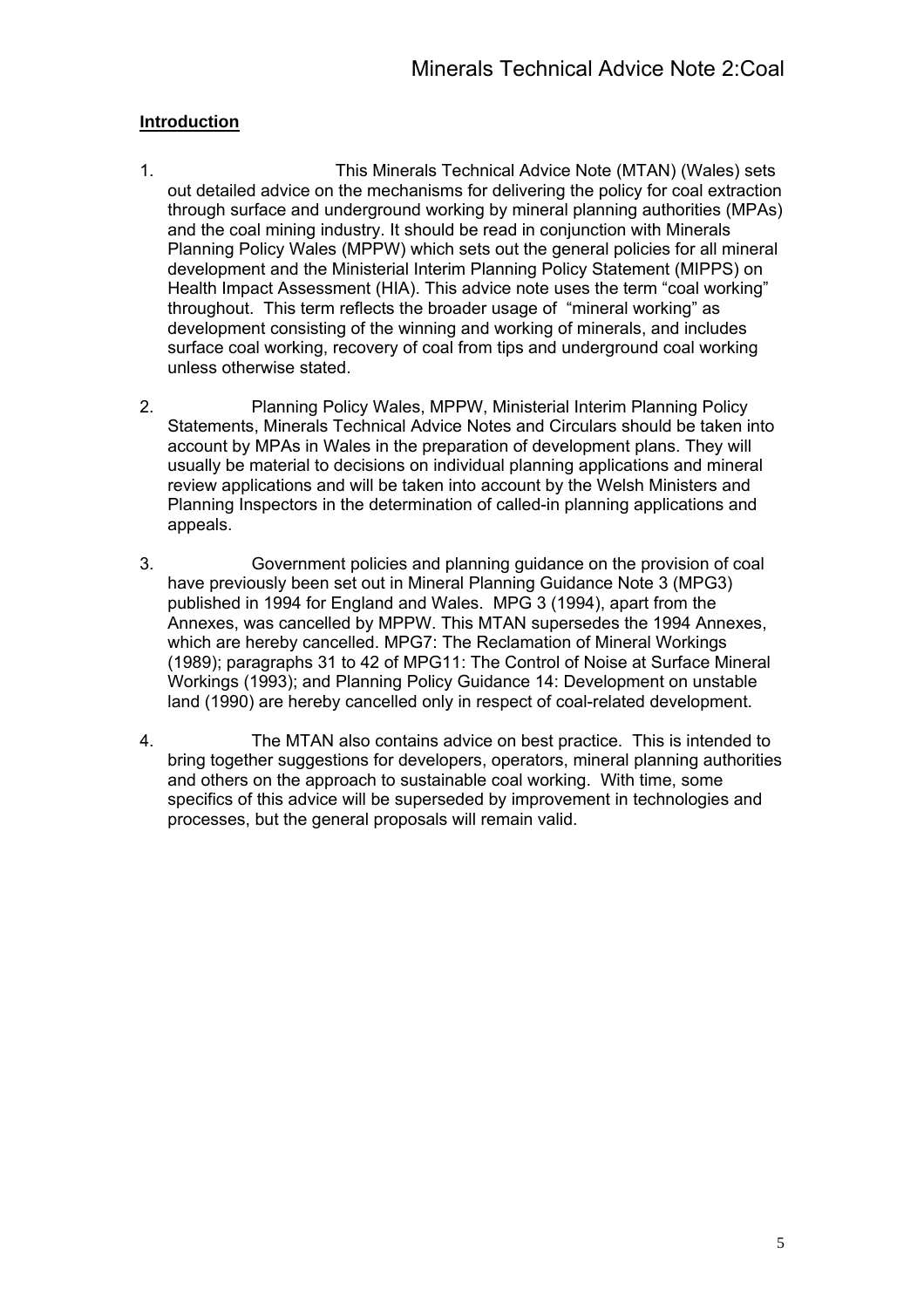## Introduction

1. This Minerals Technical Advice Note (MTAN) (Wales) sets out detailed advice on the mechanisms for delivering the policy for coal extraction through surface and underground working by mineral planning authorities (MPAs) and the coal mining industry. It should be read in conjunction with Minerals Planning Policy Wales (MPPW) which sets out the general policies for all mineral development and the Ministerial Interim Planning Policy Statement (MIPPS) on Health Impact Assessment (HIA). This advice note uses the term "coal working" throughout. This term reflects the broader usage of "mineral working" as development consisting of the winning and working of minerals, and includes surface coal working, recovery of coal from tips and underground coal working unless otherwise stated.

2. Planning Policy Wales, MPPW, Ministerial Interim Planning Policy Statements, Minerals Technical Advice Notes and Circulars should be taken into account by MPAs in Wales in the preparation of development plans. They will usually be material to decisions on individual planning applications and mineral review applications and will be taken into account by the Welsh Ministers and Planning Inspectors in the determination of called-in planning applications and appeals.

3. Government policies and planning guidance on the provision of coal have previously been set out in Mineral Planning Guidance Note 3 (MPG3) published in 1994 for England and Wales. MPG 3 (1994), apart from the Annexes, was cancelled by MPPW. This MTAN supersedes the 1994 Annexes, which are hereby cancelled. MPG7: The Reclamation of Mineral Workings (1989); paragraphs 31 to 42 of MPG11: The Control of Noise at Surface Mineral Workings (1993); and Planning Policy Guidance 14: Development on unstable land (1990) are hereby cancelled only in respect of coal-related development.

4. The MTAN also contains advice on best practice. This is intended to bring together suggestions for developers, operators, mineral planning authorities and others on the approach to sustainable coal working. With time, some specifics of this advice will be superseded by improvement in technologies and processes, but the general proposals will remain valid.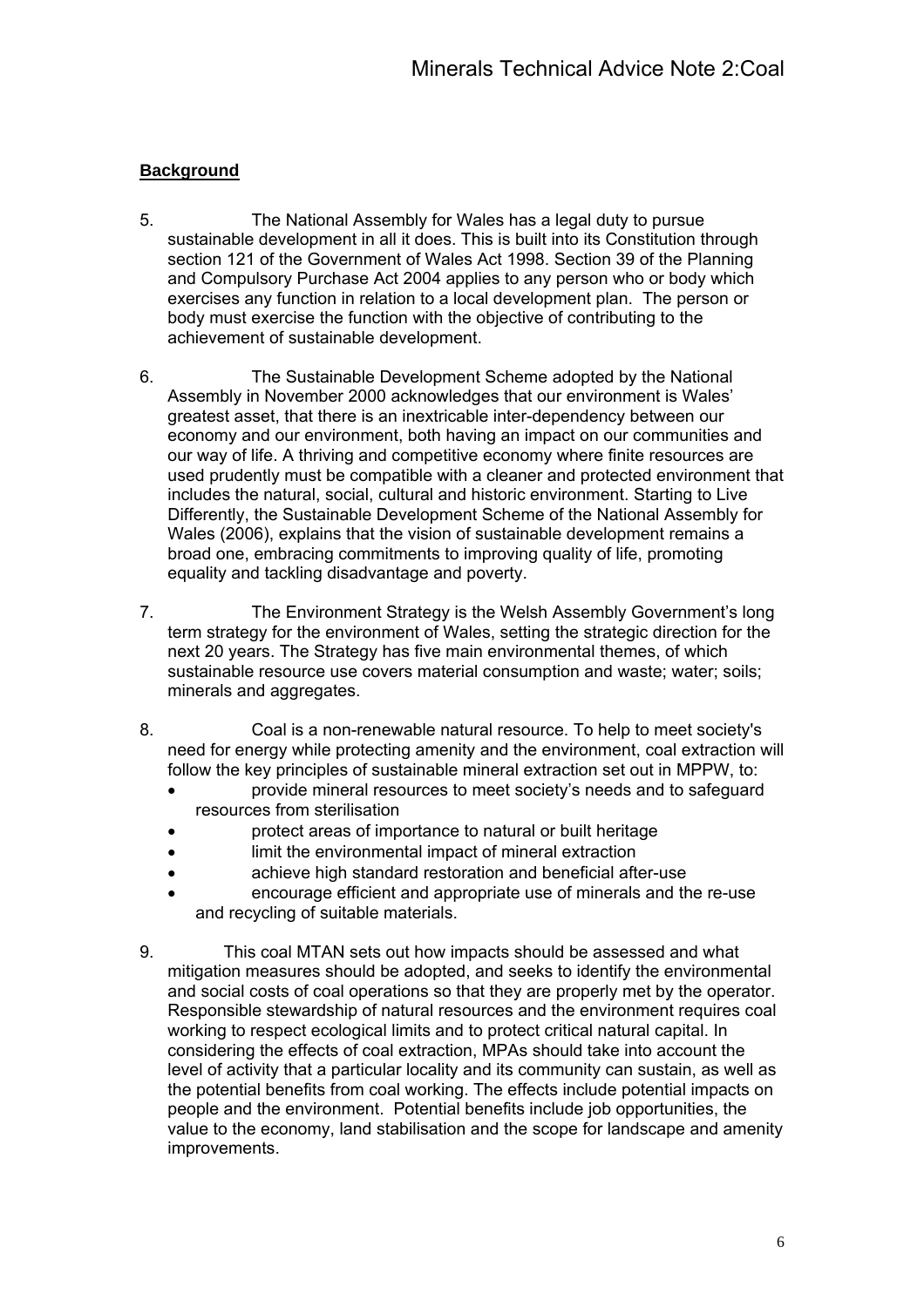**Background**

5. The National Assembly for Wales has a legal duty to pursue sustainable development in all it does. This is built into its Constitution through section 121 of the Government of Wales Act 1998. Section 39 of the Planning and Compulsory Purchase Act 2004 applies to any person who or body which exercises any function in relation to a local development plan. The person or body must exercise the function with the objective of contributing to the achievement of sustainable development.

6. The Sustainable Development Scheme adopted by the National Assembly in November 2000 acknowledges that our environment is Wales' greatest asset, that there is an inextricable inter-dependency between our economy and our environment, both having an impact on our communities and our way of life. A thriving and competitive economy where finite resources are used prudently must be compatible with a cleaner and protected environment that includes the natural, social, cultural and historic environment. Starting to Live Differently, the Sustainable Development Scheme of the National Assembly for Wales (2006), explains that the vision of sustainable development remains a broad one, embracing commitments to improving quality of life, promoting equality and tackling disadvantage and poverty.

7. The Environment Strategy is the Welsh Assembly Government's long term strategy for the environment of Wales, setting the strategic direction for the next 20 years. The Strategy has five main environmental themes, of which sustainable resource use covers material consumption and waste; water; soils; minerals and aggregates.

8. Coal is a non-renewable natural resource. To help to meet society's need for energy while protecting amenity and the environment, coal extraction will follow the key principles of sustainable mineral extraction set out in MPPW, to:

- provide mineral resources to meet society's needs and to safeguard resources from sterilisation
- protect areas of importance to natural or built heritage
- limit the environmental impact of mineral extraction
- achieve high standard restoration and beneficial after-use
- encourage efficient and appropriate use of minerals and the re-use and recycling of suitable materials.

9. This coal MTAN sets out how impacts should be assessed and what mitigation measures should be adopted, and seeks to identify the environmental and social costs of coal operations so that they are properly met by the operator. Responsible stewardship of natural resources and the environment requires coal working to respect ecological limits and to protect critical natural capital. In considering the effects of coal extraction, MPAs should take into account the level of activity that a particular locality and its community can sustain, as well as the potential benefits from coal working. The effects include potential impacts on people and the environment. Potential benefits include job opportunities, the value to the economy, land stabilisation and the scope for landscape and amenity improvements.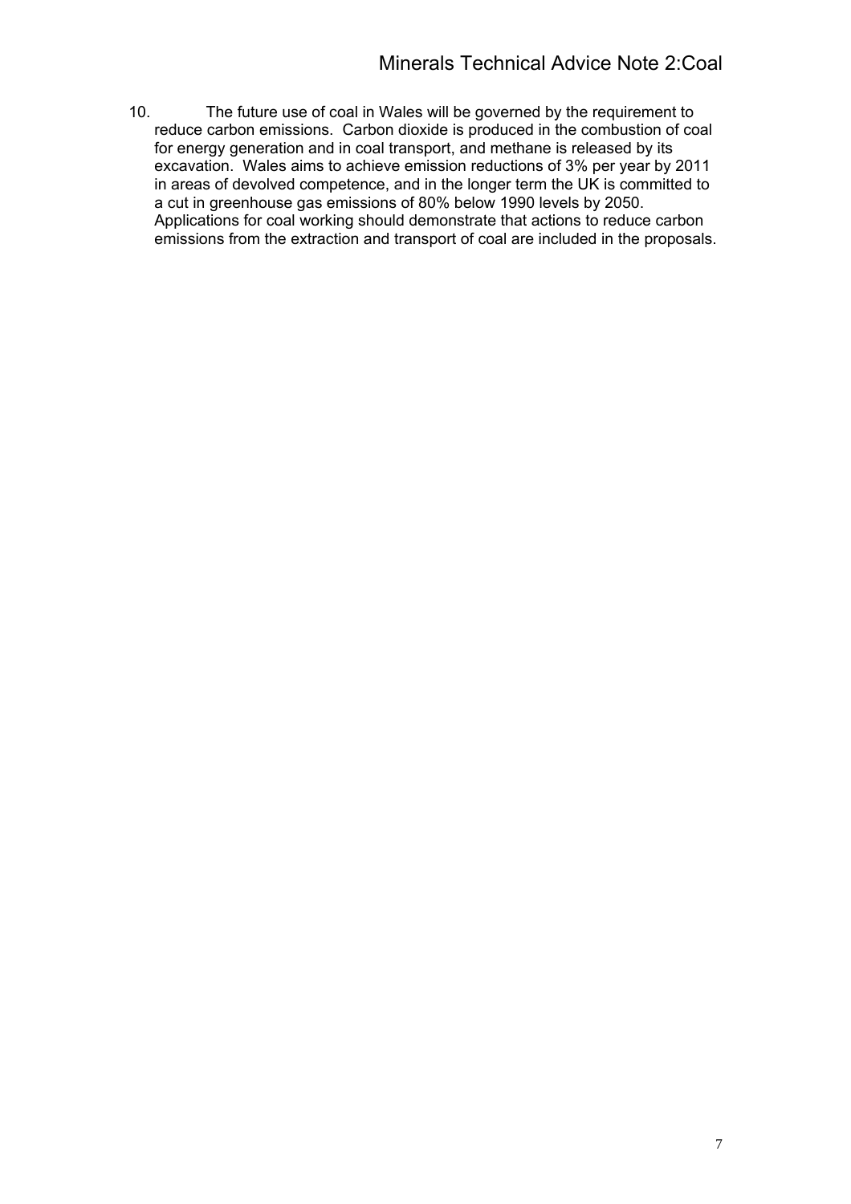10. The future use of coal in Wales will be governed by the requirement to reduce carbon emissions. Carbon dioxide is produced in the combustion of coal for energy generation and in coal transport, and methane is released by its excavation. Wales aims to achieve emission reductions of 3% per year by 2011 in areas of devolved competence, and in the longer term the UK is committed to a cut in greenhouse gas emissions of 80% below 1990 levels by 2050. Applications for coal working should demonstrate that actions to reduce carbon emissions from the extraction and transport of coal are included in the proposals.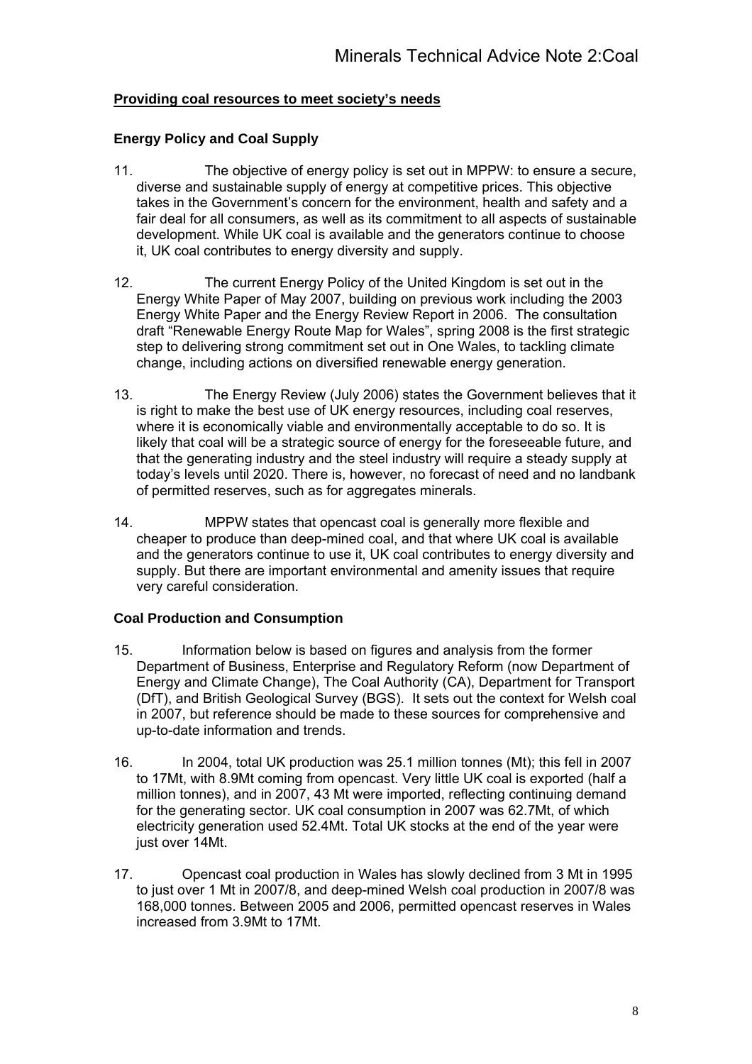## Providing coal resources to meet society's needs

### Energy Policy and Coal Supply

11. The objective of energy policy is set out in MPPW: to ensure a secure, diverse and sustainable supply of energy at competitive prices. This objective takes in the Government's concern for the environment, health and safety and a fair deal for all consumers, as well as its commitment to all aspects of sustainable development. While UK coal is available and the generators continue to choose it, UK coal contributes to energy diversity and supply.

12. The current Energy Policy of the United Kingdom is set out in the Energy White Paper of May 2007, building on previous work including the 2003 Energy White Paper and the Energy Review Report in 2006. The consultation draft "Renewable Energy Route Map for Wales", spring 2008 is the first strategic step to delivering strong commitment set out in One Wales, to tackling climate change, including actions on diversified renewable energy generation.

13. The Energy Review (July 2006) states the Government believes that it is right to make the best use of UK energy resources, including coal reserves, where it is economically viable and environmentally acceptable to do so. It is likely that coal will be a strategic source of energy for the foreseeable future, and that the generating industry and the steel industry will require a steady supply at today's levels until 2020. There is, however, no forecast of need and no landbank of permitted reserves, such as for aggregates minerals.

14. MPPW states that opencast coal is generally more flexible and cheaper to produce than deep-mined coal, and that where UK coal is available and the generators continue to use it, UK coal contributes to energy diversity and supply. But there are important environmental and amenity issues that require very careful consideration.

### Coal Production and Consumption

15. Information below is based on figures and analysis from the former Department of Business, Enterprise and Regulatory Reform (now Department of Energy and Climate Change), The Coal Authority (CA), Department for Transport (DfT), and British Geological Survey (BGS). It sets out the context for Welsh coal in 2007, but reference should be made to these sources for comprehensive and up-to-date information and trends.

16. In 2004, total UK production was 25.1 million tonnes (Mt); this fell in 2007 to 17Mt, with 8.9Mt coming from opencast. Very little UK coal is exported (half a million tonnes), and in 2007, 43 Mt were imported, reflecting continuing demand for the generating sector. UK coal consumption in 2007 was 62.7Mt, of which electricity generation used 52.4Mt. Total UK stocks at the end of the year were just over 14Mt.

17. Opencast coal production in Wales has slowly declined from 3 Mt in 1995 to just over 1 Mt in 2007/8, and deep-mined Welsh coal production in 2007/8 was 168,000 tonnes. Between 2005 and 2006, permitted opencast reserves in Wales increased from 3.9Mt to 17Mt.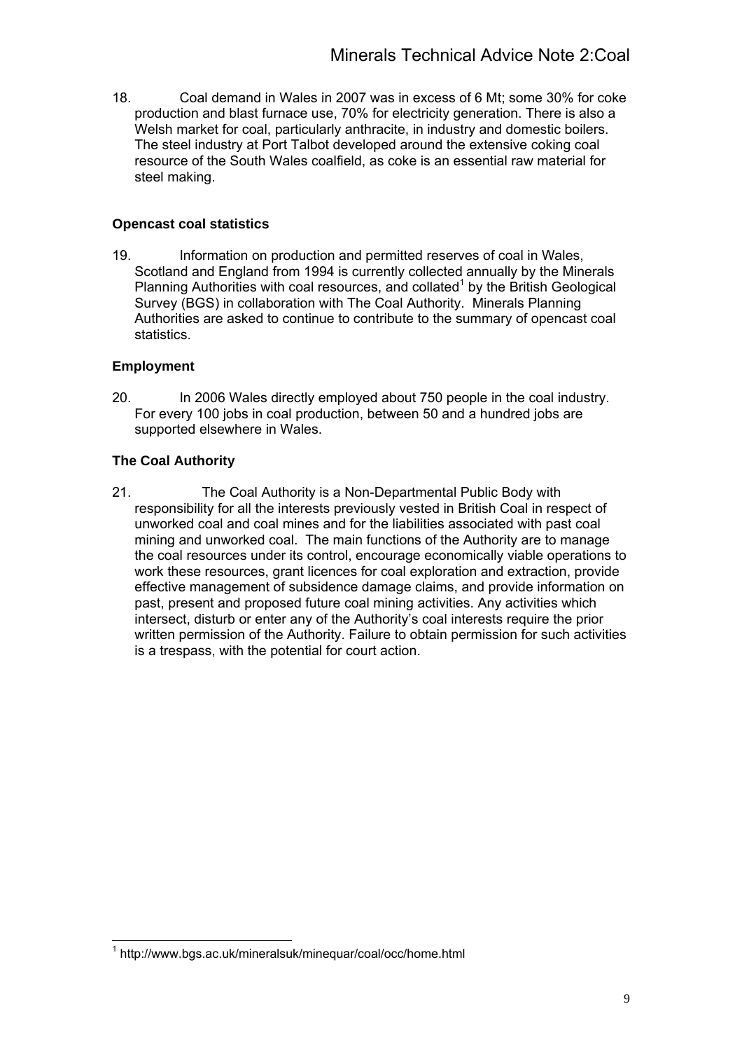18. Coal demand in Wales in 2007 was in excess of 6 Mt; some 30% for coke production and blast furnace use, 70% for electricity generation. There is also a Welsh market for coal, particularly anthracite, in industry and domestic boilers. The steel industry at Port Talbot developed around the extensive coking coal resource of the South Wales coalfield, as coke is an essential raw material for steel making.

### Opencast coal statistics

19. Information on production and permitted reserves of coal in Wales, Scotland and England from 1994 is currently collected annually by the Minerals Planning Authorities with coal resources, and collated[1] by the British Geological Survey (BGS) in collaboration with The Coal Authority. Minerals Planning Authorities are asked to continue to contribute to the summary of opencast coal statistics.

### Employment

20. In 2006 Wales directly employed about 750 people in the coal industry. For every 100 jobs in coal production, between 50 and a hundred jobs are supported elsewhere in Wales.

### The Coal Authority

21. The Coal Authority is a Non-Departmental Public Body with responsibility for all the interests previously vested in British Coal in respect of unworked coal and coal mines and for the liabilities associated with past coal mining and unworked coal. The main functions of the Authority are to manage the coal resources under its control, encourage economically viable operations to work these resources, grant licences for coal exploration and extraction, provide effective management of subsidence damage claims, and provide information on past, present and proposed future coal mining activities. Any activities which intersect, disturb or enter any of the Authority's coal interests require the prior written permission of the Authority. Failure to obtain permission for such activities is a trespass, with the potential for court action.

[1] http://www.bgs.ac.uk/mineralsuk/minequar/coal/occ/home.html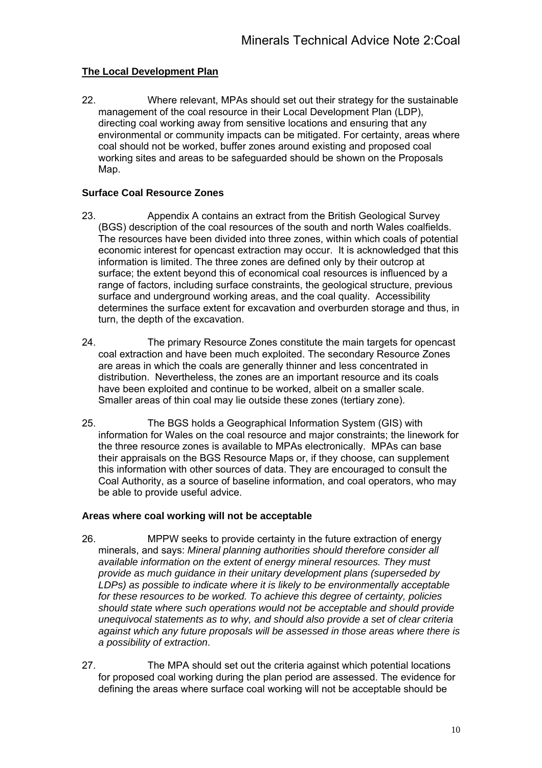## The Local Development Plan

22. Where relevant, MPAs should set out their strategy for the sustainable management of the coal resource in their Local Development Plan (LDP), directing coal working away from sensitive locations and ensuring that any environmental or community impacts can be mitigated. For certainty, areas where coal should not be worked, buffer zones around existing and proposed coal working sites and areas to be safeguarded should be shown on the Proposals Map.

### Surface Coal Resource Zones

23. Appendix A contains an extract from the British Geological Survey (BGS) description of the coal resources of the south and north Wales coalfields. The resources have been divided into three zones, within which coals of potential economic interest for opencast extraction may occur. It is acknowledged that this information is limited. The three zones are defined only by their outcrop at surface; the extent beyond this of economical coal resources is influenced by a range of factors, including surface constraints, the geological structure, previous surface and underground working areas, and the coal quality. Accessibility determines the surface extent for excavation and overburden storage and thus, in turn, the depth of the excavation.

24. The primary Resource Zones constitute the main targets for opencast coal extraction and have been much exploited. The secondary Resource Zones are areas in which the coals are generally thinner and less concentrated in distribution. Nevertheless, the zones are an important resource and its coals have been exploited and continue to be worked, albeit on a smaller scale. Smaller areas of thin coal may lie outside these zones (tertiary zone).

25. The BGS holds a Geographical Information System (GIS) with information for Wales on the coal resource and major constraints; the linework for the three resource zones is available to MPAs electronically. MPAs can base their appraisals on the BGS Resource Maps or, if they choose, can supplement this information with other sources of data. They are encouraged to consult the Coal Authority, as a source of baseline information, and coal operators, who may be able to provide useful advice.

### Areas where coal working will not be acceptable

26. MPPW seeks to provide certainty in the future extraction of energy minerals, and says: *Mineral planning authorities should therefore consider all available information on the extent of energy mineral resources. They must provide as much guidance in their unitary development plans (superseded by LDPs) as possible to indicate where it is likely to be environmentally acceptable for these resources to be worked. To achieve this degree of certainty, policies should state where such operations would not be acceptable and should provide unequivocal statements as to why, and should also provide a set of clear criteria against which any future proposals will be assessed in those areas where there is a possibility of extraction*.

27. The MPA should set out the criteria against which potential locations for proposed coal working during the plan period are assessed. The evidence for defining the areas where surface coal working will not be acceptable should be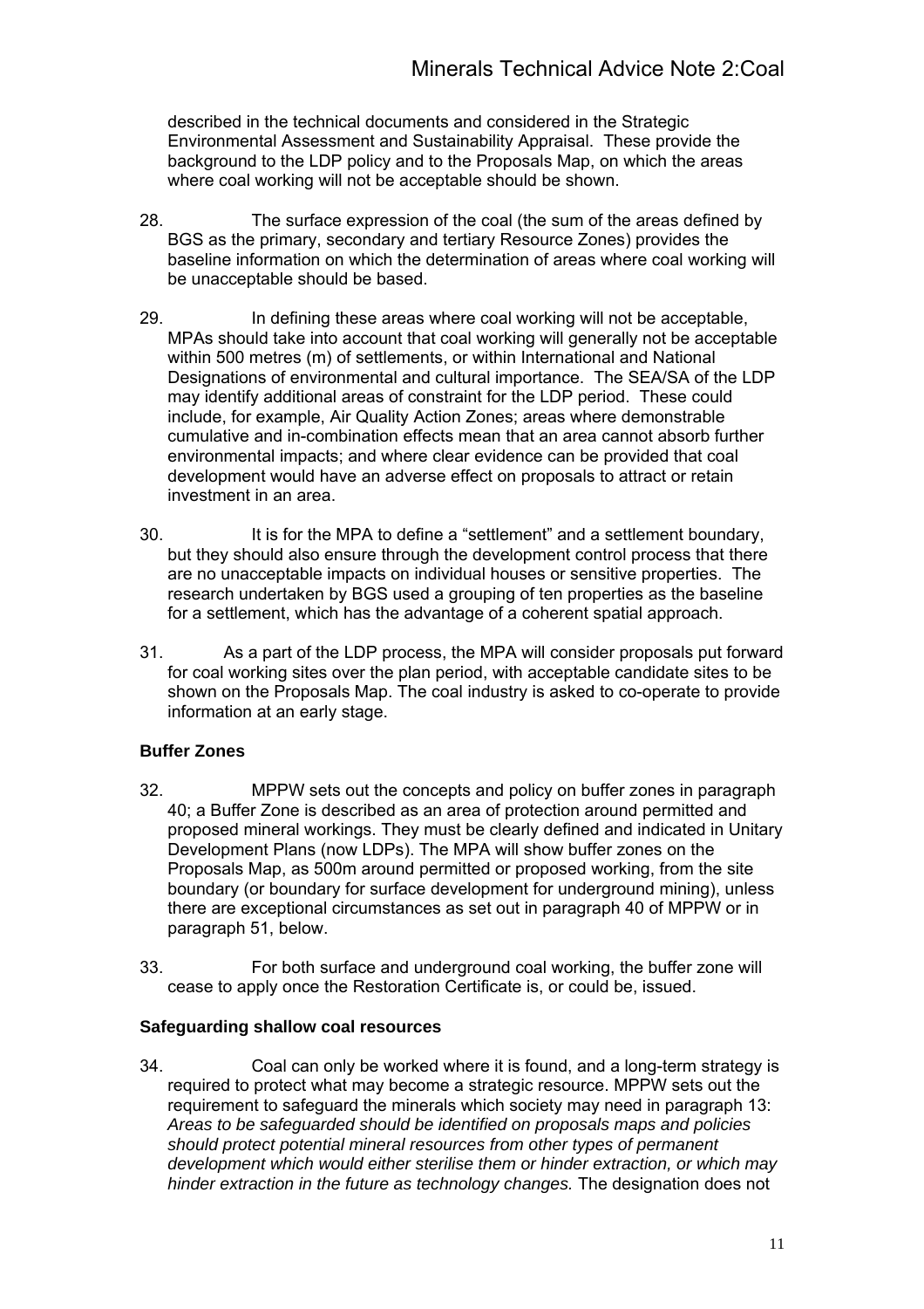described in the technical documents and considered in the Strategic Environmental Assessment and Sustainability Appraisal. These provide the background to the LDP policy and to the Proposals Map, on which the areas where coal working will not be acceptable should be shown.

28. The surface expression of the coal (the sum of the areas defined by BGS as the primary, secondary and tertiary Resource Zones) provides the baseline information on which the determination of areas where coal working will be unacceptable should be based.

29. In defining these areas where coal working will not be acceptable, MPAs should take into account that coal working will generally not be acceptable within 500 metres (m) of settlements, or within International and National Designations of environmental and cultural importance. The SEA/SA of the LDP may identify additional areas of constraint for the LDP period. These could include, for example, Air Quality Action Zones; areas where demonstrable cumulative and in-combination effects mean that an area cannot absorb further environmental impacts; and where clear evidence can be provided that coal development would have an adverse effect on proposals to attract or retain investment in an area.

30. It is for the MPA to define a "settlement" and a settlement boundary, but they should also ensure through the development control process that there are no unacceptable impacts on individual houses or sensitive properties. The research undertaken by BGS used a grouping of ten properties as the baseline for a settlement, which has the advantage of a coherent spatial approach.

31. As a part of the LDP process, the MPA will consider proposals put forward for coal working sites over the plan period, with acceptable candidate sites to be shown on the Proposals Map. The coal industry is asked to co-operate to provide information at an early stage.

**Buffer Zones**

32. MPPW sets out the concepts and policy on buffer zones in paragraph 40; a Buffer Zone is described as an area of protection around permitted and proposed mineral workings. They must be clearly defined and indicated in Unitary Development Plans (now LDPs). The MPA will show buffer zones on the Proposals Map, as 500m around permitted or proposed working, from the site boundary (or boundary for surface development for underground mining), unless there are exceptional circumstances as set out in paragraph 40 of MPPW or in paragraph 51, below.

33. For both surface and underground coal working, the buffer zone will cease to apply once the Restoration Certificate is, or could be, issued.

**Safeguarding shallow coal resources**

34. Coal can only be worked where it is found, and a long-term strategy is required to protect what may become a strategic resource. MPPW sets out the requirement to safeguard the minerals which society may need in paragraph 13: *Areas to be safeguarded should be identified on proposals maps and policies should protect potential mineral resources from other types of permanent development which would either sterilise them or hinder extraction, or which may hinder extraction in the future as technology changes.* The designation does not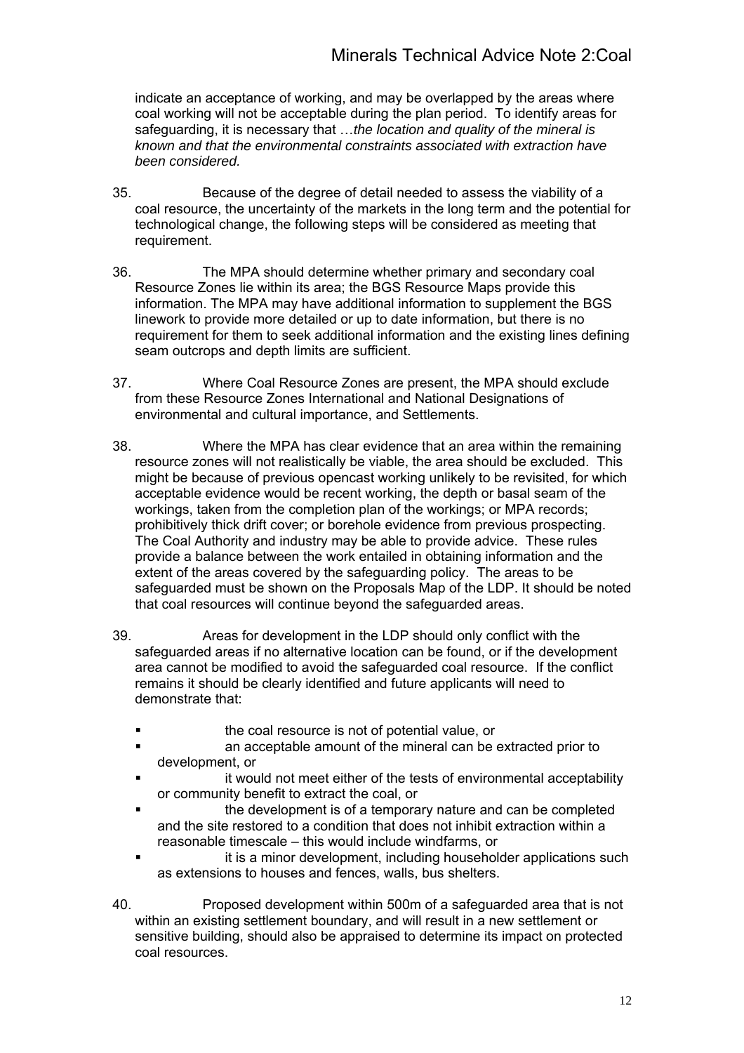indicate an acceptance of working, and may be overlapped by the areas where coal working will not be acceptable during the plan period. To identify areas for safeguarding, it is necessary that …*the location and quality of the mineral is known and that the environmental constraints associated with extraction have been considered.*

35. Because of the degree of detail needed to assess the viability of a coal resource, the uncertainty of the markets in the long term and the potential for technological change, the following steps will be considered as meeting that requirement.

36. The MPA should determine whether primary and secondary coal Resource Zones lie within its area; the BGS Resource Maps provide this information. The MPA may have additional information to supplement the BGS linework to provide more detailed or up to date information, but there is no requirement for them to seek additional information and the existing lines defining seam outcrops and depth limits are sufficient.

37. Where Coal Resource Zones are present, the MPA should exclude from these Resource Zones International and National Designations of environmental and cultural importance, and Settlements.

38. Where the MPA has clear evidence that an area within the remaining resource zones will not realistically be viable, the area should be excluded. This might be because of previous opencast working unlikely to be revisited, for which acceptable evidence would be recent working, the depth or basal seam of the workings, taken from the completion plan of the workings; or MPA records; prohibitively thick drift cover; or borehole evidence from previous prospecting. The Coal Authority and industry may be able to provide advice. These rules provide a balance between the work entailed in obtaining information and the extent of the areas covered by the safeguarding policy. The areas to be safeguarded must be shown on the Proposals Map of the LDP. It should be noted that coal resources will continue beyond the safeguarded areas.

39. Areas for development in the LDP should only conflict with the safeguarded areas if no alternative location can be found, or if the development area cannot be modified to avoid the safeguarded coal resource. If the conflict remains it should be clearly identified and future applicants will need to demonstrate that:

- the coal resource is not of potential value, or
- an acceptable amount of the mineral can be extracted prior to development, or
- it would not meet either of the tests of environmental acceptability or community benefit to extract the coal, or
- the development is of a temporary nature and can be completed and the site restored to a condition that does not inhibit extraction within a reasonable timescale – this would include windfarms, or
- it is a minor development, including householder applications such as extensions to houses and fences, walls, bus shelters.

40. Proposed development within 500m of a safeguarded area that is not within an existing settlement boundary, and will result in a new settlement or sensitive building, should also be appraised to determine its impact on protected coal resources.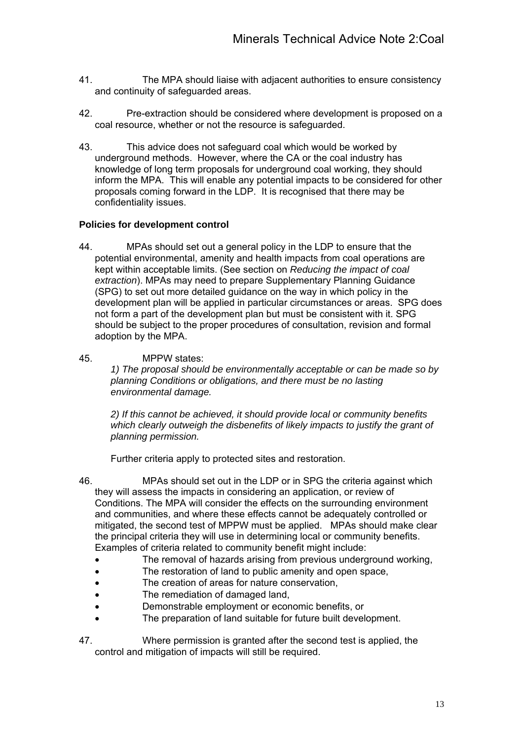41. The MPA should liaise with adjacent authorities to ensure consistency and continuity of safeguarded areas.

42. Pre-extraction should be considered where development is proposed on a coal resource, whether or not the resource is safeguarded.

43. This advice does not safeguard coal which would be worked by underground methods. However, where the CA or the coal industry has knowledge of long term proposals for underground coal working, they should inform the MPA. This will enable any potential impacts to be considered for other proposals coming forward in the LDP. It is recognised that there may be confidentiality issues.

**Policies for development control**

44. MPAs should set out a general policy in the LDP to ensure that the potential environmental, amenity and health impacts from coal operations are kept within acceptable limits. (See section on *Reducing the impact of coal extraction*). MPAs may need to prepare Supplementary Planning Guidance (SPG) to set out more detailed guidance on the way in which policy in the development plan will be applied in particular circumstances or areas. SPG does not form a part of the development plan but must be consistent with it. SPG should be subject to the proper procedures of consultation, revision and formal adoption by the MPA.

45. MPPW states:

*1) The proposal should be environmentally acceptable or can be made so by planning Conditions or obligations, and there must be no lasting environmental damage.*

*2) If this cannot be achieved, it should provide local or community benefits which clearly outweigh the disbenefits of likely impacts to justify the grant of planning permission.*

Further criteria apply to protected sites and restoration.

46. MPAs should set out in the LDP or in SPG the criteria against which they will assess the impacts in considering an application, or review of Conditions. The MPA will consider the effects on the surrounding environment and communities, and where these effects cannot be adequately controlled or mitigated, the second test of MPPW must be applied. MPAs should make clear the principal criteria they will use in determining local or community benefits. Examples of criteria related to community benefit might include:

- The removal of hazards arising from previous underground working,
- The restoration of land to public amenity and open space,
- The creation of areas for nature conservation,
- The remediation of damaged land,
- Demonstrable employment or economic benefits, or
- The preparation of land suitable for future built development.

47. Where permission is granted after the second test is applied, the control and mitigation of impacts will still be required.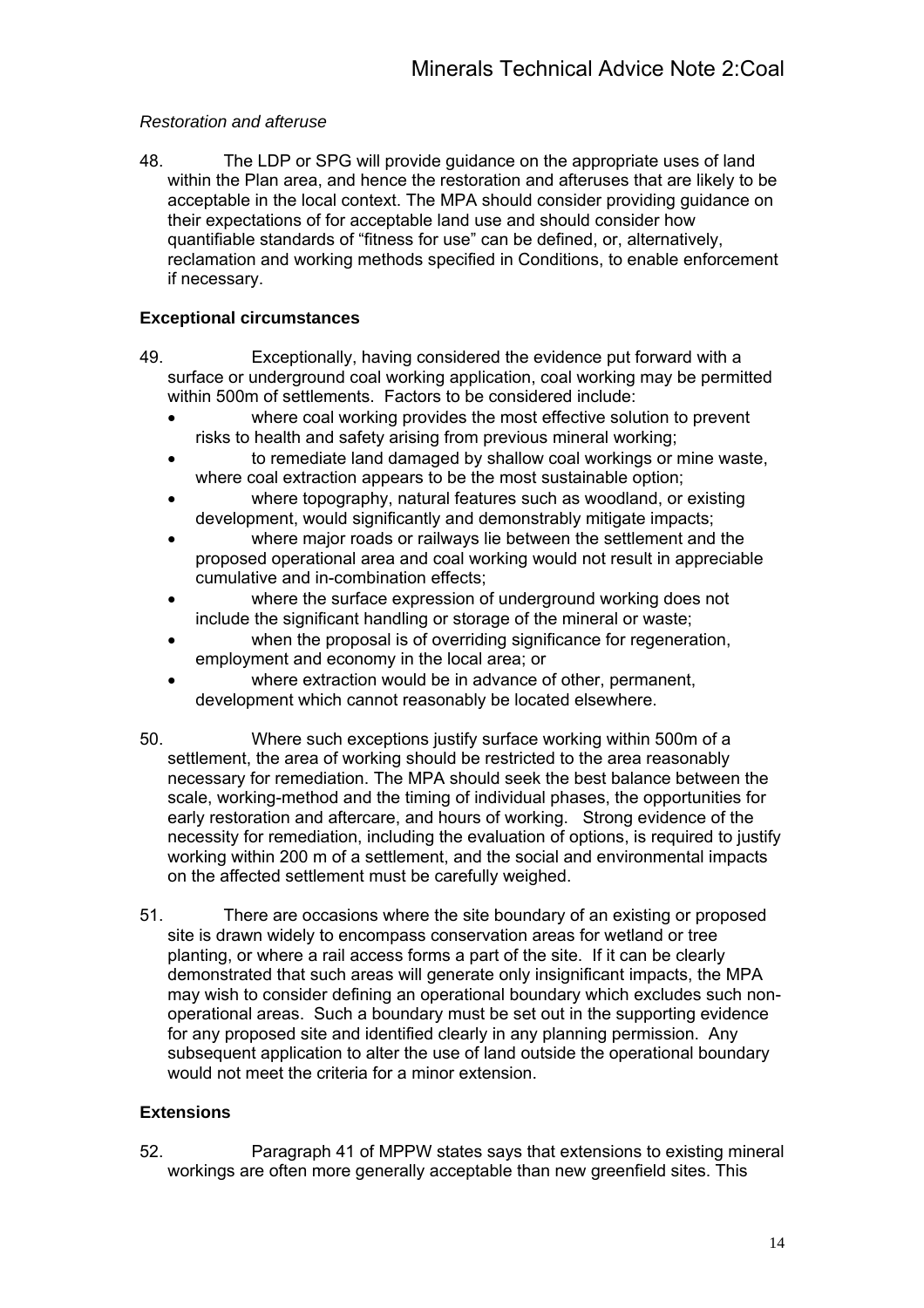*Restoration and afteruse*

48. The LDP or SPG will provide guidance on the appropriate uses of land within the Plan area, and hence the restoration and afteruses that are likely to be acceptable in the local context. The MPA should consider providing guidance on their expectations of for acceptable land use and should consider how quantifiable standards of “fitness for use” can be defined, or, alternatively, reclamation and working methods specified in Conditions, to enable enforcement if necessary.

**Exceptional circumstances**

49. Exceptionally, having considered the evidence put forward with a surface or underground coal working application, coal working may be permitted within 500m of settlements. Factors to be considered include:

- where coal working provides the most effective solution to prevent risks to health and safety arising from previous mineral working;
- to remediate land damaged by shallow coal workings or mine waste, where coal extraction appears to be the most sustainable option;
- where topography, natural features such as woodland, or existing development, would significantly and demonstrably mitigate impacts;
- where major roads or railways lie between the settlement and the proposed operational area and coal working would not result in appreciable cumulative and in-combination effects;
- where the surface expression of underground working does not include the significant handling or storage of the mineral or waste;
- when the proposal is of overriding significance for regeneration, employment and economy in the local area; or
- where extraction would be in advance of other, permanent, development which cannot reasonably be located elsewhere.

50. Where such exceptions justify surface working within 500m of a settlement, the area of working should be restricted to the area reasonably necessary for remediation. The MPA should seek the best balance between the scale, working-method and the timing of individual phases, the opportunities for early restoration and aftercare, and hours of working. Strong evidence of the necessity for remediation, including the evaluation of options, is required to justify working within 200 m of a settlement, and the social and environmental impacts on the affected settlement must be carefully weighed.

51. There are occasions where the site boundary of an existing or proposed site is drawn widely to encompass conservation areas for wetland or tree planting, or where a rail access forms a part of the site. If it can be clearly demonstrated that such areas will generate only insignificant impacts, the MPA may wish to consider defining an operational boundary which excludes such non-operational areas. Such a boundary must be set out in the supporting evidence for any proposed site and identified clearly in any planning permission. Any subsequent application to alter the use of land outside the operational boundary would not meet the criteria for a minor extension.

**Extensions**

52. Paragraph 41 of MPPW states says that extensions to existing mineral workings are often more generally acceptable than new greenfield sites. This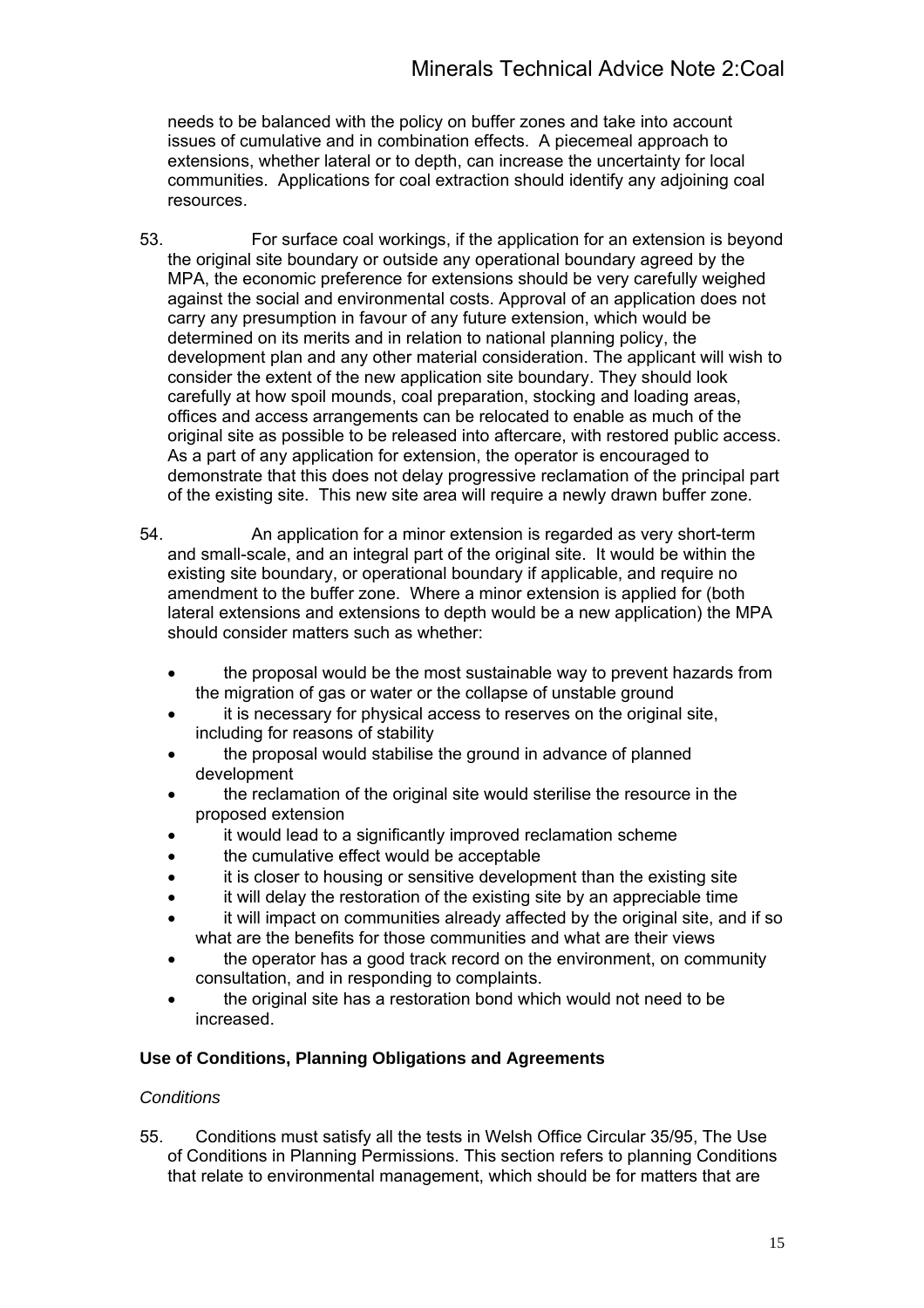needs to be balanced with the policy on buffer zones and take into account issues of cumulative and in combination effects. A piecemeal approach to extensions, whether lateral or to depth, can increase the uncertainty for local communities. Applications for coal extraction should identify any adjoining coal resources.

53. For surface coal workings, if the application for an extension is beyond the original site boundary or outside any operational boundary agreed by the MPA, the economic preference for extensions should be very carefully weighed against the social and environmental costs. Approval of an application does not carry any presumption in favour of any future extension, which would be determined on its merits and in relation to national planning policy, the development plan and any other material consideration. The applicant will wish to consider the extent of the new application site boundary. They should look carefully at how spoil mounds, coal preparation, stocking and loading areas, offices and access arrangements can be relocated to enable as much of the original site as possible to be released into aftercare, with restored public access. As a part of any application for extension, the operator is encouraged to demonstrate that this does not delay progressive reclamation of the principal part of the existing site. This new site area will require a newly drawn buffer zone.

54. An application for a minor extension is regarded as very short-term and small-scale, and an integral part of the original site. It would be within the existing site boundary, or operational boundary if applicable, and require no amendment to the buffer zone. Where a minor extension is applied for (both lateral extensions and extensions to depth would be a new application) the MPA should consider matters such as whether:

- the proposal would be the most sustainable way to prevent hazards from the migration of gas or water or the collapse of unstable ground
- it is necessary for physical access to reserves on the original site, including for reasons of stability
- the proposal would stabilise the ground in advance of planned development
- the reclamation of the original site would sterilise the resource in the proposed extension
- it would lead to a significantly improved reclamation scheme
- the cumulative effect would be acceptable
- it is closer to housing or sensitive development than the existing site
- it will delay the restoration of the existing site by an appreciable time
- it will impact on communities already affected by the original site, and if so what are the benefits for those communities and what are their views
- the operator has a good track record on the environment, on community consultation, and in responding to complaints.
- the original site has a restoration bond which would not need to be increased.

## Use of Conditions, Planning Obligations and Agreements

### *Conditions*

55. Conditions must satisfy all the tests in Welsh Office Circular 35/95, The Use of Conditions in Planning Permissions. This section refers to planning Conditions that relate to environmental management, which should be for matters that are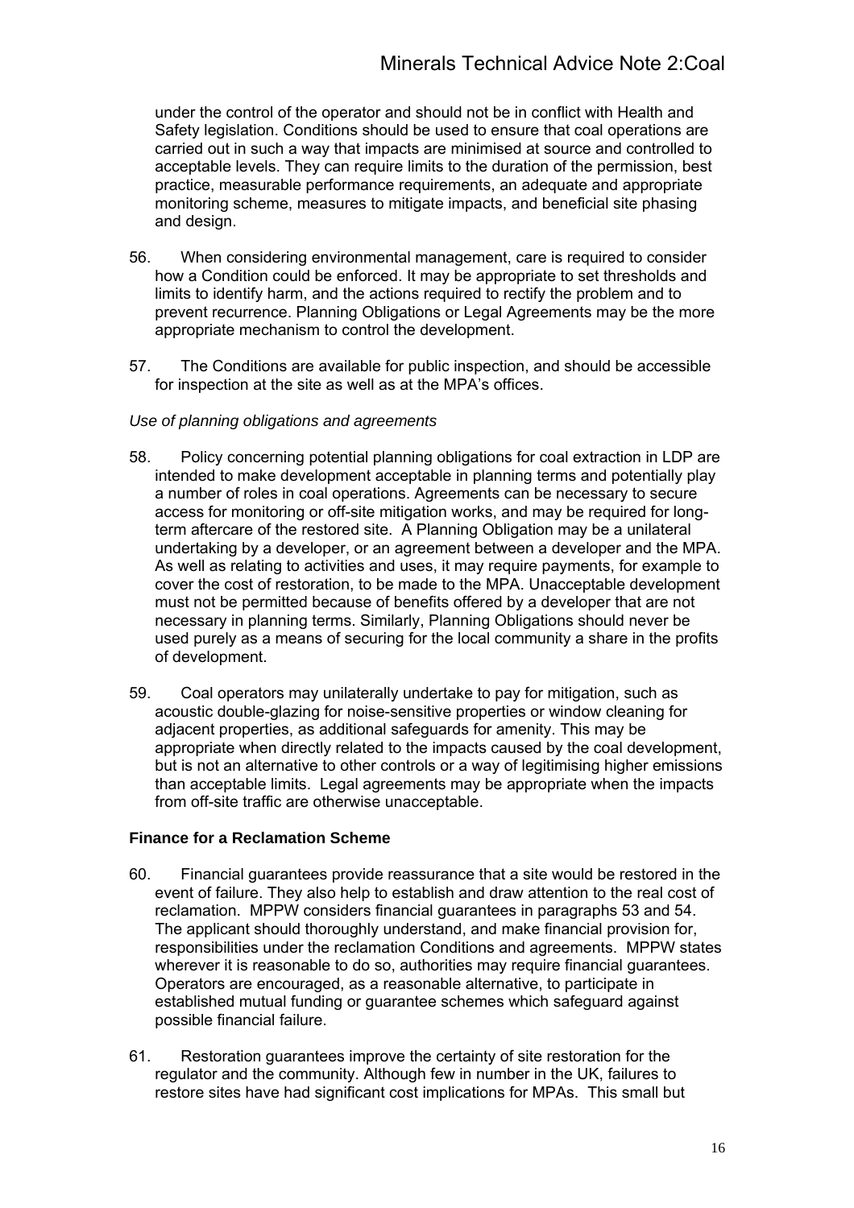under the control of the operator and should not be in conflict with Health and Safety legislation. Conditions should be used to ensure that coal operations are carried out in such a way that impacts are minimised at source and controlled to acceptable levels. They can require limits to the duration of the permission, best practice, measurable performance requirements, an adequate and appropriate monitoring scheme, measures to mitigate impacts, and beneficial site phasing and design.

56. When considering environmental management, care is required to consider how a Condition could be enforced. It may be appropriate to set thresholds and limits to identify harm, and the actions required to rectify the problem and to prevent recurrence. Planning Obligations or Legal Agreements may be the more appropriate mechanism to control the development.

57. The Conditions are available for public inspection, and should be accessible for inspection at the site as well as at the MPA's offices.

*Use of planning obligations and agreements*

58. Policy concerning potential planning obligations for coal extraction in LDP are intended to make development acceptable in planning terms and potentially play a number of roles in coal operations. Agreements can be necessary to secure access for monitoring or off-site mitigation works, and may be required for long-term aftercare of the restored site. A Planning Obligation may be a unilateral undertaking by a developer, or an agreement between a developer and the MPA. As well as relating to activities and uses, it may require payments, for example to cover the cost of restoration, to be made to the MPA. Unacceptable development must not be permitted because of benefits offered by a developer that are not necessary in planning terms. Similarly, Planning Obligations should never be used purely as a means of securing for the local community a share in the profits of development.

59. Coal operators may unilaterally undertake to pay for mitigation, such as acoustic double-glazing for noise-sensitive properties or window cleaning for adjacent properties, as additional safeguards for amenity. This may be appropriate when directly related to the impacts caused by the coal development, but is not an alternative to other controls or a way of legitimising higher emissions than acceptable limits. Legal agreements may be appropriate when the impacts from off-site traffic are otherwise unacceptable.

**Finance for a Reclamation Scheme**

60. Financial guarantees provide reassurance that a site would be restored in the event of failure. They also help to establish and draw attention to the real cost of reclamation. MPPW considers financial guarantees in paragraphs 53 and 54. The applicant should thoroughly understand, and make financial provision for, responsibilities under the reclamation Conditions and agreements. MPPW states wherever it is reasonable to do so, authorities may require financial guarantees. Operators are encouraged, as a reasonable alternative, to participate in established mutual funding or guarantee schemes which safeguard against possible financial failure.

61. Restoration guarantees improve the certainty of site restoration for the regulator and the community. Although few in number in the UK, failures to restore sites have had significant cost implications for MPAs. This small but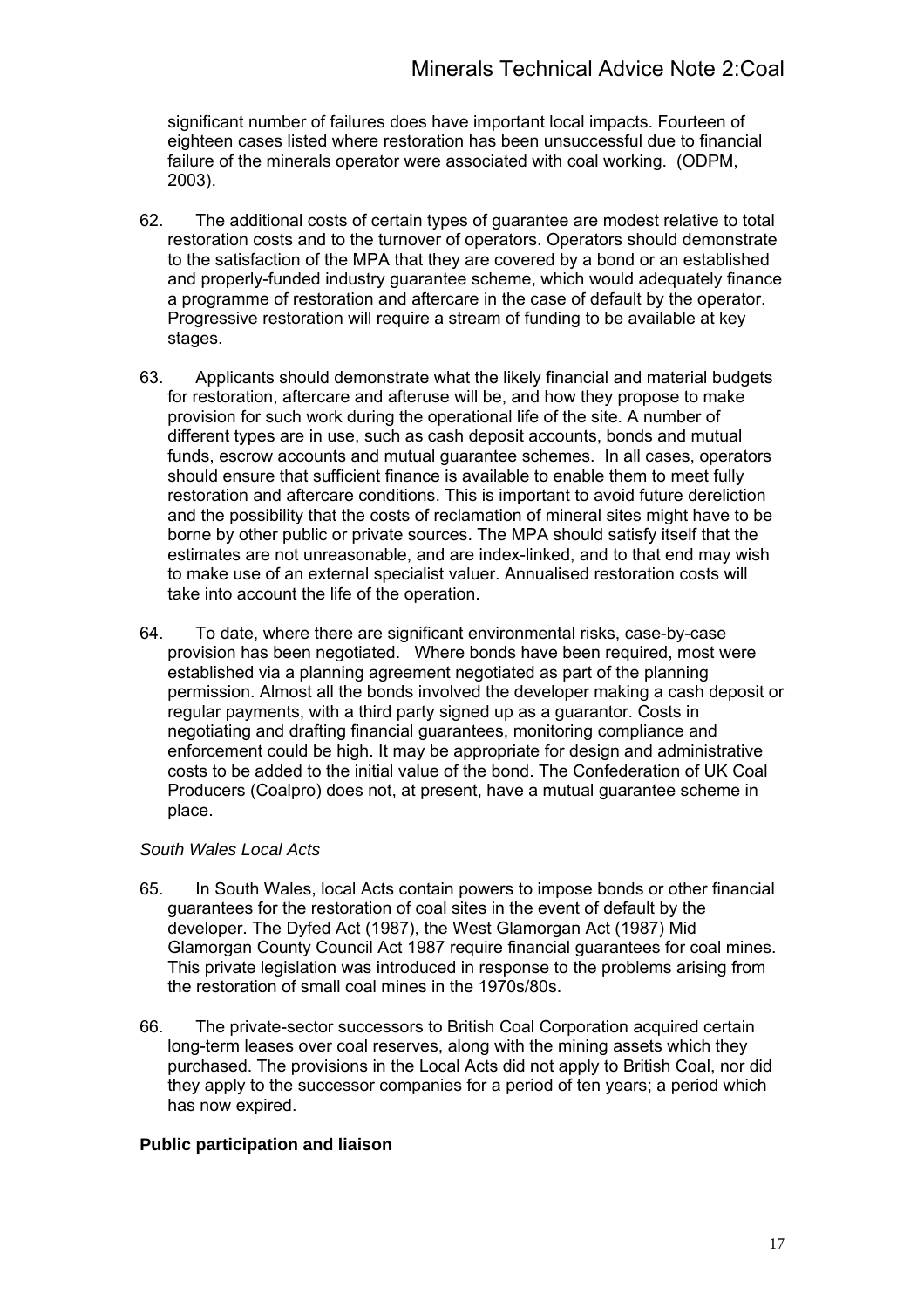significant number of failures does have important local impacts. Fourteen of eighteen cases listed where restoration has been unsuccessful due to financial failure of the minerals operator were associated with coal working. (ODPM, 2003).

62. The additional costs of certain types of guarantee are modest relative to total restoration costs and to the turnover of operators. Operators should demonstrate to the satisfaction of the MPA that they are covered by a bond or an established and properly-funded industry guarantee scheme, which would adequately finance a programme of restoration and aftercare in the case of default by the operator. Progressive restoration will require a stream of funding to be available at key stages.

63. Applicants should demonstrate what the likely financial and material budgets for restoration, aftercare and afteruse will be, and how they propose to make provision for such work during the operational life of the site. A number of different types are in use, such as cash deposit accounts, bonds and mutual funds, escrow accounts and mutual guarantee schemes. In all cases, operators should ensure that sufficient finance is available to enable them to meet fully restoration and aftercare conditions. This is important to avoid future dereliction and the possibility that the costs of reclamation of mineral sites might have to be borne by other public or private sources. The MPA should satisfy itself that the estimates are not unreasonable, and are index-linked, and to that end may wish to make use of an external specialist valuer. Annualised restoration costs will take into account the life of the operation.

64. To date, where there are significant environmental risks, case-by-case provision has been negotiated. Where bonds have been required, most were established via a planning agreement negotiated as part of the planning permission. Almost all the bonds involved the developer making a cash deposit or regular payments, with a third party signed up as a guarantor. Costs in negotiating and drafting financial guarantees, monitoring compliance and enforcement could be high. It may be appropriate for design and administrative costs to be added to the initial value of the bond. The Confederation of UK Coal Producers (Coalpro) does not, at present, have a mutual guarantee scheme in place.

*South Wales Local Acts*

65. In South Wales, local Acts contain powers to impose bonds or other financial guarantees for the restoration of coal sites in the event of default by the developer. The Dyfed Act (1987), the West Glamorgan Act (1987) Mid Glamorgan County Council Act 1987 require financial guarantees for coal mines. This private legislation was introduced in response to the problems arising from the restoration of small coal mines in the 1970s/80s.

66. The private-sector successors to British Coal Corporation acquired certain long-term leases over coal reserves, along with the mining assets which they purchased. The provisions in the Local Acts did not apply to British Coal, nor did they apply to the successor companies for a period of ten years; a period which has now expired.

**Public participation and liaison**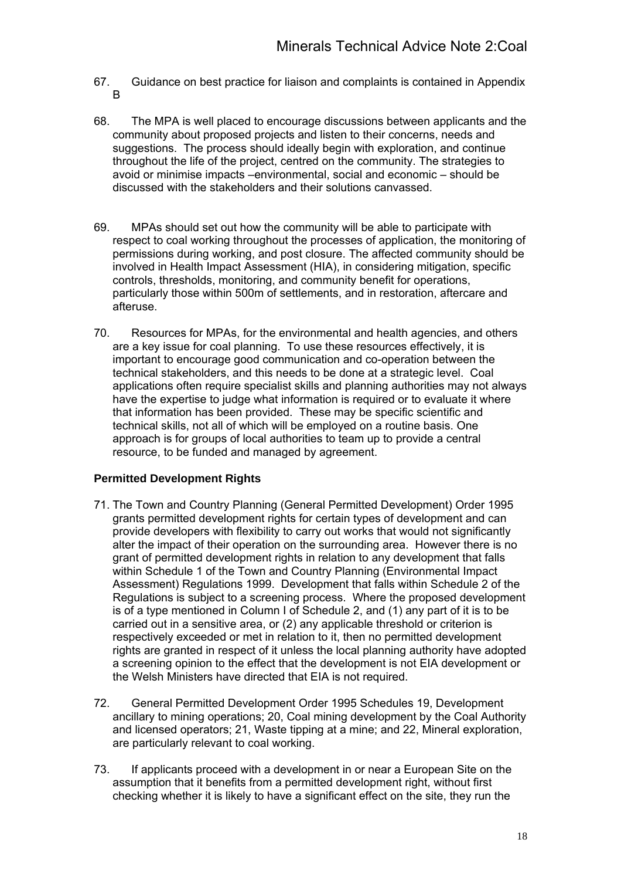67. Guidance on best practice for liaison and complaints is contained in Appendix B

68. The MPA is well placed to encourage discussions between applicants and the community about proposed projects and listen to their concerns, needs and suggestions. The process should ideally begin with exploration, and continue throughout the life of the project, centred on the community. The strategies to avoid or minimise impacts –environmental, social and economic – should be discussed with the stakeholders and their solutions canvassed.

69. MPAs should set out how the community will be able to participate with respect to coal working throughout the processes of application, the monitoring of permissions during working, and post closure. The affected community should be involved in Health Impact Assessment (HIA), in considering mitigation, specific controls, thresholds, monitoring, and community benefit for operations, particularly those within 500m of settlements, and in restoration, aftercare and afteruse.

70. Resources for MPAs, for the environmental and health agencies, and others are a key issue for coal planning. To use these resources effectively, it is important to encourage good communication and co-operation between the technical stakeholders, and this needs to be done at a strategic level. Coal applications often require specialist skills and planning authorities may not always have the expertise to judge what information is required or to evaluate it where that information has been provided. These may be specific scientific and technical skills, not all of which will be employed on a routine basis. One approach is for groups of local authorities to team up to provide a central resource, to be funded and managed by agreement.

**Permitted Development Rights**

71. The Town and Country Planning (General Permitted Development) Order 1995 grants permitted development rights for certain types of development and can provide developers with flexibility to carry out works that would not significantly alter the impact of their operation on the surrounding area. However there is no grant of permitted development rights in relation to any development that falls within Schedule 1 of the Town and Country Planning (Environmental Impact Assessment) Regulations 1999. Development that falls within Schedule 2 of the Regulations is subject to a screening process. Where the proposed development is of a type mentioned in Column I of Schedule 2, and (1) any part of it is to be carried out in a sensitive area, or (2) any applicable threshold or criterion is respectively exceeded or met in relation to it, then no permitted development rights are granted in respect of it unless the local planning authority have adopted a screening opinion to the effect that the development is not EIA development or the Welsh Ministers have directed that EIA is not required.

72. General Permitted Development Order 1995 Schedules 19, Development ancillary to mining operations; 20, Coal mining development by the Coal Authority and licensed operators; 21, Waste tipping at a mine; and 22, Mineral exploration, are particularly relevant to coal working.

73. If applicants proceed with a development in or near a European Site on the assumption that it benefits from a permitted development right, without first checking whether it is likely to have a significant effect on the site, they run the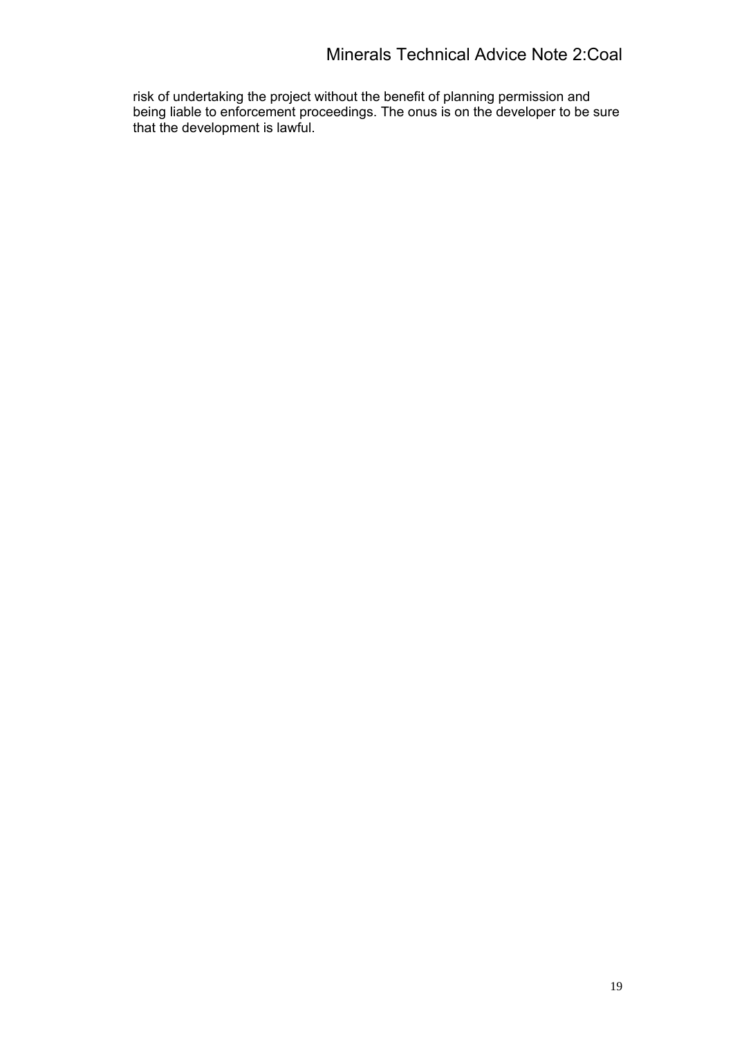risk of undertaking the project without the benefit of planning permission and being liable to enforcement proceedings. The onus is on the developer to be sure that the development is lawful.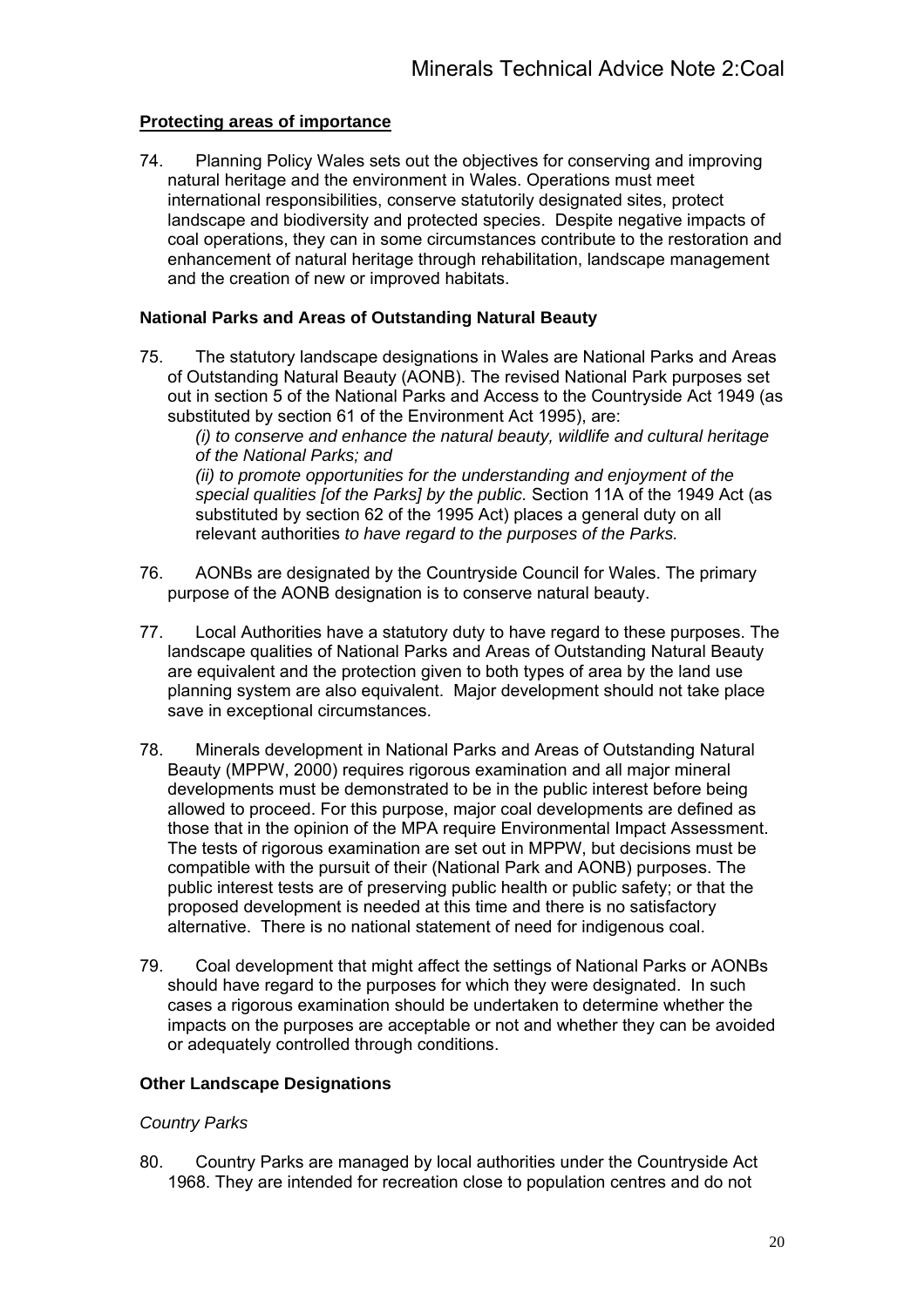## Protecting areas of importance

74. Planning Policy Wales sets out the objectives for conserving and improving natural heritage and the environment in Wales. Operations must meet international responsibilities, conserve statutorily designated sites, protect landscape and biodiversity and protected species. Despite negative impacts of coal operations, they can in some circumstances contribute to the restoration and enhancement of natural heritage through rehabilitation, landscape management and the creation of new or improved habitats.

### National Parks and Areas of Outstanding Natural Beauty

75. The statutory landscape designations in Wales are National Parks and Areas of Outstanding Natural Beauty (AONB). The revised National Park purposes set out in section 5 of the National Parks and Access to the Countryside Act 1949 (as substituted by section 61 of the Environment Act 1995), are:

*(i) to conserve and enhance the natural beauty, wildlife and cultural heritage of the National Parks; and*

*(ii) to promote opportunities for the understanding and enjoyment of the special qualities [of the Parks] by the public.* Section 11A of the 1949 Act (as substituted by section 62 of the 1995 Act) places a general duty on all relevant authorities *to have regard to the purposes of the Parks.*

76. AONBs are designated by the Countryside Council for Wales. The primary purpose of the AONB designation is to conserve natural beauty.

77. Local Authorities have a statutory duty to have regard to these purposes. The landscape qualities of National Parks and Areas of Outstanding Natural Beauty are equivalent and the protection given to both types of area by the land use planning system are also equivalent. Major development should not take place save in exceptional circumstances.

78. Minerals development in National Parks and Areas of Outstanding Natural Beauty (MPPW, 2000) requires rigorous examination and all major mineral developments must be demonstrated to be in the public interest before being allowed to proceed. For this purpose, major coal developments are defined as those that in the opinion of the MPA require Environmental Impact Assessment. The tests of rigorous examination are set out in MPPW, but decisions must be compatible with the pursuit of their (National Park and AONB) purposes. The public interest tests are of preserving public health or public safety; or that the proposed development is needed at this time and there is no satisfactory alternative. There is no national statement of need for indigenous coal.

79. Coal development that might affect the settings of National Parks or AONBs should have regard to the purposes for which they were designated. In such cases a rigorous examination should be undertaken to determine whether the impacts on the purposes are acceptable or not and whether they can be avoided or adequately controlled through conditions.

### Other Landscape Designations

*Country Parks*

80. Country Parks are managed by local authorities under the Countryside Act 1968. They are intended for recreation close to population centres and do not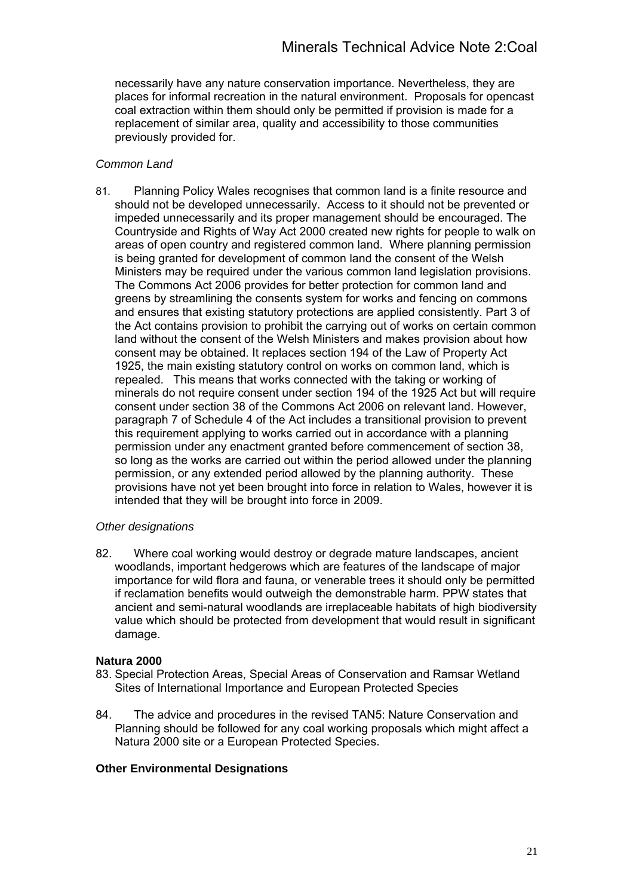necessarily have any nature conservation importance. Nevertheless, they are places for informal recreation in the natural environment. Proposals for opencast coal extraction within them should only be permitted if provision is made for a replacement of similar area, quality and accessibility to those communities previously provided for.

*Common Land*

81. Planning Policy Wales recognises that common land is a finite resource and should not be developed unnecessarily. Access to it should not be prevented or impeded unnecessarily and its proper management should be encouraged. The Countryside and Rights of Way Act 2000 created new rights for people to walk on areas of open country and registered common land. Where planning permission is being granted for development of common land the consent of the Welsh Ministers may be required under the various common land legislation provisions. The Commons Act 2006 provides for better protection for common land and greens by streamlining the consents system for works and fencing on commons and ensures that existing statutory protections are applied consistently. Part 3 of the Act contains provision to prohibit the carrying out of works on certain common land without the consent of the Welsh Ministers and makes provision about how consent may be obtained. It replaces section 194 of the Law of Property Act 1925, the main existing statutory control on works on common land, which is repealed. This means that works connected with the taking or working of minerals do not require consent under section 194 of the 1925 Act but will require consent under section 38 of the Commons Act 2006 on relevant land. However, paragraph 7 of Schedule 4 of the Act includes a transitional provision to prevent this requirement applying to works carried out in accordance with a planning permission under any enactment granted before commencement of section 38, so long as the works are carried out within the period allowed under the planning permission, or any extended period allowed by the planning authority. These provisions have not yet been brought into force in relation to Wales, however it is intended that they will be brought into force in 2009.

*Other designations*

82. Where coal working would destroy or degrade mature landscapes, ancient woodlands, important hedgerows which are features of the landscape of major importance for wild flora and fauna, or venerable trees it should only be permitted if reclamation benefits would outweigh the demonstrable harm. PPW states that ancient and semi-natural woodlands are irreplaceable habitats of high biodiversity value which should be protected from development that would result in significant damage.

**Natura 2000**

83. Special Protection Areas, Special Areas of Conservation and Ramsar Wetland Sites of International Importance and European Protected Species

84. The advice and procedures in the revised TAN5: Nature Conservation and Planning should be followed for any coal working proposals which might affect a Natura 2000 site or a European Protected Species.

**Other Environmental Designations**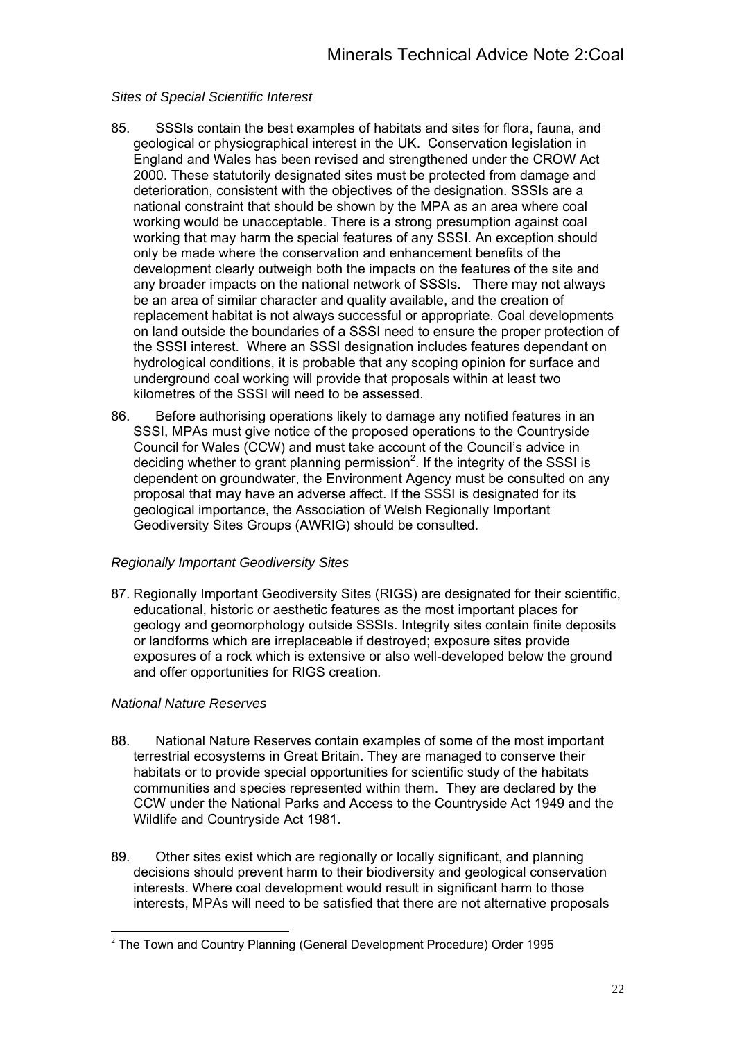*Sites of Special Scientific Interest*

85. SSSIs contain the best examples of habitats and sites for flora, fauna, and geological or physiographical interest in the UK. Conservation legislation in England and Wales has been revised and strengthened under the CROW Act 2000. These statutorily designated sites must be protected from damage and deterioration, consistent with the objectives of the designation. SSSIs are a national constraint that should be shown by the MPA as an area where coal working would be unacceptable. There is a strong presumption against coal working that may harm the special features of any SSSI. An exception should only be made where the conservation and enhancement benefits of the development clearly outweigh both the impacts on the features of the site and any broader impacts on the national network of SSSIs. There may not always be an area of similar character and quality available, and the creation of replacement habitat is not always successful or appropriate. Coal developments on land outside the boundaries of a SSSI need to ensure the proper protection of the SSSI interest. Where an SSSI designation includes features dependant on hydrological conditions, it is probable that any scoping opinion for surface and underground coal working will provide that proposals within at least two kilometres of the SSSI will need to be assessed.

86. Before authorising operations likely to damage any notified features in an SSSI, MPAs must give notice of the proposed operations to the Countryside Council for Wales (CCW) and must take account of the Council's advice in deciding whether to grant planning permission[2]. If the integrity of the SSSI is dependent on groundwater, the Environment Agency must be consulted on any proposal that may have an adverse affect. If the SSSI is designated for its geological importance, the Association of Welsh Regionally Important Geodiversity Sites Groups (AWRIG) should be consulted.

*Regionally Important Geodiversity Sites*

87. Regionally Important Geodiversity Sites (RIGS) are designated for their scientific, educational, historic or aesthetic features as the most important places for geology and geomorphology outside SSSIs. Integrity sites contain finite deposits or landforms which are irreplaceable if destroyed; exposure sites provide exposures of a rock which is extensive or also well-developed below the ground and offer opportunities for RIGS creation.

*National Nature Reserves*

88. National Nature Reserves contain examples of some of the most important terrestrial ecosystems in Great Britain. They are managed to conserve their habitats or to provide special opportunities for scientific study of the habitats communities and species represented within them. They are declared by the CCW under the National Parks and Access to the Countryside Act 1949 and the Wildlife and Countryside Act 1981.

89. Other sites exist which are regionally or locally significant, and planning decisions should prevent harm to their biodiversity and geological conservation interests. Where coal development would result in significant harm to those interests, MPAs will need to be satisfied that there are not alternative proposals

---

[2] The Town and Country Planning (General Development Procedure) Order 1995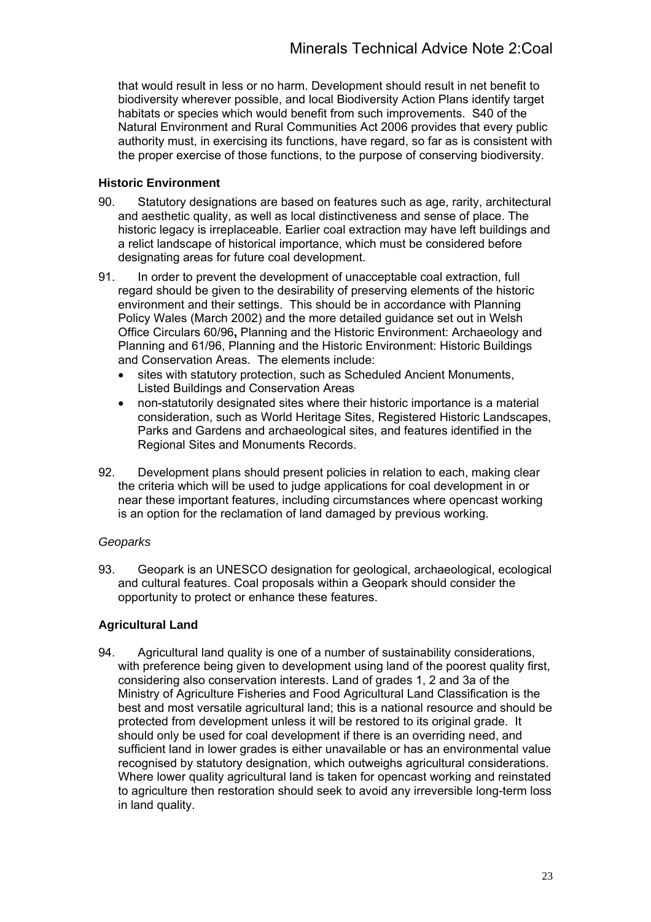that would result in less or no harm. Development should result in net benefit to biodiversity wherever possible, and local Biodiversity Action Plans identify target habitats or species which would benefit from such improvements. S40 of the Natural Environment and Rural Communities Act 2006 provides that every public authority must, in exercising its functions, have regard, so far as is consistent with the proper exercise of those functions, to the purpose of conserving biodiversity.

### Historic Environment

90. Statutory designations are based on features such as age, rarity, architectural and aesthetic quality, as well as local distinctiveness and sense of place. The historic legacy is irreplaceable. Earlier coal extraction may have left buildings and a relict landscape of historical importance, which must be considered before designating areas for future coal development.

91. In order to prevent the development of unacceptable coal extraction, full regard should be given to the desirability of preserving elements of the historic environment and their settings. This should be in accordance with Planning Policy Wales (March 2002) and the more detailed guidance set out in Welsh Office Circulars 60/96**,** Planning and the Historic Environment: Archaeology and Planning and 61/96, Planning and the Historic Environment: Historic Buildings and Conservation Areas. The elements include:
    - sites with statutory protection, such as Scheduled Ancient Monuments, Listed Buildings and Conservation Areas
    - non-statutorily designated sites where their historic importance is a material consideration, such as World Heritage Sites, Registered Historic Landscapes, Parks and Gardens and archaeological sites, and features identified in the Regional Sites and Monuments Records.

92. Development plans should present policies in relation to each, making clear the criteria which will be used to judge applications for coal development in or near these important features, including circumstances where opencast working is an option for the reclamation of land damaged by previous working.

*Geoparks*

93. Geopark is an UNESCO designation for geological, archaeological, ecological and cultural features. Coal proposals within a Geopark should consider the opportunity to protect or enhance these features.

### Agricultural Land

94. Agricultural land quality is one of a number of sustainability considerations, with preference being given to development using land of the poorest quality first, considering also conservation interests. Land of grades 1, 2 and 3a of the Ministry of Agriculture Fisheries and Food Agricultural Land Classification is the best and most versatile agricultural land; this is a national resource and should be protected from development unless it will be restored to its original grade. It should only be used for coal development if there is an overriding need, and sufficient land in lower grades is either unavailable or has an environmental value recognised by statutory designation, which outweighs agricultural considerations. Where lower quality agricultural land is taken for opencast working and reinstated to agriculture then restoration should seek to avoid any irreversible long-term loss in land quality.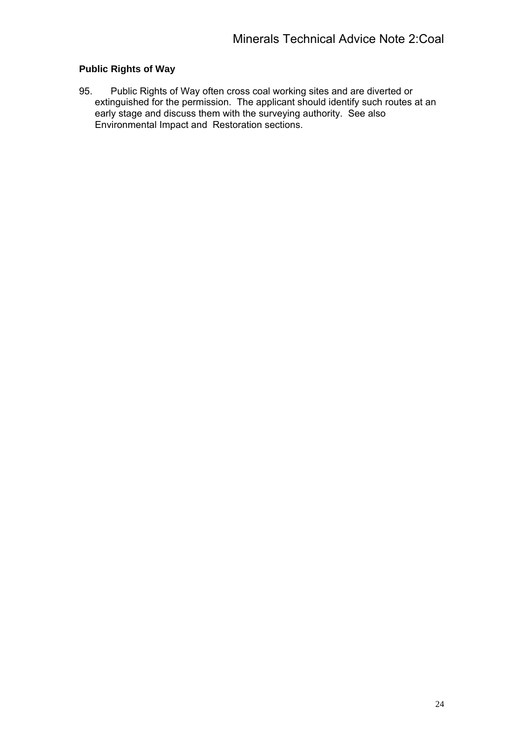**Public Rights of Way**

95. Public Rights of Way often cross coal working sites and are diverted or extinguished for the permission. The applicant should identify such routes at an early stage and discuss them with the surveying authority. See also Environmental Impact and Restoration sections.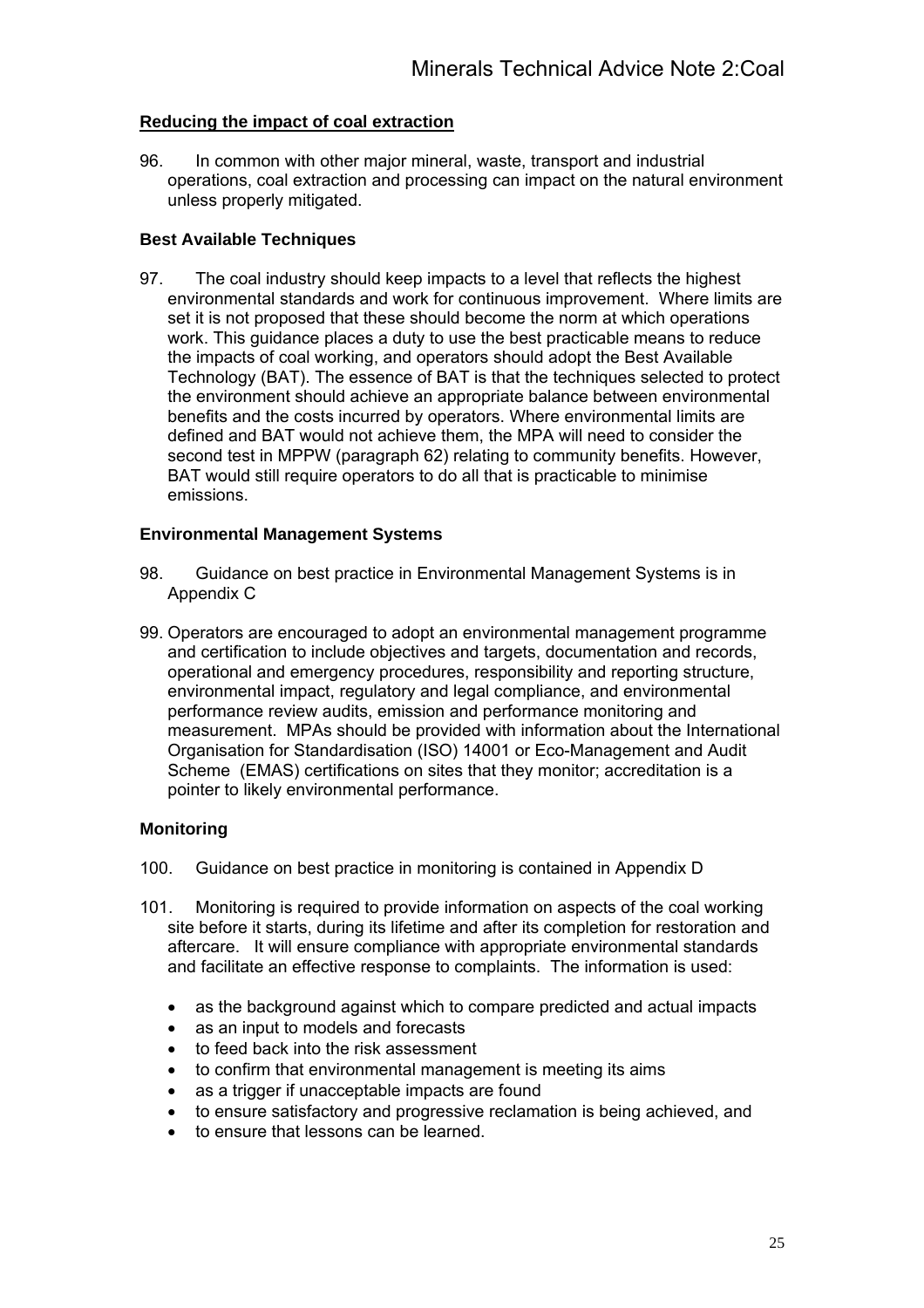## Reducing the impact of coal extraction

96. In common with other major mineral, waste, transport and industrial operations, coal extraction and processing can impact on the natural environment unless properly mitigated.

### Best Available Techniques

97. The coal industry should keep impacts to a level that reflects the highest environmental standards and work for continuous improvement. Where limits are set it is not proposed that these should become the norm at which operations work. This guidance places a duty to use the best practicable means to reduce the impacts of coal working, and operators should adopt the Best Available Technology (BAT). The essence of BAT is that the techniques selected to protect the environment should achieve an appropriate balance between environmental benefits and the costs incurred by operators. Where environmental limits are defined and BAT would not achieve them, the MPA will need to consider the second test in MPPW (paragraph 62) relating to community benefits. However, BAT would still require operators to do all that is practicable to minimise emissions.

### Environmental Management Systems

98. Guidance on best practice in Environmental Management Systems is in Appendix C

99. Operators are encouraged to adopt an environmental management programme and certification to include objectives and targets, documentation and records, operational and emergency procedures, responsibility and reporting structure, environmental impact, regulatory and legal compliance, and environmental performance review audits, emission and performance monitoring and measurement. MPAs should be provided with information about the International Organisation for Standardisation (ISO) 14001 or Eco-Management and Audit Scheme (EMAS) certifications on sites that they monitor; accreditation is a pointer to likely environmental performance.

### Monitoring

100. Guidance on best practice in monitoring is contained in Appendix D

101. Monitoring is required to provide information on aspects of the coal working site before it starts, during its lifetime and after its completion for restoration and aftercare. It will ensure compliance with appropriate environmental standards and facilitate an effective response to complaints. The information is used:

- as the background against which to compare predicted and actual impacts
- as an input to models and forecasts
- to feed back into the risk assessment
- to confirm that environmental management is meeting its aims
- as a trigger if unacceptable impacts are found
- to ensure satisfactory and progressive reclamation is being achieved, and
- to ensure that lessons can be learned.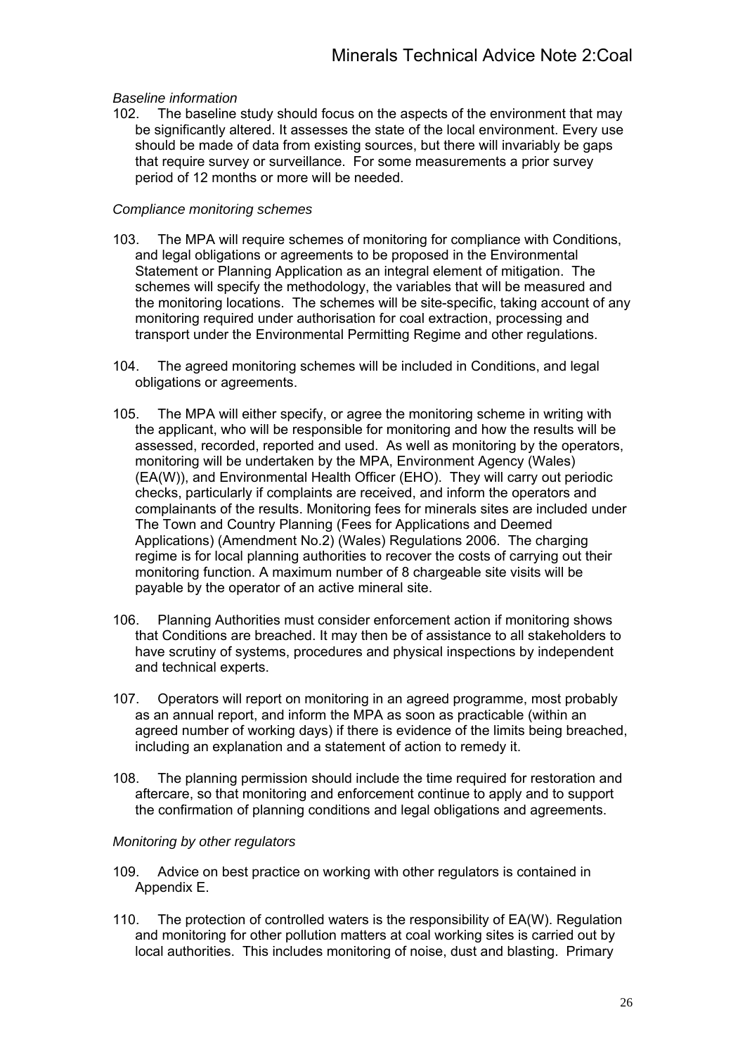*Baseline information*

102. The baseline study should focus on the aspects of the environment that may be significantly altered. It assesses the state of the local environment. Every use should be made of data from existing sources, but there will invariably be gaps that require survey or surveillance. For some measurements a prior survey period of 12 months or more will be needed.

*Compliance monitoring schemes*

103. The MPA will require schemes of monitoring for compliance with Conditions, and legal obligations or agreements to be proposed in the Environmental Statement or Planning Application as an integral element of mitigation. The schemes will specify the methodology, the variables that will be measured and the monitoring locations. The schemes will be site-specific, taking account of any monitoring required under authorisation for coal extraction, processing and transport under the Environmental Permitting Regime and other regulations.

104. The agreed monitoring schemes will be included in Conditions, and legal obligations or agreements.

105. The MPA will either specify, or agree the monitoring scheme in writing with the applicant, who will be responsible for monitoring and how the results will be assessed, recorded, reported and used. As well as monitoring by the operators, monitoring will be undertaken by the MPA, Environment Agency (Wales) (EA(W)), and Environmental Health Officer (EHO). They will carry out periodic checks, particularly if complaints are received, and inform the operators and complainants of the results. Monitoring fees for minerals sites are included under The Town and Country Planning (Fees for Applications and Deemed Applications) (Amendment No.2) (Wales) Regulations 2006. The charging regime is for local planning authorities to recover the costs of carrying out their monitoring function. A maximum number of 8 chargeable site visits will be payable by the operator of an active mineral site.

106. Planning Authorities must consider enforcement action if monitoring shows that Conditions are breached. It may then be of assistance to all stakeholders to have scrutiny of systems, procedures and physical inspections by independent and technical experts.

107. Operators will report on monitoring in an agreed programme, most probably as an annual report, and inform the MPA as soon as practicable (within an agreed number of working days) if there is evidence of the limits being breached, including an explanation and a statement of action to remedy it.

108. The planning permission should include the time required for restoration and aftercare, so that monitoring and enforcement continue to apply and to support the confirmation of planning conditions and legal obligations and agreements.

*Monitoring by other regulators*

109. Advice on best practice on working with other regulators is contained in Appendix E.

110. The protection of controlled waters is the responsibility of EA(W). Regulation and monitoring for other pollution matters at coal working sites is carried out by local authorities. This includes monitoring of noise, dust and blasting. Primary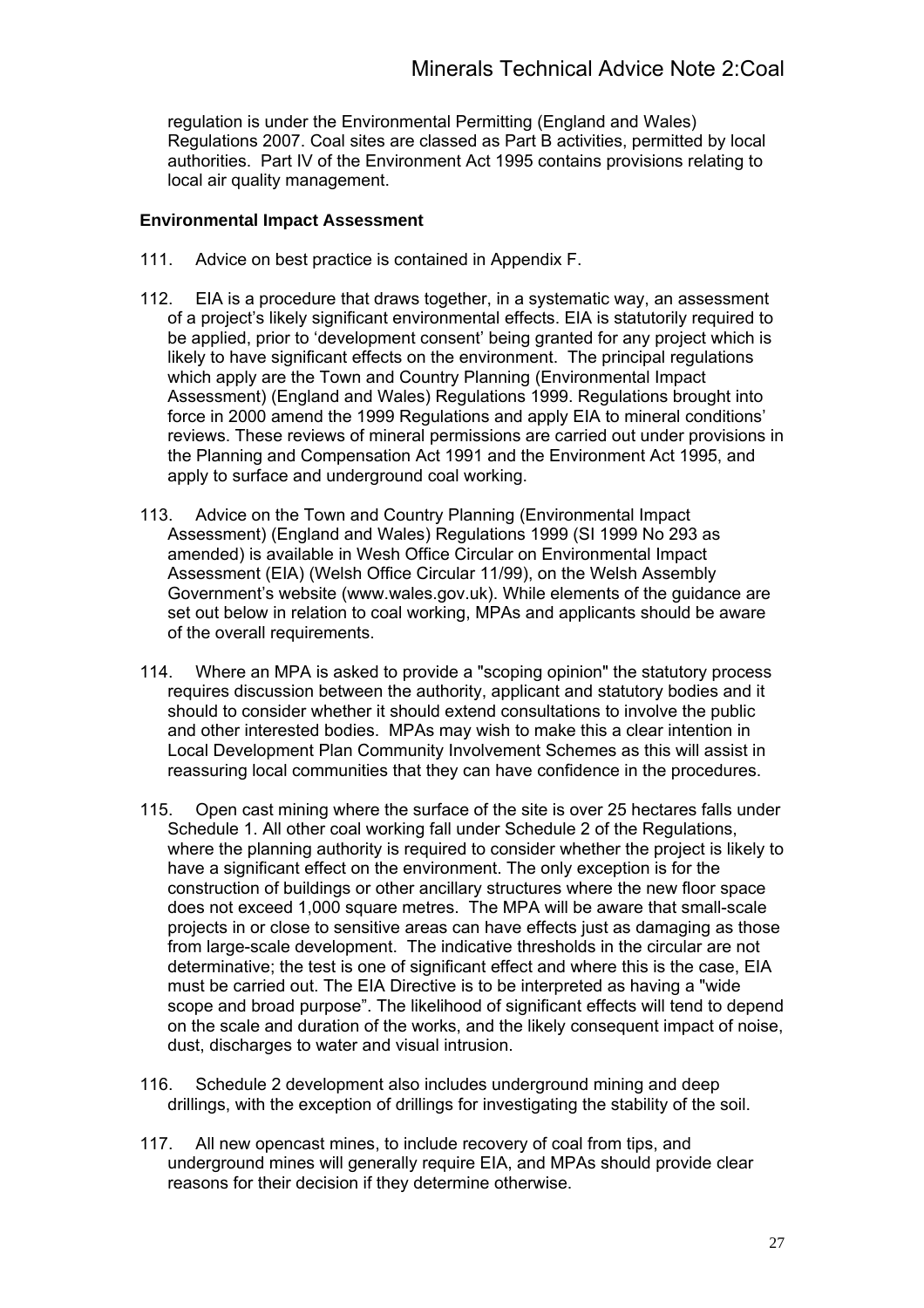regulation is under the Environmental Permitting (England and Wales) Regulations 2007. Coal sites are classed as Part B activities, permitted by local authorities. Part IV of the Environment Act 1995 contains provisions relating to local air quality management.

**Environmental Impact Assessment**

111. Advice on best practice is contained in Appendix F.

112. EIA is a procedure that draws together, in a systematic way, an assessment of a project's likely significant environmental effects. EIA is statutorily required to be applied, prior to 'development consent' being granted for any project which is likely to have significant effects on the environment. The principal regulations which apply are the Town and Country Planning (Environmental Impact Assessment) (England and Wales) Regulations 1999. Regulations brought into force in 2000 amend the 1999 Regulations and apply EIA to mineral conditions' reviews. These reviews of mineral permissions are carried out under provisions in the Planning and Compensation Act 1991 and the Environment Act 1995, and apply to surface and underground coal working.

113. Advice on the Town and Country Planning (Environmental Impact Assessment) (England and Wales) Regulations 1999 (SI 1999 No 293 as amended) is available in Wesh Office Circular on Environmental Impact Assessment (EIA) (Welsh Office Circular 11/99), on the Welsh Assembly Government's website (www.wales.gov.uk). While elements of the guidance are set out below in relation to coal working, MPAs and applicants should be aware of the overall requirements.

114. Where an MPA is asked to provide a "scoping opinion" the statutory process requires discussion between the authority, applicant and statutory bodies and it should to consider whether it should extend consultations to involve the public and other interested bodies. MPAs may wish to make this a clear intention in Local Development Plan Community Involvement Schemes as this will assist in reassuring local communities that they can have confidence in the procedures.

115. Open cast mining where the surface of the site is over 25 hectares falls under Schedule 1. All other coal working fall under Schedule 2 of the Regulations, where the planning authority is required to consider whether the project is likely to have a significant effect on the environment. The only exception is for the construction of buildings or other ancillary structures where the new floor space does not exceed 1,000 square metres. The MPA will be aware that small-scale projects in or close to sensitive areas can have effects just as damaging as those from large-scale development. The indicative thresholds in the circular are not determinative; the test is one of significant effect and where this is the case, EIA must be carried out. The EIA Directive is to be interpreted as having a "wide scope and broad purpose". The likelihood of significant effects will tend to depend on the scale and duration of the works, and the likely consequent impact of noise, dust, discharges to water and visual intrusion.

116. Schedule 2 development also includes underground mining and deep drillings, with the exception of drillings for investigating the stability of the soil.

117. All new opencast mines, to include recovery of coal from tips, and underground mines will generally require EIA, and MPAs should provide clear reasons for their decision if they determine otherwise.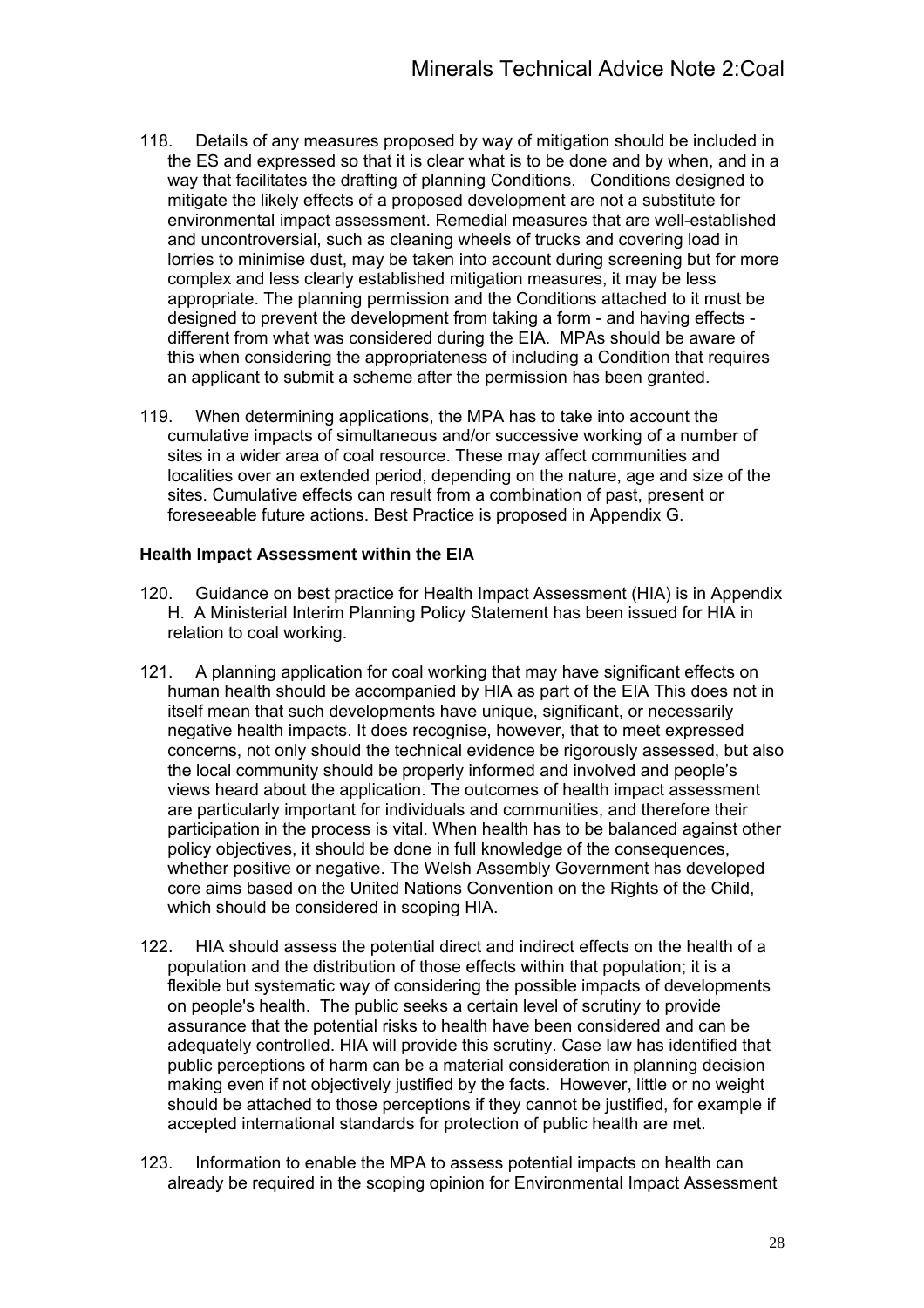118. Details of any measures proposed by way of mitigation should be included in the ES and expressed so that it is clear what is to be done and by when, and in a way that facilitates the drafting of planning Conditions. Conditions designed to mitigate the likely effects of a proposed development are not a substitute for environmental impact assessment. Remedial measures that are well-established and uncontroversial, such as cleaning wheels of trucks and covering load in lorries to minimise dust, may be taken into account during screening but for more complex and less clearly established mitigation measures, it may be less appropriate. The planning permission and the Conditions attached to it must be designed to prevent the development from taking a form - and having effects - different from what was considered during the EIA. MPAs should be aware of this when considering the appropriateness of including a Condition that requires an applicant to submit a scheme after the permission has been granted.

119. When determining applications, the MPA has to take into account the cumulative impacts of simultaneous and/or successive working of a number of sites in a wider area of coal resource. These may affect communities and localities over an extended period, depending on the nature, age and size of the sites. Cumulative effects can result from a combination of past, present or foreseeable future actions. Best Practice is proposed in Appendix G.

**Health Impact Assessment within the EIA**

120. Guidance on best practice for Health Impact Assessment (HIA) is in Appendix H. A Ministerial Interim Planning Policy Statement has been issued for HIA in relation to coal working.

121. A planning application for coal working that may have significant effects on human health should be accompanied by HIA as part of the EIA This does not in itself mean that such developments have unique, significant, or necessarily negative health impacts. It does recognise, however, that to meet expressed concerns, not only should the technical evidence be rigorously assessed, but also the local community should be properly informed and involved and people's views heard about the application. The outcomes of health impact assessment are particularly important for individuals and communities, and therefore their participation in the process is vital. When health has to be balanced against other policy objectives, it should be done in full knowledge of the consequences, whether positive or negative. The Welsh Assembly Government has developed core aims based on the United Nations Convention on the Rights of the Child, which should be considered in scoping HIA.

122. HIA should assess the potential direct and indirect effects on the health of a population and the distribution of those effects within that population; it is a flexible but systematic way of considering the possible impacts of developments on people's health. The public seeks a certain level of scrutiny to provide assurance that the potential risks to health have been considered and can be adequately controlled. HIA will provide this scrutiny. Case law has identified that public perceptions of harm can be a material consideration in planning decision making even if not objectively justified by the facts. However, little or no weight should be attached to those perceptions if they cannot be justified, for example if accepted international standards for protection of public health are met.

123. Information to enable the MPA to assess potential impacts on health can already be required in the scoping opinion for Environmental Impact Assessment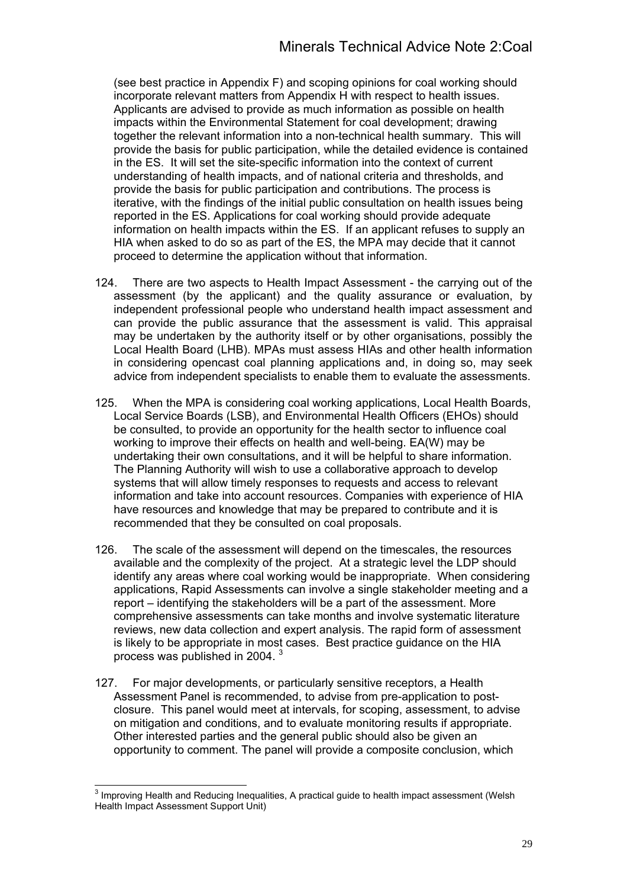(see best practice in Appendix F) and scoping opinions for coal working should incorporate relevant matters from Appendix H with respect to health issues. Applicants are advised to provide as much information as possible on health impacts within the Environmental Statement for coal development; drawing together the relevant information into a non-technical health summary. This will provide the basis for public participation, while the detailed evidence is contained in the ES. It will set the site-specific information into the context of current understanding of health impacts, and of national criteria and thresholds, and provide the basis for public participation and contributions. The process is iterative, with the findings of the initial public consultation on health issues being reported in the ES. Applications for coal working should provide adequate information on health impacts within the ES. If an applicant refuses to supply an HIA when asked to do so as part of the ES, the MPA may decide that it cannot proceed to determine the application without that information.

124. There are two aspects to Health Impact Assessment - the carrying out of the assessment (by the applicant) and the quality assurance or evaluation, by independent professional people who understand health impact assessment and can provide the public assurance that the assessment is valid. This appraisal may be undertaken by the authority itself or by other organisations, possibly the Local Health Board (LHB). MPAs must assess HIAs and other health information in considering opencast coal planning applications and, in doing so, may seek advice from independent specialists to enable them to evaluate the assessments.

125. When the MPA is considering coal working applications, Local Health Boards, Local Service Boards (LSB), and Environmental Health Officers (EHOs) should be consulted, to provide an opportunity for the health sector to influence coal working to improve their effects on health and well-being. EA(W) may be undertaking their own consultations, and it will be helpful to share information. The Planning Authority will wish to use a collaborative approach to develop systems that will allow timely responses to requests and access to relevant information and take into account resources. Companies with experience of HIA have resources and knowledge that may be prepared to contribute and it is recommended that they be consulted on coal proposals.

126. The scale of the assessment will depend on the timescales, the resources available and the complexity of the project. At a strategic level the LDP should identify any areas where coal working would be inappropriate. When considering applications, Rapid Assessments can involve a single stakeholder meeting and a report – identifying the stakeholders will be a part of the assessment. More comprehensive assessments can take months and involve systematic literature reviews, new data collection and expert analysis. The rapid form of assessment is likely to be appropriate in most cases. Best practice guidance on the HIA process was published in 2004. [3]

127. For major developments, or particularly sensitive receptors, a Health Assessment Panel is recommended, to advise from pre-application to post-closure. This panel would meet at intervals, for scoping, assessment, to advise on mitigation and conditions, and to evaluate monitoring results if appropriate. Other interested parties and the general public should also be given an opportunity to comment. The panel will provide a composite conclusion, which

[3] Improving Health and Reducing Inequalities, A practical guide to health impact assessment (Welsh Health Impact Assessment Support Unit)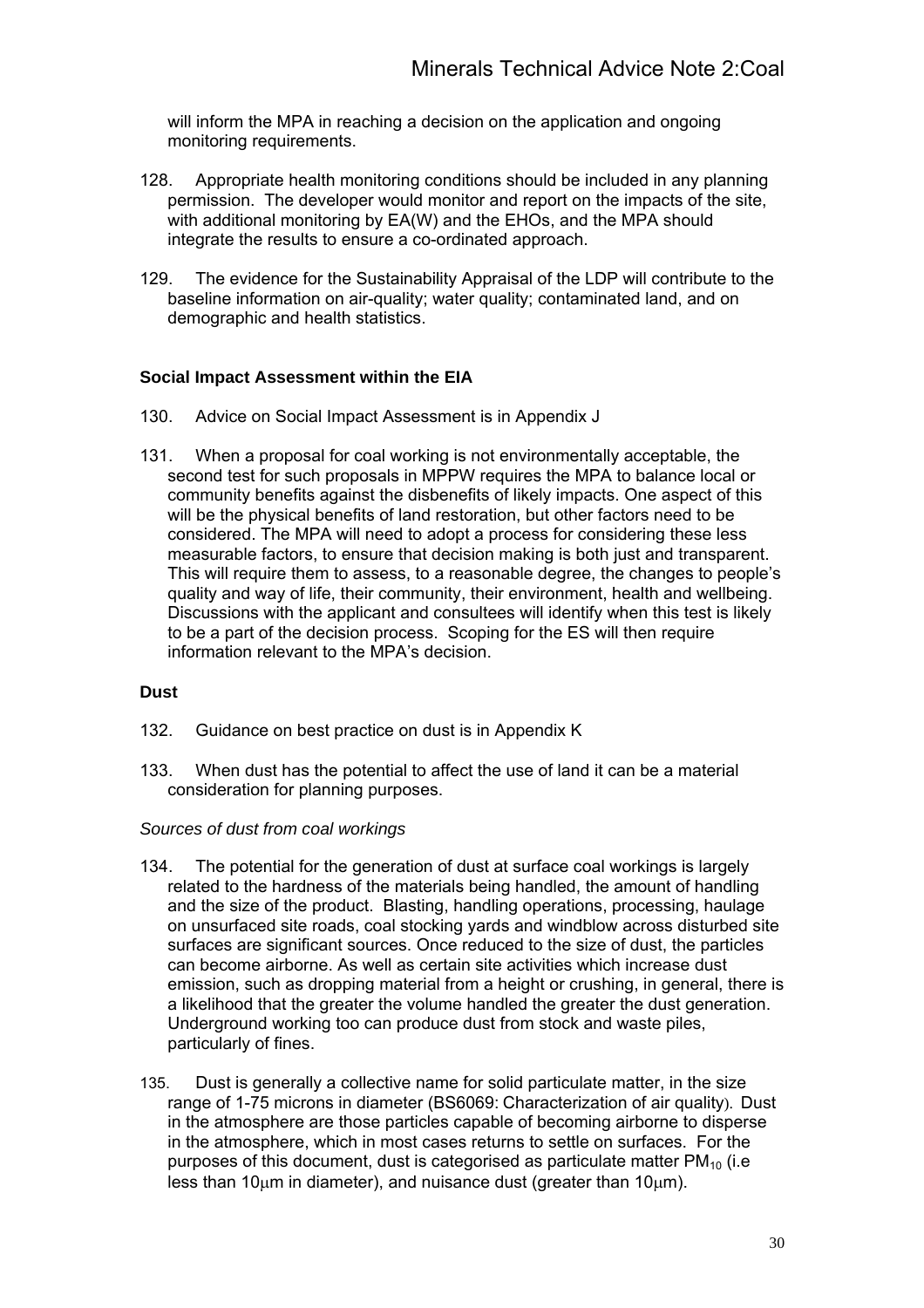will inform the MPA in reaching a decision on the application and ongoing monitoring requirements.

128. Appropriate health monitoring conditions should be included in any planning permission. The developer would monitor and report on the impacts of the site, with additional monitoring by EA(W) and the EHOs, and the MPA should integrate the results to ensure a co-ordinated approach.

129. The evidence for the Sustainability Appraisal of the LDP will contribute to the baseline information on air-quality; water quality; contaminated land, and on demographic and health statistics.

**Social Impact Assessment within the EIA**

130. Advice on Social Impact Assessment is in Appendix J

131. When a proposal for coal working is not environmentally acceptable, the second test for such proposals in MPPW requires the MPA to balance local or community benefits against the disbenefits of likely impacts. One aspect of this will be the physical benefits of land restoration, but other factors need to be considered. The MPA will need to adopt a process for considering these less measurable factors, to ensure that decision making is both just and transparent. This will require them to assess, to a reasonable degree, the changes to people's quality and way of life, their community, their environment, health and wellbeing. Discussions with the applicant and consultees will identify when this test is likely to be a part of the decision process. Scoping for the ES will then require information relevant to the MPA's decision.

**Dust**

132. Guidance on best practice on dust is in Appendix K

133. When dust has the potential to affect the use of land it can be a material consideration for planning purposes.

*Sources of dust from coal workings*

134. The potential for the generation of dust at surface coal workings is largely related to the hardness of the materials being handled, the amount of handling and the size of the product. Blasting, handling operations, processing, haulage on unsurfaced site roads, coal stocking yards and windblow across disturbed site surfaces are significant sources. Once reduced to the size of dust, the particles can become airborne. As well as certain site activities which increase dust emission, such as dropping material from a height or crushing, in general, there is a likelihood that the greater the volume handled the greater the dust generation. Underground working too can produce dust from stock and waste piles, particularly of fines.

135. Dust is generally a collective name for solid particulate matter, in the size range of 1-75 microns in diameter (BS6069: Characterization of air quality). Dust in the atmosphere are those particles capable of becoming airborne to disperse in the atmosphere, which in most cases returns to settle on surfaces. For the purposes of this document, dust is categorised as particulate matter $PM_{10}$ (i.e less than 10$\mu$m in diameter), and nuisance dust (greater than 10$\mu$m).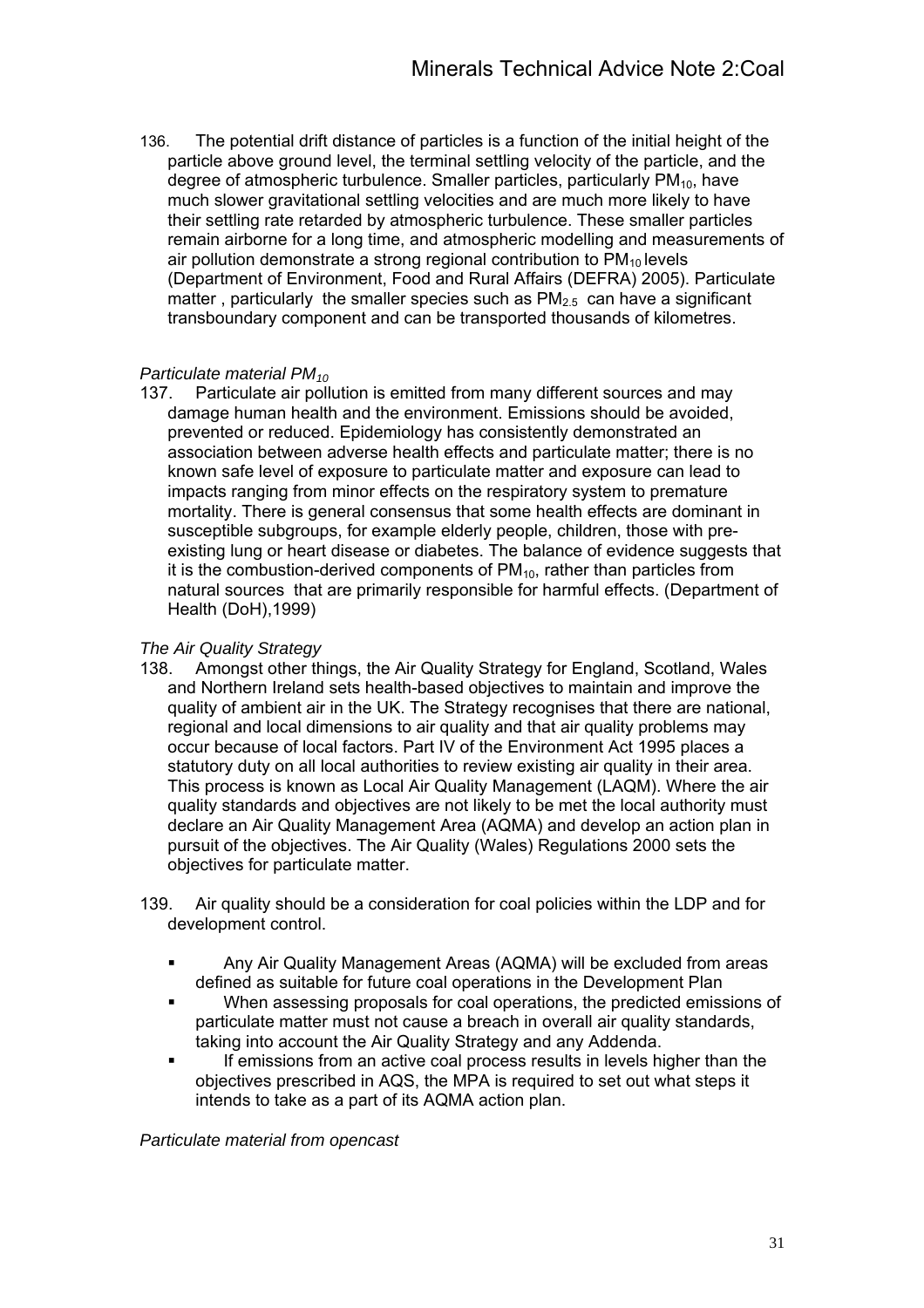136. The potential drift distance of particles is a function of the initial height of the particle above ground level, the terminal settling velocity of the particle, and the degree of atmospheric turbulence. Smaller particles, particularly $PM_{10}$, have much slower gravitational settling velocities and are much more likely to have their settling rate retarded by atmospheric turbulence. These smaller particles remain airborne for a long time, and atmospheric modelling and measurements of air pollution demonstrate a strong regional contribution to $PM_{10}$ levels (Department of Environment, Food and Rural Affairs (DEFRA) 2005). Particulate matter , particularly the smaller species such as $PM_{2.5}$ can have a significant transboundary component and can be transported thousands of kilometres.

*Particulate material $PM_{10}$*

137. Particulate air pollution is emitted from many different sources and may damage human health and the environment. Emissions should be avoided, prevented or reduced. Epidemiology has consistently demonstrated an association between adverse health effects and particulate matter; there is no known safe level of exposure to particulate matter and exposure can lead to impacts ranging from minor effects on the respiratory system to premature mortality. There is general consensus that some health effects are dominant in susceptible subgroups, for example elderly people, children, those with pre-existing lung or heart disease or diabetes. The balance of evidence suggests that it is the combustion-derived components of $PM_{10}$, rather than particles from natural sources that are primarily responsible for harmful effects. (Department of Health (DoH),1999)

*The Air Quality Strategy*

138. Amongst other things, the Air Quality Strategy for England, Scotland, Wales and Northern Ireland sets health-based objectives to maintain and improve the quality of ambient air in the UK. The Strategy recognises that there are national, regional and local dimensions to air quality and that air quality problems may occur because of local factors. Part IV of the Environment Act 1995 places a statutory duty on all local authorities to review existing air quality in their area. This process is known as Local Air Quality Management (LAQM). Where the air quality standards and objectives are not likely to be met the local authority must declare an Air Quality Management Area (AQMA) and develop an action plan in pursuit of the objectives. The Air Quality (Wales) Regulations 2000 sets the objectives for particulate matter.

139. Air quality should be a consideration for coal policies within the LDP and for development control.

- Any Air Quality Management Areas (AQMA) will be excluded from areas defined as suitable for future coal operations in the Development Plan
- When assessing proposals for coal operations, the predicted emissions of particulate matter must not cause a breach in overall air quality standards, taking into account the Air Quality Strategy and any Addenda.
- If emissions from an active coal process results in levels higher than the objectives prescribed in AQS, the MPA is required to set out what steps it intends to take as a part of its AQMA action plan.

*Particulate material from opencast*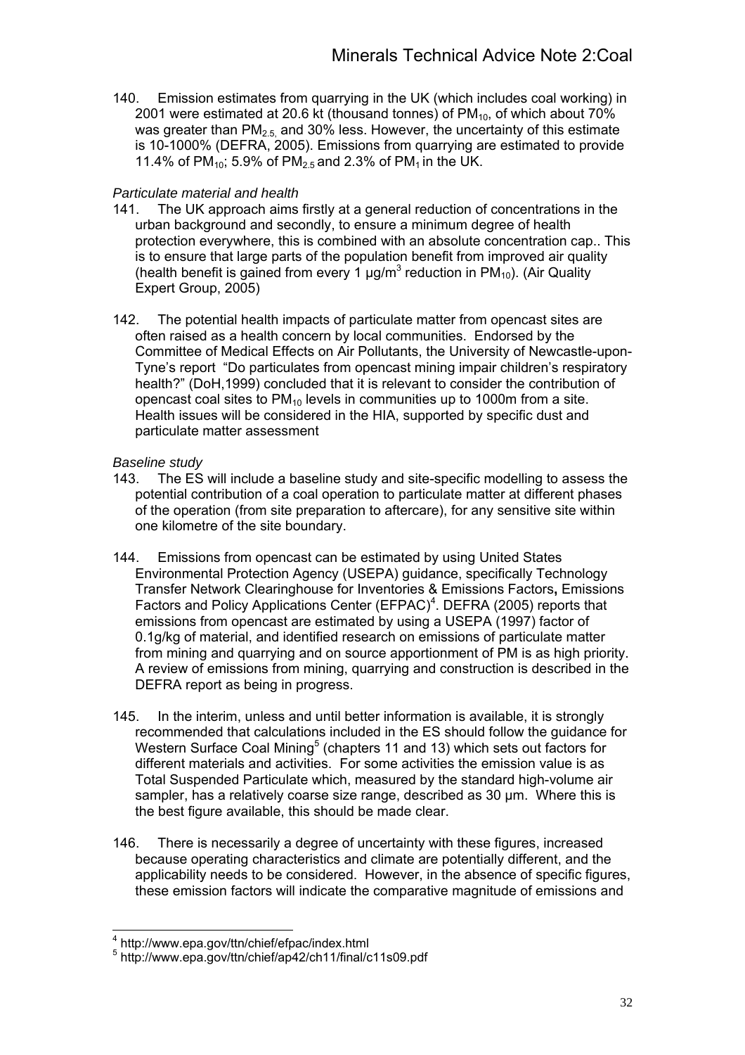140. Emission estimates from quarrying in the UK (which includes coal working) in 2001 were estimated at 20.6 kt (thousand tonnes) of $PM_{10}$, of which about 70% was greater than $PM_{2.5}$, and 30% less. However, the uncertainty of this estimate is 10-1000% (DEFRA, 2005). Emissions from quarrying are estimated to provide 11.4% of $PM_{10}$; 5.9% of $PM_{2.5}$ and 2.3% of $PM_1$ in the UK.

*Particulate material and health*

141. The UK approach aims firstly at a general reduction of concentrations in the urban background and secondly, to ensure a minimum degree of health protection everywhere, this is combined with an absolute concentration cap.. This is to ensure that large parts of the population benefit from improved air quality (health benefit is gained from every 1 $\mu g/m^3$ reduction in $PM_{10}$). (Air Quality Expert Group, 2005)

142. The potential health impacts of particulate matter from opencast sites are often raised as a health concern by local communities. Endorsed by the Committee of Medical Effects on Air Pollutants, the University of Newcastle-upon-Tyne's report "Do particulates from opencast mining impair children's respiratory health?" (DoH,1999) concluded that it is relevant to consider the contribution of opencast coal sites to $PM_{10}$ levels in communities up to 1000m from a site. Health issues will be considered in the HIA, supported by specific dust and particulate matter assessment

*Baseline study*

143. The ES will include a baseline study and site-specific modelling to assess the potential contribution of a coal operation to particulate matter at different phases of the operation (from site preparation to aftercare), for any sensitive site within one kilometre of the site boundary.

144. Emissions from opencast can be estimated by using United States Environmental Protection Agency (USEPA) guidance, specifically Technology Transfer Network Clearinghouse for Inventories & Emissions Factors**,** Emissions Factors and Policy Applications Center (EFPAC)[4]. DEFRA (2005) reports that emissions from opencast are estimated by using a USEPA (1997) factor of 0.1g/kg of material, and identified research on emissions of particulate matter from mining and quarrying and on source apportionment of PM is as high priority. A review of emissions from mining, quarrying and construction is described in the DEFRA report as being in progress.

145. In the interim, unless and until better information is available, it is strongly recommended that calculations included in the ES should follow the guidance for Western Surface Coal Mining[5] (chapters 11 and 13) which sets out factors for different materials and activities. For some activities the emission value is as Total Suspended Particulate which, measured by the standard high-volume air sampler, has a relatively coarse size range, described as 30 µm. Where this is the best figure available, this should be made clear.

146. There is necessarily a degree of uncertainty with these figures, increased because operating characteristics and climate are potentially different, and the applicability needs to be considered. However, in the absence of specific figures, these emission factors will indicate the comparative magnitude of emissions and

---

[4] http://www.epa.gov/ttn/chief/efpac/index.html

[5] http://www.epa.gov/ttn/chief/ap42/ch11/final/c11s09.pdf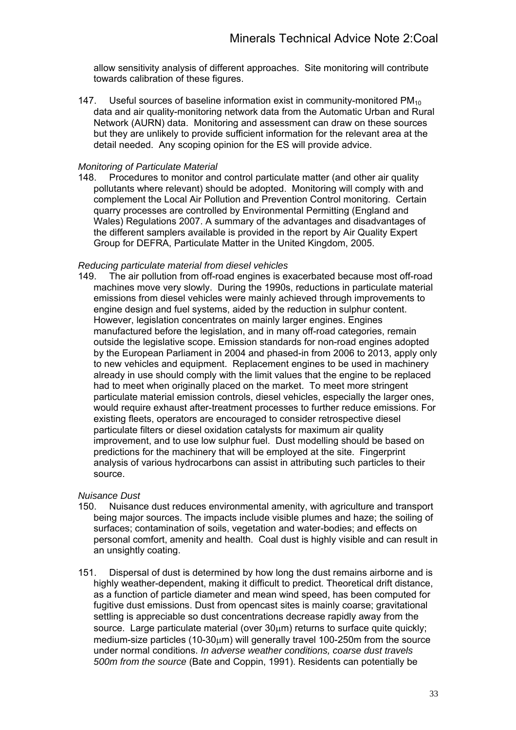allow sensitivity analysis of different approaches. Site monitoring will contribute towards calibration of these figures.

147. Useful sources of baseline information exist in community-monitored $PM_{10}$ data and air quality-monitoring network data from the Automatic Urban and Rural Network (AURN) data. Monitoring and assessment can draw on these sources but they are unlikely to provide sufficient information for the relevant area at the detail needed. Any scoping opinion for the ES will provide advice.

*Monitoring of Particulate Material*

148. Procedures to monitor and control particulate matter (and other air quality pollutants where relevant) should be adopted. Monitoring will comply with and complement the Local Air Pollution and Prevention Control monitoring. Certain quarry processes are controlled by Environmental Permitting (England and Wales) Regulations 2007. A summary of the advantages and disadvantages of the different samplers available is provided in the report by Air Quality Expert Group for DEFRA, Particulate Matter in the United Kingdom, 2005.

*Reducing particulate material from diesel vehicles*

149. The air pollution from off-road engines is exacerbated because most off-road machines move very slowly. During the 1990s, reductions in particulate material emissions from diesel vehicles were mainly achieved through improvements to engine design and fuel systems, aided by the reduction in sulphur content. However, legislation concentrates on mainly larger engines. Engines manufactured before the legislation, and in many off-road categories, remain outside the legislative scope. Emission standards for non-road engines adopted by the European Parliament in 2004 and phased-in from 2006 to 2013, apply only to new vehicles and equipment. Replacement engines to be used in machinery already in use should comply with the limit values that the engine to be replaced had to meet when originally placed on the market. To meet more stringent particulate material emission controls, diesel vehicles, especially the larger ones, would require exhaust after-treatment processes to further reduce emissions. For existing fleets, operators are encouraged to consider retrospective diesel particulate filters or diesel oxidation catalysts for maximum air quality improvement, and to use low sulphur fuel. Dust modelling should be based on predictions for the machinery that will be employed at the site. Fingerprint analysis of various hydrocarbons can assist in attributing such particles to their source.

*Nuisance Dust*

150. Nuisance dust reduces environmental amenity, with agriculture and transport being major sources. The impacts include visible plumes and haze; the soiling of surfaces; contamination of soils, vegetation and water-bodies; and effects on personal comfort, amenity and health. Coal dust is highly visible and can result in an unsightly coating.

151. Dispersal of dust is determined by how long the dust remains airborne and is highly weather-dependent, making it difficult to predict. Theoretical drift distance, as a function of particle diameter and mean wind speed, has been computed for fugitive dust emissions. Dust from opencast sites is mainly coarse; gravitational settling is appreciable so dust concentrations decrease rapidly away from the source. Large particulate material (over 30μm) returns to surface quite quickly; medium-size particles (10-30μm) will generally travel 100-250m from the source under normal conditions. *In adverse weather conditions, coarse dust travels 500m from the source* (Bate and Coppin, 1991). Residents can potentially be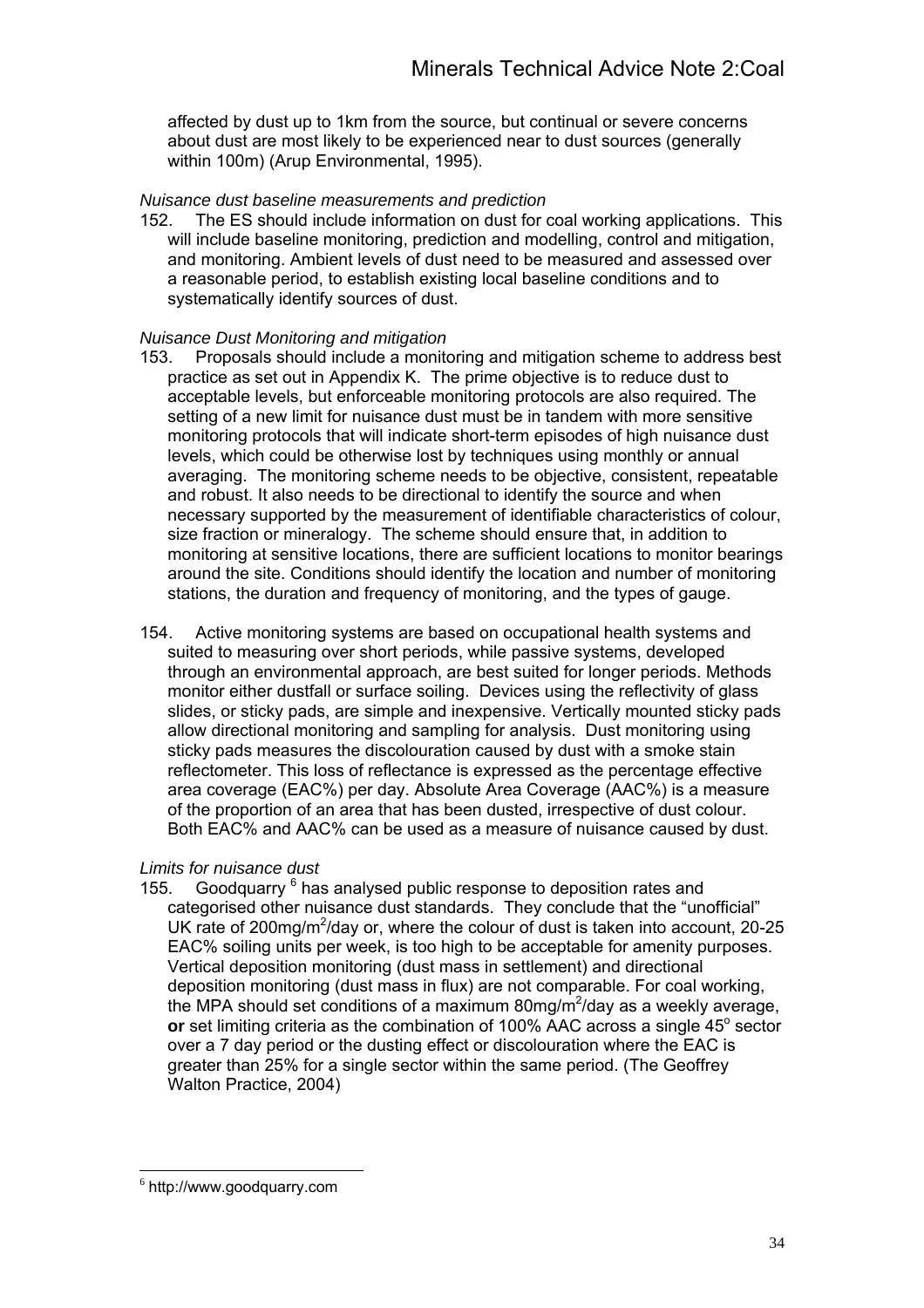affected by dust up to 1km from the source, but continual or severe concerns about dust are most likely to be experienced near to dust sources (generally within 100m) (Arup Environmental, 1995).

*Nuisance dust baseline measurements and prediction*

152. The ES should include information on dust for coal working applications. This will include baseline monitoring, prediction and modelling, control and mitigation, and monitoring. Ambient levels of dust need to be measured and assessed over a reasonable period, to establish existing local baseline conditions and to systematically identify sources of dust.

*Nuisance Dust Monitoring and mitigation*

153. Proposals should include a monitoring and mitigation scheme to address best practice as set out in Appendix K. The prime objective is to reduce dust to acceptable levels, but enforceable monitoring protocols are also required. The setting of a new limit for nuisance dust must be in tandem with more sensitive monitoring protocols that will indicate short-term episodes of high nuisance dust levels, which could be otherwise lost by techniques using monthly or annual averaging. The monitoring scheme needs to be objective, consistent, repeatable and robust. It also needs to be directional to identify the source and when necessary supported by the measurement of identifiable characteristics of colour, size fraction or mineralogy. The scheme should ensure that, in addition to monitoring at sensitive locations, there are sufficient locations to monitor bearings around the site. Conditions should identify the location and number of monitoring stations, the duration and frequency of monitoring, and the types of gauge.

154. Active monitoring systems are based on occupational health systems and suited to measuring over short periods, while passive systems, developed through an environmental approach, are best suited for longer periods. Methods monitor either dustfall or surface soiling. Devices using the reflectivity of glass slides, or sticky pads, are simple and inexpensive. Vertically mounted sticky pads allow directional monitoring and sampling for analysis. Dust monitoring using sticky pads measures the discolouration caused by dust with a smoke stain reflectometer. This loss of reflectance is expressed as the percentage effective area coverage (EAC%) per day. Absolute Area Coverage (AAC%) is a measure of the proportion of an area that has been dusted, irrespective of dust colour. Both EAC% and AAC% can be used as a measure of nuisance caused by dust.

*Limits for nuisance dust*

155. Goodquarry [6] has analysed public response to deposition rates and categorised other nuisance dust standards. They conclude that the "unofficial" UK rate of 200mg/m$^2$/day or, where the colour of dust is taken into account, 20-25 EAC% soiling units per week, is too high to be acceptable for amenity purposes. Vertical deposition monitoring (dust mass in settlement) and directional deposition monitoring (dust mass in flux) are not comparable. For coal working, the MPA should set conditions of a maximum 80mg/m$^2$/day as a weekly average, **or** set limiting criteria as the combination of 100% AAC across a single 45$^o$ sector over a 7 day period or the dusting effect or discolouration where the EAC is greater than 25% for a single sector within the same period. (The Geoffrey Walton Practice, 2004)

---

[6] http://www.goodquarry.com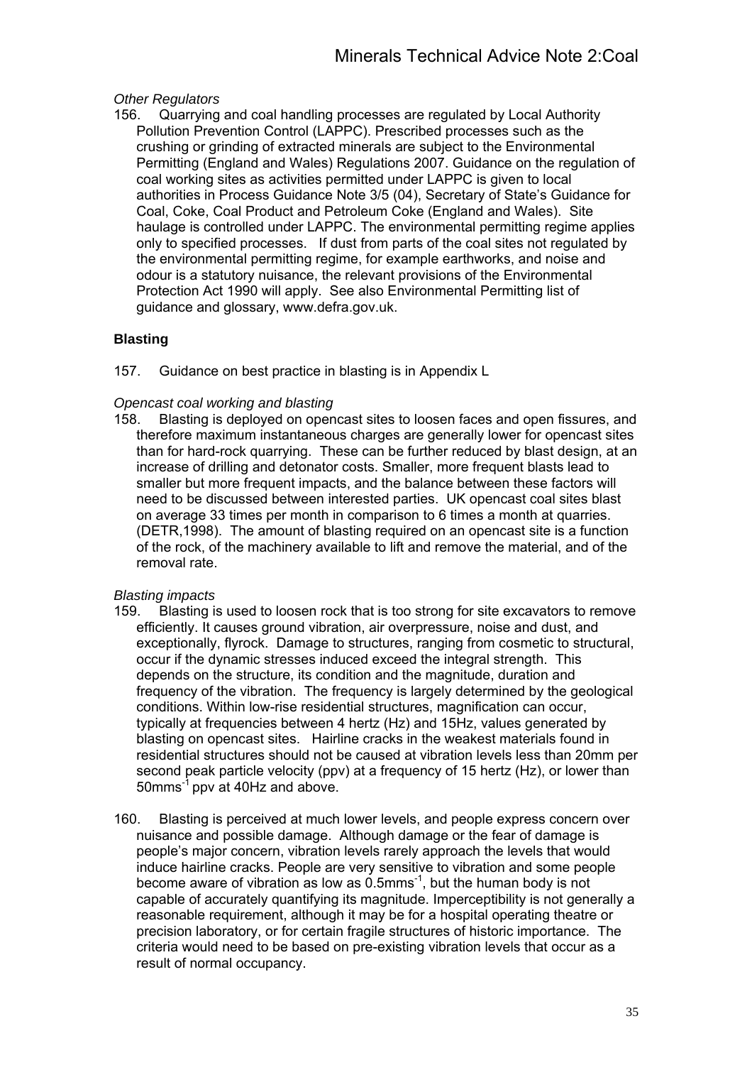*Other Regulators*

156. Quarrying and coal handling processes are regulated by Local Authority Pollution Prevention Control (LAPPC). Prescribed processes such as the crushing or grinding of extracted minerals are subject to the Environmental Permitting (England and Wales) Regulations 2007. Guidance on the regulation of coal working sites as activities permitted under LAPPC is given to local authorities in Process Guidance Note 3/5 (04), Secretary of State's Guidance for Coal, Coke, Coal Product and Petroleum Coke (England and Wales). Site haulage is controlled under LAPPC. The environmental permitting regime applies only to specified processes. If dust from parts of the coal sites not regulated by the environmental permitting regime, for example earthworks, and noise and odour is a statutory nuisance, the relevant provisions of the Environmental Protection Act 1990 will apply. See also Environmental Permitting list of guidance and glossary, www.defra.gov.uk.

**Blasting**

157. Guidance on best practice in blasting is in Appendix L

*Opencast coal working and blasting*

158. Blasting is deployed on opencast sites to loosen faces and open fissures, and therefore maximum instantaneous charges are generally lower for opencast sites than for hard-rock quarrying. These can be further reduced by blast design, at an increase of drilling and detonator costs. Smaller, more frequent blasts lead to smaller but more frequent impacts, and the balance between these factors will need to be discussed between interested parties. UK opencast coal sites blast on average 33 times per month in comparison to 6 times a month at quarries. (DETR,1998). The amount of blasting required on an opencast site is a function of the rock, of the machinery available to lift and remove the material, and of the removal rate.

*Blasting impacts*

159. Blasting is used to loosen rock that is too strong for site excavators to remove efficiently. It causes ground vibration, air overpressure, noise and dust, and exceptionally, flyrock. Damage to structures, ranging from cosmetic to structural, occur if the dynamic stresses induced exceed the integral strength. This depends on the structure, its condition and the magnitude, duration and frequency of the vibration. The frequency is largely determined by the geological conditions. Within low-rise residential structures, magnification can occur, typically at frequencies between 4 hertz (Hz) and 15Hz, values generated by blasting on opencast sites. Hairline cracks in the weakest materials found in residential structures should not be caused at vibration levels less than 20mm per second peak particle velocity (ppv) at a frequency of 15 hertz (Hz), or lower than $50mms^{-1}$ ppv at 40Hz and above.

160. Blasting is perceived at much lower levels, and people express concern over nuisance and possible damage. Although damage or the fear of damage is people's major concern, vibration levels rarely approach the levels that would induce hairline cracks. People are very sensitive to vibration and some people become aware of vibration as low as $0.5mms^{-1}$, but the human body is not capable of accurately quantifying its magnitude. Imperceptibility is not generally a reasonable requirement, although it may be for a hospital operating theatre or precision laboratory, or for certain fragile structures of historic importance. The criteria would need to be based on pre-existing vibration levels that occur as a result of normal occupancy.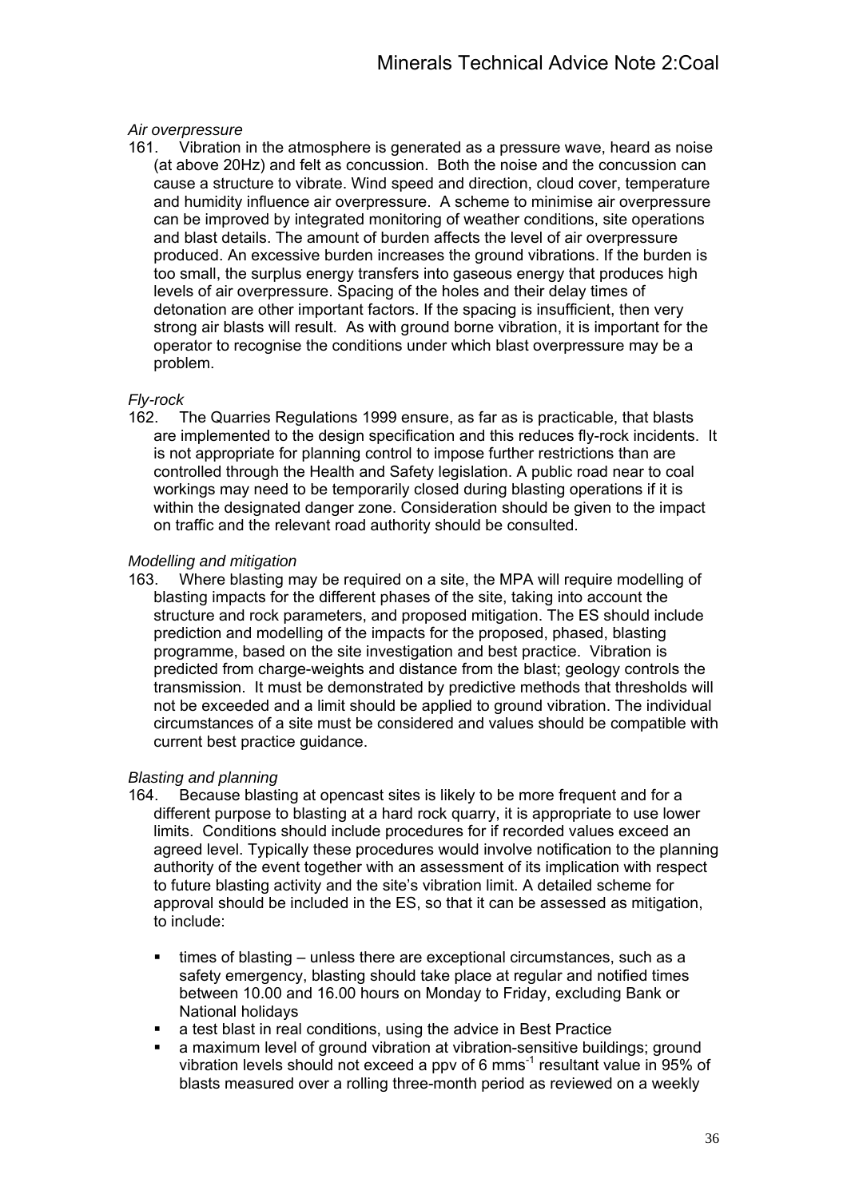*Air overpressure*

161. Vibration in the atmosphere is generated as a pressure wave, heard as noise (at above 20Hz) and felt as concussion. Both the noise and the concussion can cause a structure to vibrate. Wind speed and direction, cloud cover, temperature and humidity influence air overpressure. A scheme to minimise air overpressure can be improved by integrated monitoring of weather conditions, site operations and blast details. The amount of burden affects the level of air overpressure produced. An excessive burden increases the ground vibrations. If the burden is too small, the surplus energy transfers into gaseous energy that produces high levels of air overpressure. Spacing of the holes and their delay times of detonation are other important factors. If the spacing is insufficient, then very strong air blasts will result. As with ground borne vibration, it is important for the operator to recognise the conditions under which blast overpressure may be a problem.

*Fly-rock*

162. The Quarries Regulations 1999 ensure, as far as is practicable, that blasts are implemented to the design specification and this reduces fly-rock incidents. It is not appropriate for planning control to impose further restrictions than are controlled through the Health and Safety legislation. A public road near to coal workings may need to be temporarily closed during blasting operations if it is within the designated danger zone. Consideration should be given to the impact on traffic and the relevant road authority should be consulted.

*Modelling and mitigation*

163. Where blasting may be required on a site, the MPA will require modelling of blasting impacts for the different phases of the site, taking into account the structure and rock parameters, and proposed mitigation. The ES should include prediction and modelling of the impacts for the proposed, phased, blasting programme, based on the site investigation and best practice. Vibration is predicted from charge-weights and distance from the blast; geology controls the transmission. It must be demonstrated by predictive methods that thresholds will not be exceeded and a limit should be applied to ground vibration. The individual circumstances of a site must be considered and values should be compatible with current best practice guidance.

*Blasting and planning*

164. Because blasting at opencast sites is likely to be more frequent and for a different purpose to blasting at a hard rock quarry, it is appropriate to use lower limits. Conditions should include procedures for if recorded values exceed an agreed level. Typically these procedures would involve notification to the planning authority of the event together with an assessment of its implication with respect to future blasting activity and the site's vibration limit. A detailed scheme for approval should be included in the ES, so that it can be assessed as mitigation, to include:

- times of blasting – unless there are exceptional circumstances, such as a safety emergency, blasting should take place at regular and notified times between 10.00 and 16.00 hours on Monday to Friday, excluding Bank or National holidays
- a test blast in real conditions, using the advice in Best Practice
- a maximum level of ground vibration at vibration-sensitive buildings; ground vibration levels should not exceed a ppv of 6 $mms^{-1}$ resultant value in 95% of blasts measured over a rolling three-month period as reviewed on a weekly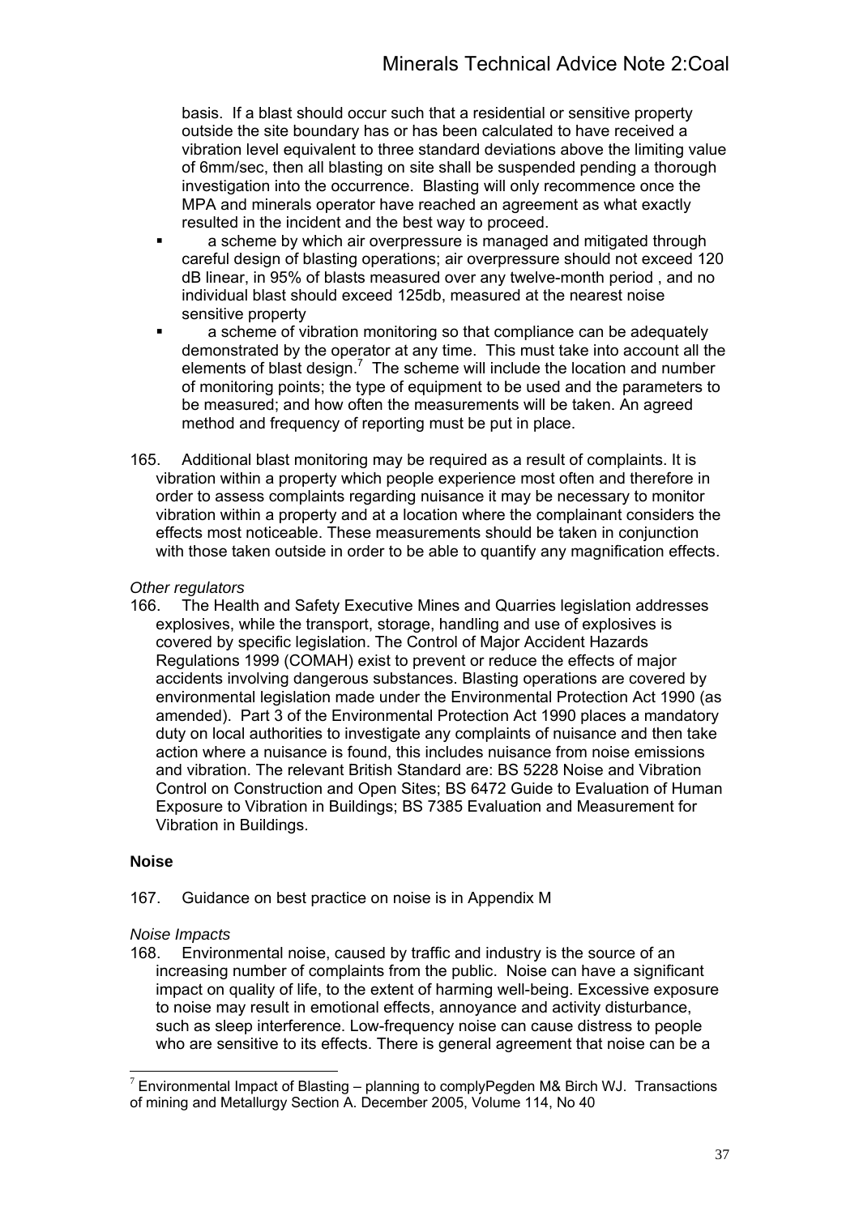basis. If a blast should occur such that a residential or sensitive property outside the site boundary has or has been calculated to have received a vibration level equivalent to three standard deviations above the limiting value of 6mm/sec, then all blasting on site shall be suspended pending a thorough investigation into the occurrence. Blasting will only recommence once the MPA and minerals operator have reached an agreement as what exactly resulted in the incident and the best way to proceed.

- a scheme by which air overpressure is managed and mitigated through careful design of blasting operations; air overpressure should not exceed 120 dB linear, in 95% of blasts measured over any twelve-month period , and no individual blast should exceed 125db, measured at the nearest noise sensitive property
- a scheme of vibration monitoring so that compliance can be adequately demonstrated by the operator at any time. This must take into account all the elements of blast design.[7] The scheme will include the location and number of monitoring points; the type of equipment to be used and the parameters to be measured; and how often the measurements will be taken. An agreed method and frequency of reporting must be put in place.

165. Additional blast monitoring may be required as a result of complaints. It is vibration within a property which people experience most often and therefore in order to assess complaints regarding nuisance it may be necessary to monitor vibration within a property and at a location where the complainant considers the effects most noticeable. These measurements should be taken in conjunction with those taken outside in order to be able to quantify any magnification effects.

*Other regulators*

166. The Health and Safety Executive Mines and Quarries legislation addresses explosives, while the transport, storage, handling and use of explosives is covered by specific legislation. The Control of Major Accident Hazards Regulations 1999 (COMAH) exist to prevent or reduce the effects of major accidents involving dangerous substances. Blasting operations are covered by environmental legislation made under the Environmental Protection Act 1990 (as amended). Part 3 of the Environmental Protection Act 1990 places a mandatory duty on local authorities to investigate any complaints of nuisance and then take action where a nuisance is found, this includes nuisance from noise emissions and vibration. The relevant British Standard are: BS 5228 Noise and Vibration Control on Construction and Open Sites; BS 6472 Guide to Evaluation of Human Exposure to Vibration in Buildings; BS 7385 Evaluation and Measurement for Vibration in Buildings.

**Noise**

167. Guidance on best practice on noise is in Appendix M

*Noise Impacts*

168. Environmental noise, caused by traffic and industry is the source of an increasing number of complaints from the public. Noise can have a significant impact on quality of life, to the extent of harming well-being. Excessive exposure to noise may result in emotional effects, annoyance and activity disturbance, such as sleep interference. Low-frequency noise can cause distress to people who are sensitive to its effects. There is general agreement that noise can be a

---

[7] Environmental Impact of Blasting – planning to complyPegden M& Birch WJ. Transactions of mining and Metallurgy Section A. December 2005, Volume 114, No 40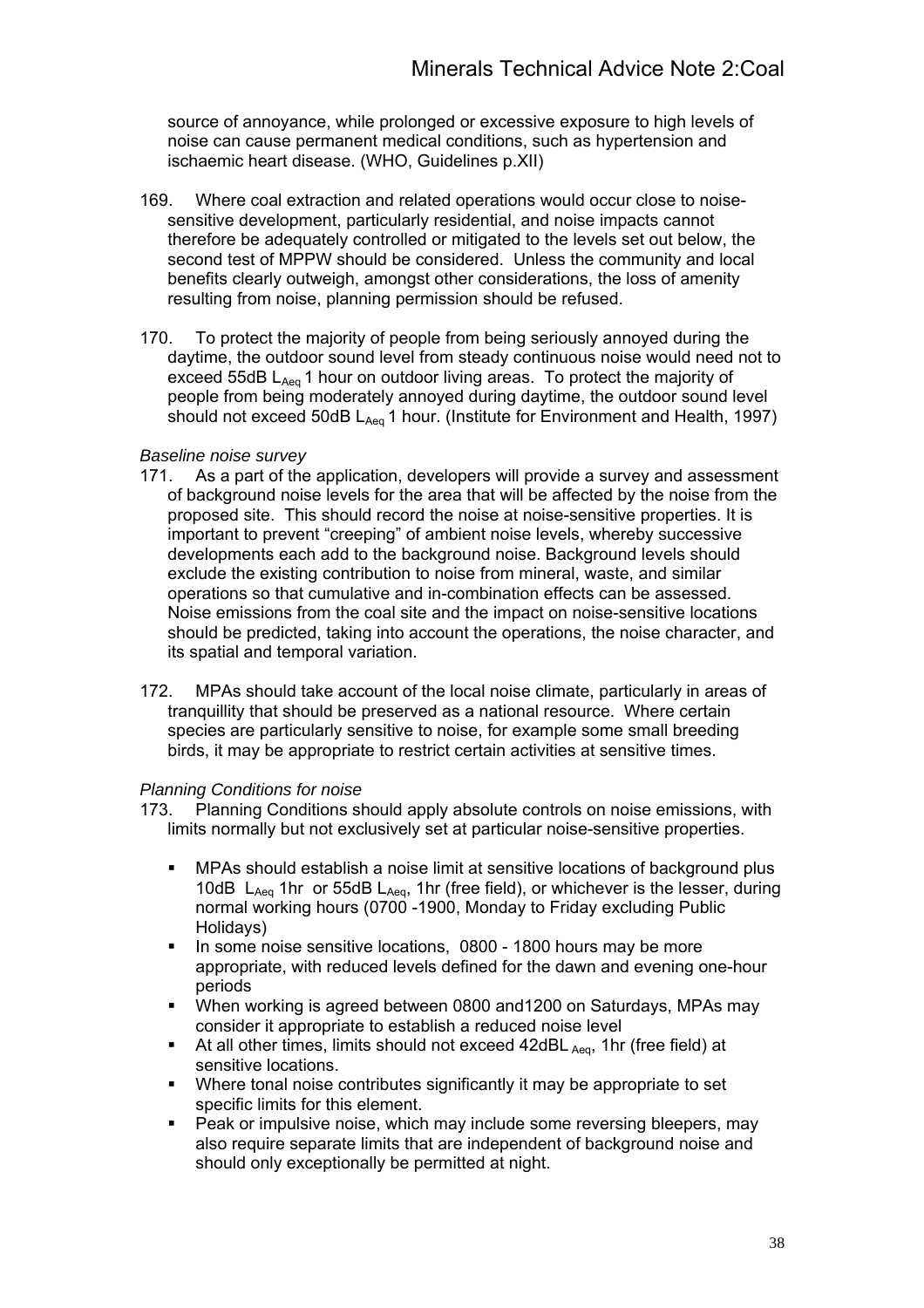source of annoyance, while prolonged or excessive exposure to high levels of noise can cause permanent medical conditions, such as hypertension and ischaemic heart disease. (WHO, Guidelines p.XII)

169. Where coal extraction and related operations would occur close to noise-sensitive development, particularly residential, and noise impacts cannot therefore be adequately controlled or mitigated to the levels set out below, the second test of MPPW should be considered. Unless the community and local benefits clearly outweigh, amongst other considerations, the loss of amenity resulting from noise, planning permission should be refused.

170. To protect the majority of people from being seriously annoyed during the daytime, the outdoor sound level from steady continuous noise would need not to exceed 55dB $L_{Aeq}$ 1 hour on outdoor living areas. To protect the majority of people from being moderately annoyed during daytime, the outdoor sound level should not exceed 50dB $L_{Aeq}$ 1 hour. (Institute for Environment and Health, 1997)

*Baseline noise survey*

171. As a part of the application, developers will provide a survey and assessment of background noise levels for the area that will be affected by the noise from the proposed site. This should record the noise at noise-sensitive properties. It is important to prevent "creeping" of ambient noise levels, whereby successive developments each add to the background noise. Background levels should exclude the existing contribution to noise from mineral, waste, and similar operations so that cumulative and in-combination effects can be assessed. Noise emissions from the coal site and the impact on noise-sensitive locations should be predicted, taking into account the operations, the noise character, and its spatial and temporal variation.

172. MPAs should take account of the local noise climate, particularly in areas of tranquillity that should be preserved as a national resource. Where certain species are particularly sensitive to noise, for example some small breeding birds, it may be appropriate to restrict certain activities at sensitive times.

*Planning Conditions for noise*

173. Planning Conditions should apply absolute controls on noise emissions, with limits normally but not exclusively set at particular noise-sensitive properties.

- MPAs should establish a noise limit at sensitive locations of background plus 10dB $L_{Aeq}$ 1hr or 55dB $L_{Aeq}$, 1hr (free field), or whichever is the lesser, during normal working hours (0700 -1900, Monday to Friday excluding Public Holidays)
- In some noise sensitive locations, 0800 - 1800 hours may be more appropriate, with reduced levels defined for the dawn and evening one-hour periods
- When working is agreed between 0800 and1200 on Saturdays, MPAs may consider it appropriate to establish a reduced noise level
- At all other times, limits should not exceed 42dB$L_{Aeq}$, 1hr (free field) at sensitive locations.
- Where tonal noise contributes significantly it may be appropriate to set specific limits for this element.
- Peak or impulsive noise, which may include some reversing bleepers, may also require separate limits that are independent of background noise and should only exceptionally be permitted at night.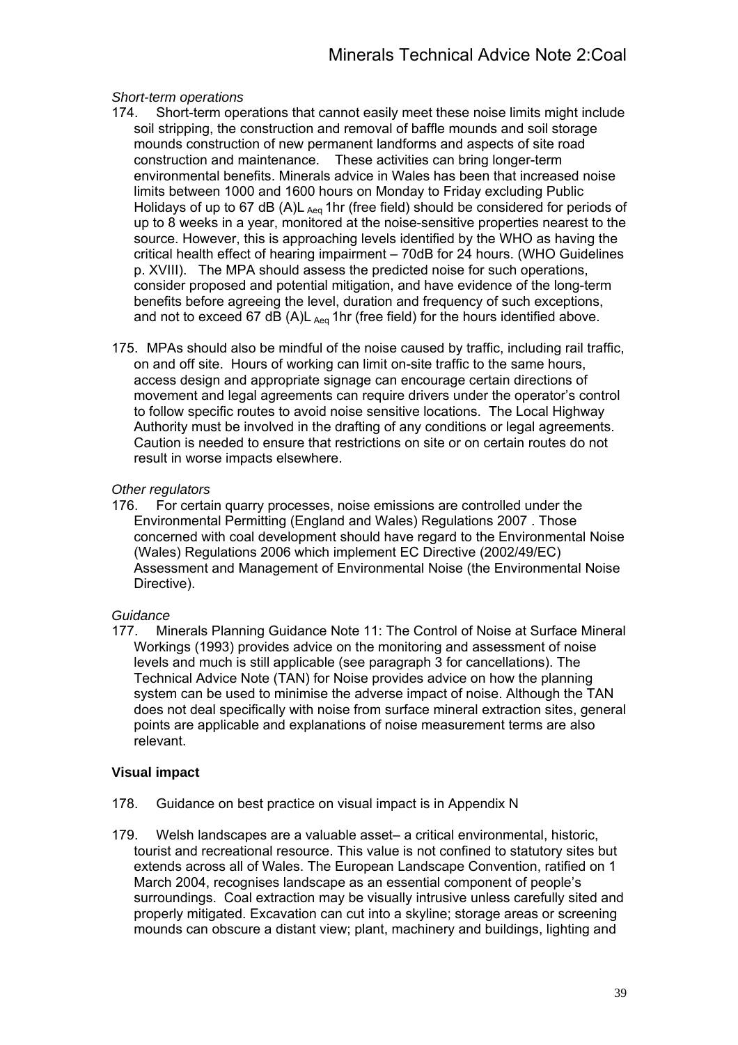*Short-term operations*

174. Short-term operations that cannot easily meet these noise limits might include soil stripping, the construction and removal of baffle mounds and soil storage mounds construction of new permanent landforms and aspects of site road construction and maintenance. These activities can bring longer-term environmental benefits. Minerals advice in Wales has been that increased noise limits between 1000 and 1600 hours on Monday to Friday excluding Public Holidays of up to 67 dB (A)$L_{Aeq}$ 1hr (free field) should be considered for periods of up to 8 weeks in a year, monitored at the noise-sensitive properties nearest to the source. However, this is approaching levels identified by the WHO as having the critical health effect of hearing impairment – 70dB for 24 hours. (WHO Guidelines p. XVIII). The MPA should assess the predicted noise for such operations, consider proposed and potential mitigation, and have evidence of the long-term benefits before agreeing the level, duration and frequency of such exceptions, and not to exceed 67 dB (A)$L_{Aeq}$ 1hr (free field) for the hours identified above.

175. MPAs should also be mindful of the noise caused by traffic, including rail traffic, on and off site. Hours of working can limit on-site traffic to the same hours, access design and appropriate signage can encourage certain directions of movement and legal agreements can require drivers under the operator's control to follow specific routes to avoid noise sensitive locations. The Local Highway Authority must be involved in the drafting of any conditions or legal agreements. Caution is needed to ensure that restrictions on site or on certain routes do not result in worse impacts elsewhere.

*Other regulators*

176. For certain quarry processes, noise emissions are controlled under the Environmental Permitting (England and Wales) Regulations 2007 . Those concerned with coal development should have regard to the Environmental Noise (Wales) Regulations 2006 which implement EC Directive (2002/49/EC) Assessment and Management of Environmental Noise (the Environmental Noise Directive).

*Guidance*

177. Minerals Planning Guidance Note 11: The Control of Noise at Surface Mineral Workings (1993) provides advice on the monitoring and assessment of noise levels and much is still applicable (see paragraph 3 for cancellations). The Technical Advice Note (TAN) for Noise provides advice on how the planning system can be used to minimise the adverse impact of noise. Although the TAN does not deal specifically with noise from surface mineral extraction sites, general points are applicable and explanations of noise measurement terms are also relevant.

**Visual impact**

178. Guidance on best practice on visual impact is in Appendix N

179. Welsh landscapes are a valuable asset– a critical environmental, historic, tourist and recreational resource. This value is not confined to statutory sites but extends across all of Wales. The European Landscape Convention, ratified on 1 March 2004, recognises landscape as an essential component of people's surroundings. Coal extraction may be visually intrusive unless carefully sited and properly mitigated. Excavation can cut into a skyline; storage areas or screening mounds can obscure a distant view; plant, machinery and buildings, lighting and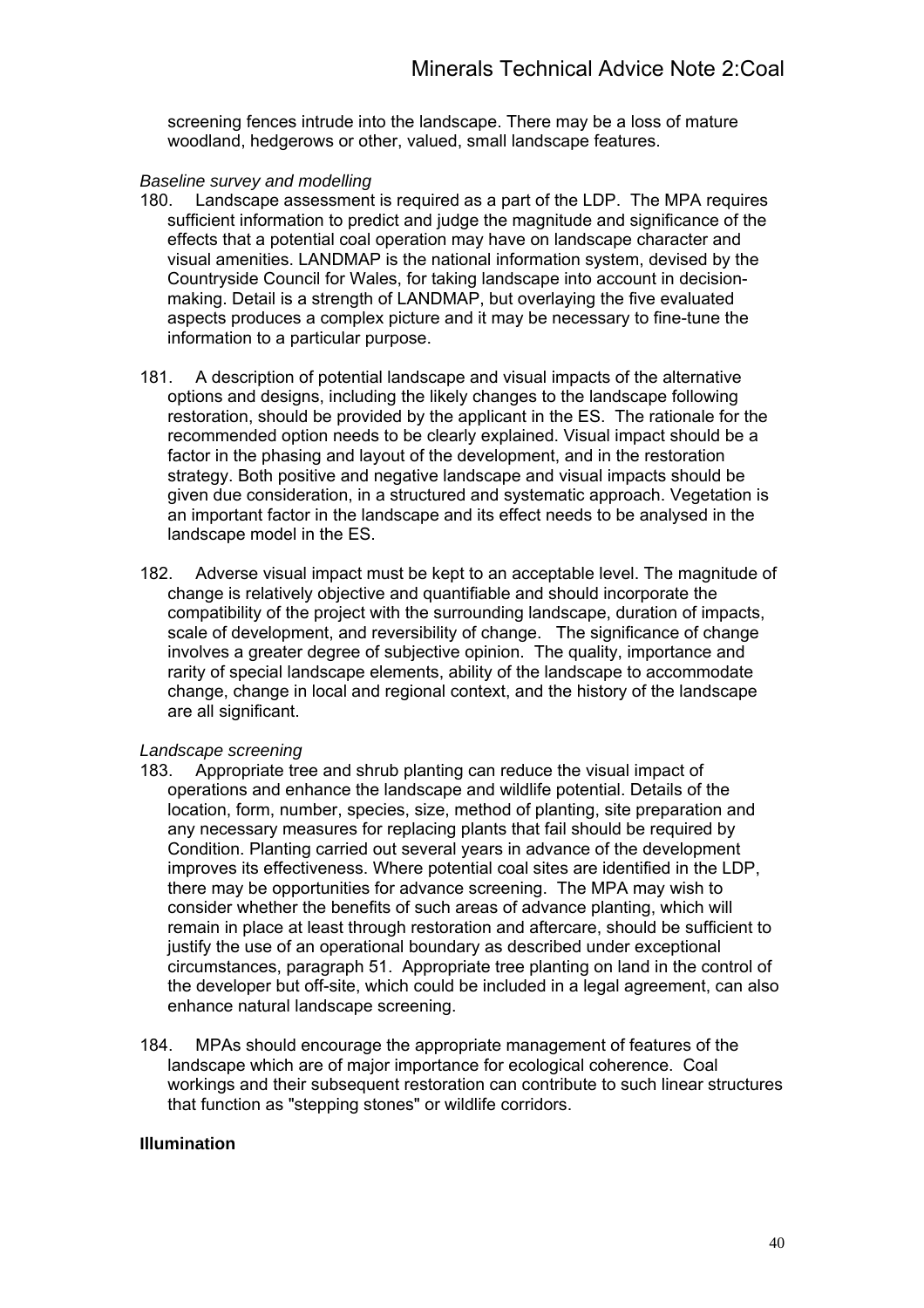screening fences intrude into the landscape. There may be a loss of mature woodland, hedgerows or other, valued, small landscape features.

*Baseline survey and modelling*

180. Landscape assessment is required as a part of the LDP. The MPA requires sufficient information to predict and judge the magnitude and significance of the effects that a potential coal operation may have on landscape character and visual amenities. LANDMAP is the national information system, devised by the Countryside Council for Wales, for taking landscape into account in decision-making. Detail is a strength of LANDMAP, but overlaying the five evaluated aspects produces a complex picture and it may be necessary to fine-tune the information to a particular purpose.

181. A description of potential landscape and visual impacts of the alternative options and designs, including the likely changes to the landscape following restoration, should be provided by the applicant in the ES. The rationale for the recommended option needs to be clearly explained. Visual impact should be a factor in the phasing and layout of the development, and in the restoration strategy. Both positive and negative landscape and visual impacts should be given due consideration, in a structured and systematic approach. Vegetation is an important factor in the landscape and its effect needs to be analysed in the landscape model in the ES.

182. Adverse visual impact must be kept to an acceptable level. The magnitude of change is relatively objective and quantifiable and should incorporate the compatibility of the project with the surrounding landscape, duration of impacts, scale of development, and reversibility of change. The significance of change involves a greater degree of subjective opinion. The quality, importance and rarity of special landscape elements, ability of the landscape to accommodate change, change in local and regional context, and the history of the landscape are all significant.

*Landscape screening*

183. Appropriate tree and shrub planting can reduce the visual impact of operations and enhance the landscape and wildlife potential. Details of the location, form, number, species, size, method of planting, site preparation and any necessary measures for replacing plants that fail should be required by Condition. Planting carried out several years in advance of the development improves its effectiveness. Where potential coal sites are identified in the LDP, there may be opportunities for advance screening. The MPA may wish to consider whether the benefits of such areas of advance planting, which will remain in place at least through restoration and aftercare, should be sufficient to justify the use of an operational boundary as described under exceptional circumstances, paragraph 51. Appropriate tree planting on land in the control of the developer but off-site, which could be included in a legal agreement, can also enhance natural landscape screening.

184. MPAs should encourage the appropriate management of features of the landscape which are of major importance for ecological coherence. Coal workings and their subsequent restoration can contribute to such linear structures that function as "stepping stones" or wildlife corridors.

**Illumination**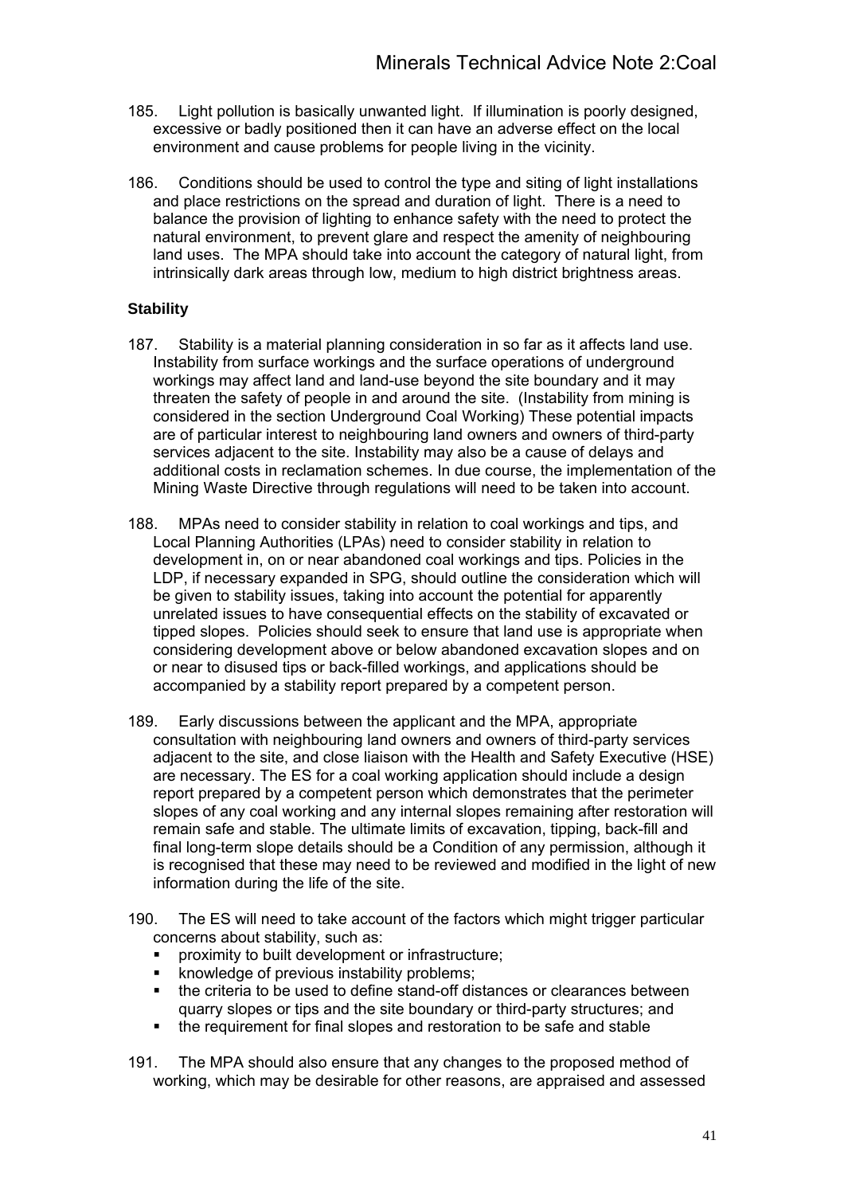185. Light pollution is basically unwanted light. If illumination is poorly designed, excessive or badly positioned then it can have an adverse effect on the local environment and cause problems for people living in the vicinity.

186. Conditions should be used to control the type and siting of light installations and place restrictions on the spread and duration of light. There is a need to balance the provision of lighting to enhance safety with the need to protect the natural environment, to prevent glare and respect the amenity of neighbouring land uses. The MPA should take into account the category of natural light, from intrinsically dark areas through low, medium to high district brightness areas.

### Stability

187. Stability is a material planning consideration in so far as it affects land use. Instability from surface workings and the surface operations of underground workings may affect land and land-use beyond the site boundary and it may threaten the safety of people in and around the site. (Instability from mining is considered in the section Underground Coal Working) These potential impacts are of particular interest to neighbouring land owners and owners of third-party services adjacent to the site. Instability may also be a cause of delays and additional costs in reclamation schemes. In due course, the implementation of the Mining Waste Directive through regulations will need to be taken into account.

188. MPAs need to consider stability in relation to coal workings and tips, and Local Planning Authorities (LPAs) need to consider stability in relation to development in, on or near abandoned coal workings and tips. Policies in the LDP, if necessary expanded in SPG, should outline the consideration which will be given to stability issues, taking into account the potential for apparently unrelated issues to have consequential effects on the stability of excavated or tipped slopes. Policies should seek to ensure that land use is appropriate when considering development above or below abandoned excavation slopes and on or near to disused tips or back-filled workings, and applications should be accompanied by a stability report prepared by a competent person.

189. Early discussions between the applicant and the MPA, appropriate consultation with neighbouring land owners and owners of third-party services adjacent to the site, and close liaison with the Health and Safety Executive (HSE) are necessary. The ES for a coal working application should include a design report prepared by a competent person which demonstrates that the perimeter slopes of any coal working and any internal slopes remaining after restoration will remain safe and stable. The ultimate limits of excavation, tipping, back-fill and final long-term slope details should be a Condition of any permission, although it is recognised that these may need to be reviewed and modified in the light of new information during the life of the site.

190. The ES will need to take account of the factors which might trigger particular concerns about stability, such as:

- proximity to built development or infrastructure;
- knowledge of previous instability problems;
- the criteria to be used to define stand-off distances or clearances between quarry slopes or tips and the site boundary or third-party structures; and
- the requirement for final slopes and restoration to be safe and stable

191. The MPA should also ensure that any changes to the proposed method of working, which may be desirable for other reasons, are appraised and assessed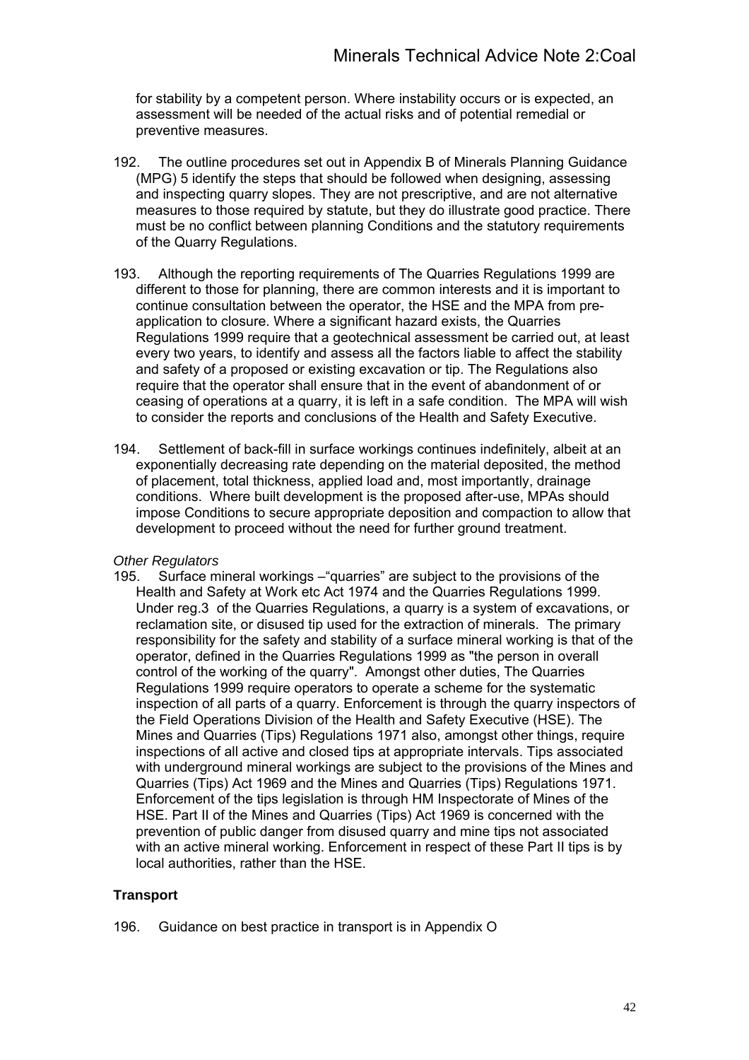for stability by a competent person. Where instability occurs or is expected, an assessment will be needed of the actual risks and of potential remedial or preventive measures.

192. The outline procedures set out in Appendix B of Minerals Planning Guidance (MPG) 5 identify the steps that should be followed when designing, assessing and inspecting quarry slopes. They are not prescriptive, and are not alternative measures to those required by statute, but they do illustrate good practice. There must be no conflict between planning Conditions and the statutory requirements of the Quarry Regulations.

193. Although the reporting requirements of The Quarries Regulations 1999 are different to those for planning, there are common interests and it is important to continue consultation between the operator, the HSE and the MPA from pre-application to closure. Where a significant hazard exists, the Quarries Regulations 1999 require that a geotechnical assessment be carried out, at least every two years, to identify and assess all the factors liable to affect the stability and safety of a proposed or existing excavation or tip. The Regulations also require that the operator shall ensure that in the event of abandonment of or ceasing of operations at a quarry, it is left in a safe condition. The MPA will wish to consider the reports and conclusions of the Health and Safety Executive.

194. Settlement of back-fill in surface workings continues indefinitely, albeit at an exponentially decreasing rate depending on the material deposited, the method of placement, total thickness, applied load and, most importantly, drainage conditions. Where built development is the proposed after-use, MPAs should impose Conditions to secure appropriate deposition and compaction to allow that development to proceed without the need for further ground treatment.

*Other Regulators*

195. Surface mineral workings –“quarries” are subject to the provisions of the Health and Safety at Work etc Act 1974 and the Quarries Regulations 1999. Under reg.3 of the Quarries Regulations, a quarry is a system of excavations, or reclamation site, or disused tip used for the extraction of minerals. The primary responsibility for the safety and stability of a surface mineral working is that of the operator, defined in the Quarries Regulations 1999 as "the person in overall control of the working of the quarry". Amongst other duties, The Quarries Regulations 1999 require operators to operate a scheme for the systematic inspection of all parts of a quarry. Enforcement is through the quarry inspectors of the Field Operations Division of the Health and Safety Executive (HSE). The Mines and Quarries (Tips) Regulations 1971 also, amongst other things, require inspections of all active and closed tips at appropriate intervals. Tips associated with underground mineral workings are subject to the provisions of the Mines and Quarries (Tips) Act 1969 and the Mines and Quarries (Tips) Regulations 1971. Enforcement of the tips legislation is through HM Inspectorate of Mines of the HSE. Part II of the Mines and Quarries (Tips) Act 1969 is concerned with the prevention of public danger from disused quarry and mine tips not associated with an active mineral working. Enforcement in respect of these Part II tips is by local authorities, rather than the HSE.

**Transport**

196. Guidance on best practice in transport is in Appendix O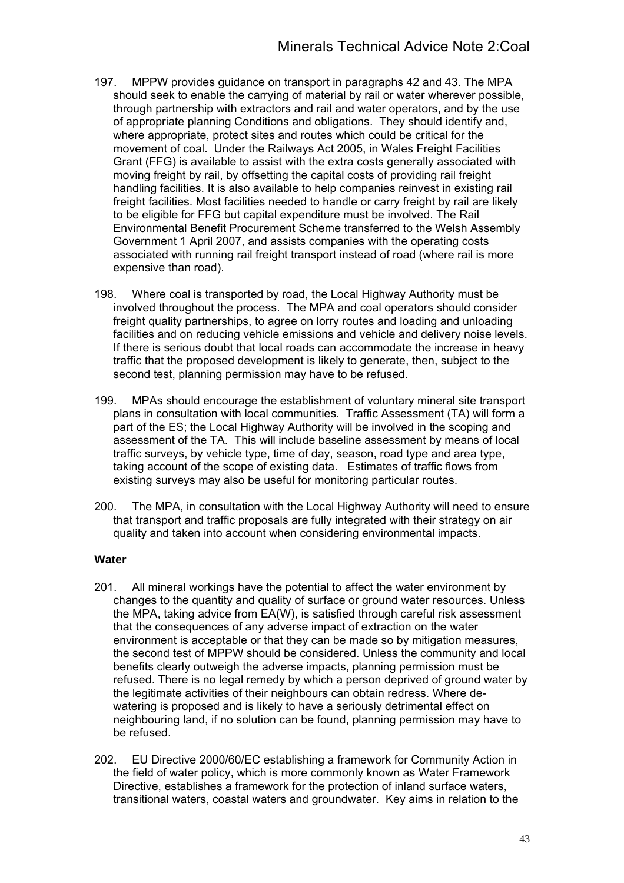197. MPPW provides guidance on transport in paragraphs 42 and 43. The MPA should seek to enable the carrying of material by rail or water wherever possible, through partnership with extractors and rail and water operators, and by the use of appropriate planning Conditions and obligations. They should identify and, where appropriate, protect sites and routes which could be critical for the movement of coal. Under the Railways Act 2005, in Wales Freight Facilities Grant (FFG) is available to assist with the extra costs generally associated with moving freight by rail, by offsetting the capital costs of providing rail freight handling facilities. It is also available to help companies reinvest in existing rail freight facilities. Most facilities needed to handle or carry freight by rail are likely to be eligible for FFG but capital expenditure must be involved. The Rail Environmental Benefit Procurement Scheme transferred to the Welsh Assembly Government 1 April 2007, and assists companies with the operating costs associated with running rail freight transport instead of road (where rail is more expensive than road).

198. Where coal is transported by road, the Local Highway Authority must be involved throughout the process. The MPA and coal operators should consider freight quality partnerships, to agree on lorry routes and loading and unloading facilities and on reducing vehicle emissions and vehicle and delivery noise levels. If there is serious doubt that local roads can accommodate the increase in heavy traffic that the proposed development is likely to generate, then, subject to the second test, planning permission may have to be refused.

199. MPAs should encourage the establishment of voluntary mineral site transport plans in consultation with local communities. Traffic Assessment (TA) will form a part of the ES; the Local Highway Authority will be involved in the scoping and assessment of the TA. This will include baseline assessment by means of local traffic surveys, by vehicle type, time of day, season, road type and area type, taking account of the scope of existing data. Estimates of traffic flows from existing surveys may also be useful for monitoring particular routes.

200. The MPA, in consultation with the Local Highway Authority will need to ensure that transport and traffic proposals are fully integrated with their strategy on air quality and taken into account when considering environmental impacts.

**Water**

201. All mineral workings have the potential to affect the water environment by changes to the quantity and quality of surface or ground water resources. Unless the MPA, taking advice from EA(W), is satisfied through careful risk assessment that the consequences of any adverse impact of extraction on the water environment is acceptable or that they can be made so by mitigation measures, the second test of MPPW should be considered. Unless the community and local benefits clearly outweigh the adverse impacts, planning permission must be refused. There is no legal remedy by which a person deprived of ground water by the legitimate activities of their neighbours can obtain redress. Where de-watering is proposed and is likely to have a seriously detrimental effect on neighbouring land, if no solution can be found, planning permission may have to be refused.

202. EU Directive 2000/60/EC establishing a framework for Community Action in the field of water policy, which is more commonly known as Water Framework Directive, establishes a framework for the protection of inland surface waters, transitional waters, coastal waters and groundwater. Key aims in relation to the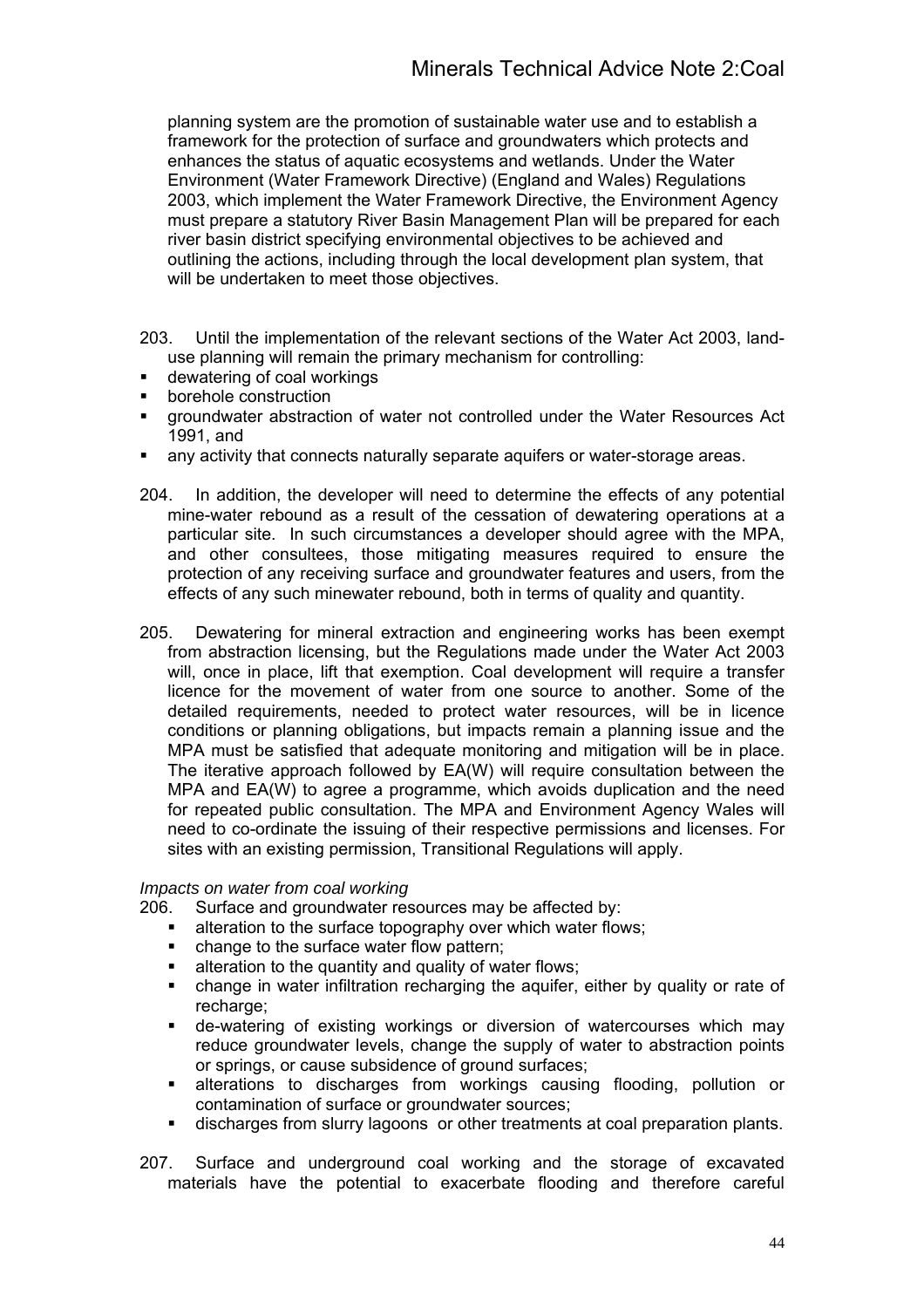planning system are the promotion of sustainable water use and to establish a framework for the protection of surface and groundwaters which protects and enhances the status of aquatic ecosystems and wetlands. Under the Water Environment (Water Framework Directive) (England and Wales) Regulations 2003, which implement the Water Framework Directive, the Environment Agency must prepare a statutory River Basin Management Plan will be prepared for each river basin district specifying environmental objectives to be achieved and outlining the actions, including through the local development plan system, that will be undertaken to meet those objectives.

203. Until the implementation of the relevant sections of the Water Act 2003, land-use planning will remain the primary mechanism for controlling:

- dewatering of coal workings
- borehole construction
- groundwater abstraction of water not controlled under the Water Resources Act 1991, and
- any activity that connects naturally separate aquifers or water-storage areas.

204. In addition, the developer will need to determine the effects of any potential mine-water rebound as a result of the cessation of dewatering operations at a particular site. In such circumstances a developer should agree with the MPA, and other consultees, those mitigating measures required to ensure the protection of any receiving surface and groundwater features and users, from the effects of any such minewater rebound, both in terms of quality and quantity.

205. Dewatering for mineral extraction and engineering works has been exempt from abstraction licensing, but the Regulations made under the Water Act 2003 will, once in place, lift that exemption. Coal development will require a transfer licence for the movement of water from one source to another. Some of the detailed requirements, needed to protect water resources, will be in licence conditions or planning obligations, but impacts remain a planning issue and the MPA must be satisfied that adequate monitoring and mitigation will be in place. The iterative approach followed by EA(W) will require consultation between the MPA and EA(W) to agree a programme, which avoids duplication and the need for repeated public consultation. The MPA and Environment Agency Wales will need to co-ordinate the issuing of their respective permissions and licenses. For sites with an existing permission, Transitional Regulations will apply.

*Impacts on water from coal working*

206. Surface and groundwater resources may be affected by:

- alteration to the surface topography over which water flows;
- change to the surface water flow pattern;
- alteration to the quantity and quality of water flows;
- change in water infiltration recharging the aquifer, either by quality or rate of recharge;
- de-watering of existing workings or diversion of watercourses which may reduce groundwater levels, change the supply of water to abstraction points or springs, or cause subsidence of ground surfaces;
- alterations to discharges from workings causing flooding, pollution or contamination of surface or groundwater sources;
- discharges from slurry lagoons or other treatments at coal preparation plants.

207. Surface and underground coal working and the storage of excavated materials have the potential to exacerbate flooding and therefore careful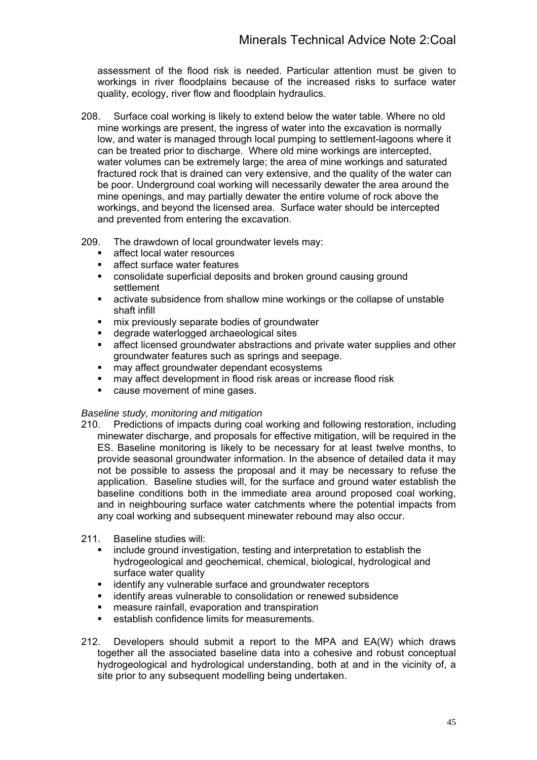assessment of the flood risk is needed. Particular attention must be given to workings in river floodplains because of the increased risks to surface water quality, ecology, river flow and floodplain hydraulics.

208. Surface coal working is likely to extend below the water table. Where no old mine workings are present, the ingress of water into the excavation is normally low, and water is managed through local pumping to settlement-lagoons where it can be treated prior to discharge. Where old mine workings are intercepted, water volumes can be extremely large; the area of mine workings and saturated fractured rock that is drained can very extensive, and the quality of the water can be poor. Underground coal working will necessarily dewater the area around the mine openings, and may partially dewater the entire volume of rock above the workings, and beyond the licensed area. Surface water should be intercepted and prevented from entering the excavation.

209. The drawdown of local groundwater levels may:

- affect local water resources
- affect surface water features
- consolidate superficial deposits and broken ground causing ground settlement
- activate subsidence from shallow mine workings or the collapse of unstable shaft infill
- mix previously separate bodies of groundwater
- degrade waterlogged archaeological sites
- affect licensed groundwater abstractions and private water supplies and other groundwater features such as springs and seepage.
- may affect groundwater dependant ecosystems
- may affect development in flood risk areas or increase flood risk
- cause movement of mine gases.

*Baseline study, monitoring and mitigation*

210. Predictions of impacts during coal working and following restoration, including minewater discharge, and proposals for effective mitigation, will be required in the ES. Baseline monitoring is likely to be necessary for at least twelve months, to provide seasonal groundwater information. In the absence of detailed data it may not be possible to assess the proposal and it may be necessary to refuse the application. Baseline studies will, for the surface and ground water establish the baseline conditions both in the immediate area around proposed coal working, and in neighbouring surface water catchments where the potential impacts from any coal working and subsequent minewater rebound may also occur.

211. Baseline studies will:

- include ground investigation, testing and interpretation to establish the hydrogeological and geochemical, chemical, biological, hydrological and surface water quality
- identify any vulnerable surface and groundwater receptors
- identify areas vulnerable to consolidation or renewed subsidence
- measure rainfall, evaporation and transpiration
- establish confidence limits for measurements.

212. Developers should submit a report to the MPA and EA(W) which draws together all the associated baseline data into a cohesive and robust conceptual hydrogeological and hydrological understanding, both at and in the vicinity of, a site prior to any subsequent modelling being undertaken.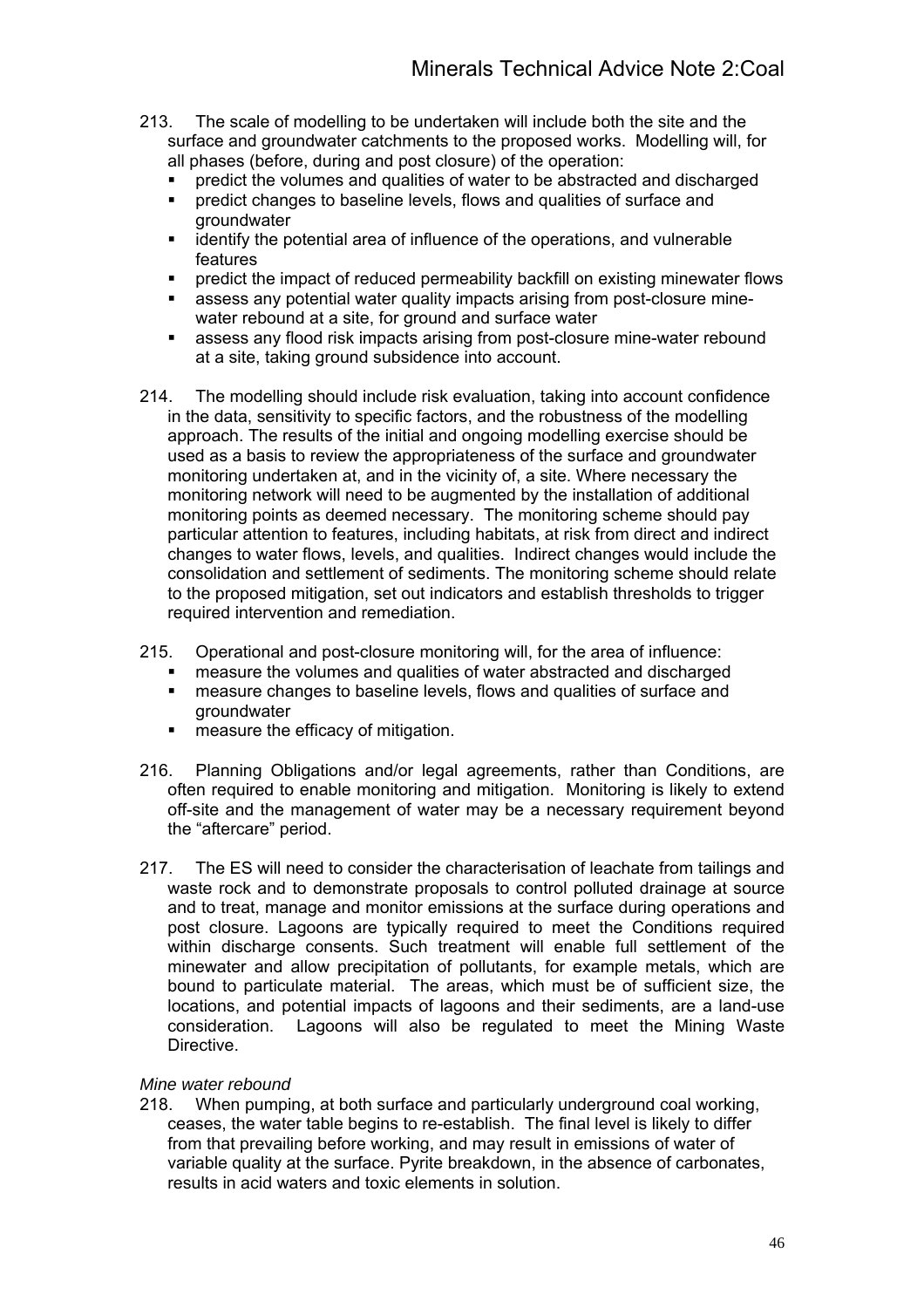213. The scale of modelling to be undertaken will include both the site and the surface and groundwater catchments to the proposed works. Modelling will, for all phases (before, during and post closure) of the operation:

- predict the volumes and qualities of water to be abstracted and discharged
- predict changes to baseline levels, flows and qualities of surface and groundwater
- identify the potential area of influence of the operations, and vulnerable features
- predict the impact of reduced permeability backfill on existing minewater flows
- assess any potential water quality impacts arising from post-closure mine-water rebound at a site, for ground and surface water
- assess any flood risk impacts arising from post-closure mine-water rebound at a site, taking ground subsidence into account.

214. The modelling should include risk evaluation, taking into account confidence in the data, sensitivity to specific factors, and the robustness of the modelling approach. The results of the initial and ongoing modelling exercise should be used as a basis to review the appropriateness of the surface and groundwater monitoring undertaken at, and in the vicinity of, a site. Where necessary the monitoring network will need to be augmented by the installation of additional monitoring points as deemed necessary. The monitoring scheme should pay particular attention to features, including habitats, at risk from direct and indirect changes to water flows, levels, and qualities. Indirect changes would include the consolidation and settlement of sediments. The monitoring scheme should relate to the proposed mitigation, set out indicators and establish thresholds to trigger required intervention and remediation.

215. Operational and post-closure monitoring will, for the area of influence:

- measure the volumes and qualities of water abstracted and discharged
- measure changes to baseline levels, flows and qualities of surface and groundwater
- measure the efficacy of mitigation.

216. Planning Obligations and/or legal agreements, rather than Conditions, are often required to enable monitoring and mitigation. Monitoring is likely to extend off-site and the management of water may be a necessary requirement beyond the "aftercare" period.

217. The ES will need to consider the characterisation of leachate from tailings and waste rock and to demonstrate proposals to control polluted drainage at source and to treat, manage and monitor emissions at the surface during operations and post closure. Lagoons are typically required to meet the Conditions required within discharge consents. Such treatment will enable full settlement of the minewater and allow precipitation of pollutants, for example metals, which are bound to particulate material. The areas, which must be of sufficient size, the locations, and potential impacts of lagoons and their sediments, are a land-use consideration. Lagoons will also be regulated to meet the Mining Waste Directive.

*Mine water rebound*

218. When pumping, at both surface and particularly underground coal working, ceases, the water table begins to re-establish. The final level is likely to differ from that prevailing before working, and may result in emissions of water of variable quality at the surface. Pyrite breakdown, in the absence of carbonates, results in acid waters and toxic elements in solution.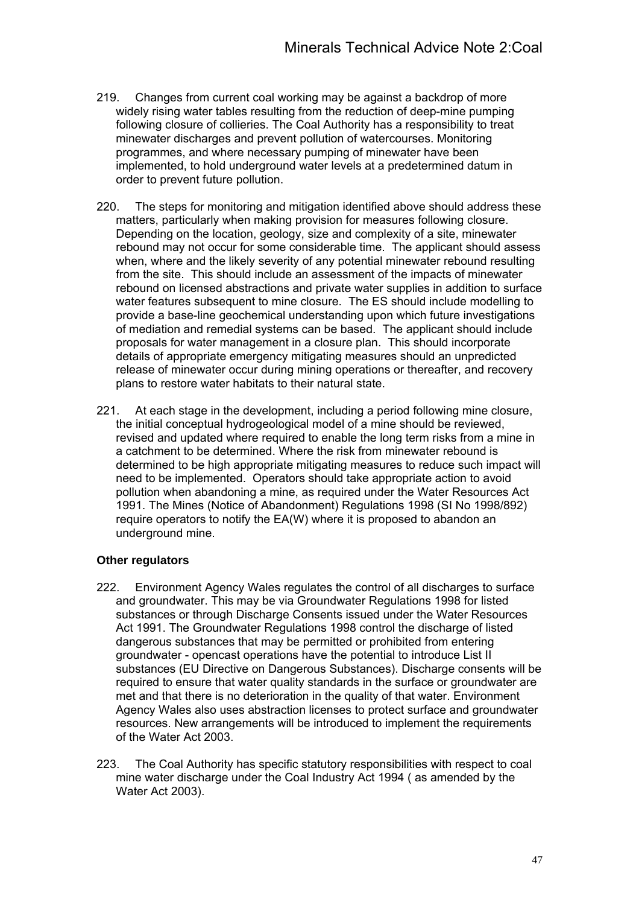219. Changes from current coal working may be against a backdrop of more widely rising water tables resulting from the reduction of deep-mine pumping following closure of collieries. The Coal Authority has a responsibility to treat minewater discharges and prevent pollution of watercourses. Monitoring programmes, and where necessary pumping of minewater have been implemented, to hold underground water levels at a predetermined datum in order to prevent future pollution.

220. The steps for monitoring and mitigation identified above should address these matters, particularly when making provision for measures following closure. Depending on the location, geology, size and complexity of a site, minewater rebound may not occur for some considerable time. The applicant should assess when, where and the likely severity of any potential minewater rebound resulting from the site. This should include an assessment of the impacts of minewater rebound on licensed abstractions and private water supplies in addition to surface water features subsequent to mine closure. The ES should include modelling to provide a base-line geochemical understanding upon which future investigations of mediation and remedial systems can be based. The applicant should include proposals for water management in a closure plan. This should incorporate details of appropriate emergency mitigating measures should an unpredicted release of minewater occur during mining operations or thereafter, and recovery plans to restore water habitats to their natural state.

221. At each stage in the development, including a period following mine closure, the initial conceptual hydrogeological model of a mine should be reviewed, revised and updated where required to enable the long term risks from a mine in a catchment to be determined. Where the risk from minewater rebound is determined to be high appropriate mitigating measures to reduce such impact will need to be implemented. Operators should take appropriate action to avoid pollution when abandoning a mine, as required under the Water Resources Act 1991. The Mines (Notice of Abandonment) Regulations 1998 (SI No 1998/892) require operators to notify the EA(W) where it is proposed to abandon an underground mine.

**Other regulators**

222. Environment Agency Wales regulates the control of all discharges to surface and groundwater. This may be via Groundwater Regulations 1998 for listed substances or through Discharge Consents issued under the Water Resources Act 1991. The Groundwater Regulations 1998 control the discharge of listed dangerous substances that may be permitted or prohibited from entering groundwater - opencast operations have the potential to introduce List II substances (EU Directive on Dangerous Substances). Discharge consents will be required to ensure that water quality standards in the surface or groundwater are met and that there is no deterioration in the quality of that water. Environment Agency Wales also uses abstraction licenses to protect surface and groundwater resources. New arrangements will be introduced to implement the requirements of the Water Act 2003.

223. The Coal Authority has specific statutory responsibilities with respect to coal mine water discharge under the Coal Industry Act 1994 ( as amended by the Water Act 2003).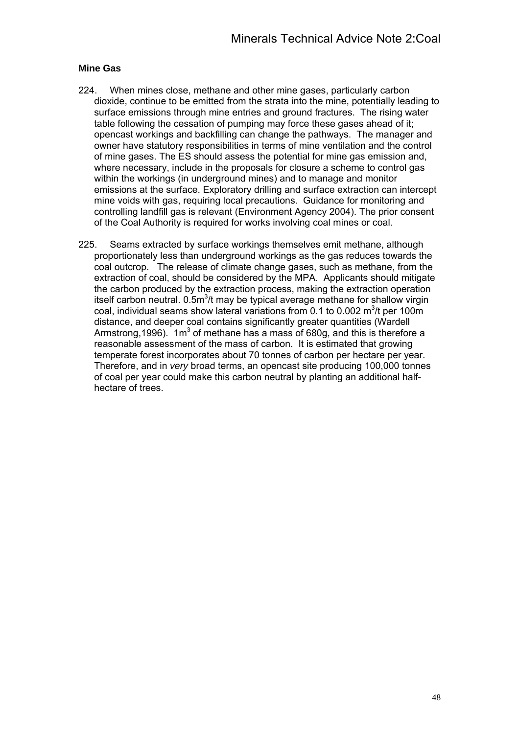### Mine Gas

224. When mines close, methane and other mine gases, particularly carbon dioxide, continue to be emitted from the strata into the mine, potentially leading to surface emissions through mine entries and ground fractures. The rising water table following the cessation of pumping may force these gases ahead of it; opencast workings and backfilling can change the pathways. The manager and owner have statutory responsibilities in terms of mine ventilation and the control of mine gases. The ES should assess the potential for mine gas emission and, where necessary, include in the proposals for closure a scheme to control gas within the workings (in underground mines) and to manage and monitor emissions at the surface. Exploratory drilling and surface extraction can intercept mine voids with gas, requiring local precautions. Guidance for monitoring and controlling landfill gas is relevant (Environment Agency 2004). The prior consent of the Coal Authority is required for works involving coal mines or coal.

225. Seams extracted by surface workings themselves emit methane, although proportionately less than underground workings as the gas reduces towards the coal outcrop. The release of climate change gases, such as methane, from the extraction of coal, should be considered by the MPA. Applicants should mitigate the carbon produced by the extraction process, making the extraction operation itself carbon neutral. $0.5m^3/t$ may be typical average methane for shallow virgin coal, individual seams show lateral variations from 0.1 to 0.002 $m^3/t$ per 100m distance, and deeper coal contains significantly greater quantities (Wardell Armstrong,1996). $1m^3$ of methane has a mass of 680g, and this is therefore a reasonable assessment of the mass of carbon. It is estimated that growing temperate forest incorporates about 70 tonnes of carbon per hectare per year. Therefore, and in *very* broad terms, an opencast site producing 100,000 tonnes of coal per year could make this carbon neutral by planting an additional half-hectare of trees.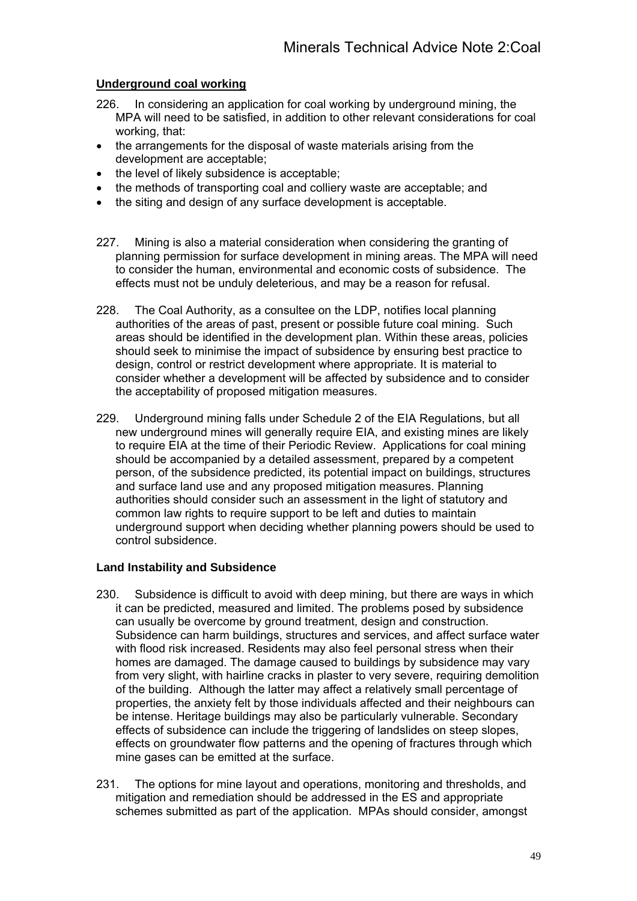## Underground coal working

226. In considering an application for coal working by underground mining, the MPA will need to be satisfied, in addition to other relevant considerations for coal working, that:

- the arrangements for the disposal of waste materials arising from the development are acceptable;
- the level of likely subsidence is acceptable;
- the methods of transporting coal and colliery waste are acceptable; and
- the siting and design of any surface development is acceptable.

227. Mining is also a material consideration when considering the granting of planning permission for surface development in mining areas. The MPA will need to consider the human, environmental and economic costs of subsidence. The effects must not be unduly deleterious, and may be a reason for refusal.

228. The Coal Authority, as a consultee on the LDP, notifies local planning authorities of the areas of past, present or possible future coal mining. Such areas should be identified in the development plan. Within these areas, policies should seek to minimise the impact of subsidence by ensuring best practice to design, control or restrict development where appropriate. It is material to consider whether a development will be affected by subsidence and to consider the acceptability of proposed mitigation measures.

229. Underground mining falls under Schedule 2 of the EIA Regulations, but all new underground mines will generally require EIA, and existing mines are likely to require EIA at the time of their Periodic Review. Applications for coal mining should be accompanied by a detailed assessment, prepared by a competent person, of the subsidence predicted, its potential impact on buildings, structures and surface land use and any proposed mitigation measures. Planning authorities should consider such an assessment in the light of statutory and common law rights to require support to be left and duties to maintain underground support when deciding whether planning powers should be used to control subsidence.

### Land Instability and Subsidence

230. Subsidence is difficult to avoid with deep mining, but there are ways in which it can be predicted, measured and limited. The problems posed by subsidence can usually be overcome by ground treatment, design and construction. Subsidence can harm buildings, structures and services, and affect surface water with flood risk increased. Residents may also feel personal stress when their homes are damaged. The damage caused to buildings by subsidence may vary from very slight, with hairline cracks in plaster to very severe, requiring demolition of the building. Although the latter may affect a relatively small percentage of properties, the anxiety felt by those individuals affected and their neighbours can be intense. Heritage buildings may also be particularly vulnerable. Secondary effects of subsidence can include the triggering of landslides on steep slopes, effects on groundwater flow patterns and the opening of fractures through which mine gases can be emitted at the surface.

231. The options for mine layout and operations, monitoring and thresholds, and mitigation and remediation should be addressed in the ES and appropriate schemes submitted as part of the application. MPAs should consider, amongst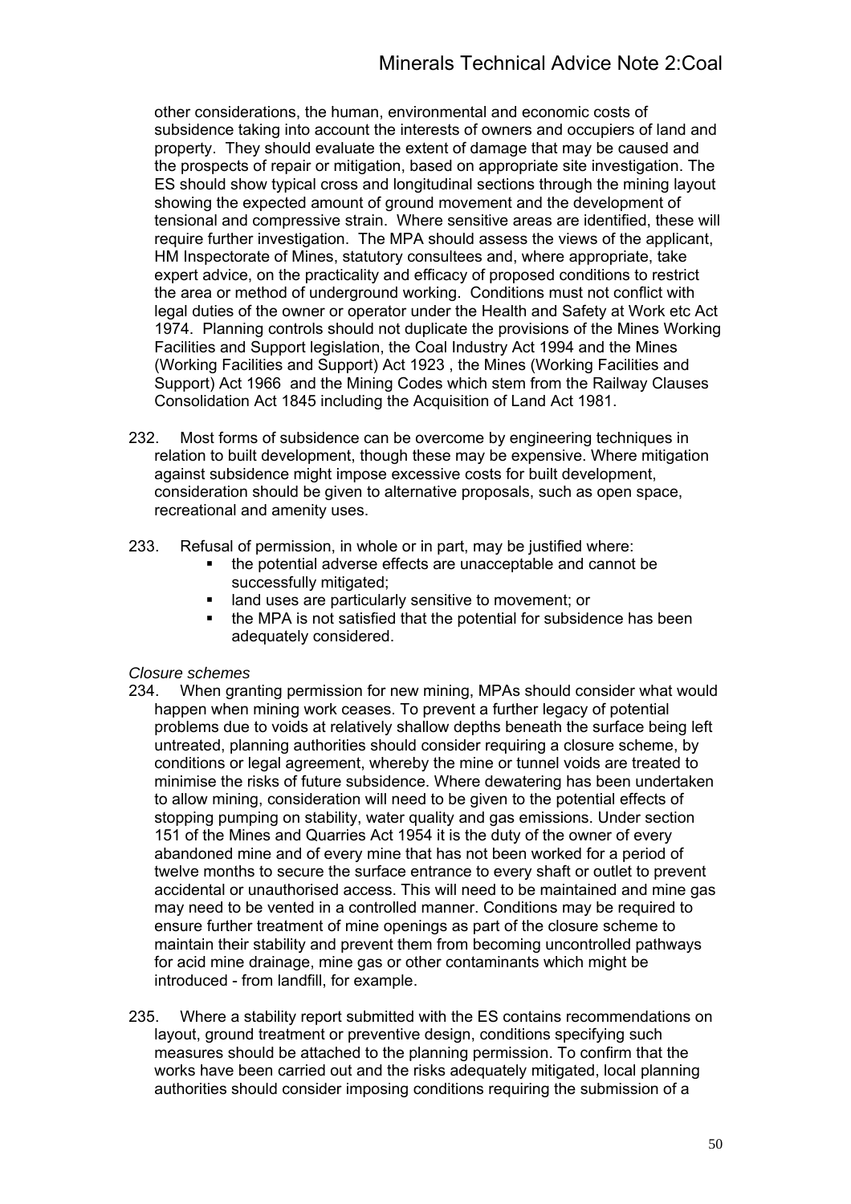other considerations, the human, environmental and economic costs of subsidence taking into account the interests of owners and occupiers of land and property. They should evaluate the extent of damage that may be caused and the prospects of repair or mitigation, based on appropriate site investigation. The ES should show typical cross and longitudinal sections through the mining layout showing the expected amount of ground movement and the development of tensional and compressive strain. Where sensitive areas are identified, these will require further investigation. The MPA should assess the views of the applicant, HM Inspectorate of Mines, statutory consultees and, where appropriate, take expert advice, on the practicality and efficacy of proposed conditions to restrict the area or method of underground working. Conditions must not conflict with legal duties of the owner or operator under the Health and Safety at Work etc Act 1974. Planning controls should not duplicate the provisions of the Mines Working Facilities and Support legislation, the Coal Industry Act 1994 and the Mines (Working Facilities and Support) Act 1923 , the Mines (Working Facilities and Support) Act 1966 and the Mining Codes which stem from the Railway Clauses Consolidation Act 1845 including the Acquisition of Land Act 1981.

232. Most forms of subsidence can be overcome by engineering techniques in relation to built development, though these may be expensive. Where mitigation against subsidence might impose excessive costs for built development, consideration should be given to alternative proposals, such as open space, recreational and amenity uses.

233. Refusal of permission, in whole or in part, may be justified where:
   - the potential adverse effects are unacceptable and cannot be successfully mitigated;
   - land uses are particularly sensitive to movement; or
   - the MPA is not satisfied that the potential for subsidence has been adequately considered.

*Closure schemes*

234. When granting permission for new mining, MPAs should consider what would happen when mining work ceases. To prevent a further legacy of potential problems due to voids at relatively shallow depths beneath the surface being left untreated, planning authorities should consider requiring a closure scheme, by conditions or legal agreement, whereby the mine or tunnel voids are treated to minimise the risks of future subsidence. Where dewatering has been undertaken to allow mining, consideration will need to be given to the potential effects of stopping pumping on stability, water quality and gas emissions. Under section 151 of the Mines and Quarries Act 1954 it is the duty of the owner of every abandoned mine and of every mine that has not been worked for a period of twelve months to secure the surface entrance to every shaft or outlet to prevent accidental or unauthorised access. This will need to be maintained and mine gas may need to be vented in a controlled manner. Conditions may be required to ensure further treatment of mine openings as part of the closure scheme to maintain their stability and prevent them from becoming uncontrolled pathways for acid mine drainage, mine gas or other contaminants which might be introduced - from landfill, for example.

235. Where a stability report submitted with the ES contains recommendations on layout, ground treatment or preventive design, conditions specifying such measures should be attached to the planning permission. To confirm that the works have been carried out and the risks adequately mitigated, local planning authorities should consider imposing conditions requiring the submission of a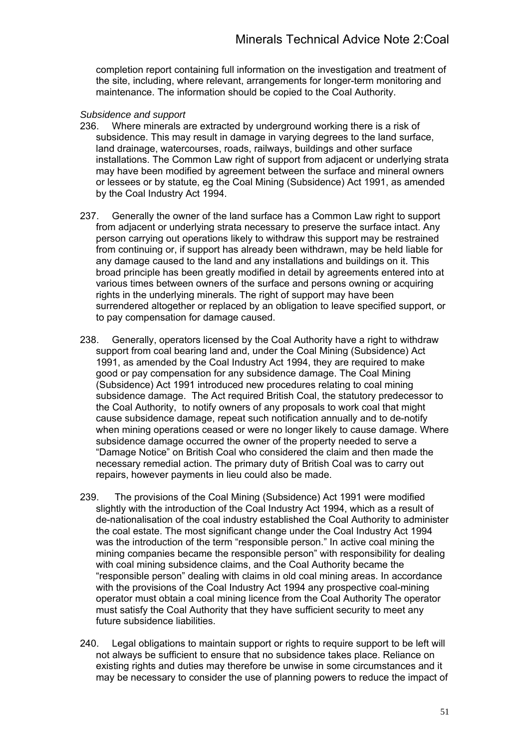completion report containing full information on the investigation and treatment of the site, including, where relevant, arrangements for longer-term monitoring and maintenance. The information should be copied to the Coal Authority.

*Subsidence and support*

236. Where minerals are extracted by underground working there is a risk of subsidence. This may result in damage in varying degrees to the land surface, land drainage, watercourses, roads, railways, buildings and other surface installations. The Common Law right of support from adjacent or underlying strata may have been modified by agreement between the surface and mineral owners or lessees or by statute, eg the Coal Mining (Subsidence) Act 1991, as amended by the Coal Industry Act 1994.

237. Generally the owner of the land surface has a Common Law right to support from adjacent or underlying strata necessary to preserve the surface intact. Any person carrying out operations likely to withdraw this support may be restrained from continuing or, if support has already been withdrawn, may be held liable for any damage caused to the land and any installations and buildings on it. This broad principle has been greatly modified in detail by agreements entered into at various times between owners of the surface and persons owning or acquiring rights in the underlying minerals. The right of support may have been surrendered altogether or replaced by an obligation to leave specified support, or to pay compensation for damage caused.

238. Generally, operators licensed by the Coal Authority have a right to withdraw support from coal bearing land and, under the Coal Mining (Subsidence) Act 1991, as amended by the Coal Industry Act 1994, they are required to make good or pay compensation for any subsidence damage. The Coal Mining (Subsidence) Act 1991 introduced new procedures relating to coal mining subsidence damage. The Act required British Coal, the statutory predecessor to the Coal Authority, to notify owners of any proposals to work coal that might cause subsidence damage, repeat such notification annually and to de-notify when mining operations ceased or were no longer likely to cause damage. Where subsidence damage occurred the owner of the property needed to serve a "Damage Notice" on British Coal who considered the claim and then made the necessary remedial action. The primary duty of British Coal was to carry out repairs, however payments in lieu could also be made.

239. The provisions of the Coal Mining (Subsidence) Act 1991 were modified slightly with the introduction of the Coal Industry Act 1994, which as a result of de-nationalisation of the coal industry established the Coal Authority to administer the coal estate. The most significant change under the Coal Industry Act 1994 was the introduction of the term "responsible person." In active coal mining the mining companies became the responsible person" with responsibility for dealing with coal mining subsidence claims, and the Coal Authority became the "responsible person" dealing with claims in old coal mining areas. In accordance with the provisions of the Coal Industry Act 1994 any prospective coal-mining operator must obtain a coal mining licence from the Coal Authority The operator must satisfy the Coal Authority that they have sufficient security to meet any future subsidence liabilities.

240. Legal obligations to maintain support or rights to require support to be left will not always be sufficient to ensure that no subsidence takes place. Reliance on existing rights and duties may therefore be unwise in some circumstances and it may be necessary to consider the use of planning powers to reduce the impact of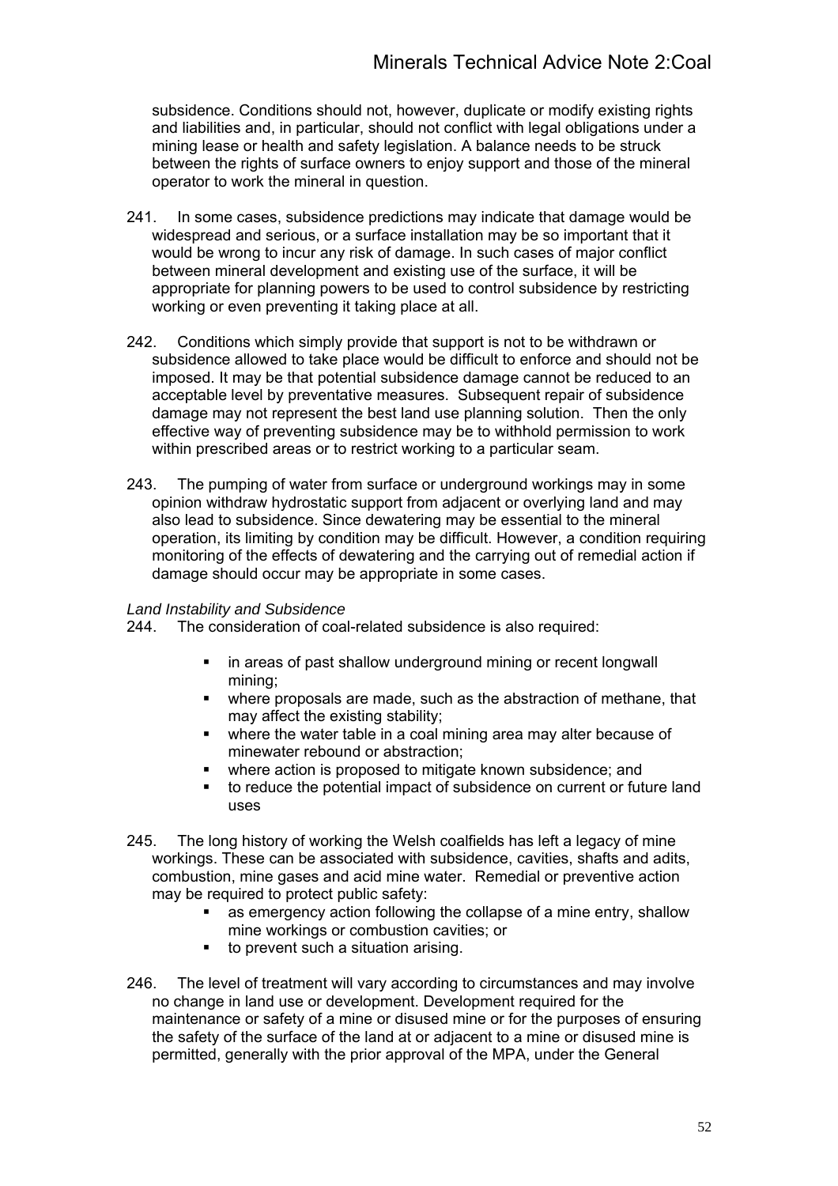subsidence. Conditions should not, however, duplicate or modify existing rights and liabilities and, in particular, should not conflict with legal obligations under a mining lease or health and safety legislation. A balance needs to be struck between the rights of surface owners to enjoy support and those of the mineral operator to work the mineral in question.

241. In some cases, subsidence predictions may indicate that damage would be widespread and serious, or a surface installation may be so important that it would be wrong to incur any risk of damage. In such cases of major conflict between mineral development and existing use of the surface, it will be appropriate for planning powers to be used to control subsidence by restricting working or even preventing it taking place at all.

242. Conditions which simply provide that support is not to be withdrawn or subsidence allowed to take place would be difficult to enforce and should not be imposed. It may be that potential subsidence damage cannot be reduced to an acceptable level by preventative measures. Subsequent repair of subsidence damage may not represent the best land use planning solution. Then the only effective way of preventing subsidence may be to withhold permission to work within prescribed areas or to restrict working to a particular seam.

243. The pumping of water from surface or underground workings may in some opinion withdraw hydrostatic support from adjacent or overlying land and may also lead to subsidence. Since dewatering may be essential to the mineral operation, its limiting by condition may be difficult. However, a condition requiring monitoring of the effects of dewatering and the carrying out of remedial action if damage should occur may be appropriate in some cases.

*Land Instability and Subsidence*

244. The consideration of coal-related subsidence is also required:

- in areas of past shallow underground mining or recent longwall mining;
- where proposals are made, such as the abstraction of methane, that may affect the existing stability;
- where the water table in a coal mining area may alter because of minewater rebound or abstraction;
- where action is proposed to mitigate known subsidence; and
- to reduce the potential impact of subsidence on current or future land uses

245. The long history of working the Welsh coalfields has left a legacy of mine workings. These can be associated with subsidence, cavities, shafts and adits, combustion, mine gases and acid mine water. Remedial or preventive action may be required to protect public safety:

- as emergency action following the collapse of a mine entry, shallow mine workings or combustion cavities; or
- to prevent such a situation arising.

246. The level of treatment will vary according to circumstances and may involve no change in land use or development. Development required for the maintenance or safety of a mine or disused mine or for the purposes of ensuring the safety of the surface of the land at or adjacent to a mine or disused mine is permitted, generally with the prior approval of the MPA, under the General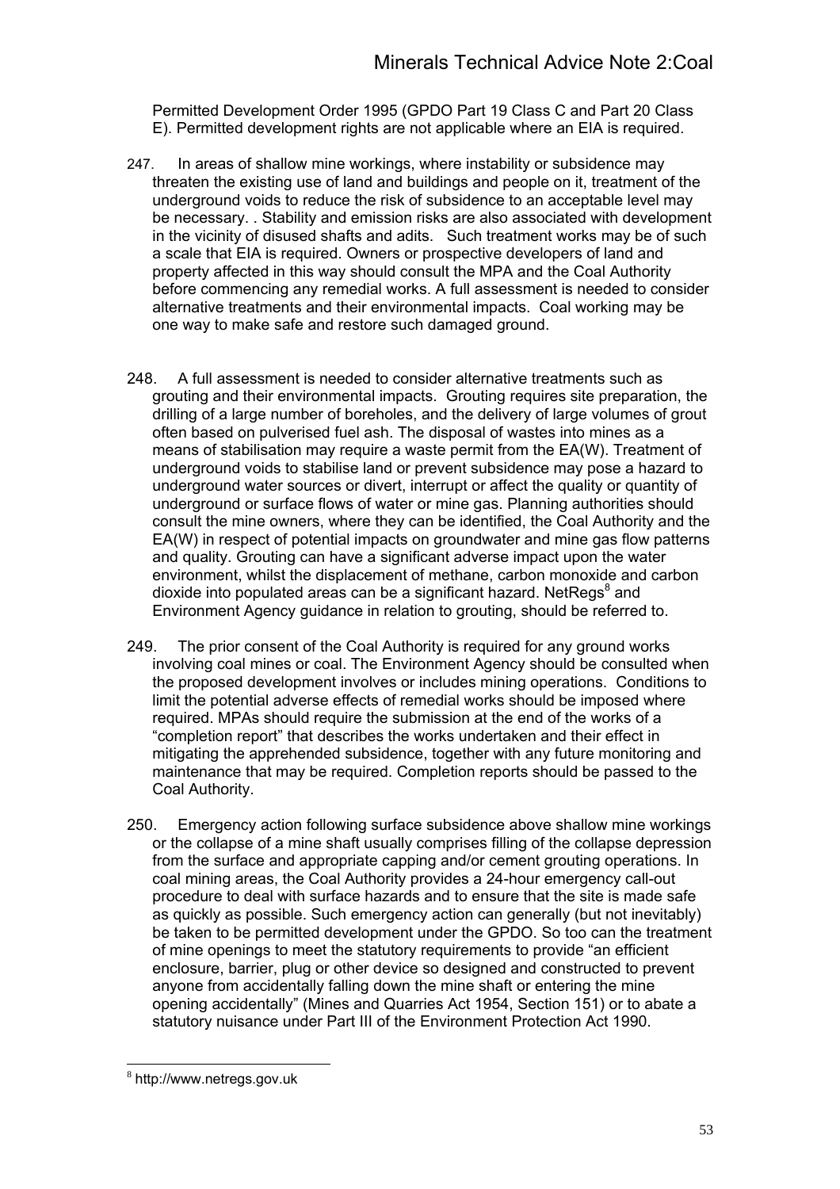Permitted Development Order 1995 (GPDO Part 19 Class C and Part 20 Class E). Permitted development rights are not applicable where an EIA is required.

247. In areas of shallow mine workings, where instability or subsidence may threaten the existing use of land and buildings and people on it, treatment of the underground voids to reduce the risk of subsidence to an acceptable level may be necessary. . Stability and emission risks are also associated with development in the vicinity of disused shafts and adits. Such treatment works may be of such a scale that EIA is required. Owners or prospective developers of land and property affected in this way should consult the MPA and the Coal Authority before commencing any remedial works. A full assessment is needed to consider alternative treatments and their environmental impacts. Coal working may be one way to make safe and restore such damaged ground.

248. A full assessment is needed to consider alternative treatments such as grouting and their environmental impacts. Grouting requires site preparation, the drilling of a large number of boreholes, and the delivery of large volumes of grout often based on pulverised fuel ash. The disposal of wastes into mines as a means of stabilisation may require a waste permit from the EA(W). Treatment of underground voids to stabilise land or prevent subsidence may pose a hazard to underground water sources or divert, interrupt or affect the quality or quantity of underground or surface flows of water or mine gas. Planning authorities should consult the mine owners, where they can be identified, the Coal Authority and the EA(W) in respect of potential impacts on groundwater and mine gas flow patterns and quality. Grouting can have a significant adverse impact upon the water environment, whilst the displacement of methane, carbon monoxide and carbon dioxide into populated areas can be a significant hazard. NetRegs[8] and Environment Agency guidance in relation to grouting, should be referred to.

249. The prior consent of the Coal Authority is required for any ground works involving coal mines or coal. The Environment Agency should be consulted when the proposed development involves or includes mining operations. Conditions to limit the potential adverse effects of remedial works should be imposed where required. MPAs should require the submission at the end of the works of a "completion report" that describes the works undertaken and their effect in mitigating the apprehended subsidence, together with any future monitoring and maintenance that may be required. Completion reports should be passed to the Coal Authority.

250. Emergency action following surface subsidence above shallow mine workings or the collapse of a mine shaft usually comprises filling of the collapse depression from the surface and appropriate capping and/or cement grouting operations. In coal mining areas, the Coal Authority provides a 24-hour emergency call-out procedure to deal with surface hazards and to ensure that the site is made safe as quickly as possible. Such emergency action can generally (but not inevitably) be taken to be permitted development under the GPDO. So too can the treatment of mine openings to meet the statutory requirements to provide "an efficient enclosure, barrier, plug or other device so designed and constructed to prevent anyone from accidentally falling down the mine shaft or entering the mine opening accidentally" (Mines and Quarries Act 1954, Section 151) or to abate a statutory nuisance under Part III of the Environment Protection Act 1990.

---

[8] http://www.netregs.gov.uk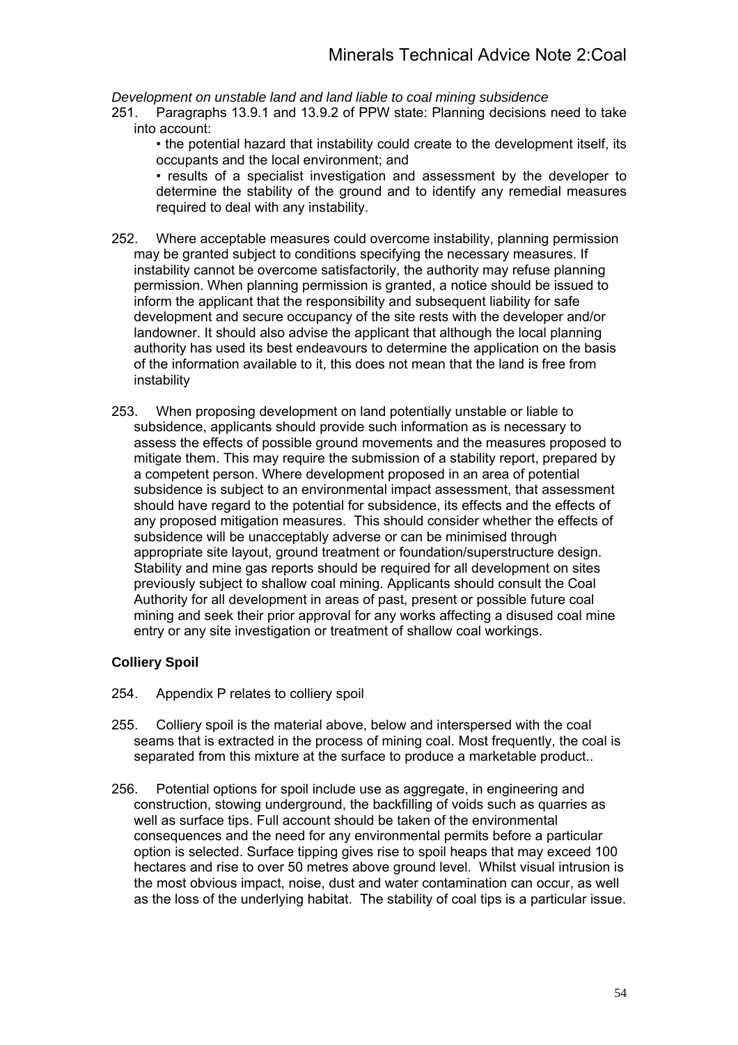*Development on unstable land and land liable to coal mining subsidence*

251. Paragraphs 13.9.1 and 13.9.2 of PPW state: Planning decisions need to take into account:

  - the potential hazard that instability could create to the development itself, its occupants and the local environment; and
  - results of a specialist investigation and assessment by the developer to determine the stability of the ground and to identify any remedial measures required to deal with any instability.

252. Where acceptable measures could overcome instability, planning permission may be granted subject to conditions specifying the necessary measures. If instability cannot be overcome satisfactorily, the authority may refuse planning permission. When planning permission is granted, a notice should be issued to inform the applicant that the responsibility and subsequent liability for safe development and secure occupancy of the site rests with the developer and/or landowner. It should also advise the applicant that although the local planning authority has used its best endeavours to determine the application on the basis of the information available to it, this does not mean that the land is free from instability

253. When proposing development on land potentially unstable or liable to subsidence, applicants should provide such information as is necessary to assess the effects of possible ground movements and the measures proposed to mitigate them. This may require the submission of a stability report, prepared by a competent person. Where development proposed in an area of potential subsidence is subject to an environmental impact assessment, that assessment should have regard to the potential for subsidence, its effects and the effects of any proposed mitigation measures. This should consider whether the effects of subsidence will be unacceptably adverse or can be minimised through appropriate site layout, ground treatment or foundation/superstructure design. Stability and mine gas reports should be required for all development on sites previously subject to shallow coal mining. Applicants should consult the Coal Authority for all development in areas of past, present or possible future coal mining and seek their prior approval for any works affecting a disused coal mine entry or any site investigation or treatment of shallow coal workings.

**Colliery Spoil**

254. Appendix P relates to colliery spoil

255. Colliery spoil is the material above, below and interspersed with the coal seams that is extracted in the process of mining coal. Most frequently, the coal is separated from this mixture at the surface to produce a marketable product..

256. Potential options for spoil include use as aggregate, in engineering and construction, stowing underground, the backfilling of voids such as quarries as well as surface tips. Full account should be taken of the environmental consequences and the need for any environmental permits before a particular option is selected. Surface tipping gives rise to spoil heaps that may exceed 100 hectares and rise to over 50 metres above ground level. Whilst visual intrusion is the most obvious impact, noise, dust and water contamination can occur, as well as the loss of the underlying habitat. The stability of coal tips is a particular issue.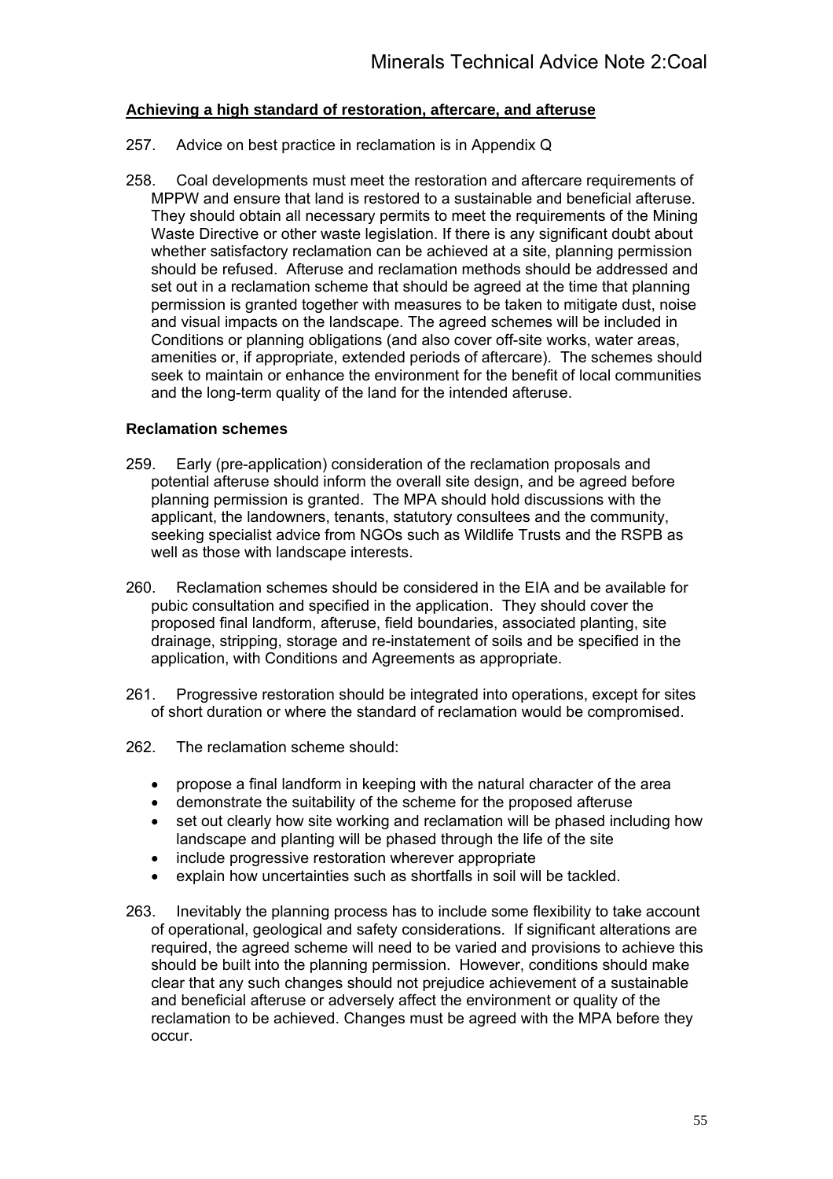### Achieving a high standard of restoration, aftercare, and afteruse

257. Advice on best practice in reclamation is in Appendix Q

258. Coal developments must meet the restoration and aftercare requirements of MPPW and ensure that land is restored to a sustainable and beneficial afteruse. They should obtain all necessary permits to meet the requirements of the Mining Waste Directive or other waste legislation. If there is any significant doubt about whether satisfactory reclamation can be achieved at a site, planning permission should be refused. Afteruse and reclamation methods should be addressed and set out in a reclamation scheme that should be agreed at the time that planning permission is granted together with measures to be taken to mitigate dust, noise and visual impacts on the landscape. The agreed schemes will be included in Conditions or planning obligations (and also cover off-site works, water areas, amenities or, if appropriate, extended periods of aftercare). The schemes should seek to maintain or enhance the environment for the benefit of local communities and the long-term quality of the land for the intended afteruse.

#### Reclamation schemes

259. Early (pre-application) consideration of the reclamation proposals and potential afteruse should inform the overall site design, and be agreed before planning permission is granted. The MPA should hold discussions with the applicant, the landowners, tenants, statutory consultees and the community, seeking specialist advice from NGOs such as Wildlife Trusts and the RSPB as well as those with landscape interests.

260. Reclamation schemes should be considered in the EIA and be available for pubic consultation and specified in the application. They should cover the proposed final landform, afteruse, field boundaries, associated planting, site drainage, stripping, storage and re-instatement of soils and be specified in the application, with Conditions and Agreements as appropriate.

261. Progressive restoration should be integrated into operations, except for sites of short duration or where the standard of reclamation would be compromised.

262. The reclamation scheme should:

- propose a final landform in keeping with the natural character of the area
- demonstrate the suitability of the scheme for the proposed afteruse
- set out clearly how site working and reclamation will be phased including how landscape and planting will be phased through the life of the site
- include progressive restoration wherever appropriate
- explain how uncertainties such as shortfalls in soil will be tackled.

263. Inevitably the planning process has to include some flexibility to take account of operational, geological and safety considerations. If significant alterations are required, the agreed scheme will need to be varied and provisions to achieve this should be built into the planning permission. However, conditions should make clear that any such changes should not prejudice achievement of a sustainable and beneficial afteruse or adversely affect the environment or quality of the reclamation to be achieved. Changes must be agreed with the MPA before they occur.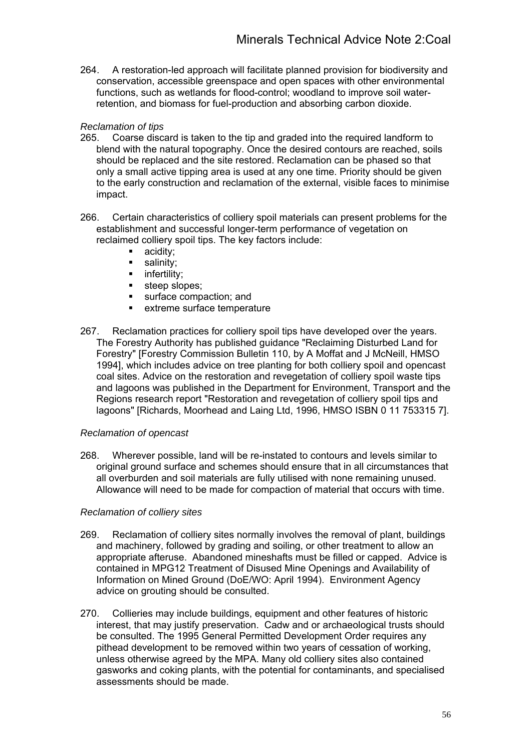264. A restoration-led approach will facilitate planned provision for biodiversity and conservation, accessible greenspace and open spaces with other environmental functions, such as wetlands for flood-control; woodland to improve soil water-retention, and biomass for fuel-production and absorbing carbon dioxide.

*Reclamation of tips*

265. Coarse discard is taken to the tip and graded into the required landform to blend with the natural topography. Once the desired contours are reached, soils should be replaced and the site restored. Reclamation can be phased so that only a small active tipping area is used at any one time. Priority should be given to the early construction and reclamation of the external, visible faces to minimise impact.

266. Certain characteristics of colliery spoil materials can present problems for the establishment and successful longer-term performance of vegetation on reclaimed colliery spoil tips. The key factors include:

- acidity;
- salinity;
- infertility;
- steep slopes;
- surface compaction; and
- extreme surface temperature

267. Reclamation practices for colliery spoil tips have developed over the years. The Forestry Authority has published guidance "Reclaiming Disturbed Land for Forestry" [Forestry Commission Bulletin 110, by A Moffat and J McNeill, HMSO 1994], which includes advice on tree planting for both colliery spoil and opencast coal sites. Advice on the restoration and revegetation of colliery spoil waste tips and lagoons was published in the Department for Environment, Transport and the Regions research report "Restoration and revegetation of colliery spoil tips and lagoons" [Richards, Moorhead and Laing Ltd, 1996, HMSO ISBN 0 11 753315 7].

*Reclamation of opencast*

268. Wherever possible, land will be re-instated to contours and levels similar to original ground surface and schemes should ensure that in all circumstances that all overburden and soil materials are fully utilised with none remaining unused. Allowance will need to be made for compaction of material that occurs with time.

*Reclamation of colliery sites*

269. Reclamation of colliery sites normally involves the removal of plant, buildings and machinery, followed by grading and soiling, or other treatment to allow an appropriate afteruse. Abandoned mineshafts must be filled or capped. Advice is contained in MPG12 Treatment of Disused Mine Openings and Availability of Information on Mined Ground (DoE/WO: April 1994). Environment Agency advice on grouting should be consulted.

270. Collieries may include buildings, equipment and other features of historic interest, that may justify preservation. Cadw and or archaeological trusts should be consulted. The 1995 General Permitted Development Order requires any pithead development to be removed within two years of cessation of working, unless otherwise agreed by the MPA. Many old colliery sites also contained gasworks and coking plants, with the potential for contaminants, and specialised assessments should be made.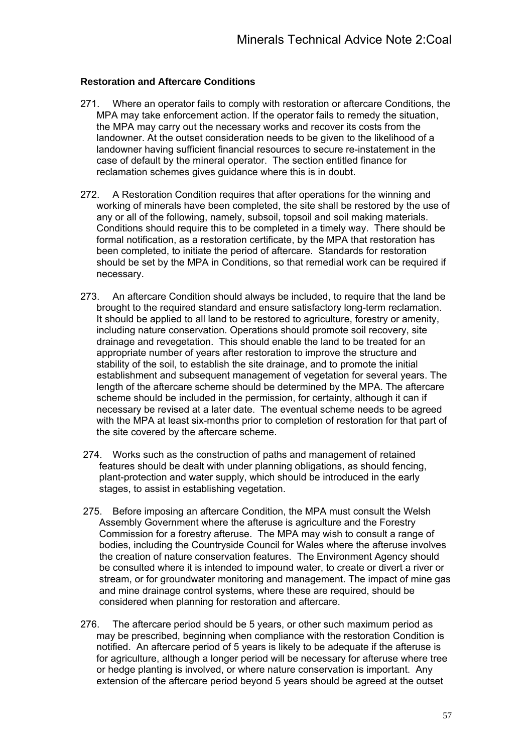### Restoration and Aftercare Conditions

271. Where an operator fails to comply with restoration or aftercare Conditions, the MPA may take enforcement action. If the operator fails to remedy the situation, the MPA may carry out the necessary works and recover its costs from the landowner. At the outset consideration needs to be given to the likelihood of a landowner having sufficient financial resources to secure re-instatement in the case of default by the mineral operator. The section entitled finance for reclamation schemes gives guidance where this is in doubt.

272. A Restoration Condition requires that after operations for the winning and working of minerals have been completed, the site shall be restored by the use of any or all of the following, namely, subsoil, topsoil and soil making materials. Conditions should require this to be completed in a timely way. There should be formal notification, as a restoration certificate, by the MPA that restoration has been completed, to initiate the period of aftercare. Standards for restoration should be set by the MPA in Conditions, so that remedial work can be required if necessary.

273. An aftercare Condition should always be included, to require that the land be brought to the required standard and ensure satisfactory long-term reclamation. It should be applied to all land to be restored to agriculture, forestry or amenity, including nature conservation. Operations should promote soil recovery, site drainage and revegetation. This should enable the land to be treated for an appropriate number of years after restoration to improve the structure and stability of the soil, to establish the site drainage, and to promote the initial establishment and subsequent management of vegetation for several years. The length of the aftercare scheme should be determined by the MPA. The aftercare scheme should be included in the permission, for certainty, although it can if necessary be revised at a later date. The eventual scheme needs to be agreed with the MPA at least six-months prior to completion of restoration for that part of the site covered by the aftercare scheme.

274. Works such as the construction of paths and management of retained features should be dealt with under planning obligations, as should fencing, plant-protection and water supply, which should be introduced in the early stages, to assist in establishing vegetation.

275. Before imposing an aftercare Condition, the MPA must consult the Welsh Assembly Government where the afteruse is agriculture and the Forestry Commission for a forestry afteruse. The MPA may wish to consult a range of bodies, including the Countryside Council for Wales where the afteruse involves the creation of nature conservation features. The Environment Agency should be consulted where it is intended to impound water, to create or divert a river or stream, or for groundwater monitoring and management. The impact of mine gas and mine drainage control systems, where these are required, should be considered when planning for restoration and aftercare.

276. The aftercare period should be 5 years, or other such maximum period as may be prescribed, beginning when compliance with the restoration Condition is notified. An aftercare period of 5 years is likely to be adequate if the afteruse is for agriculture, although a longer period will be necessary for afteruse where tree or hedge planting is involved, or where nature conservation is important. Any extension of the aftercare period beyond 5 years should be agreed at the outset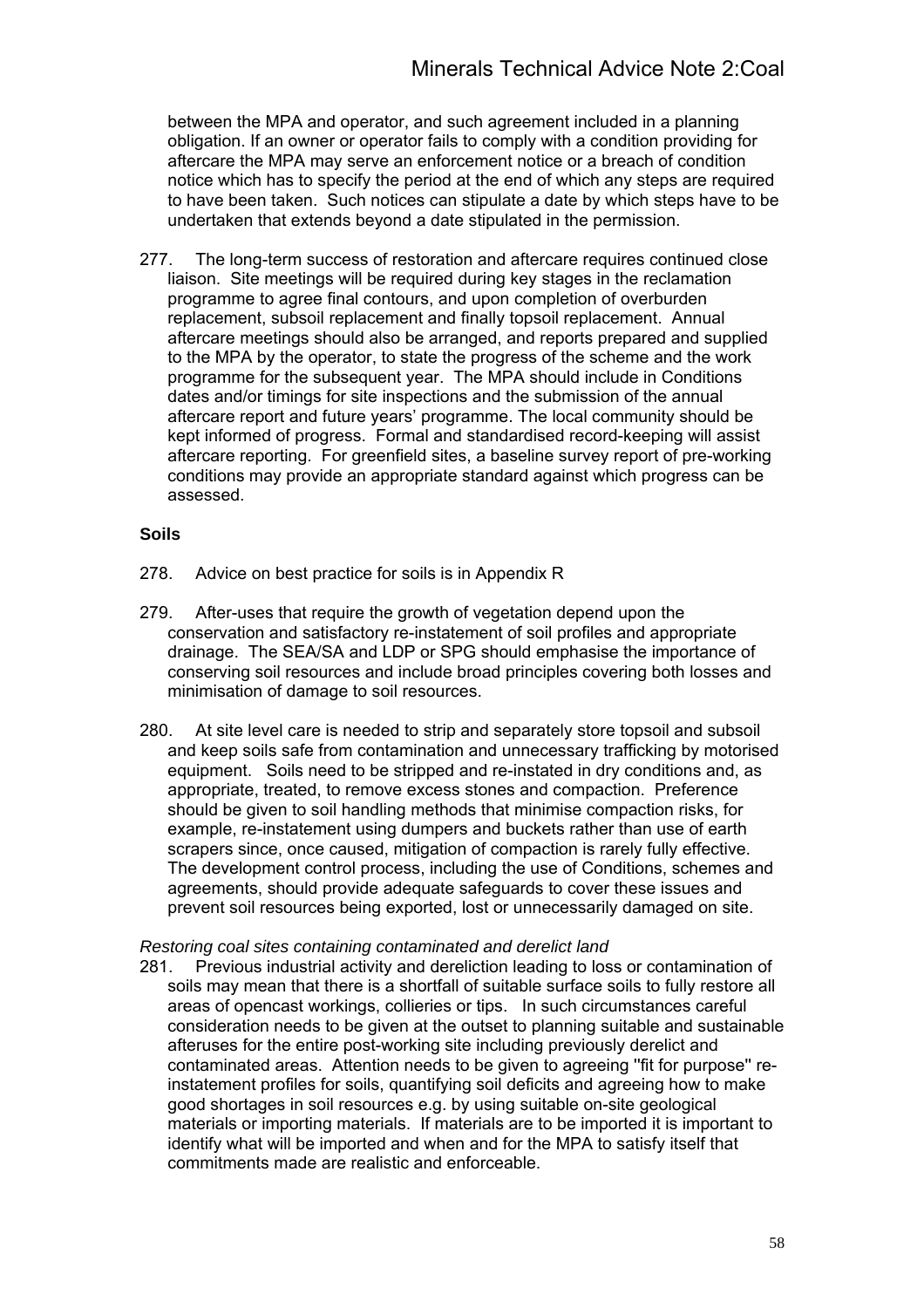between the MPA and operator, and such agreement included in a planning obligation. If an owner or operator fails to comply with a condition providing for aftercare the MPA may serve an enforcement notice or a breach of condition notice which has to specify the period at the end of which any steps are required to have been taken. Such notices can stipulate a date by which steps have to be undertaken that extends beyond a date stipulated in the permission.

277. The long-term success of restoration and aftercare requires continued close liaison. Site meetings will be required during key stages in the reclamation programme to agree final contours, and upon completion of overburden replacement, subsoil replacement and finally topsoil replacement. Annual aftercare meetings should also be arranged, and reports prepared and supplied to the MPA by the operator, to state the progress of the scheme and the work programme for the subsequent year. The MPA should include in Conditions dates and/or timings for site inspections and the submission of the annual aftercare report and future years' programme. The local community should be kept informed of progress. Formal and standardised record-keeping will assist aftercare reporting. For greenfield sites, a baseline survey report of pre-working conditions may provide an appropriate standard against which progress can be assessed.

**Soils**

278. Advice on best practice for soils is in Appendix R

279. After-uses that require the growth of vegetation depend upon the conservation and satisfactory re-instatement of soil profiles and appropriate drainage. The SEA/SA and LDP or SPG should emphasise the importance of conserving soil resources and include broad principles covering both losses and minimisation of damage to soil resources.

280. At site level care is needed to strip and separately store topsoil and subsoil and keep soils safe from contamination and unnecessary trafficking by motorised equipment. Soils need to be stripped and re-instated in dry conditions and, as appropriate, treated, to remove excess stones and compaction. Preference should be given to soil handling methods that minimise compaction risks, for example, re-instatement using dumpers and buckets rather than use of earth scrapers since, once caused, mitigation of compaction is rarely fully effective. The development control process, including the use of Conditions, schemes and agreements, should provide adequate safeguards to cover these issues and prevent soil resources being exported, lost or unnecessarily damaged on site.

*Restoring coal sites containing contaminated and derelict land*

281. Previous industrial activity and dereliction leading to loss or contamination of soils may mean that there is a shortfall of suitable surface soils to fully restore all areas of opencast workings, collieries or tips. In such circumstances careful consideration needs to be given at the outset to planning suitable and sustainable afteruses for the entire post-working site including previously derelict and contaminated areas. Attention needs to be given to agreeing "fit for purpose" re-instatement profiles for soils, quantifying soil deficits and agreeing how to make good shortages in soil resources e.g. by using suitable on-site geological materials or importing materials. If materials are to be imported it is important to identify what will be imported and when and for the MPA to satisfy itself that commitments made are realistic and enforceable.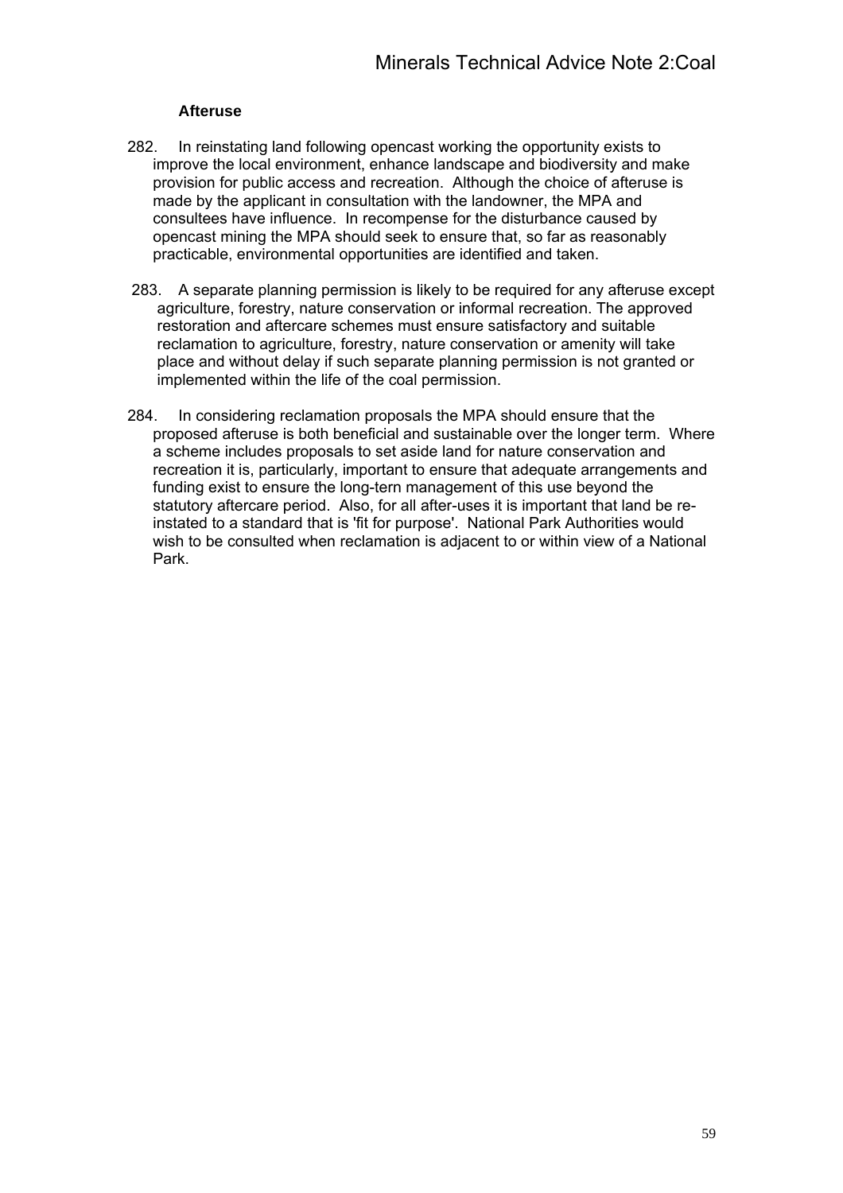### Afteruse

282. In reinstating land following opencast working the opportunity exists to improve the local environment, enhance landscape and biodiversity and make provision for public access and recreation. Although the choice of afteruse is made by the applicant in consultation with the landowner, the MPA and consultees have influence. In recompense for the disturbance caused by opencast mining the MPA should seek to ensure that, so far as reasonably practicable, environmental opportunities are identified and taken.

283. A separate planning permission is likely to be required for any afteruse except agriculture, forestry, nature conservation or informal recreation. The approved restoration and aftercare schemes must ensure satisfactory and suitable reclamation to agriculture, forestry, nature conservation or amenity will take place and without delay if such separate planning permission is not granted or implemented within the life of the coal permission.

284. In considering reclamation proposals the MPA should ensure that the proposed afteruse is both beneficial and sustainable over the longer term. Where a scheme includes proposals to set aside land for nature conservation and recreation it is, particularly, important to ensure that adequate arrangements and funding exist to ensure the long-tern management of this use beyond the statutory aftercare period. Also, for all after-uses it is important that land be re-instated to a standard that is 'fit for purpose'. National Park Authorities would wish to be consulted when reclamation is adjacent to or within view of a National Park.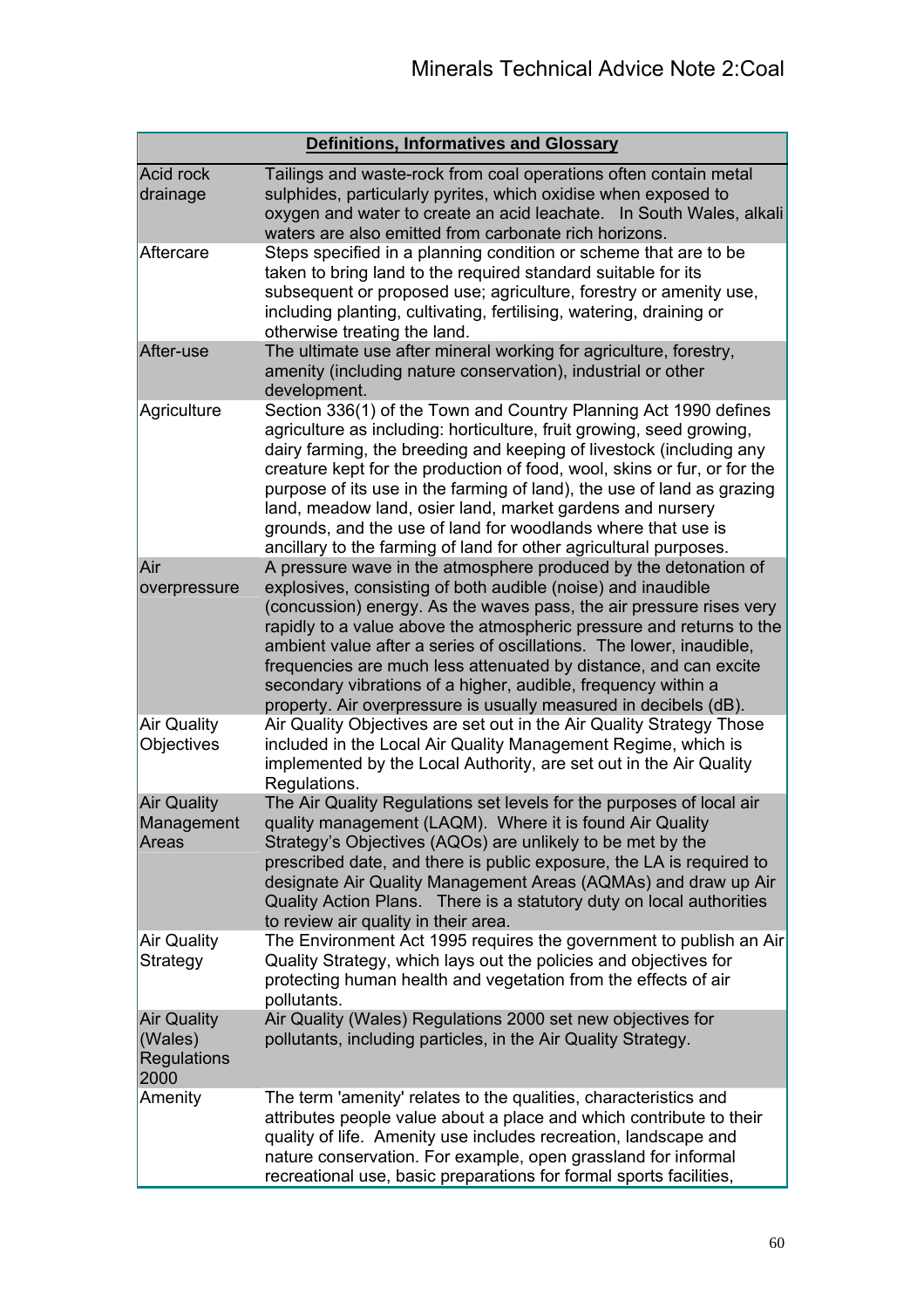| Definitions, Informatives and Glossary | |
|---|---|
| Acid rock drainage | Tailings and waste-rock from coal operations often contain metal sulphides, particularly pyrites, which oxidise when exposed to oxygen and water to create an acid leachate. In South Wales, alkali waters are also emitted from carbonate rich horizons. |
| Aftercare | Steps specified in a planning condition or scheme that are to be taken to bring land to the required standard suitable for its subsequent or proposed use; agriculture, forestry or amenity use, including planting, cultivating, fertilising, watering, draining or otherwise treating the land. |
| After-use | The ultimate use after mineral working for agriculture, forestry, amenity (including nature conservation), industrial or other development. |
| Agriculture | Section 336(1) of the Town and Country Planning Act 1990 defines agriculture as including: horticulture, fruit growing, seed growing, dairy farming, the breeding and keeping of livestock (including any creature kept for the production of food, wool, skins or fur, or for the purpose of its use in the farming of land), the use of land as grazing land, meadow land, osier land, market gardens and nursery grounds, and the use of land for woodlands where that use is ancillary to the farming of land for other agricultural purposes. |
| Air overpressure | A pressure wave in the atmosphere produced by the detonation of explosives, consisting of both audible (noise) and inaudible (concussion) energy. As the waves pass, the air pressure rises very rapidly to a value above the atmospheric pressure and returns to the ambient value after a series of oscillations. The lower, inaudible, frequencies are much less attenuated by distance, and can excite secondary vibrations of a higher, audible, frequency within a property. Air overpressure is usually measured in decibels (dB). |
| Air Quality Objectives | Air Quality Objectives are set out in the Air Quality Strategy Those included in the Local Air Quality Management Regime, which is implemented by the Local Authority, are set out in the Air Quality Regulations. |
| Air Quality Management Areas | The Air Quality Regulations set levels for the purposes of local air quality management (LAQM). Where it is found Air Quality Strategy's Objectives (AQOs) are unlikely to be met by the prescribed date, and there is public exposure, the LA is required to designate Air Quality Management Areas (AQMAs) and draw up Air Quality Action Plans. There is a statutory duty on local authorities to review air quality in their area. |
| Air Quality Strategy | The Environment Act 1995 requires the government to publish an Air Quality Strategy, which lays out the policies and objectives for protecting human health and vegetation from the effects of air pollutants. |
| Air Quality (Wales) Regulations 2000 | Air Quality (Wales) Regulations 2000 set new objectives for pollutants, including particles, in the Air Quality Strategy. |
| Amenity | The term 'amenity' relates to the qualities, characteristics and attributes people value about a place and which contribute to their quality of life. Amenity use includes recreation, landscape and nature conservation. For example, open grassland for informal recreational use, basic preparations for formal sports facilities, |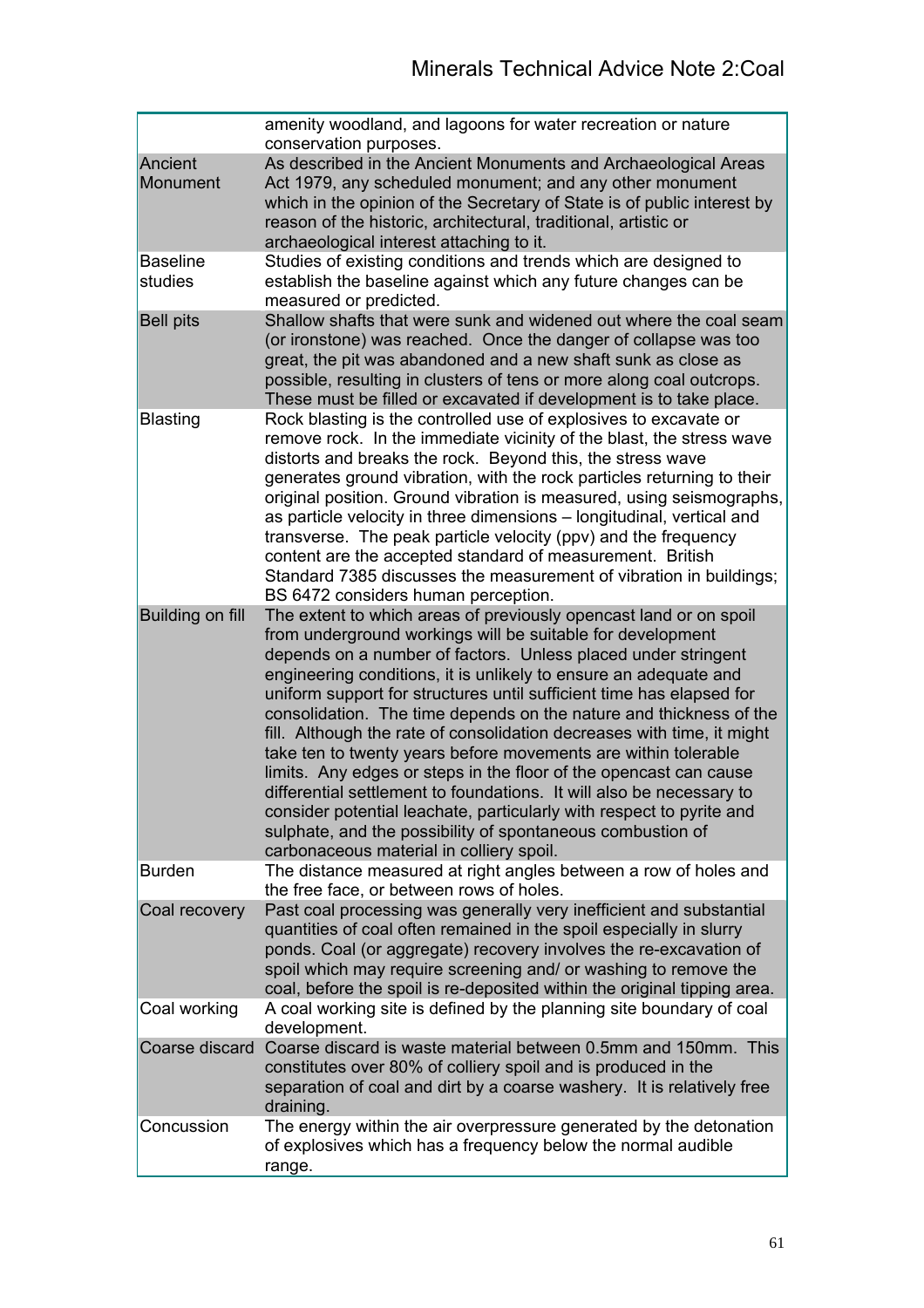| | |
|---|---|
| | amenity woodland, and lagoons for water recreation or nature conservation purposes. |
| Ancient Monument | As described in the Ancient Monuments and Archaeological Areas Act 1979, any scheduled monument; and any other monument which in the opinion of the Secretary of State is of public interest by reason of the historic, architectural, traditional, artistic or archaeological interest attaching to it. |
| Baseline studies | Studies of existing conditions and trends which are designed to establish the baseline against which any future changes can be measured or predicted. |
| Bell pits | Shallow shafts that were sunk and widened out where the coal seam (or ironstone) was reached. Once the danger of collapse was too great, the pit was abandoned and a new shaft sunk as close as possible, resulting in clusters of tens or more along coal outcrops. These must be filled or excavated if development is to take place. |
| Blasting | Rock blasting is the controlled use of explosives to excavate or remove rock. In the immediate vicinity of the blast, the stress wave distorts and breaks the rock. Beyond this, the stress wave generates ground vibration, with the rock particles returning to their original position. Ground vibration is measured, using seismographs, as particle velocity in three dimensions – longitudinal, vertical and transverse. The peak particle velocity (ppv) and the frequency content are the accepted standard of measurement. British Standard 7385 discusses the measurement of vibration in buildings; BS 6472 considers human perception. |
| Building on fill | The extent to which areas of previously opencast land or on spoil from underground workings will be suitable for development depends on a number of factors. Unless placed under stringent engineering conditions, it is unlikely to ensure an adequate and uniform support for structures until sufficient time has elapsed for consolidation. The time depends on the nature and thickness of the fill. Although the rate of consolidation decreases with time, it might take ten to twenty years before movements are within tolerable limits. Any edges or steps in the floor of the opencast can cause differential settlement to foundations. It will also be necessary to consider potential leachate, particularly with respect to pyrite and sulphate, and the possibility of spontaneous combustion of carbonaceous material in colliery spoil. |
| Burden | The distance measured at right angles between a row of holes and the free face, or between rows of holes. |
| Coal recovery | Past coal processing was generally very inefficient and substantial quantities of coal often remained in the spoil especially in slurry ponds. Coal (or aggregate) recovery involves the re-excavation of spoil which may require screening and/ or washing to remove the coal, before the spoil is re-deposited within the original tipping area. |
| Coal working | A coal working site is defined by the planning site boundary of coal development. |
| Coarse discard | Coarse discard is waste material between 0.5mm and 150mm. This constitutes over 80% of colliery spoil and is produced in the separation of coal and dirt by a coarse washery. It is relatively free draining. |
| Concussion | The energy within the air overpressure generated by the detonation of explosives which has a frequency below the normal audible range. |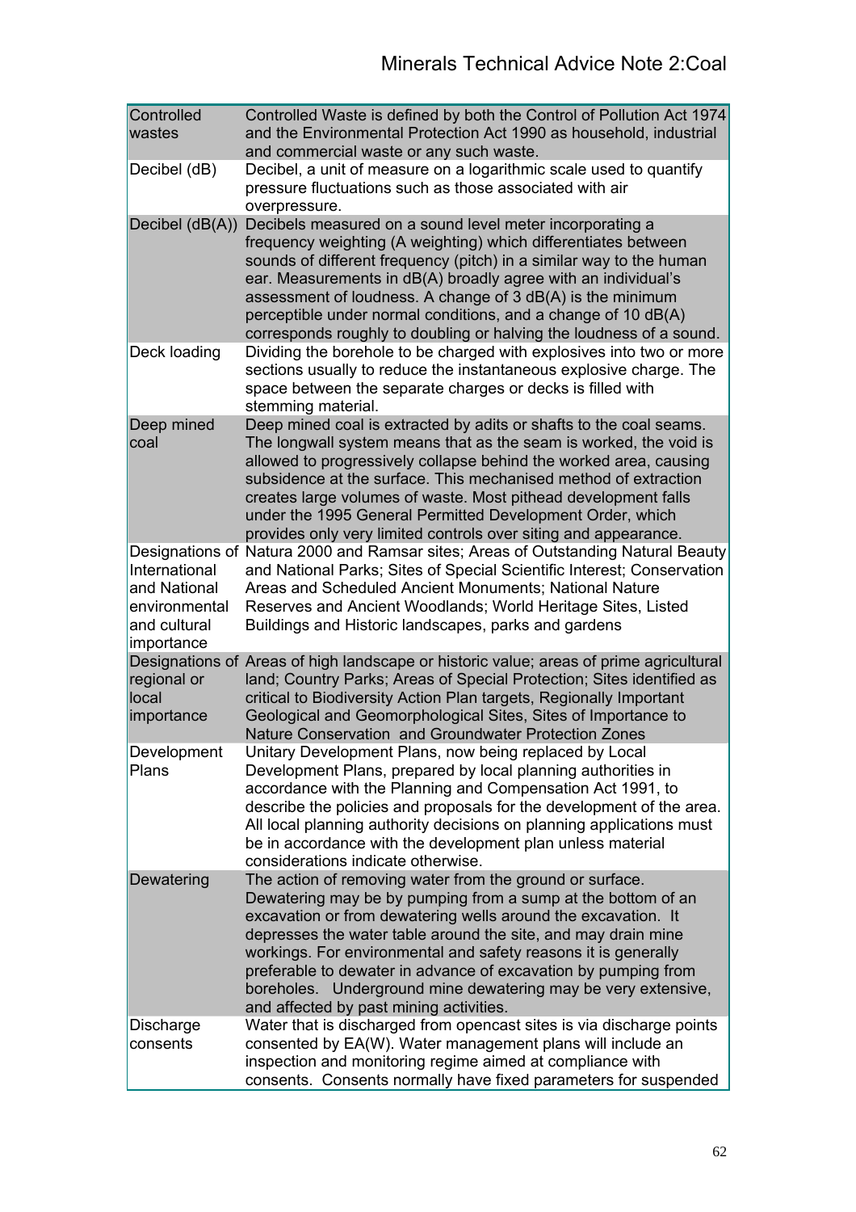| | |
|---|---|
| Controlled wastes | Controlled Waste is defined by both the Control of Pollution Act 1974 and the Environmental Protection Act 1990 as household, industrial and commercial waste or any such waste. |
| Decibel (dB) | Decibel, a unit of measure on a logarithmic scale used to quantify pressure fluctuations such as those associated with air overpressure. |
| Decibel (dB(A)) | Decibels measured on a sound level meter incorporating a frequency weighting (A weighting) which differentiates between sounds of different frequency (pitch) in a similar way to the human ear. Measurements in dB(A) broadly agree with an individual's assessment of loudness. A change of 3 dB(A) is the minimum perceptible under normal conditions, and a change of 10 dB(A) corresponds roughly to doubling or halving the loudness of a sound. |
| Deck loading | Dividing the borehole to be charged with explosives into two or more sections usually to reduce the instantaneous explosive charge. The space between the separate charges or decks is filled with stemming material. |
| Deep mined coal | Deep mined coal is extracted by adits or shafts to the coal seams. The longwall system means that as the seam is worked, the void is allowed to progressively collapse behind the worked area, causing subsidence at the surface. This mechanised method of extraction creates large volumes of waste. Most pithead development falls under the 1995 General Permitted Development Order, which provides only very limited controls over siting and appearance. |
| Designations of International and National environmental and cultural importance | Natura 2000 and Ramsar sites; Areas of Outstanding Natural Beauty and National Parks; Sites of Special Scientific Interest; Conservation Areas and Scheduled Ancient Monuments; National Nature Reserves and Ancient Woodlands; World Heritage Sites, Listed Buildings and Historic landscapes, parks and gardens |
| Designations of regional or local importance | Areas of high landscape or historic value; areas of prime agricultural land; Country Parks; Areas of Special Protection; Sites identified as critical to Biodiversity Action Plan targets, Regionally Important Geological and Geomorphological Sites, Sites of Importance to Nature Conservation and Groundwater Protection Zones |
| Development Plans | Unitary Development Plans, now being replaced by Local Development Plans, prepared by local planning authorities in accordance with the Planning and Compensation Act 1991, to describe the policies and proposals for the development of the area. All local planning authority decisions on planning applications must be in accordance with the development plan unless material considerations indicate otherwise. |
| Dewatering | The action of removing water from the ground or surface. Dewatering may be by pumping from a sump at the bottom of an excavation or from dewatering wells around the excavation. It depresses the water table around the site, and may drain mine workings. For environmental and safety reasons it is generally preferable to dewater in advance of excavation by pumping from boreholes. Underground mine dewatering may be very extensive, and affected by past mining activities. |
| Discharge consents | Water that is discharged from opencast sites is via discharge points consented by EA(W). Water management plans will include an inspection and monitoring regime aimed at compliance with consents. Consents normally have fixed parameters for suspended |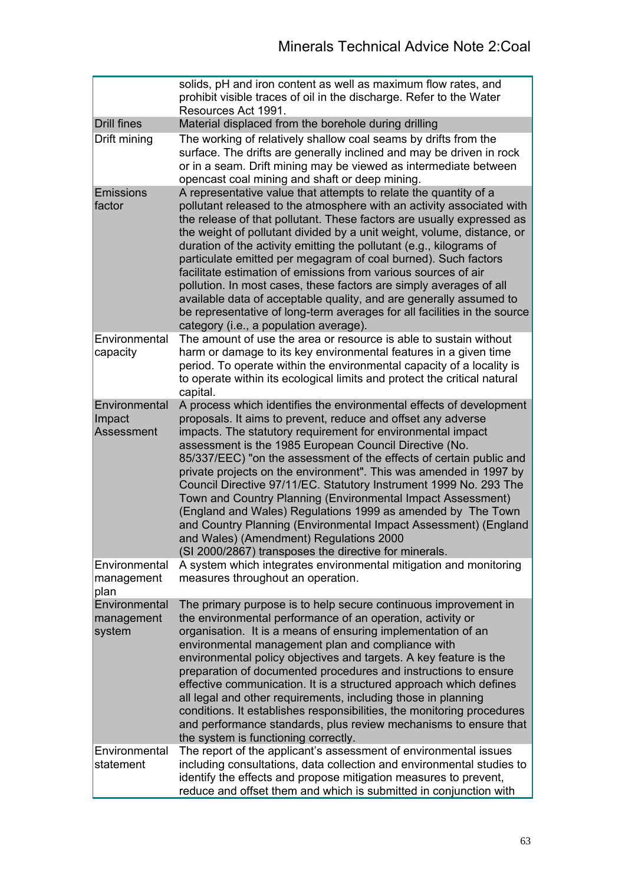| | |
|---|---|
| | solids, pH and iron content as well as maximum flow rates, and prohibit visible traces of oil in the discharge. Refer to the Water Resources Act 1991. |
| Drill fines | Material displaced from the borehole during drilling |
| Drift mining | The working of relatively shallow coal seams by drifts from the surface. The drifts are generally inclined and may be driven in rock or in a seam. Drift mining may be viewed as intermediate between opencast coal mining and shaft or deep mining. |
| Emissions factor | A representative value that attempts to relate the quantity of a pollutant released to the atmosphere with an activity associated with the release of that pollutant. These factors are usually expressed as the weight of pollutant divided by a unit weight, volume, distance, or duration of the activity emitting the pollutant (e.g., kilograms of particulate emitted per megagram of coal burned). Such factors facilitate estimation of emissions from various sources of air pollution. In most cases, these factors are simply averages of all available data of acceptable quality, and are generally assumed to be representative of long-term averages for all facilities in the source category (i.e., a population average). |
| Environmental capacity | The amount of use the area or resource is able to sustain without harm or damage to its key environmental features in a given time period. To operate within the environmental capacity of a locality is to operate within its ecological limits and protect the critical natural capital. |
| Environmental Impact Assessment | A process which identifies the environmental effects of development proposals. It aims to prevent, reduce and offset any adverse impacts. The statutory requirement for environmental impact assessment is the 1985 European Council Directive (No. 85/337/EEC) "on the assessment of the effects of certain public and private projects on the environment". This was amended in 1997 by Council Directive 97/11/EC. Statutory Instrument 1999 No. 293 The Town and Country Planning (Environmental Impact Assessment) (England and Wales) Regulations 1999 as amended by The Town and Country Planning (Environmental Impact Assessment) (England and Wales) (Amendment) Regulations 2000 (SI 2000/2867) transposes the directive for minerals. |
| Environmental management plan | A system which integrates environmental mitigation and monitoring measures throughout an operation. |
| Environmental management system | The primary purpose is to help secure continuous improvement in the environmental performance of an operation, activity or organisation. It is a means of ensuring implementation of an environmental management plan and compliance with environmental policy objectives and targets. A key feature is the preparation of documented procedures and instructions to ensure effective communication. It is a structured approach which defines all legal and other requirements, including those in planning conditions. It establishes responsibilities, the monitoring procedures and performance standards, plus review mechanisms to ensure that the system is functioning correctly. |
| Environmental statement | The report of the applicant's assessment of environmental issues including consultations, data collection and environmental studies to identify the effects and propose mitigation measures to prevent, reduce and offset them and which is submitted in conjunction with |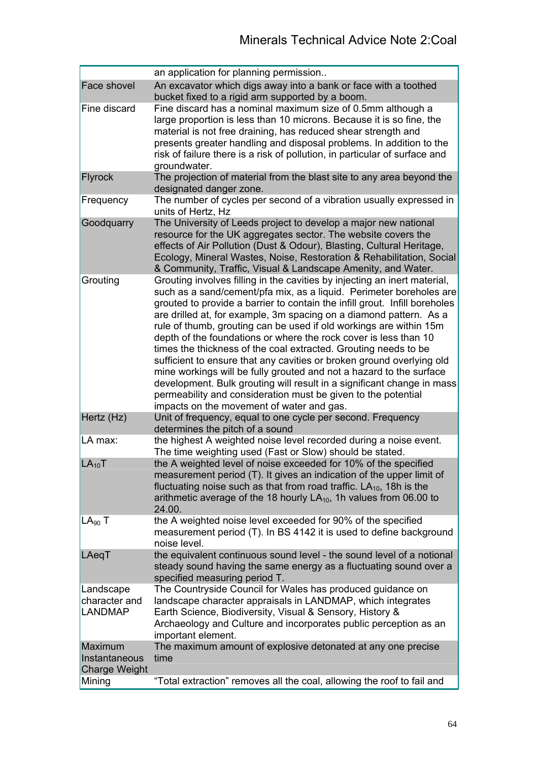| | |
|---|---|
| | an application for planning permission.. |
| Face shovel | An excavator which digs away into a bank or face with a toothed bucket fixed to a rigid arm supported by a boom. |
| Fine discard | Fine discard has a nominal maximum size of 0.5mm although a large proportion is less than 10 microns. Because it is so fine, the material is not free draining, has reduced shear strength and presents greater handling and disposal problems. In addition to the risk of failure there is a risk of pollution, in particular of surface and groundwater. |
| Flyrock | The projection of material from the blast site to any area beyond the designated danger zone. |
| Frequency | The number of cycles per second of a vibration usually expressed in units of Hertz, Hz |
| Goodquarry | The University of Leeds project to develop a major new national resource for the UK aggregates sector. The website covers the effects of Air Pollution (Dust & Odour), Blasting, Cultural Heritage, Ecology, Mineral Wastes, Noise, Restoration & Rehabilitation, Social & Community, Traffic, Visual & Landscape Amenity, and Water. |
| Grouting | Grouting involves filling in the cavities by injecting an inert material, such as a sand/cement/pfa mix, as a liquid. Perimeter boreholes are grouted to provide a barrier to contain the infill grout. Infill boreholes are drilled at, for example, 3m spacing on a diamond pattern. As a rule of thumb, grouting can be used if old workings are within 15m depth of the foundations or where the rock cover is less than 10 times the thickness of the coal extracted. Grouting needs to be sufficient to ensure that any cavities or broken ground overlying old mine workings will be fully grouted and not a hazard to the surface development. Bulk grouting will result in a significant change in mass permeability and consideration must be given to the potential impacts on the movement of water and gas. |
| Hertz (Hz) | Unit of frequency, equal to one cycle per second. Frequency determines the pitch of a sound |
| LA max: | the highest A weighted noise level recorded during a noise event. The time weighting used (Fast or Slow) should be stated. |
| $LA_{10}T$ | the A weighted level of noise exceeded for 10% of the specified measurement period (T). It gives an indication of the upper limit of fluctuating noise such as that from road traffic. $LA_{10}$, 18h is the arithmetic average of the 18 hourly $LA_{10}$, 1h values from 06.00 to 24.00. |
| $LA_{90}$ T | the A weighted noise level exceeded for 90% of the specified measurement period (T). In BS 4142 it is used to define background noise level. |
| LAeqT | the equivalent continuous sound level - the sound level of a notional steady sound having the same energy as a fluctuating sound over a specified measuring period T. |
| Landscape character and LANDMAP | The Countryside Council for Wales has produced guidance on landscape character appraisals in LANDMAP, which integrates Earth Science, Biodiversity, Visual & Sensory, History & Archaeology and Culture and incorporates public perception as an important element. |
| Maximum Instantaneous Charge Weight | The maximum amount of explosive detonated at any one precise time |
| Mining | "Total extraction" removes all the coal, allowing the roof to fail and |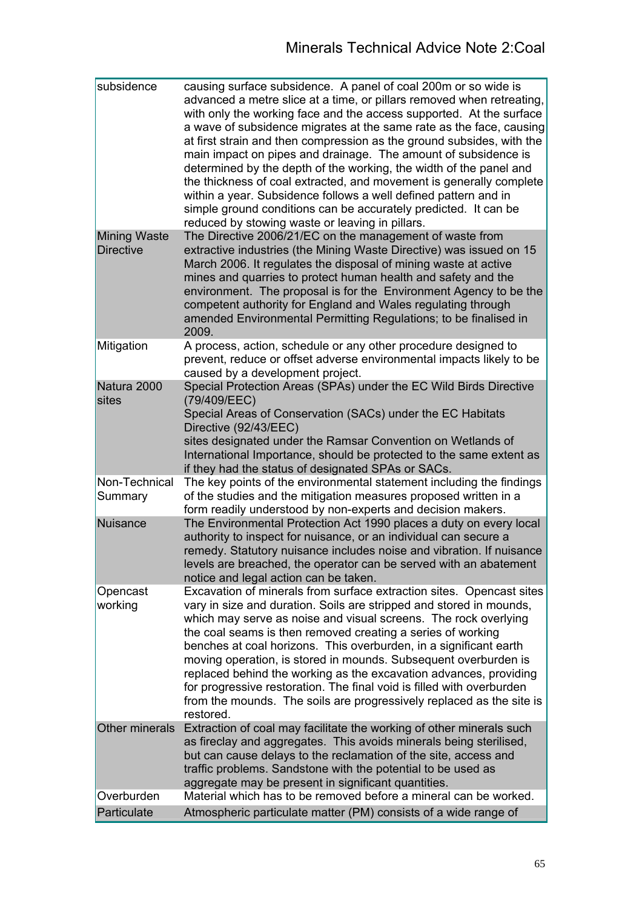| | |
|---|---|
| subsidence | causing surface subsidence. A panel of coal 200m or so wide is advanced a metre slice at a time, or pillars removed when retreating, with only the working face and the access supported. At the surface a wave of subsidence migrates at the same rate as the face, causing at first strain and then compression as the ground subsides, with the main impact on pipes and drainage. The amount of subsidence is determined by the depth of the working, the width of the panel and the thickness of coal extracted, and movement is generally complete within a year. Subsidence follows a well defined pattern and in simple ground conditions can be accurately predicted. It can be reduced by stowing waste or leaving in pillars. |
| Mining Waste Directive | The Directive 2006/21/EC on the management of waste from extractive industries (the Mining Waste Directive) was issued on 15 March 2006. It regulates the disposal of mining waste at active mines and quarries to protect human health and safety and the environment. The proposal is for the Environment Agency to be the competent authority for England and Wales regulating through amended Environmental Permitting Regulations; to be finalised in 2009. |
| Mitigation | A process, action, schedule or any other procedure designed to prevent, reduce or offset adverse environmental impacts likely to be caused by a development project. |
| Natura 2000 sites | Special Protection Areas (SPAs) under the EC Wild Birds Directive (79/409/EEC)<br>Special Areas of Conservation (SACs) under the EC Habitats Directive (92/43/EEC)<br>sites designated under the Ramsar Convention on Wetlands of International Importance, should be protected to the same extent as if they had the status of designated SPAs or SACs. |
| Non-Technical Summary | The key points of the environmental statement including the findings of the studies and the mitigation measures proposed written in a form readily understood by non-experts and decision makers. |
| Nuisance | The Environmental Protection Act 1990 places a duty on every local authority to inspect for nuisance, or an individual can secure a remedy. Statutory nuisance includes noise and vibration. If nuisance levels are breached, the operator can be served with an abatement notice and legal action can be taken. |
| Opencast working | Excavation of minerals from surface extraction sites. Opencast sites vary in size and duration. Soils are stripped and stored in mounds, which may serve as noise and visual screens. The rock overlying the coal seams is then removed creating a series of working benches at coal horizons. This overburden, in a significant earth moving operation, is stored in mounds. Subsequent overburden is replaced behind the working as the excavation advances, providing for progressive restoration. The final void is filled with overburden from the mounds. The soils are progressively replaced as the site is restored. |
| Other minerals | Extraction of coal may facilitate the working of other minerals such as fireclay and aggregates. This avoids minerals being sterilised, but can cause delays to the reclamation of the site, access and traffic problems. Sandstone with the potential to be used as aggregate may be present in significant quantities. |
| Overburden | Material which has to be removed before a mineral can be worked. |
| Particulate | Atmospheric particulate matter (PM) consists of a wide range of |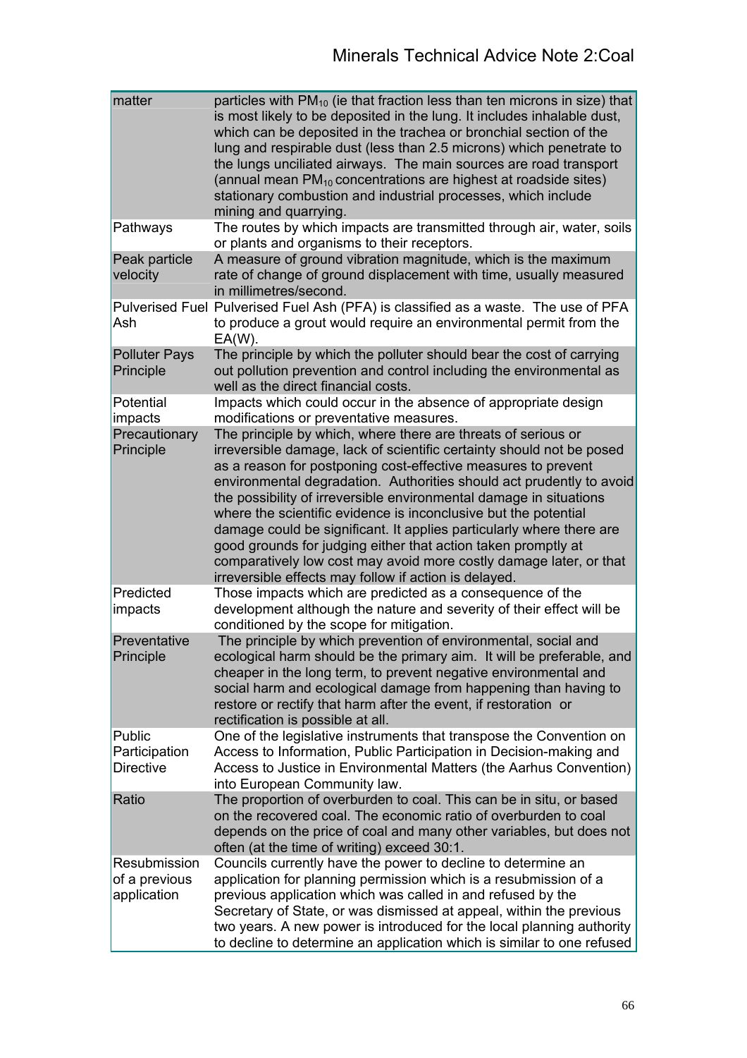| | |
|---|---|
| matter | particles with $PM_{10}$ (ie that fraction less than ten microns in size) that is most likely to be deposited in the lung. It includes inhalable dust, which can be deposited in the trachea or bronchial section of the lung and respirable dust (less than 2.5 microns) which penetrate to the lungs unciliated airways. The main sources are road transport (annual mean $PM_{10}$ concentrations are highest at roadside sites) stationary combustion and industrial processes, which include mining and quarrying. |
| Pathways | The routes by which impacts are transmitted through air, water, soils or plants and organisms to their receptors. |
| Peak particle velocity | A measure of ground vibration magnitude, which is the maximum rate of change of ground displacement with time, usually measured in millimetres/second. |
| Pulverised Fuel Ash | Pulverised Fuel Ash (PFA) is classified as a waste. The use of PFA to produce a grout would require an environmental permit from the EA(W). |
| Polluter Pays Principle | The principle by which the polluter should bear the cost of carrying out pollution prevention and control including the environmental as well as the direct financial costs. |
| Potential impacts | Impacts which could occur in the absence of appropriate design modifications or preventative measures. |
| Precautionary Principle | The principle by which, where there are threats of serious or irreversible damage, lack of scientific certainty should not be posed as a reason for postponing cost-effective measures to prevent environmental degradation. Authorities should act prudently to avoid the possibility of irreversible environmental damage in situations where the scientific evidence is inconclusive but the potential damage could be significant. It applies particularly where there are good grounds for judging either that action taken promptly at comparatively low cost may avoid more costly damage later, or that irreversible effects may follow if action is delayed. |
| Predicted impacts | Those impacts which are predicted as a consequence of the development although the nature and severity of their effect will be conditioned by the scope for mitigation. |
| Preventative Principle | The principle by which prevention of environmental, social and ecological harm should be the primary aim. It will be preferable, and cheaper in the long term, to prevent negative environmental and social harm and ecological damage from happening than having to restore or rectify that harm after the event, if restoration or rectification is possible at all. |
| Public Participation Directive | One of the legislative instruments that transpose the Convention on Access to Information, Public Participation in Decision-making and Access to Justice in Environmental Matters (the Aarhus Convention) into European Community law. |
| Ratio | The proportion of overburden to coal. This can be in situ, or based on the recovered coal. The economic ratio of overburden to coal depends on the price of coal and many other variables, but does not often (at the time of writing) exceed 30:1. |
| Resubmission of a previous application | Councils currently have the power to decline to determine an application for planning permission which is a resubmission of a previous application which was called in and refused by the Secretary of State, or was dismissed at appeal, within the previous two years. A new power is introduced for the local planning authority to decline to determine an application which is similar to one refused |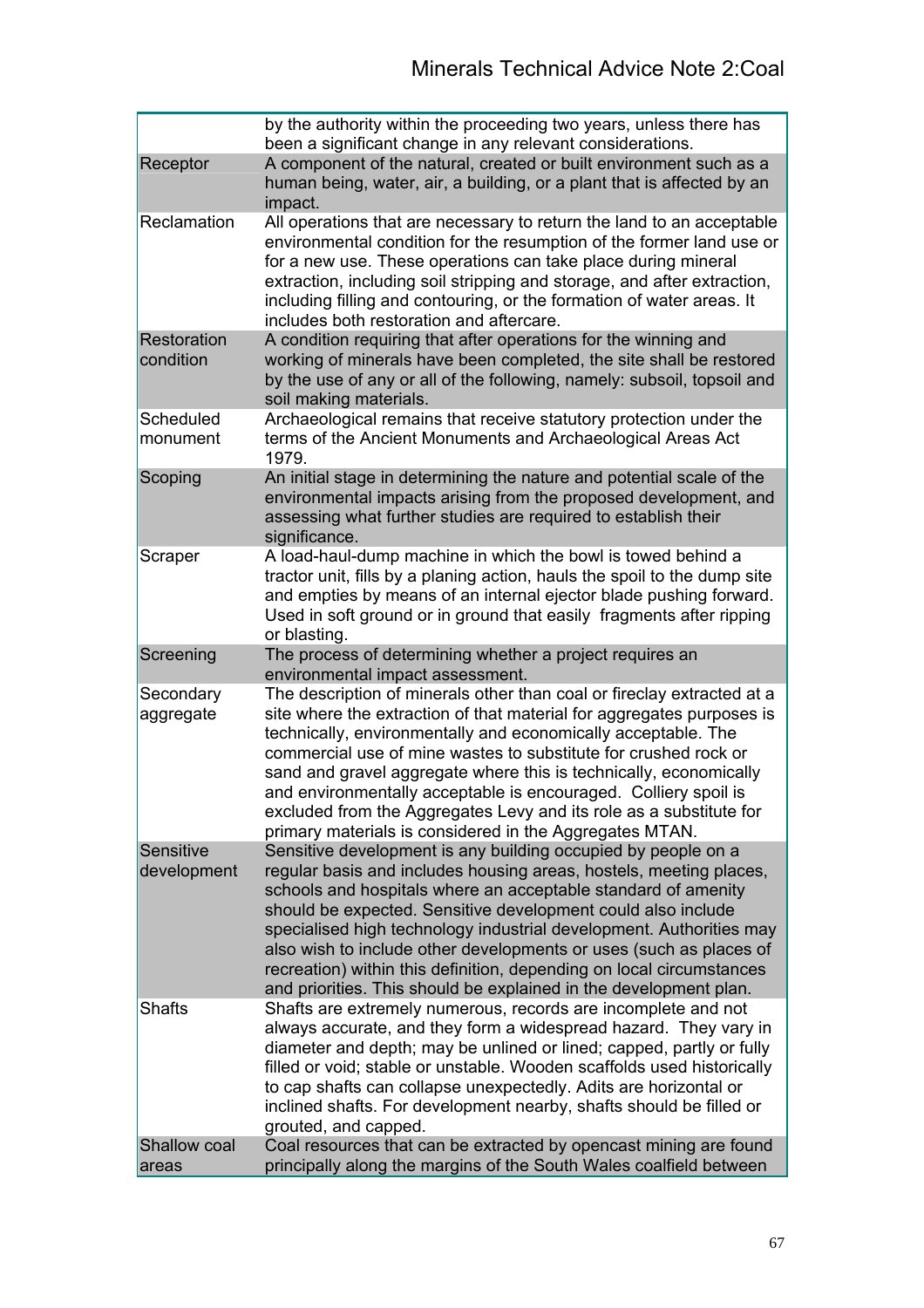| | |
|---|---|
| | by the authority within the proceeding two years, unless there has been a significant change in any relevant considerations. |
| Receptor | A component of the natural, created or built environment such as a human being, water, air, a building, or a plant that is affected by an impact. |
| Reclamation | All operations that are necessary to return the land to an acceptable environmental condition for the resumption of the former land use or for a new use. These operations can take place during mineral extraction, including soil stripping and storage, and after extraction, including filling and contouring, or the formation of water areas. It includes both restoration and aftercare. |
| Restoration condition | A condition requiring that after operations for the winning and working of minerals have been completed, the site shall be restored by the use of any or all of the following, namely: subsoil, topsoil and soil making materials. |
| Scheduled monument | Archaeological remains that receive statutory protection under the terms of the Ancient Monuments and Archaeological Areas Act 1979. |
| Scoping | An initial stage in determining the nature and potential scale of the environmental impacts arising from the proposed development, and assessing what further studies are required to establish their significance. |
| Scraper | A load-haul-dump machine in which the bowl is towed behind a tractor unit, fills by a planing action, hauls the spoil to the dump site and empties by means of an internal ejector blade pushing forward. Used in soft ground or in ground that easily fragments after ripping or blasting. |
| Screening | The process of determining whether a project requires an environmental impact assessment. |
| Secondary aggregate | The description of minerals other than coal or fireclay extracted at a site where the extraction of that material for aggregates purposes is technically, environmentally and economically acceptable. The commercial use of mine wastes to substitute for crushed rock or sand and gravel aggregate where this is technically, economically and environmentally acceptable is encouraged. Colliery spoil is excluded from the Aggregates Levy and its role as a substitute for primary materials is considered in the Aggregates MTAN. |
| Sensitive development | Sensitive development is any building occupied by people on a regular basis and includes housing areas, hostels, meeting places, schools and hospitals where an acceptable standard of amenity should be expected. Sensitive development could also include specialised high technology industrial development. Authorities may also wish to include other developments or uses (such as places of recreation) within this definition, depending on local circumstances and priorities. This should be explained in the development plan. |
| Shafts | Shafts are extremely numerous, records are incomplete and not always accurate, and they form a widespread hazard. They vary in diameter and depth; may be unlined or lined; capped, partly or fully filled or void; stable or unstable. Wooden scaffolds used historically to cap shafts can collapse unexpectedly. Adits are horizontal or inclined shafts. For development nearby, shafts should be filled or grouted, and capped. |
| Shallow coal areas | Coal resources that can be extracted by opencast mining are found principally along the margins of the South Wales coalfield between |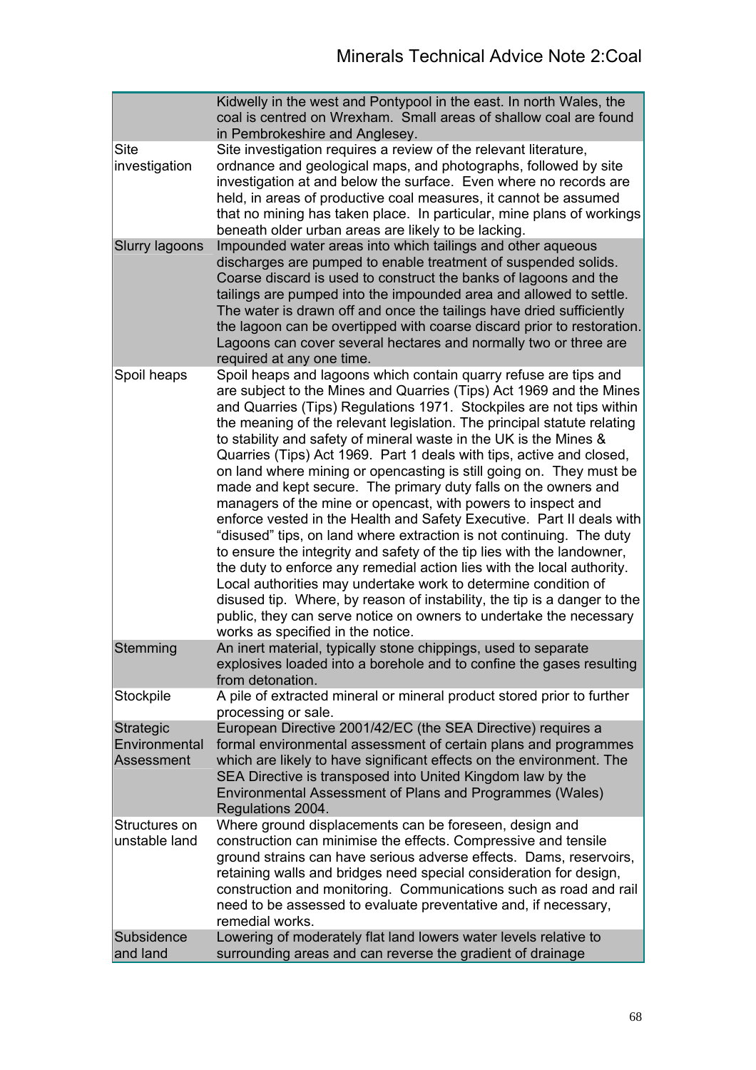| | |
|---|---|
| | Kidwelly in the west and Pontypool in the east. In north Wales, the coal is centred on Wrexham. Small areas of shallow coal are found in Pembrokeshire and Anglesey. |
| Site investigation | Site investigation requires a review of the relevant literature, ordnance and geological maps, and photographs, followed by site investigation at and below the surface. Even where no records are held, in areas of productive coal measures, it cannot be assumed that no mining has taken place. In particular, mine plans of workings beneath older urban areas are likely to be lacking. |
| Slurry lagoons | Impounded water areas into which tailings and other aqueous discharges are pumped to enable treatment of suspended solids. Coarse discard is used to construct the banks of lagoons and the tailings are pumped into the impounded area and allowed to settle. The water is drawn off and once the tailings have dried sufficiently the lagoon can be overtipped with coarse discard prior to restoration. Lagoons can cover several hectares and normally two or three are required at any one time. |
| Spoil heaps | Spoil heaps and lagoons which contain quarry refuse are tips and are subject to the Mines and Quarries (Tips) Act 1969 and the Mines and Quarries (Tips) Regulations 1971. Stockpiles are not tips within the meaning of the relevant legislation. The principal statute relating to stability and safety of mineral waste in the UK is the Mines & Quarries (Tips) Act 1969. Part 1 deals with tips, active and closed, on land where mining or opencasting is still going on. They must be made and kept secure. The primary duty falls on the owners and managers of the mine or opencast, with powers to inspect and enforce vested in the Health and Safety Executive. Part II deals with "disused" tips, on land where extraction is not continuing. The duty to ensure the integrity and safety of the tip lies with the landowner, the duty to enforce any remedial action lies with the local authority. Local authorities may undertake work to determine condition of disused tip. Where, by reason of instability, the tip is a danger to the public, they can serve notice on owners to undertake the necessary works as specified in the notice. |
| Stemming | An inert material, typically stone chippings, used to separate explosives loaded into a borehole and to confine the gases resulting from detonation. |
| Stockpile | A pile of extracted mineral or mineral product stored prior to further processing or sale. |
| Strategic Environmental Assessment | European Directive 2001/42/EC (the SEA Directive) requires a formal environmental assessment of certain plans and programmes which are likely to have significant effects on the environment. The SEA Directive is transposed into United Kingdom law by the Environmental Assessment of Plans and Programmes (Wales) Regulations 2004. |
| Structures on unstable land | Where ground displacements can be foreseen, design and construction can minimise the effects. Compressive and tensile ground strains can have serious adverse effects. Dams, reservoirs, retaining walls and bridges need special consideration for design, construction and monitoring. Communications such as road and rail need to be assessed to evaluate preventative and, if necessary, remedial works. |
| Subsidence and land | Lowering of moderately flat land lowers water levels relative to surrounding areas and can reverse the gradient of drainage |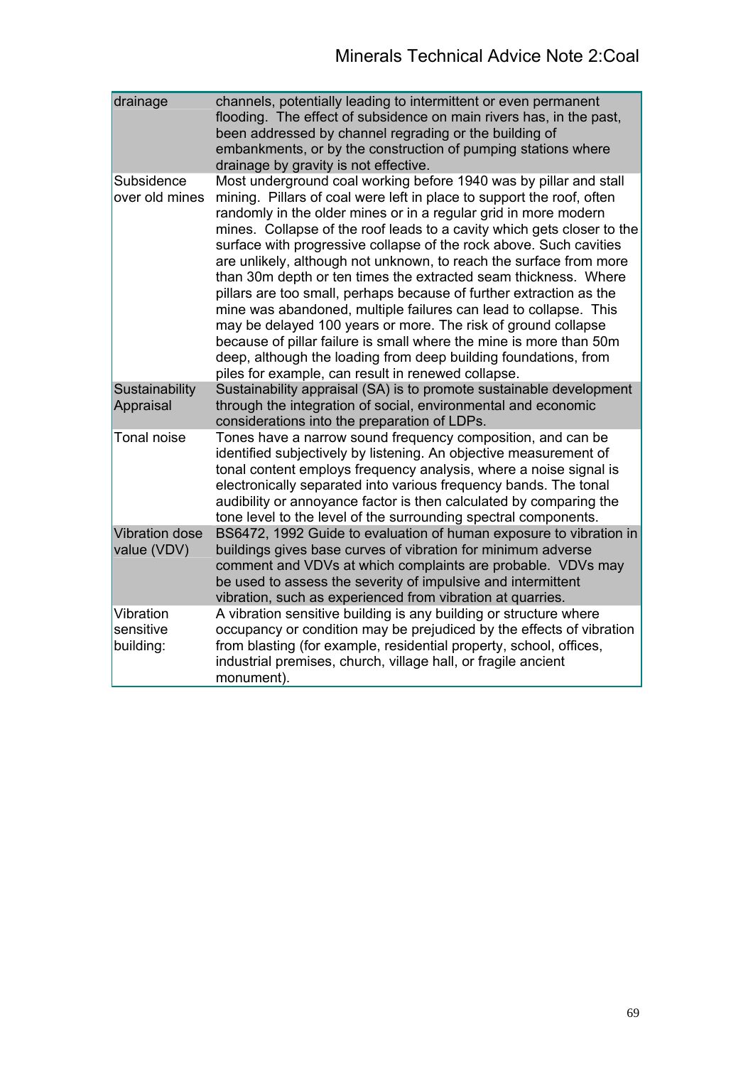| | |
|---|---|
| drainage | channels, potentially leading to intermittent or even permanent flooding. The effect of subsidence on main rivers has, in the past, been addressed by channel regrading or the building of embankments, or by the construction of pumping stations where drainage by gravity is not effective. |
| Subsidence over old mines | Most underground coal working before 1940 was by pillar and stall mining. Pillars of coal were left in place to support the roof, often randomly in the older mines or in a regular grid in more modern mines. Collapse of the roof leads to a cavity which gets closer to the surface with progressive collapse of the rock above. Such cavities are unlikely, although not unknown, to reach the surface from more than 30m depth or ten times the extracted seam thickness. Where pillars are too small, perhaps because of further extraction as the mine was abandoned, multiple failures can lead to collapse. This may be delayed 100 years or more. The risk of ground collapse because of pillar failure is small where the mine is more than 50m deep, although the loading from deep building foundations, from piles for example, can result in renewed collapse. |
| Sustainability Appraisal | Sustainability appraisal (SA) is to promote sustainable development through the integration of social, environmental and economic considerations into the preparation of LDPs. |
| Tonal noise | Tones have a narrow sound frequency composition, and can be identified subjectively by listening. An objective measurement of tonal content employs frequency analysis, where a noise signal is electronically separated into various frequency bands. The tonal audibility or annoyance factor is then calculated by comparing the tone level to the level of the surrounding spectral components. |
| Vibration dose value (VDV) | BS6472, 1992 Guide to evaluation of human exposure to vibration in buildings gives base curves of vibration for minimum adverse comment and VDVs at which complaints are probable. VDVs may be used to assess the severity of impulsive and intermittent vibration, such as experienced from vibration at quarries. |
| Vibration sensitive building: | A vibration sensitive building is any building or structure where occupancy or condition may be prejudiced by the effects of vibration from blasting (for example, residential property, school, offices, industrial premises, church, village hall, or fragile ancient monument). |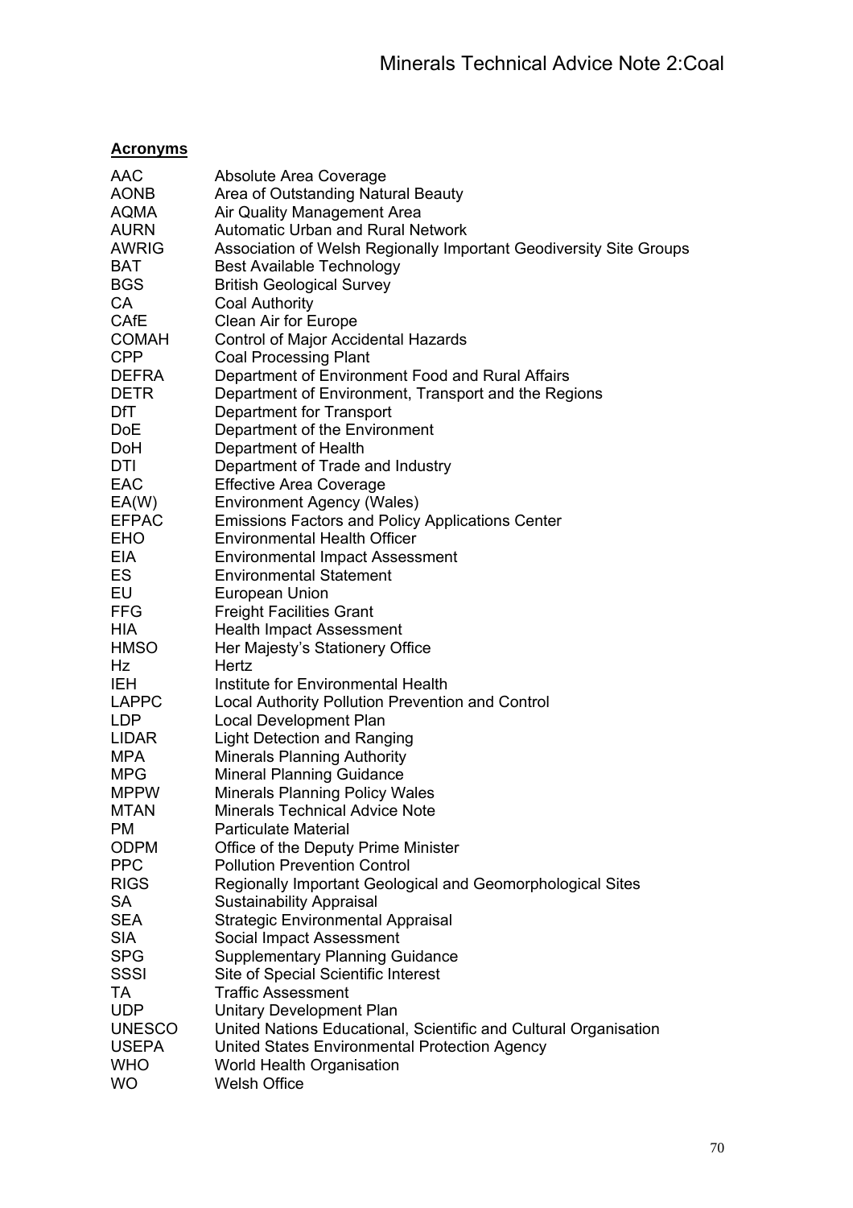**Acronyms**

| | |
|---|---|
| AAC | Absolute Area Coverage |
| AONB | Area of Outstanding Natural Beauty |
| AQMA | Air Quality Management Area |
| AURN | Automatic Urban and Rural Network |
| AWRIG | Association of Welsh Regionally Important Geodiversity Site Groups |
| BAT | Best Available Technology |
| BGS | British Geological Survey |
| CA | Coal Authority |
| CAfE | Clean Air for Europe |
| COMAH | Control of Major Accidental Hazards |
| CPP | Coal Processing Plant |
| DEFRA | Department of Environment Food and Rural Affairs |
| DETR | Department of Environment, Transport and the Regions |
| DfT | Department for Transport |
| DoE | Department of the Environment |
| DoH | Department of Health |
| DTI | Department of Trade and Industry |
| EAC | Effective Area Coverage |
| EA(W) | Environment Agency (Wales) |
| EFPAC | Emissions Factors and Policy Applications Center |
| EHO | Environmental Health Officer |
| EIA | Environmental Impact Assessment |
| ES | Environmental Statement |
| EU | European Union |
| FFG | Freight Facilities Grant |
| HIA | Health Impact Assessment |
| HMSO | Her Majesty's Stationery Office |
| Hz | Hertz |
| IEH | Institute for Environmental Health |
| LAPPC | Local Authority Pollution Prevention and Control |
| LDP | Local Development Plan |
| LIDAR | Light Detection and Ranging |
| MPA | Minerals Planning Authority |
| MPG | Mineral Planning Guidance |
| MPPW | Minerals Planning Policy Wales |
| MTAN | Minerals Technical Advice Note |
| PM | Particulate Material |
| ODPM | Office of the Deputy Prime Minister |
| PPC | Pollution Prevention Control |
| RIGS | Regionally Important Geological and Geomorphological Sites |
| SA | Sustainability Appraisal |
| SEA | Strategic Environmental Appraisal |
| SIA | Social Impact Assessment |
| SPG | Supplementary Planning Guidance |
| SSSI | Site of Special Scientific Interest |
| TA | Traffic Assessment |
| UDP | Unitary Development Plan |
| UNESCO | United Nations Educational, Scientific and Cultural Organisation |
| USEPA | United States Environmental Protection Agency |
| WHO | World Health Organisation |
| WO | Welsh Office |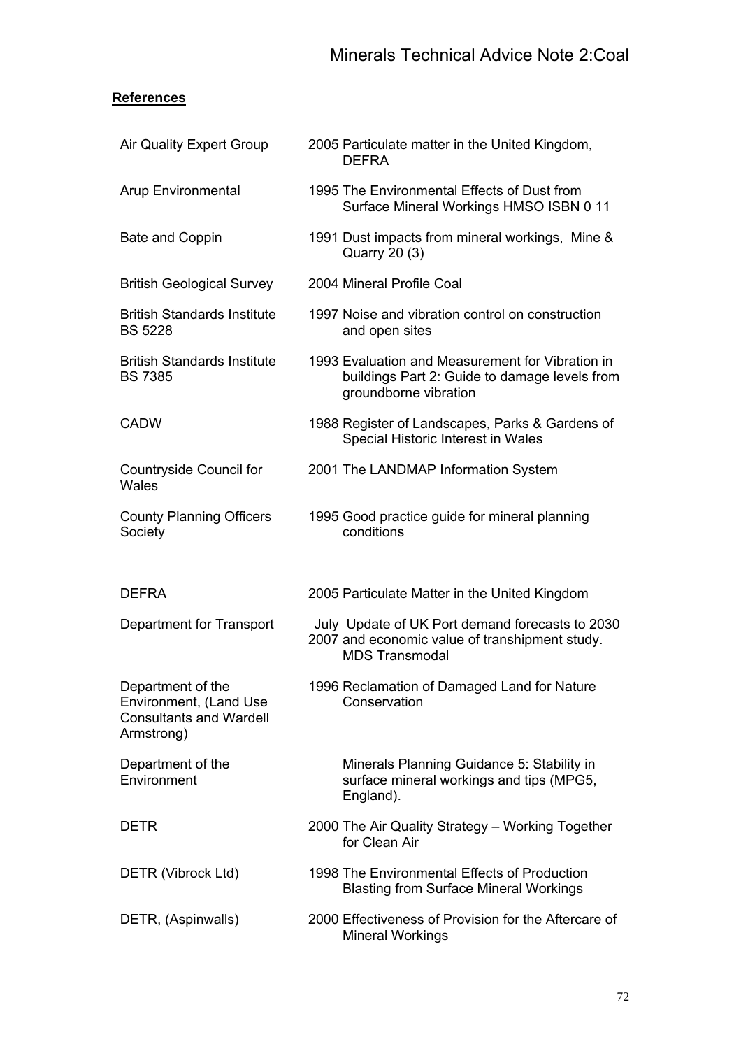**References**

| | |
|---|---|
| Air Quality Expert Group | 2005 Particulate matter in the United Kingdom, DEFRA |
| Arup Environmental | 1995 The Environmental Effects of Dust from Surface Mineral Workings HMSO ISBN 0 11 |
| Bate and Coppin | 1991 Dust impacts from mineral workings, Mine & Quarry 20 (3) |
| British Geological Survey | 2004 Mineral Profile Coal |
| British Standards Institute BS 5228 | 1997 Noise and vibration control on construction and open sites |
| British Standards Institute BS 7385 | 1993 Evaluation and Measurement for Vibration in buildings Part 2: Guide to damage levels from groundborne vibration |
| CADW | 1988 Register of Landscapes, Parks & Gardens of Special Historic Interest in Wales |
| Countryside Council for Wales | 2001 The LANDMAP Information System |
| County Planning Officers Society | 1995 Good practice guide for mineral planning conditions |
| DEFRA | 2005 Particulate Matter in the United Kingdom |
| Department for Transport | July 2007 Update of UK Port demand forecasts to 2030 and economic value of transhipment study. MDS Transmodal |
| Department of the Environment, (Land Use Consultants and Wardell Armstrong) | 1996 Reclamation of Damaged Land for Nature Conservation |
| Department of the Environment | Minerals Planning Guidance 5: Stability in surface mineral workings and tips (MPG5, England). |
| DETR | 2000 The Air Quality Strategy – Working Together for Clean Air |
| DETR (Vibrock Ltd) | 1998 The Environmental Effects of Production Blasting from Surface Mineral Workings |
| DETR, (Aspinwalls) | 2000 Effectiveness of Provision for the Aftercare of Mineral Workings |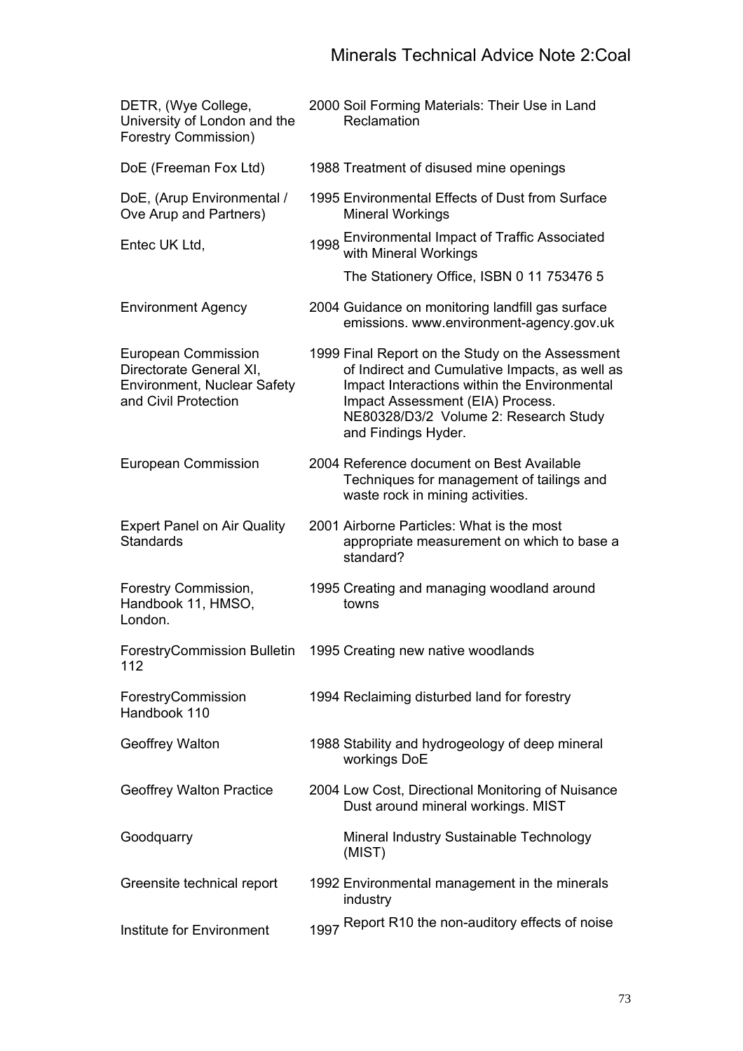| | | |
|---|---|---|
| DETR, (Wye College, University of London and the Forestry Commission) | 2000 | Soil Forming Materials: Their Use in Land Reclamation |
| DoE (Freeman Fox Ltd) | 1988 | Treatment of disused mine openings |
| DoE, (Arup Environmental / Ove Arup and Partners) | 1995 | Environmental Effects of Dust from Surface Mineral Workings |
| Entec UK Ltd, | 1998 | Environmental Impact of Traffic Associated with Mineral Workings<br>The Stationery Office, ISBN 0 11 753476 5 |
| Environment Agency | 2004 | Guidance on monitoring landfill gas surface emissions. www.environment-agency.gov.uk |
| European Commission Directorate General XI, Environment, Nuclear Safety and Civil Protection | 1999 | Final Report on the Study on the Assessment of Indirect and Cumulative Impacts, as well as Impact Interactions within the Environmental Impact Assessment (EIA) Process. NE80328/D3/2 Volume 2: Research Study and Findings Hyder. |
| European Commission | 2004 | Reference document on Best Available Techniques for management of tailings and waste rock in mining activities. |
| Expert Panel on Air Quality Standards | 2001 | Airborne Particles: What is the most appropriate measurement on which to base a standard? |
| Forestry Commission, Handbook 11, HMSO, London. | 1995 | Creating and managing woodland around towns |
| ForestryCommission Bulletin 112 | 1995 | Creating new native woodlands |
| ForestryCommission Handbook 110 | 1994 | Reclaiming disturbed land for forestry |
| Geoffrey Walton | 1988 | Stability and hydrogeology of deep mineral workings DoE |
| Geoffrey Walton Practice | 2004 | Low Cost, Directional Monitoring of Nuisance Dust around mineral workings. MIST |
| Goodquarry | | Mineral Industry Sustainable Technology (MIST) |
| Greensite technical report | 1992 | Environmental management in the minerals industry |
| Institute for Environment | 1997 | Report R10 the non-auditory effects of noise |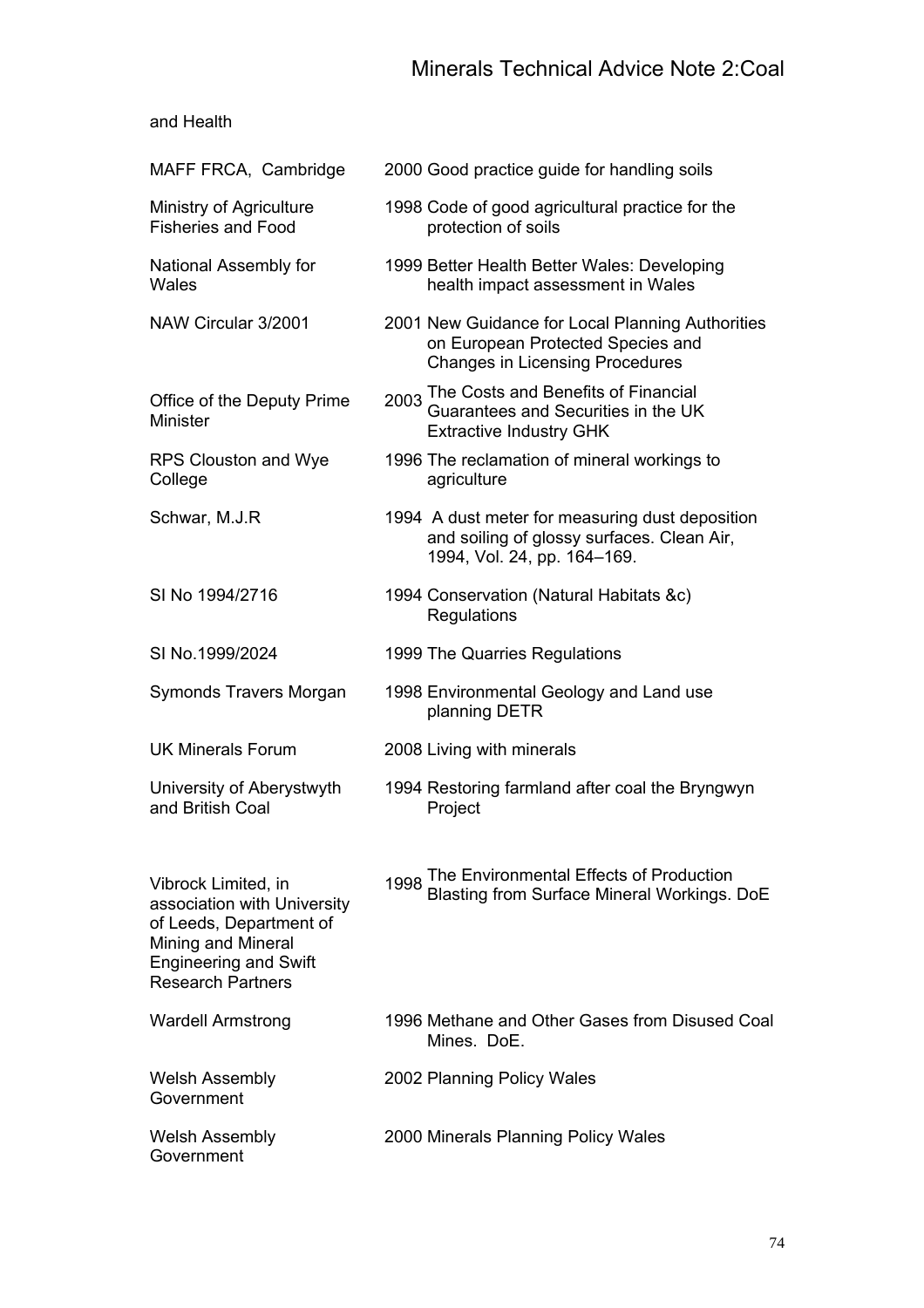and Health

| | | |
|---|---|---|
| MAFF FRCA, Cambridge | 2000 | Good practice guide for handling soils |
| Ministry of Agriculture Fisheries and Food | 1998 | Code of good agricultural practice for the protection of soils |
| National Assembly for Wales | 1999 | Better Health Better Wales: Developing health impact assessment in Wales |
| NAW Circular 3/2001 | 2001 | New Guidance for Local Planning Authorities on European Protected Species and Changes in Licensing Procedures |
| Office of the Deputy Prime Minister | 2003 | The Costs and Benefits of Financial Guarantees and Securities in the UK Extractive Industry GHK |
| RPS Clouston and Wye College | 1996 | The reclamation of mineral workings to agriculture |
| Schwar, M.J.R | 1994 | A dust meter for measuring dust deposition and soiling of glossy surfaces. Clean Air, 1994, Vol. 24, pp. 164–169. |
| SI No 1994/2716 | 1994 | Conservation (Natural Habitats &c) Regulations |
| SI No.1999/2024 | 1999 | The Quarries Regulations |
| Symonds Travers Morgan | 1998 | Environmental Geology and Land use planning DETR |
| UK Minerals Forum | 2008 | Living with minerals |
| University of Aberystwyth and British Coal | 1994 | Restoring farmland after coal the Bryngwyn Project |
| Vibrock Limited, in association with University of Leeds, Department of Mining and Mineral Engineering and Swift Research Partners | 1998 | The Environmental Effects of Production Blasting from Surface Mineral Workings. DoE |
| Wardell Armstrong | 1996 | Methane and Other Gases from Disused Coal Mines. DoE. |
| Welsh Assembly Government | 2002 | Planning Policy Wales |
| Welsh Assembly Government | 2000 | Minerals Planning Policy Wales |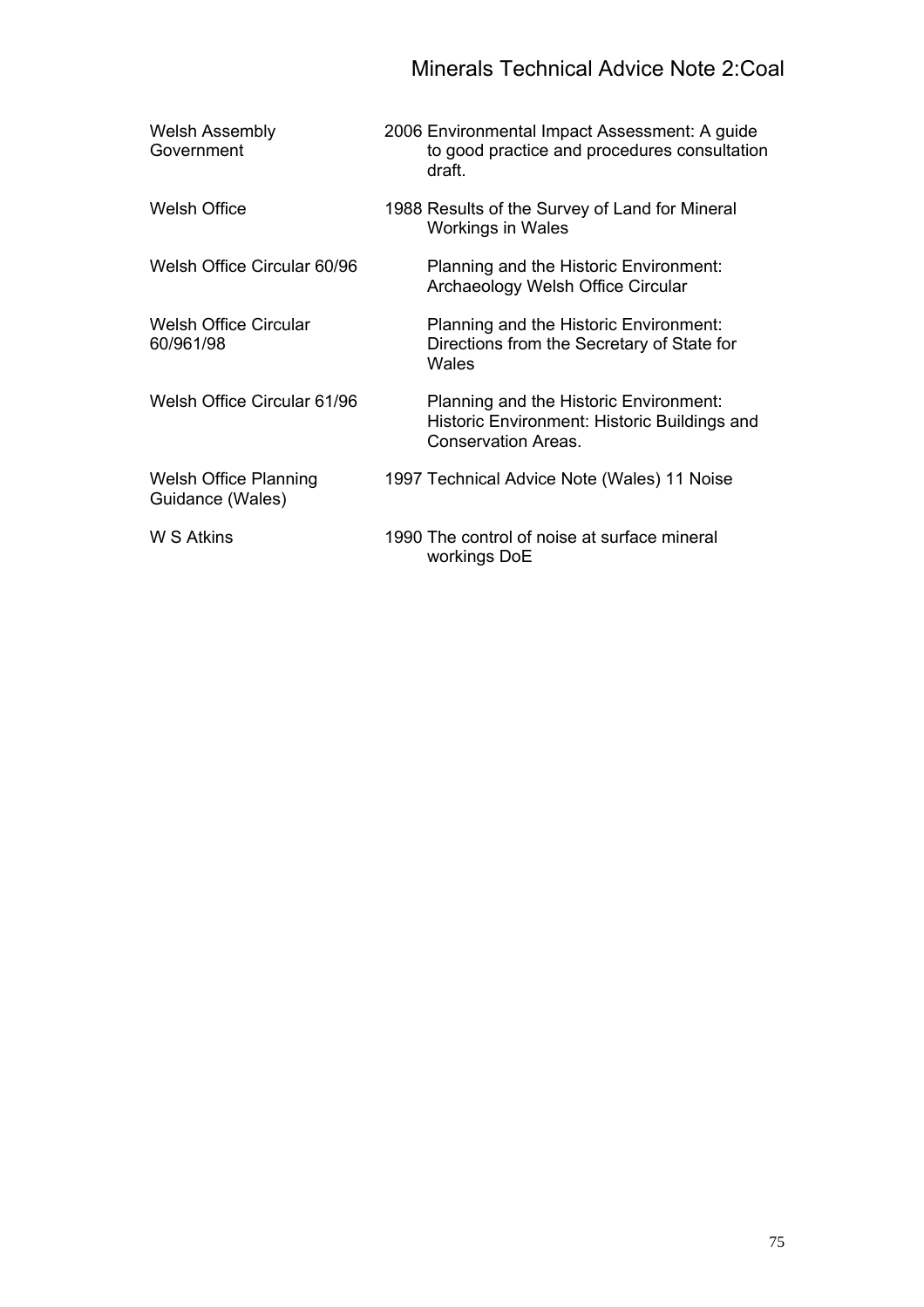| | | |
|---|---|---|
| Welsh Assembly Government | 2006 | Environmental Impact Assessment: A guide to good practice and procedures consultation draft. |
| Welsh Office | 1988 | Results of the Survey of Land for Mineral Workings in Wales |
| Welsh Office Circular 60/96 | | Planning and the Historic Environment: Archaeology Welsh Office Circular |
| Welsh Office Circular 60/961/98 | | Planning and the Historic Environment: Directions from the Secretary of State for Wales |
| Welsh Office Circular 61/96 | | Planning and the Historic Environment: Historic Environment: Historic Buildings and Conservation Areas. |
| Welsh Office Planning Guidance (Wales) | 1997 | Technical Advice Note (Wales) 11 Noise |
| W S Atkins | 1990 | The control of noise at surface mineral workings DoE |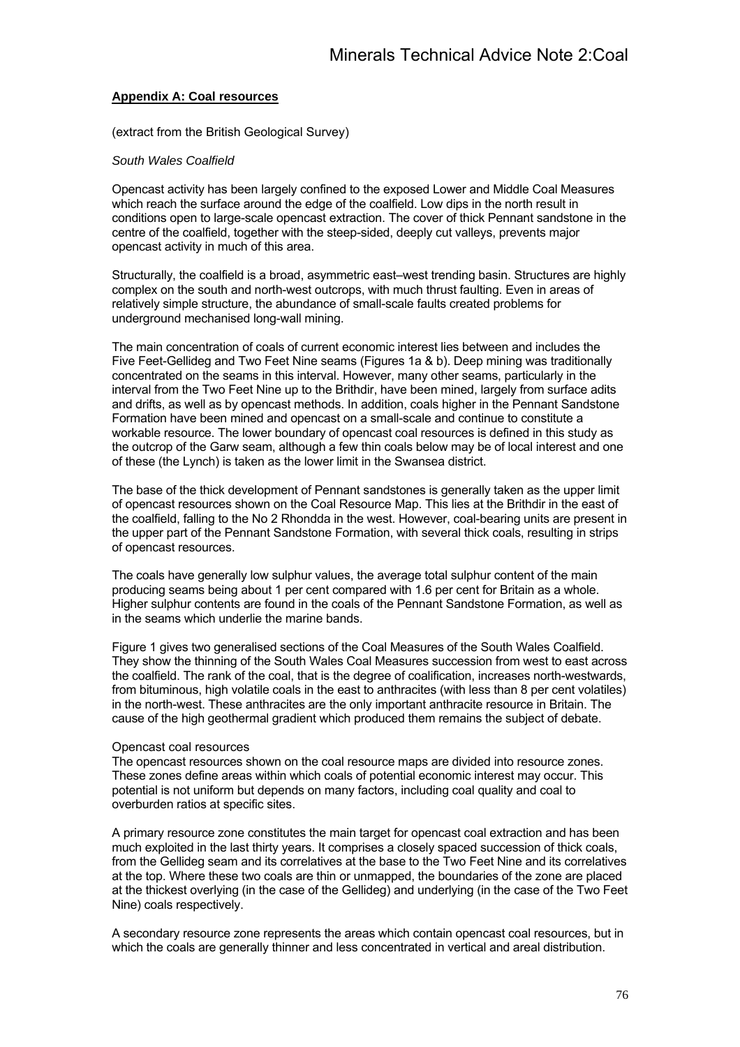## **Appendix A: Coal resources**

(extract from the British Geological Survey)

*South Wales Coalfield*

Opencast activity has been largely confined to the exposed Lower and Middle Coal Measures which reach the surface around the edge of the coalfield. Low dips in the north result in conditions open to large-scale opencast extraction. The cover of thick Pennant sandstone in the centre of the coalfield, together with the steep-sided, deeply cut valleys, prevents major opencast activity in much of this area.

Structurally, the coalfield is a broad, asymmetric east–west trending basin. Structures are highly complex on the south and north-west outcrops, with much thrust faulting. Even in areas of relatively simple structure, the abundance of small-scale faults created problems for underground mechanised long-wall mining.

The main concentration of coals of current economic interest lies between and includes the Five Feet-Gellideg and Two Feet Nine seams (Figures 1a & b). Deep mining was traditionally concentrated on the seams in this interval. However, many other seams, particularly in the interval from the Two Feet Nine up to the Brithdir, have been mined, largely from surface adits and drifts, as well as by opencast methods. In addition, coals higher in the Pennant Sandstone Formation have been mined and opencast on a small-scale and continue to constitute a workable resource. The lower boundary of opencast coal resources is defined in this study as the outcrop of the Garw seam, although a few thin coals below may be of local interest and one of these (the Lynch) is taken as the lower limit in the Swansea district.

The base of the thick development of Pennant sandstones is generally taken as the upper limit of opencast resources shown on the Coal Resource Map. This lies at the Brithdir in the east of the coalfield, falling to the No 2 Rhondda in the west. However, coal-bearing units are present in the upper part of the Pennant Sandstone Formation, with several thick coals, resulting in strips of opencast resources.

The coals have generally low sulphur values, the average total sulphur content of the main producing seams being about 1 per cent compared with 1.6 per cent for Britain as a whole. Higher sulphur contents are found in the coals of the Pennant Sandstone Formation, as well as in the seams which underlie the marine bands.

Figure 1 gives two generalised sections of the Coal Measures of the South Wales Coalfield. They show the thinning of the South Wales Coal Measures succession from west to east across the coalfield. The rank of the coal, that is the degree of coalification, increases north-westwards, from bituminous, high volatile coals in the east to anthracites (with less than 8 per cent volatiles) in the north-west. These anthracites are the only important anthracite resource in Britain. The cause of the high geothermal gradient which produced them remains the subject of debate.

Opencast coal resources

The opencast resources shown on the coal resource maps are divided into resource zones. These zones define areas within which coals of potential economic interest may occur. This potential is not uniform but depends on many factors, including coal quality and coal to overburden ratios at specific sites.

A primary resource zone constitutes the main target for opencast coal extraction and has been much exploited in the last thirty years. It comprises a closely spaced succession of thick coals, from the Gellideg seam and its correlatives at the base to the Two Feet Nine and its correlatives at the top. Where these two coals are thin or unmapped, the boundaries of the zone are placed at the thickest overlying (in the case of the Gellideg) and underlying (in the case of the Two Feet Nine) coals respectively.

A secondary resource zone represents the areas which contain opencast coal resources, but in which the coals are generally thinner and less concentrated in vertical and areal distribution.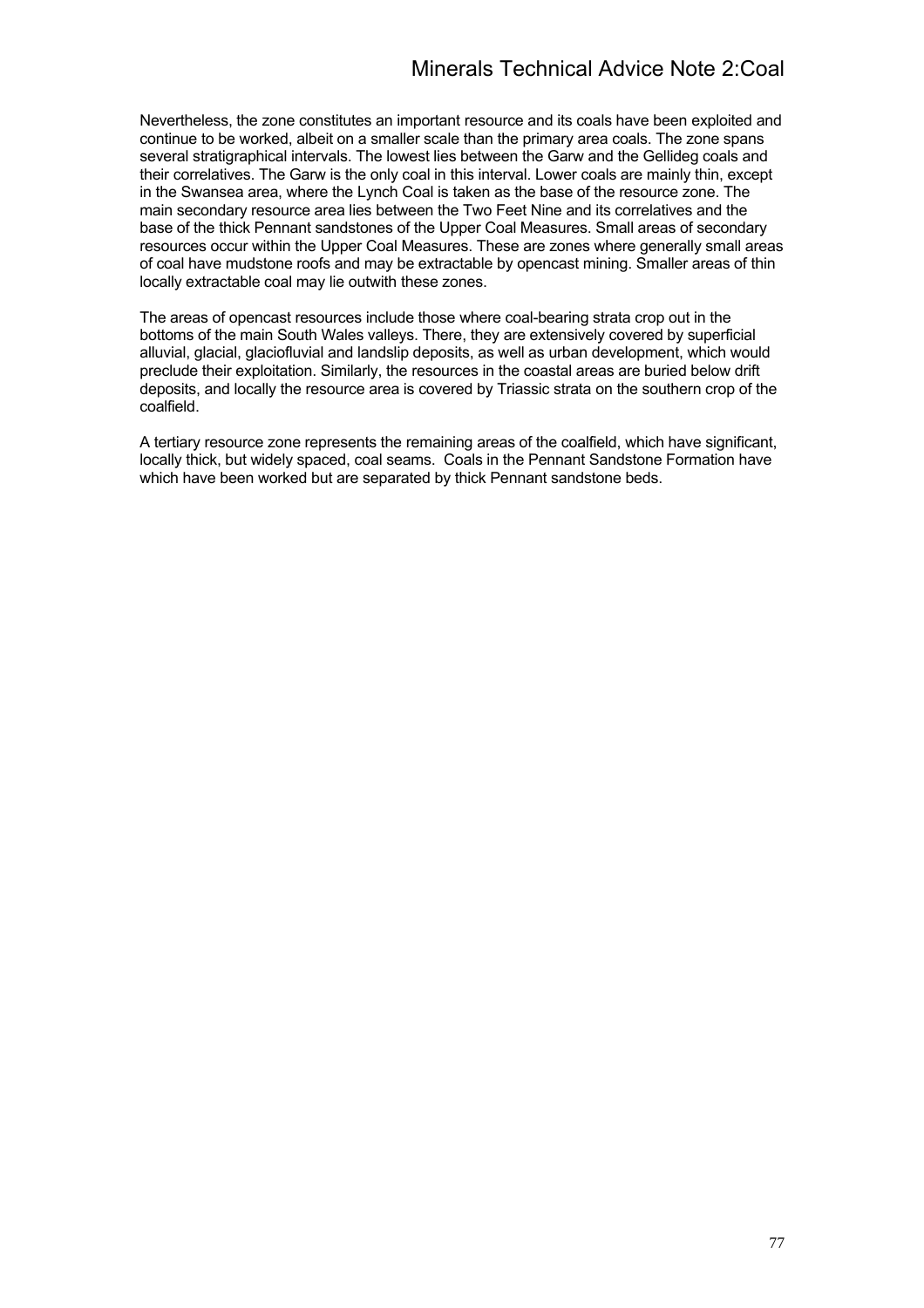Nevertheless, the zone constitutes an important resource and its coals have been exploited and continue to be worked, albeit on a smaller scale than the primary area coals. The zone spans several stratigraphical intervals. The lowest lies between the Garw and the Gellideg coals and their correlatives. The Garw is the only coal in this interval. Lower coals are mainly thin, except in the Swansea area, where the Lynch Coal is taken as the base of the resource zone. The main secondary resource area lies between the Two Feet Nine and its correlatives and the base of the thick Pennant sandstones of the Upper Coal Measures. Small areas of secondary resources occur within the Upper Coal Measures. These are zones where generally small areas of coal have mudstone roofs and may be extractable by opencast mining. Smaller areas of thin locally extractable coal may lie outwith these zones.

The areas of opencast resources include those where coal-bearing strata crop out in the bottoms of the main South Wales valleys. There, they are extensively covered by superficial alluvial, glacial, glaciofluvial and landslip deposits, as well as urban development, which would preclude their exploitation. Similarly, the resources in the coastal areas are buried below drift deposits, and locally the resource area is covered by Triassic strata on the southern crop of the coalfield.

A tertiary resource zone represents the remaining areas of the coalfield, which have significant, locally thick, but widely spaced, coal seams. Coals in the Pennant Sandstone Formation have which have been worked but are separated by thick Pennant sandstone beds.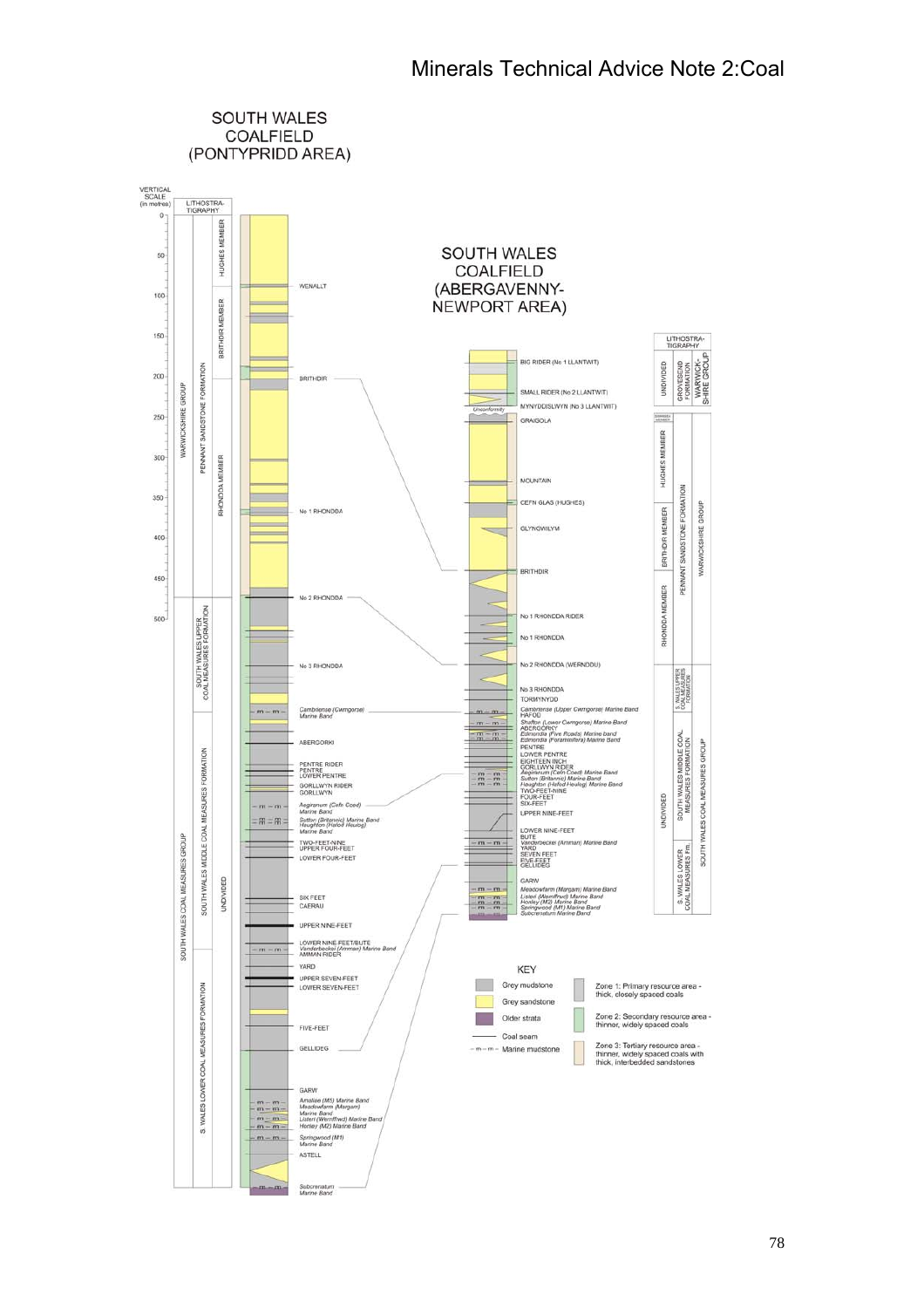SOUTH WALES COALFIELD (PONTYPRIDD AREA)

VERTICAL SCALE (in metres)

LITHOSTRATIGRAPHY

WARWICKSHIRE GROUP — PENNANT SANDSTONE FORMATION — HUGHES MEMBER, BRITHDIR MEMBER, RHONDDA MEMBER

SOUTH WALES COAL MEASURES GROUP — SOUTH WALES UPPER COAL MEASURES FORMATION, SOUTH WALES MIDDLE COAL MEASURES FORMATION, S. WALES LOWER COAL MEASURES FORMATION — UNDIVIDED

WENALLT
BRITHDIR
No 1 RHONDDA
No 2 RHONDDA
No 3 RHONDDA
Cambriense (Cwmgorse) Marine Band
ABERGORKI
PENTRE RIDER
PENTRE
LOWER PENTRE
GORLLWYN RIDER
GORLLWYN
Aegiranum (Cefn Coed) Marine Band
Sutton (Britannic) Marine Band
Haughton (Hafod Heulog) Marine Band
TWO-FEET-NINE
UPPER FOUR-FEET
LOWER FOUR-FEET
SIX FEET
CAERAU
UPPER NINE-FEET
LOWER NINE FEET/BUTE
Vanderbeckei (Amman) Marine Band
AMMAN RIDER
YARD
UPPER SEVEN-FEET
LOWER SEVEN-FEET
FIVE-FEET
GELLIDEG
GARW
Amaliae (M5) Marine Band
Meadowfarm (Margam) Marine Band
Listeri (Wernffrwd) Marine Band
Honley (M2) Marine Band
Springwood (M1) Marine Band
ASTELL
Subcrenatum Marine Band

SOUTH WALES COALFIELD (ABERGAVENNY-NEWPORT AREA)

LITHOSTRATIGRAPHY

WARWICKSHIRE GROUP — GROVESEND FORMATION (UNDIVIDED); PENNANT SANDSTONE FORMATION — SWANSEA MEMBER, HUGHES MEMBER, BRITHDIR MEMBER, RHONDDA MEMBER

SOUTH WALES COAL MEASURES GROUP — S. WALES UPPER COAL MEASURES FORMATION, SOUTH WALES MIDDLE COAL MEASURES FORMATION, S. WALES LOWER COAL MEASURES Fm. — UNDIVIDED

BIG RIDER (No 1 LLANTWIT)
SMALL RIDER (No 2 LLANTWIT)
MYNYDDISLWYN (No 3 LLANTWIT)
Unconformity
GRAIGOLA
MOUNTAIN
CEFN GLAS (HUGHES)
GLYNGWILYM
BRITHDIR
No 1 RHONDDA RIDER
No 1 RHONDDA
No 2 RHONDDA (WERNDDU)
No 3 RHONDDA
TORMYNYDD
Cambriense (Upper Cwmgorse) Marine Band
HAFOD
Shafton (Lower Cwmgorse) Marine Band
ABERGORKY
Edmondia (Five Roads) Marine band
Edmondia (Foraminifera) Marine Band
PENTRE
LOWER PENTRE
EIGHTEEN INCH
GORLLWYN RIDER
Aegiranum (Cefn Coed) Marine Band
Sutton (Britannic) Marine Band
Haughton (Hafod Heulog) Marine Band
TWO-FEET-NINE
FOUR-FEET
SIX-FEET
UPPER NINE-FEET
LOWER NINE-FEET
BUTE
Vanderbeckei (Amman) Marine Band
YARD
SEVEN FEET
FIVE-FEET
GELLIDEG
GARW
Meadowfarm (Margam) Marine Band
Listeri (Wernffrwd) Marine Band
Honley (M2) Marine Band
Springwood (M1) Marine Band
Subcrenatum Marine Band

KEY

- Grey mudstone
- Grey sandstone
- Older strata
- Coal seam
- Marine mudstone
- Zone 1: Primary resource area - thick, closely spaced coals
- Zone 2: Secondary resource area - thinner, widely spaced coals
- Zone 3: Tertiary resource area - thinner, widely spaced coals with thick, interbedded sandstones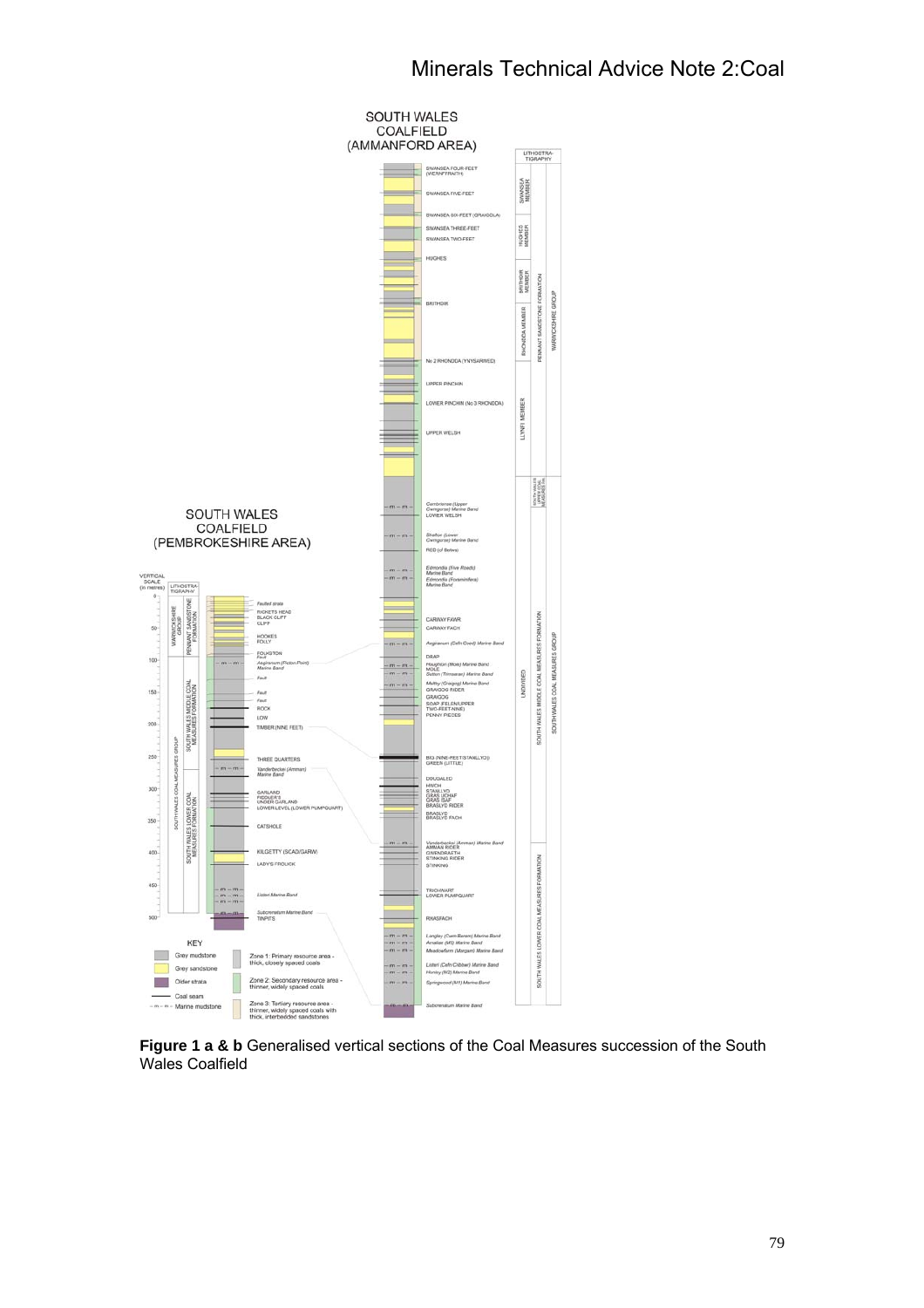**Figure 1 a & b** Generalised vertical sections of the Coal Measures succession of the South Wales Coalfield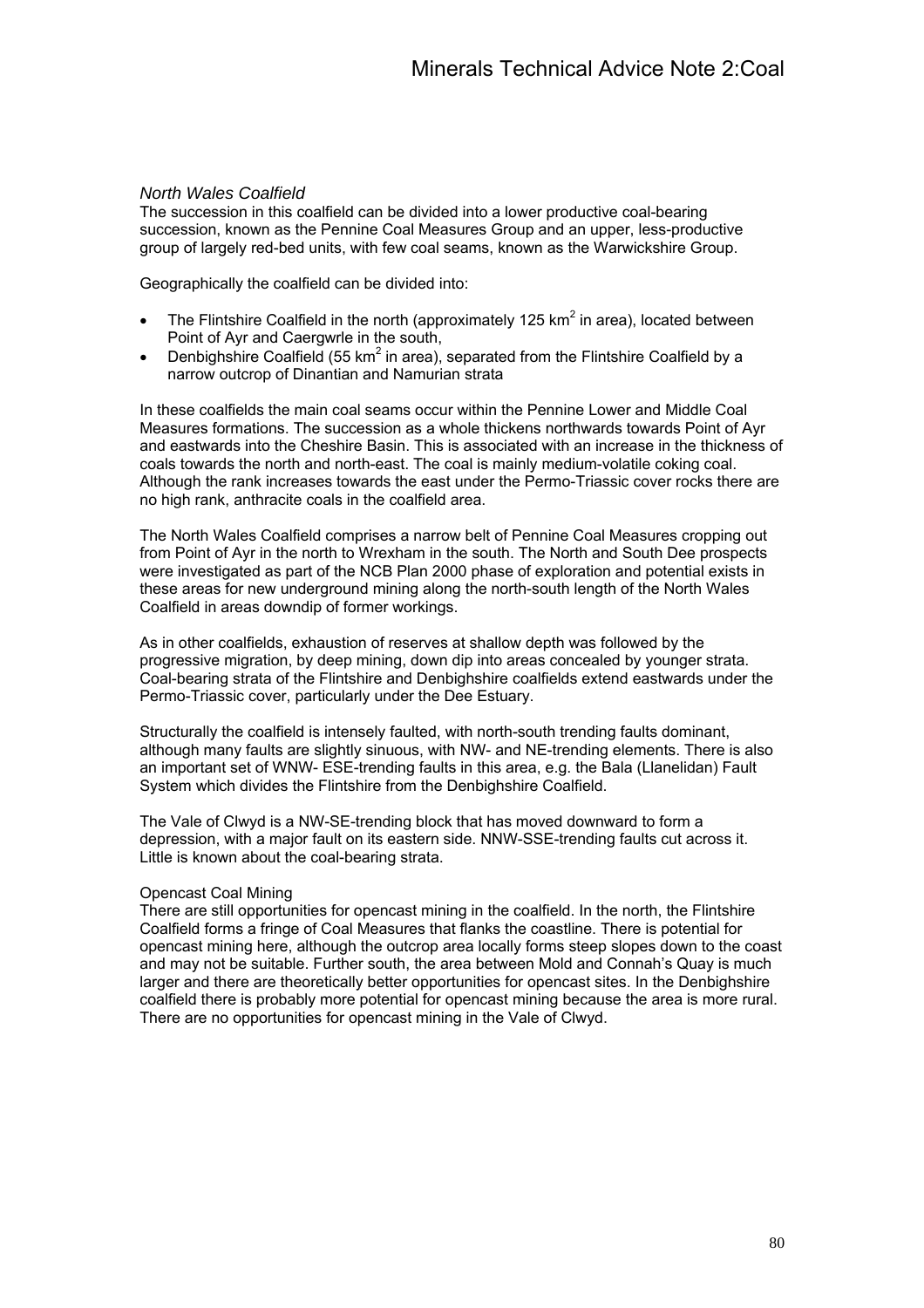### *North Wales Coalfield*

The succession in this coalfield can be divided into a lower productive coal-bearing succession, known as the Pennine Coal Measures Group and an upper, less-productive group of largely red-bed units, with few coal seams, known as the Warwickshire Group.

Geographically the coalfield can be divided into:

- The Flintshire Coalfield in the north (approximately 125 $km^2$ in area), located between Point of Ayr and Caergwrle in the south,
- Denbighshire Coalfield (55 $km^2$ in area), separated from the Flintshire Coalfield by a narrow outcrop of Dinantian and Namurian strata

In these coalfields the main coal seams occur within the Pennine Lower and Middle Coal Measures formations. The succession as a whole thickens northwards towards Point of Ayr and eastwards into the Cheshire Basin. This is associated with an increase in the thickness of coals towards the north and north-east. The coal is mainly medium-volatile coking coal. Although the rank increases towards the east under the Permo-Triassic cover rocks there are no high rank, anthracite coals in the coalfield area.

The North Wales Coalfield comprises a narrow belt of Pennine Coal Measures cropping out from Point of Ayr in the north to Wrexham in the south. The North and South Dee prospects were investigated as part of the NCB Plan 2000 phase of exploration and potential exists in these areas for new underground mining along the north-south length of the North Wales Coalfield in areas downdip of former workings.

As in other coalfields, exhaustion of reserves at shallow depth was followed by the progressive migration, by deep mining, down dip into areas concealed by younger strata. Coal-bearing strata of the Flintshire and Denbighshire coalfields extend eastwards under the Permo-Triassic cover, particularly under the Dee Estuary.

Structurally the coalfield is intensely faulted, with north-south trending faults dominant, although many faults are slightly sinuous, with NW- and NE-trending elements. There is also an important set of WNW- ESE-trending faults in this area, e.g. the Bala (Llanelidan) Fault System which divides the Flintshire from the Denbighshire Coalfield.

The Vale of Clwyd is a NW-SE-trending block that has moved downward to form a depression, with a major fault on its eastern side. NNW-SSE-trending faults cut across it. Little is known about the coal-bearing strata.

Opencast Coal Mining

There are still opportunities for opencast mining in the coalfield. In the north, the Flintshire Coalfield forms a fringe of Coal Measures that flanks the coastline. There is potential for opencast mining here, although the outcrop area locally forms steep slopes down to the coast and may not be suitable. Further south, the area between Mold and Connah's Quay is much larger and there are theoretically better opportunities for opencast sites. In the Denbighshire coalfield there is probably more potential for opencast mining because the area is more rural. There are no opportunities for opencast mining in the Vale of Clwyd.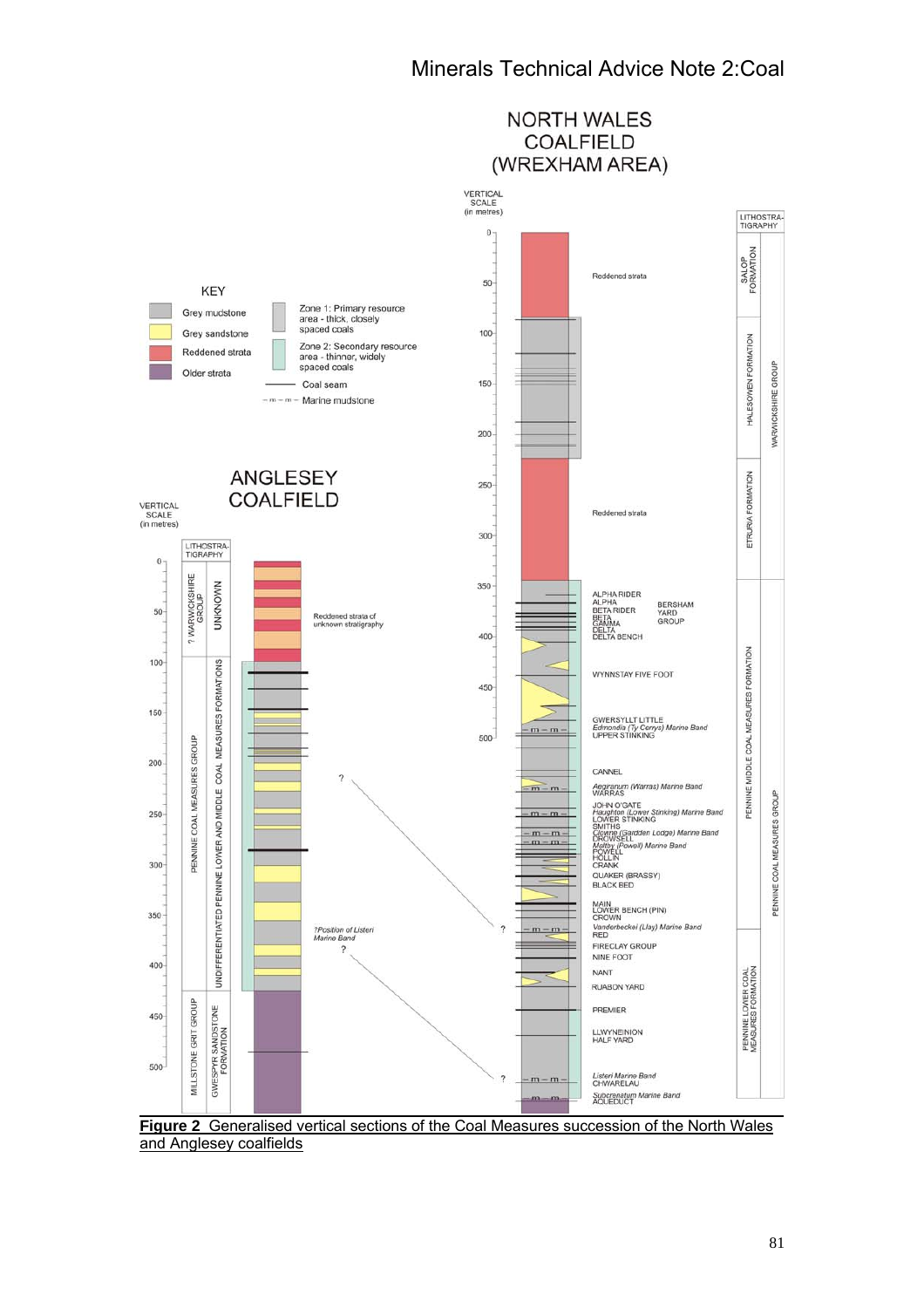**Figure 2 Generalised vertical sections of the Coal Measures succession of the North Wales and Anglesey coalfields**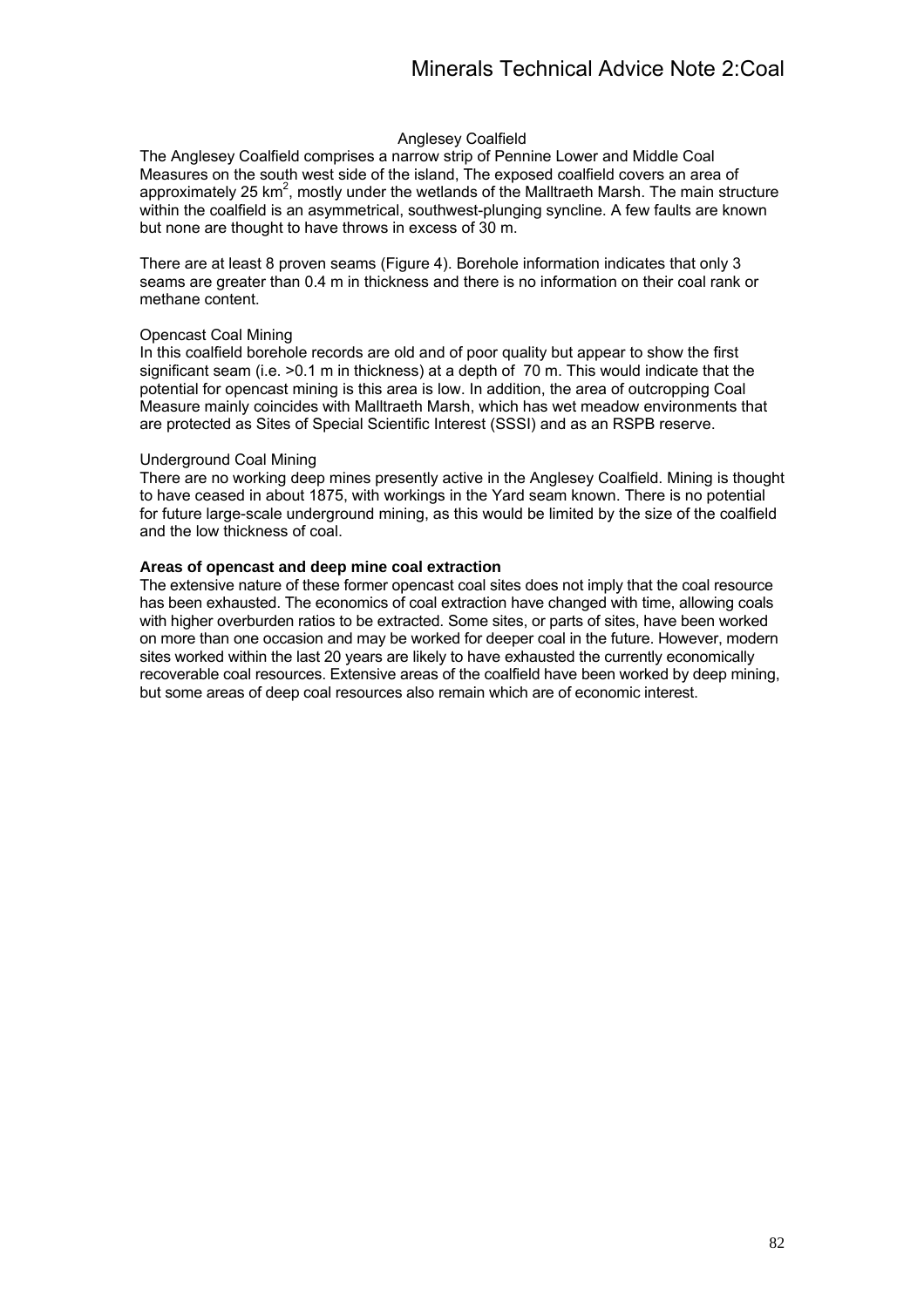## Anglesey Coalfield

The Anglesey Coalfield comprises a narrow strip of Pennine Lower and Middle Coal Measures on the south west side of the island, The exposed coalfield covers an area of approximately 25 km$^2$, mostly under the wetlands of the Malltraeth Marsh. The main structure within the coalfield is an asymmetrical, southwest-plunging syncline. A few faults are known but none are thought to have throws in excess of 30 m.

There are at least 8 proven seams (Figure 4). Borehole information indicates that only 3 seams are greater than 0.4 m in thickness and there is no information on their coal rank or methane content.

### Opencast Coal Mining

In this coalfield borehole records are old and of poor quality but appear to show the first significant seam (i.e. >0.1 m in thickness) at a depth of 70 m. This would indicate that the potential for opencast mining is this area is low. In addition, the area of outcropping Coal Measure mainly coincides with Malltraeth Marsh, which has wet meadow environments that are protected as Sites of Special Scientific Interest (SSSI) and as an RSPB reserve.

### Underground Coal Mining

There are no working deep mines presently active in the Anglesey Coalfield. Mining is thought to have ceased in about 1875, with workings in the Yard seam known. There is no potential for future large-scale underground mining, as this would be limited by the size of the coalfield and the low thickness of coal.

**Areas of opencast and deep mine coal extraction**

The extensive nature of these former opencast coal sites does not imply that the coal resource has been exhausted. The economics of coal extraction have changed with time, allowing coals with higher overburden ratios to be extracted. Some sites, or parts of sites, have been worked on more than one occasion and may be worked for deeper coal in the future. However, modern sites worked within the last 20 years are likely to have exhausted the currently economically recoverable coal resources. Extensive areas of the coalfield have been worked by deep mining, but some areas of deep coal resources also remain which are of economic interest.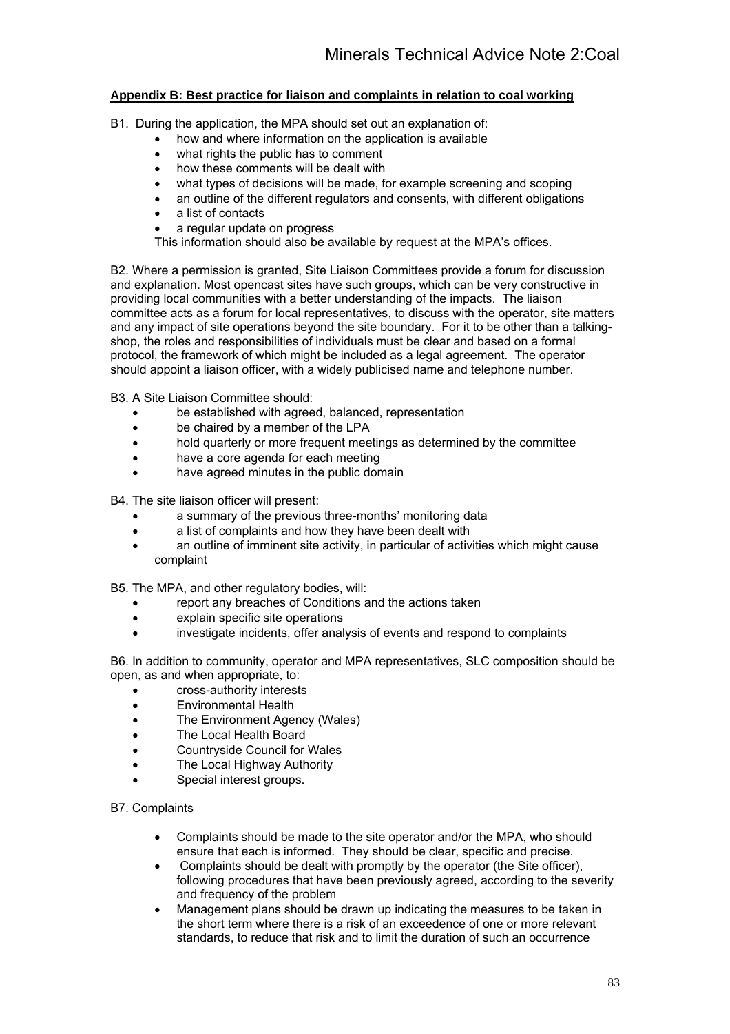## Appendix B: Best practice for liaison and complaints in relation to coal working

B1. During the application, the MPA should set out an explanation of:

- how and where information on the application is available
- what rights the public has to comment
- how these comments will be dealt with
- what types of decisions will be made, for example screening and scoping
- an outline of the different regulators and consents, with different obligations
- a list of contacts
- a regular update on progress

This information should also be available by request at the MPA's offices.

B2. Where a permission is granted, Site Liaison Committees provide a forum for discussion and explanation. Most opencast sites have such groups, which can be very constructive in providing local communities with a better understanding of the impacts. The liaison committee acts as a forum for local representatives, to discuss with the operator, site matters and any impact of site operations beyond the site boundary. For it to be other than a talking-shop, the roles and responsibilities of individuals must be clear and based on a formal protocol, the framework of which might be included as a legal agreement. The operator should appoint a liaison officer, with a widely publicised name and telephone number.

B3. A Site Liaison Committee should:

- be established with agreed, balanced, representation
- be chaired by a member of the LPA
- hold quarterly or more frequent meetings as determined by the committee
- have a core agenda for each meeting
- have agreed minutes in the public domain

B4. The site liaison officer will present:

- a summary of the previous three-months' monitoring data
- a list of complaints and how they have been dealt with
- an outline of imminent site activity, in particular of activities which might cause complaint

B5. The MPA, and other regulatory bodies, will:

- report any breaches of Conditions and the actions taken
- explain specific site operations
- investigate incidents, offer analysis of events and respond to complaints

B6. In addition to community, operator and MPA representatives, SLC composition should be open, as and when appropriate, to:

- cross-authority interests
- Environmental Health
- The Environment Agency (Wales)
- The Local Health Board
- Countryside Council for Wales
- The Local Highway Authority
- Special interest groups.

B7. Complaints

- Complaints should be made to the site operator and/or the MPA, who should ensure that each is informed. They should be clear, specific and precise.
- Complaints should be dealt with promptly by the operator (the Site officer), following procedures that have been previously agreed, according to the severity and frequency of the problem
- Management plans should be drawn up indicating the measures to be taken in the short term where there is a risk of an exceedence of one or more relevant standards, to reduce that risk and to limit the duration of such an occurrence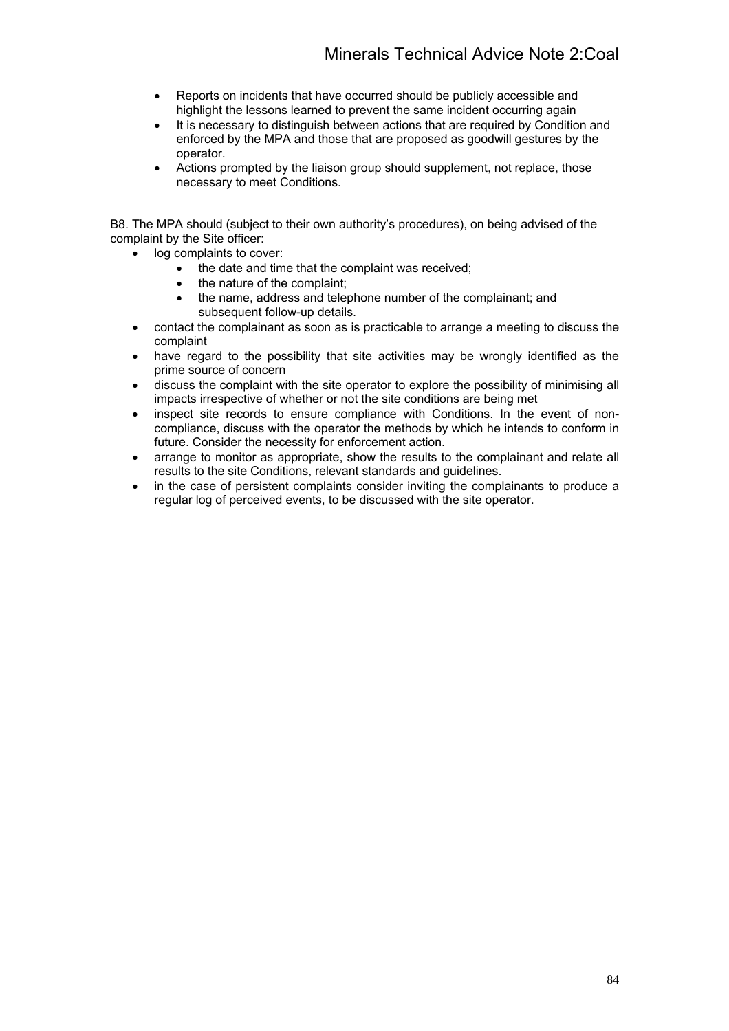- Reports on incidents that have occurred should be publicly accessible and highlight the lessons learned to prevent the same incident occurring again
- It is necessary to distinguish between actions that are required by Condition and enforced by the MPA and those that are proposed as goodwill gestures by the operator.
- Actions prompted by the liaison group should supplement, not replace, those necessary to meet Conditions.

B8. The MPA should (subject to their own authority's procedures), on being advised of the complaint by the Site officer:

- log complaints to cover:
  - the date and time that the complaint was received;
  - the nature of the complaint;
  - the name, address and telephone number of the complainant; and subsequent follow-up details.
- contact the complainant as soon as is practicable to arrange a meeting to discuss the complaint
- have regard to the possibility that site activities may be wrongly identified as the prime source of concern
- discuss the complaint with the site operator to explore the possibility of minimising all impacts irrespective of whether or not the site conditions are being met
- inspect site records to ensure compliance with Conditions. In the event of non-compliance, discuss with the operator the methods by which he intends to conform in future. Consider the necessity for enforcement action.
- arrange to monitor as appropriate, show the results to the complainant and relate all results to the site Conditions, relevant standards and guidelines.
- in the case of persistent complaints consider inviting the complainants to produce a regular log of perceived events, to be discussed with the site operator.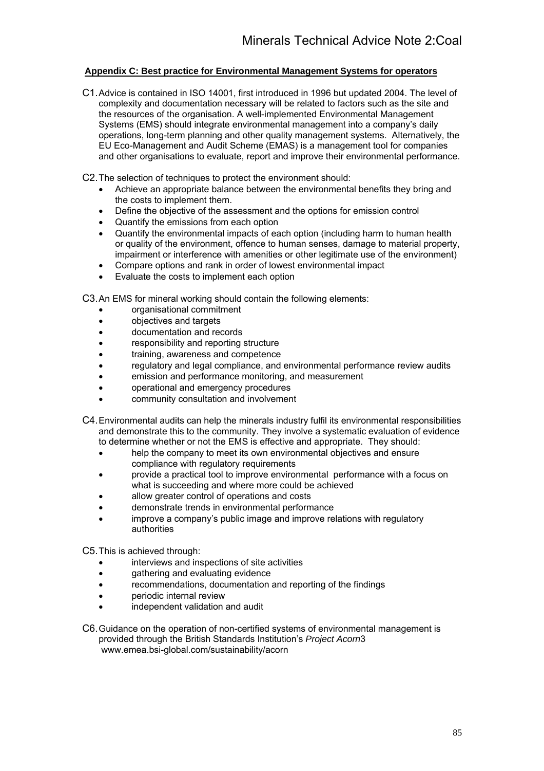## Appendix C: Best practice for Environmental Management Systems for operators

C1. Advice is contained in ISO 14001, first introduced in 1996 but updated 2004. The level of complexity and documentation necessary will be related to factors such as the site and the resources of the organisation. A well-implemented Environmental Management Systems (EMS) should integrate environmental management into a company's daily operations, long-term planning and other quality management systems. Alternatively, the EU Eco-Management and Audit Scheme (EMAS) is a management tool for companies and other organisations to evaluate, report and improve their environmental performance.

C2. The selection of techniques to protect the environment should:

- Achieve an appropriate balance between the environmental benefits they bring and the costs to implement them.
- Define the objective of the assessment and the options for emission control
- Quantify the emissions from each option
- Quantify the environmental impacts of each option (including harm to human health or quality of the environment, offence to human senses, damage to material property, impairment or interference with amenities or other legitimate use of the environment)
- Compare options and rank in order of lowest environmental impact
- Evaluate the costs to implement each option

C3. An EMS for mineral working should contain the following elements:

- organisational commitment
- objectives and targets
- documentation and records
- responsibility and reporting structure
- training, awareness and competence
- regulatory and legal compliance, and environmental performance review audits
- emission and performance monitoring, and measurement
- operational and emergency procedures
- community consultation and involvement

C4. Environmental audits can help the minerals industry fulfil its environmental responsibilities and demonstrate this to the community. They involve a systematic evaluation of evidence to determine whether or not the EMS is effective and appropriate. They should:

- help the company to meet its own environmental objectives and ensure compliance with regulatory requirements
- provide a practical tool to improve environmental performance with a focus on what is succeeding and where more could be achieved
- allow greater control of operations and costs
- demonstrate trends in environmental performance
- improve a company's public image and improve relations with regulatory authorities

C5. This is achieved through:

- interviews and inspections of site activities
- gathering and evaluating evidence
- recommendations, documentation and reporting of the findings
- periodic internal review
- independent validation and audit

C6. Guidance on the operation of non-certified systems of environmental management is provided through the British Standards Institution's *Project Acorn*3 www.emea.bsi-global.com/sustainability/acorn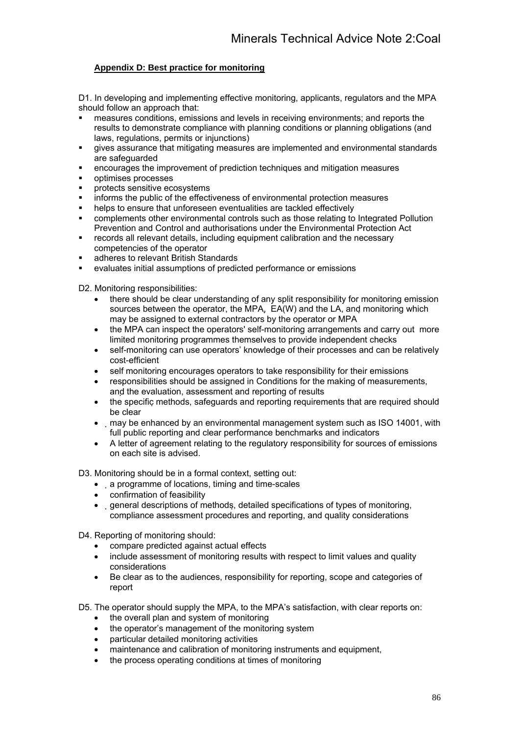**Appendix D: Best practice for monitoring**

D1. In developing and implementing effective monitoring, applicants, regulators and the MPA should follow an approach that:

- measures conditions, emissions and levels in receiving environments; and reports the results to demonstrate compliance with planning conditions or planning obligations (and laws, regulations, permits or injunctions)
- gives assurance that mitigating measures are implemented and environmental standards are safeguarded
- encourages the improvement of prediction techniques and mitigation measures
- optimises processes
- protects sensitive ecosystems
- informs the public of the effectiveness of environmental protection measures
- helps to ensure that unforeseen eventualities are tackled effectively
- complements other environmental controls such as those relating to Integrated Pollution Prevention and Control and authorisations under the Environmental Protection Act
- records all relevant details, including equipment calibration and the necessary competencies of the operator
- adheres to relevant British Standards
- evaluates initial assumptions of predicted performance or emissions

D2. Monitoring responsibilities:

- there should be clear understanding of any split responsibility for monitoring emission sources between the operator, the MPA, EA(W) and the LA, and monitoring which may be assigned to external contractors by the operator or MPA
- the MPA can inspect the operators' self-monitoring arrangements and carry out more limited monitoring programmes themselves to provide independent checks
- self-monitoring can use operators' knowledge of their processes and can be relatively cost-efficient
- self monitoring encourages operators to take responsibility for their emissions
- responsibilities should be assigned in Conditions for the making of measurements, and the evaluation, assessment and reporting of results
- the specific methods, safeguards and reporting requirements that are required should be clear
- may be enhanced by an environmental management system such as ISO 14001, with full public reporting and clear performance benchmarks and indicators
- A letter of agreement relating to the regulatory responsibility for sources of emissions on each site is advised.

D3. Monitoring should be in a formal context, setting out:

- a programme of locations, timing and time-scales
- confirmation of feasibility
- general descriptions of methods, detailed specifications of types of monitoring, compliance assessment procedures and reporting, and quality considerations

D4. Reporting of monitoring should:

- compare predicted against actual effects
- include assessment of monitoring results with respect to limit values and quality considerations
- Be clear as to the audiences, responsibility for reporting, scope and categories of report

D5. The operator should supply the MPA, to the MPA's satisfaction, with clear reports on:

- the overall plan and system of monitoring
- the operator's management of the monitoring system
- particular detailed monitoring activities
- maintenance and calibration of monitoring instruments and equipment,
- the process operating conditions at times of monitoring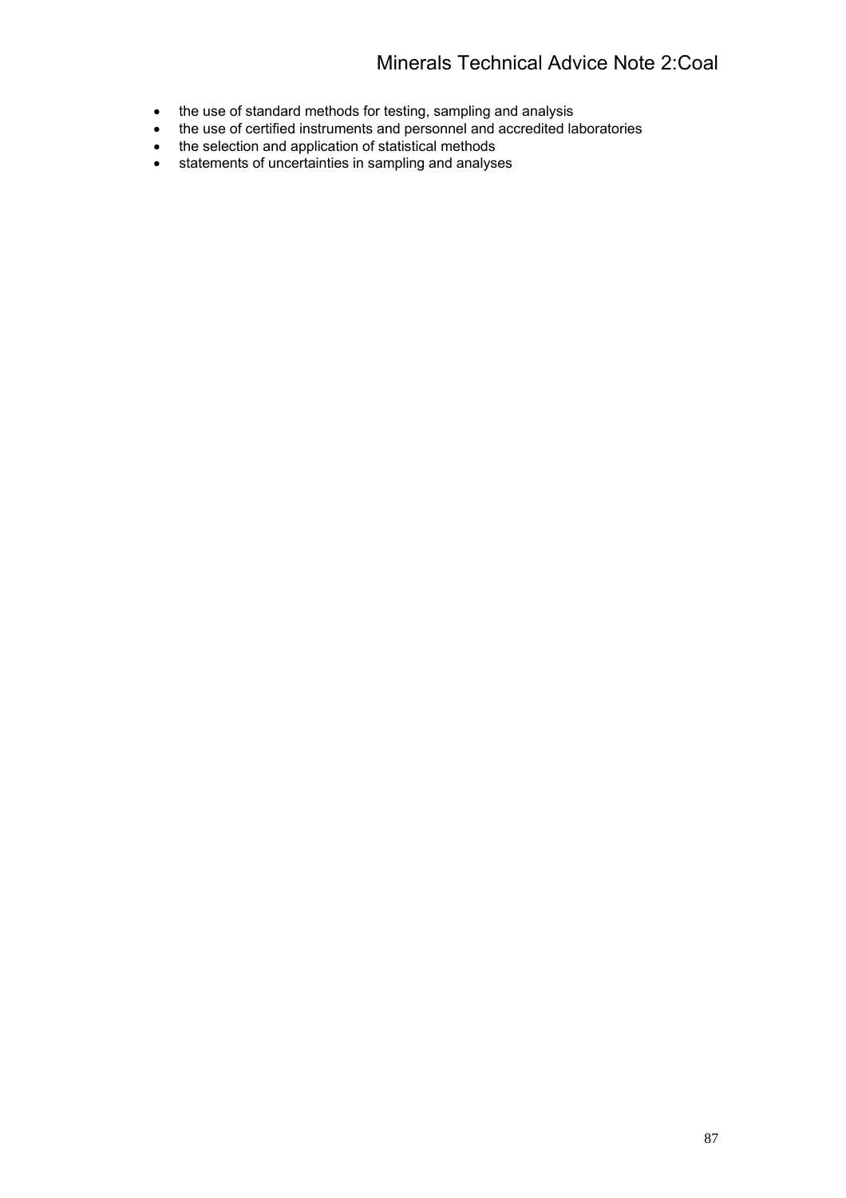- the use of standard methods for testing, sampling and analysis
- the use of certified instruments and personnel and accredited laboratories
- the selection and application of statistical methods
- statements of uncertainties in sampling and analyses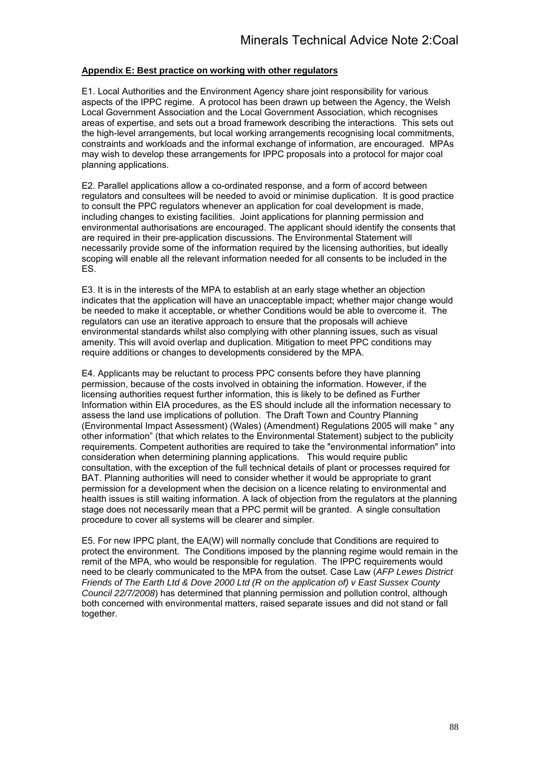## Appendix E: Best practice on working with other regulators

E1. Local Authorities and the Environment Agency share joint responsibility for various aspects of the IPPC regime. A protocol has been drawn up between the Agency, the Welsh Local Government Association and the Local Government Association, which recognises areas of expertise, and sets out a broad framework describing the interactions. This sets out the high-level arrangements, but local working arrangements recognising local commitments, constraints and workloads and the informal exchange of information, are encouraged. MPAs may wish to develop these arrangements for IPPC proposals into a protocol for major coal planning applications.

E2. Parallel applications allow a co-ordinated response, and a form of accord between regulators and consultees will be needed to avoid or minimise duplication. It is good practice to consult the PPC regulators whenever an application for coal development is made, including changes to existing facilities. Joint applications for planning permission and environmental authorisations are encouraged. The applicant should identify the consents that are required in their pre-application discussions. The Environmental Statement will necessarily provide some of the information required by the licensing authorities, but ideally scoping will enable all the relevant information needed for all consents to be included in the ES.

E3. It is in the interests of the MPA to establish at an early stage whether an objection indicates that the application will have an unacceptable impact; whether major change would be needed to make it acceptable, or whether Conditions would be able to overcome it. The regulators can use an iterative approach to ensure that the proposals will achieve environmental standards whilst also complying with other planning issues, such as visual amenity. This will avoid overlap and duplication. Mitigation to meet PPC conditions may require additions or changes to developments considered by the MPA.

E4. Applicants may be reluctant to process PPC consents before they have planning permission, because of the costs involved in obtaining the information. However, if the licensing authorities request further information, this is likely to be defined as Further Information within EIA procedures, as the ES should include all the information necessary to assess the land use implications of pollution. The Draft Town and Country Planning (Environmental Impact Assessment) (Wales) (Amendment) Regulations 2005 will make " any other information" (that which relates to the Environmental Statement) subject to the publicity requirements. Competent authorities are required to take the "environmental information" into consideration when determining planning applications. This would require public consultation, with the exception of the full technical details of plant or processes required for BAT. Planning authorities will need to consider whether it would be appropriate to grant permission for a development when the decision on a licence relating to environmental and health issues is still waiting information. A lack of objection from the regulators at the planning stage does not necessarily mean that a PPC permit will be granted. A single consultation procedure to cover all systems will be clearer and simpler.

E5. For new IPPC plant, the EA(W) will normally conclude that Conditions are required to protect the environment. The Conditions imposed by the planning regime would remain in the remit of the MPA, who would be responsible for regulation. The IPPC requirements would need to be clearly communicated to the MPA from the outset. Case Law (*AFP Lewes District Friends of The Earth Ltd & Dove 2000 Ltd (R on the application of) v East Sussex County Council 22/7/2008*) has determined that planning permission and pollution control, although both concerned with environmental matters, raised separate issues and did not stand or fall together.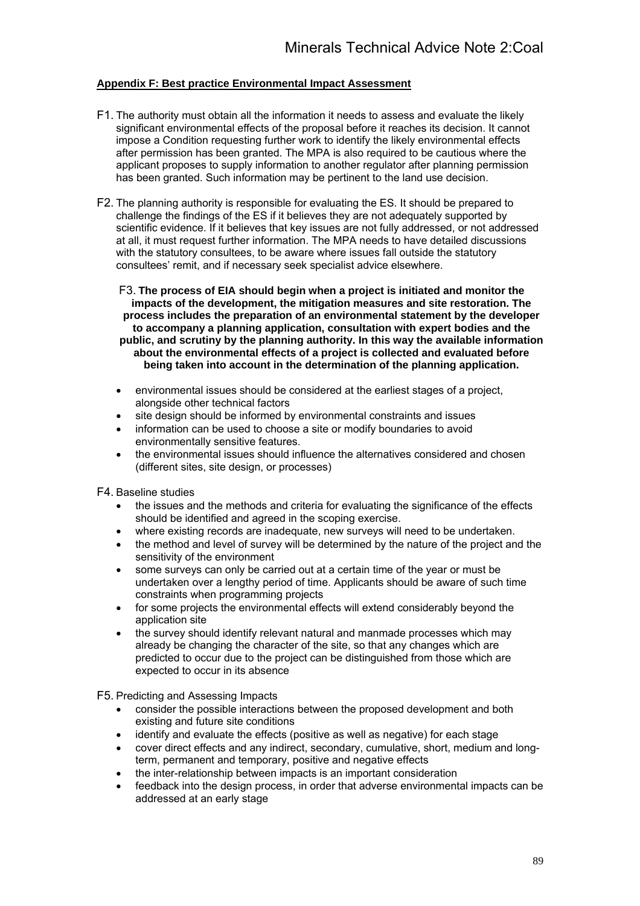**Appendix F: Best practice Environmental Impact Assessment**

F1. The authority must obtain all the information it needs to assess and evaluate the likely significant environmental effects of the proposal before it reaches its decision. It cannot impose a Condition requesting further work to identify the likely environmental effects after permission has been granted. The MPA is also required to be cautious where the applicant proposes to supply information to another regulator after planning permission has been granted. Such information may be pertinent to the land use decision.

F2. The planning authority is responsible for evaluating the ES. It should be prepared to challenge the findings of the ES if it believes they are not adequately supported by scientific evidence. If it believes that key issues are not fully addressed, or not addressed at all, it must request further information. The MPA needs to have detailed discussions with the statutory consultees, to be aware where issues fall outside the statutory consultees' remit, and if necessary seek specialist advice elsewhere.

F3. **The process of EIA should begin when a project is initiated and monitor the impacts of the development, the mitigation measures and site restoration. The process includes the preparation of an environmental statement by the developer to accompany a planning application, consultation with expert bodies and the public, and scrutiny by the planning authority. In this way the available information about the environmental effects of a project is collected and evaluated before being taken into account in the determination of the planning application.**

- environmental issues should be considered at the earliest stages of a project, alongside other technical factors
- site design should be informed by environmental constraints and issues
- information can be used to choose a site or modify boundaries to avoid environmentally sensitive features.
- the environmental issues should influence the alternatives considered and chosen (different sites, site design, or processes)

F4. Baseline studies

- the issues and the methods and criteria for evaluating the significance of the effects should be identified and agreed in the scoping exercise.
- where existing records are inadequate, new surveys will need to be undertaken.
- the method and level of survey will be determined by the nature of the project and the sensitivity of the environment
- some surveys can only be carried out at a certain time of the year or must be undertaken over a lengthy period of time. Applicants should be aware of such time constraints when programming projects
- for some projects the environmental effects will extend considerably beyond the application site
- the survey should identify relevant natural and manmade processes which may already be changing the character of the site, so that any changes which are predicted to occur due to the project can be distinguished from those which are expected to occur in its absence

F5. Predicting and Assessing Impacts

- consider the possible interactions between the proposed development and both existing and future site conditions
- identify and evaluate the effects (positive as well as negative) for each stage
- cover direct effects and any indirect, secondary, cumulative, short, medium and long-term, permanent and temporary, positive and negative effects
- the inter-relationship between impacts is an important consideration
- feedback into the design process, in order that adverse environmental impacts can be addressed at an early stage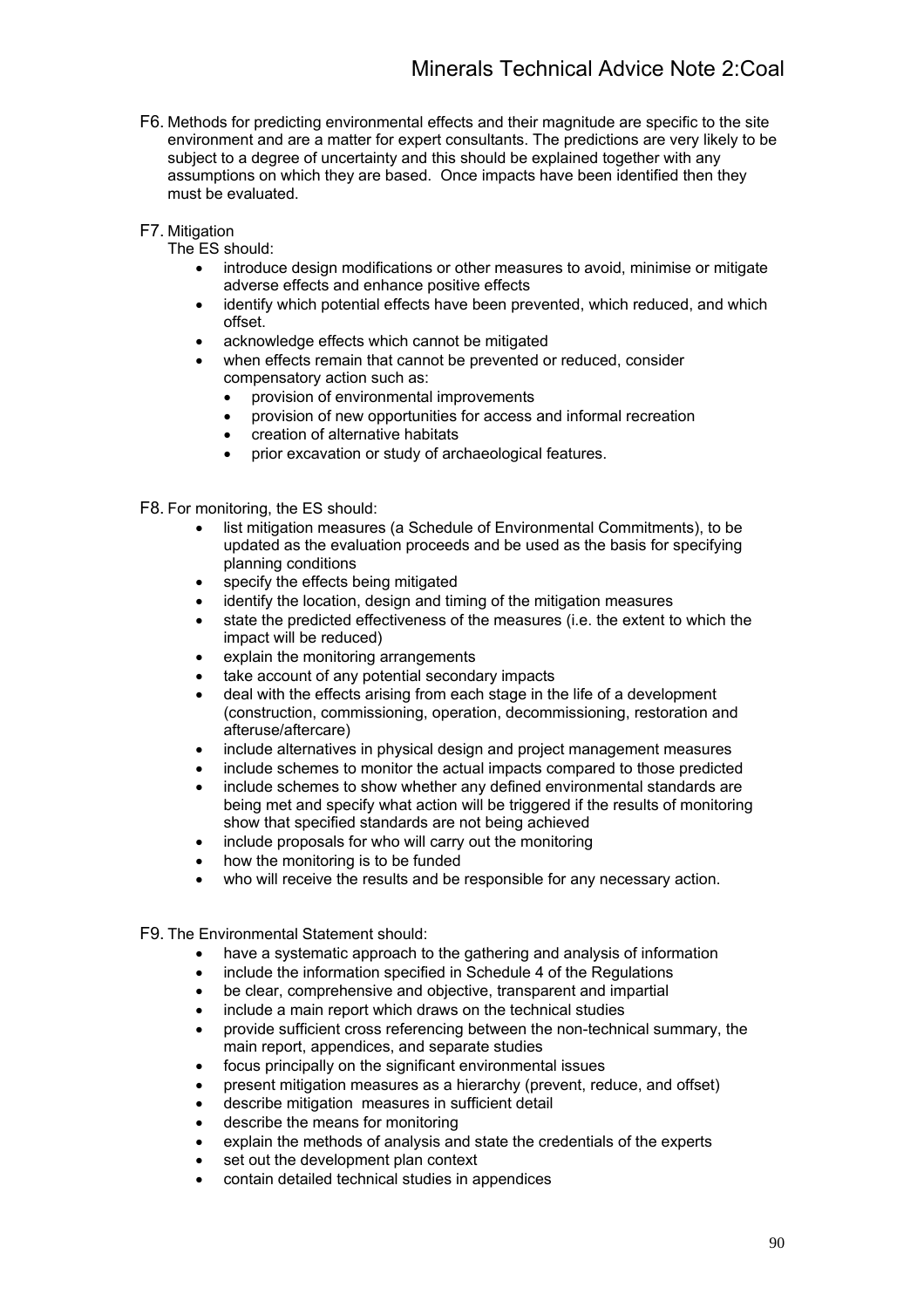F6. Methods for predicting environmental effects and their magnitude are specific to the site environment and are a matter for expert consultants. The predictions are very likely to be subject to a degree of uncertainty and this should be explained together with any assumptions on which they are based. Once impacts have been identified then they must be evaluated.

F7. Mitigation
The ES should:

- introduce design modifications or other measures to avoid, minimise or mitigate adverse effects and enhance positive effects
- identify which potential effects have been prevented, which reduced, and which offset.
- acknowledge effects which cannot be mitigated
- when effects remain that cannot be prevented or reduced, consider compensatory action such as:
  - provision of environmental improvements
  - provision of new opportunities for access and informal recreation
  - creation of alternative habitats
  - prior excavation or study of archaeological features.

F8. For monitoring, the ES should:

- list mitigation measures (a Schedule of Environmental Commitments), to be updated as the evaluation proceeds and be used as the basis for specifying planning conditions
- specify the effects being mitigated
- identify the location, design and timing of the mitigation measures
- state the predicted effectiveness of the measures (i.e. the extent to which the impact will be reduced)
- explain the monitoring arrangements
- take account of any potential secondary impacts
- deal with the effects arising from each stage in the life of a development (construction, commissioning, operation, decommissioning, restoration and afteruse/aftercare)
- include alternatives in physical design and project management measures
- include schemes to monitor the actual impacts compared to those predicted
- include schemes to show whether any defined environmental standards are being met and specify what action will be triggered if the results of monitoring show that specified standards are not being achieved
- include proposals for who will carry out the monitoring
- how the monitoring is to be funded
- who will receive the results and be responsible for any necessary action.

F9. The Environmental Statement should:

- have a systematic approach to the gathering and analysis of information
- include the information specified in Schedule 4 of the Regulations
- be clear, comprehensive and objective, transparent and impartial
- include a main report which draws on the technical studies
- provide sufficient cross referencing between the non-technical summary, the main report, appendices, and separate studies
- focus principally on the significant environmental issues
- present mitigation measures as a hierarchy (prevent, reduce, and offset)
- describe mitigation measures in sufficient detail
- describe the means for monitoring
- explain the methods of analysis and state the credentials of the experts
- set out the development plan context
- contain detailed technical studies in appendices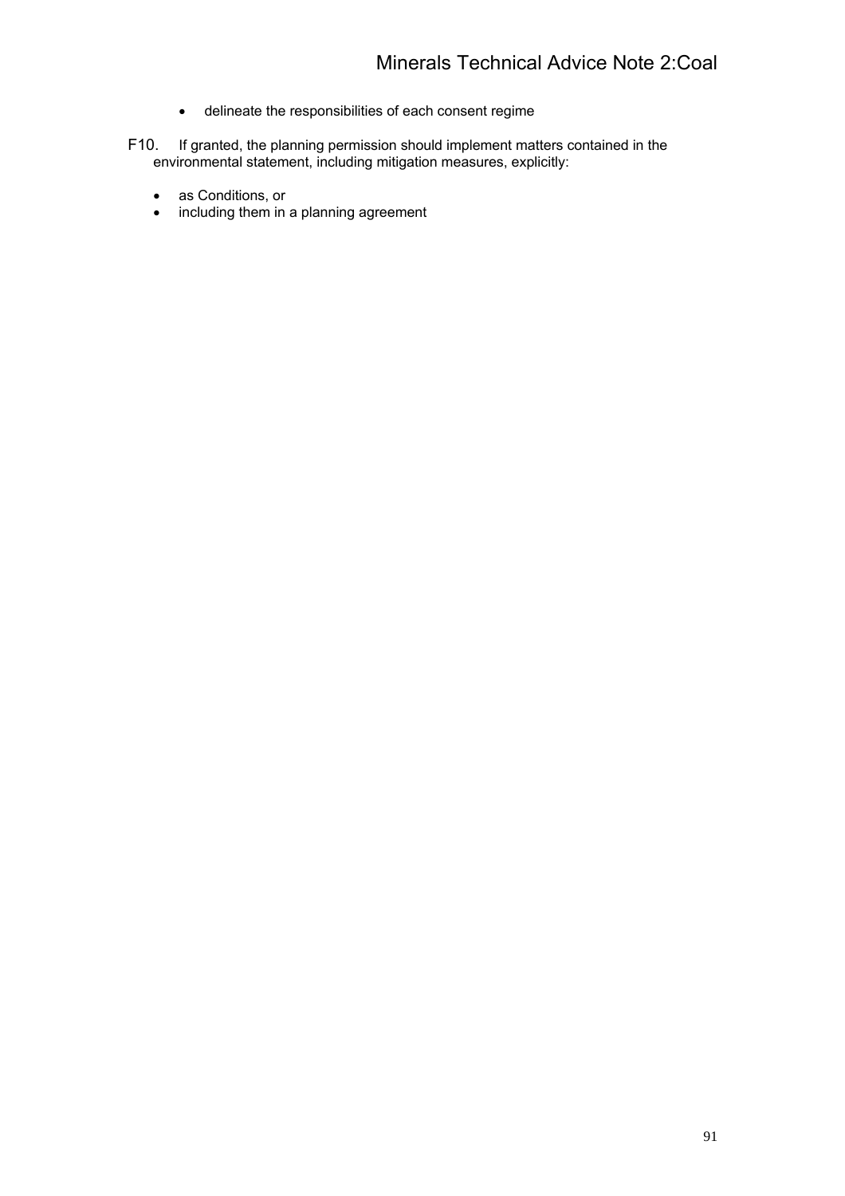- delineate the responsibilities of each consent regime

F10. If granted, the planning permission should implement matters contained in the environmental statement, including mitigation measures, explicitly:

- as Conditions, or
- including them in a planning agreement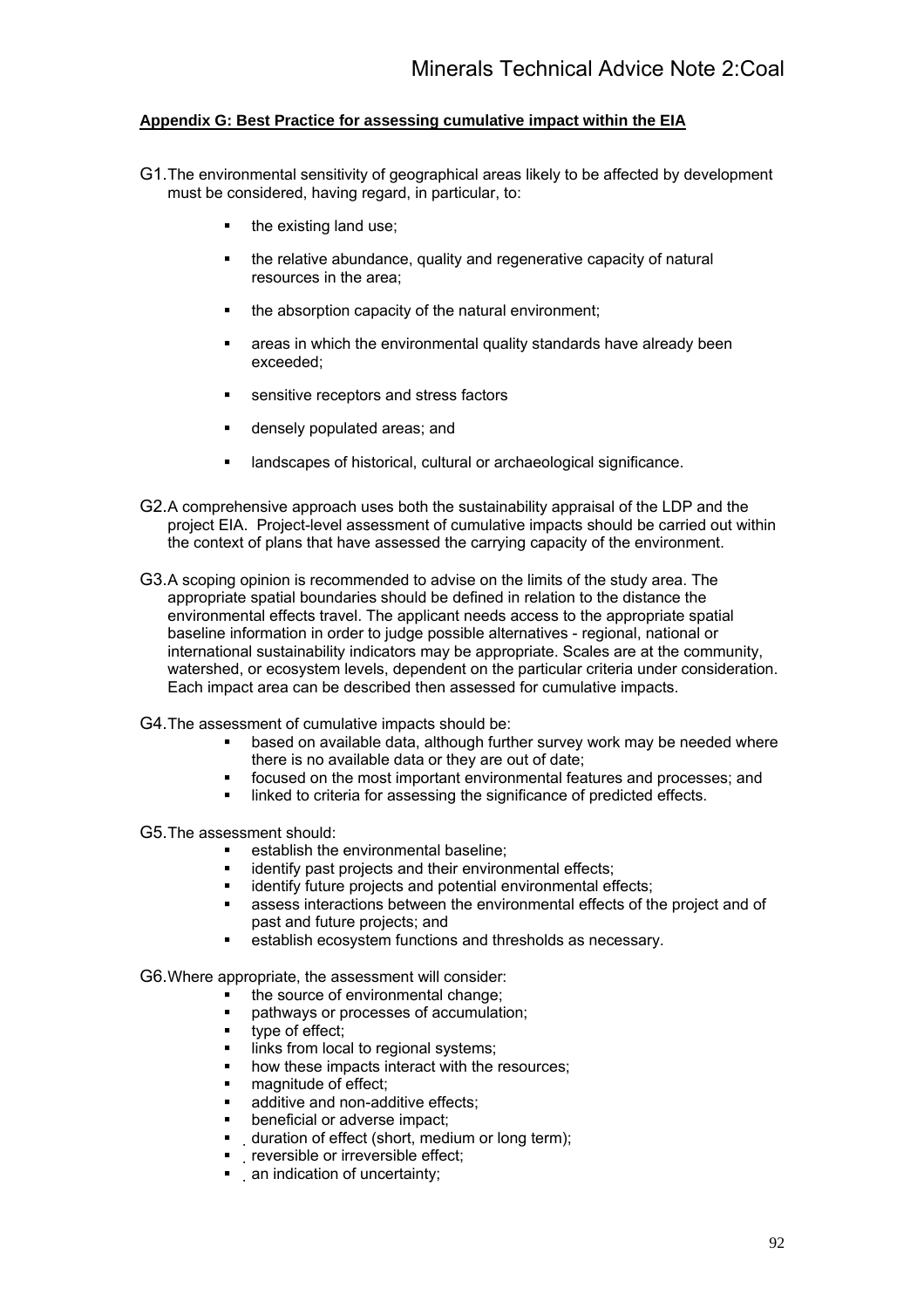## Appendix G: Best Practice for assessing cumulative impact within the EIA

G1. The environmental sensitivity of geographical areas likely to be affected by development must be considered, having regard, in particular, to:

- the existing land use;
- the relative abundance, quality and regenerative capacity of natural resources in the area;
- the absorption capacity of the natural environment;
- areas in which the environmental quality standards have already been exceeded;
- sensitive receptors and stress factors
- densely populated areas; and
- landscapes of historical, cultural or archaeological significance.

G2. A comprehensive approach uses both the sustainability appraisal of the LDP and the project EIA. Project-level assessment of cumulative impacts should be carried out within the context of plans that have assessed the carrying capacity of the environment.

G3. A scoping opinion is recommended to advise on the limits of the study area. The appropriate spatial boundaries should be defined in relation to the distance the environmental effects travel. The applicant needs access to the appropriate spatial baseline information in order to judge possible alternatives - regional, national or international sustainability indicators may be appropriate. Scales are at the community, watershed, or ecosystem levels, dependent on the particular criteria under consideration. Each impact area can be described then assessed for cumulative impacts.

G4. The assessment of cumulative impacts should be:

- based on available data, although further survey work may be needed where there is no available data or they are out of date;
- focused on the most important environmental features and processes; and
- linked to criteria for assessing the significance of predicted effects.

G5. The assessment should:

- establish the environmental baseline;
- identify past projects and their environmental effects;
- identify future projects and potential environmental effects;
- assess interactions between the environmental effects of the project and of past and future projects; and
- establish ecosystem functions and thresholds as necessary.

G6. Where appropriate, the assessment will consider:

- the source of environmental change;
- pathways or processes of accumulation;
- type of effect;
- links from local to regional systems;
- how these impacts interact with the resources;
- magnitude of effect;
- additive and non-additive effects;
- beneficial or adverse impact;
- duration of effect (short, medium or long term);
- reversible or irreversible effect;
- an indication of uncertainty;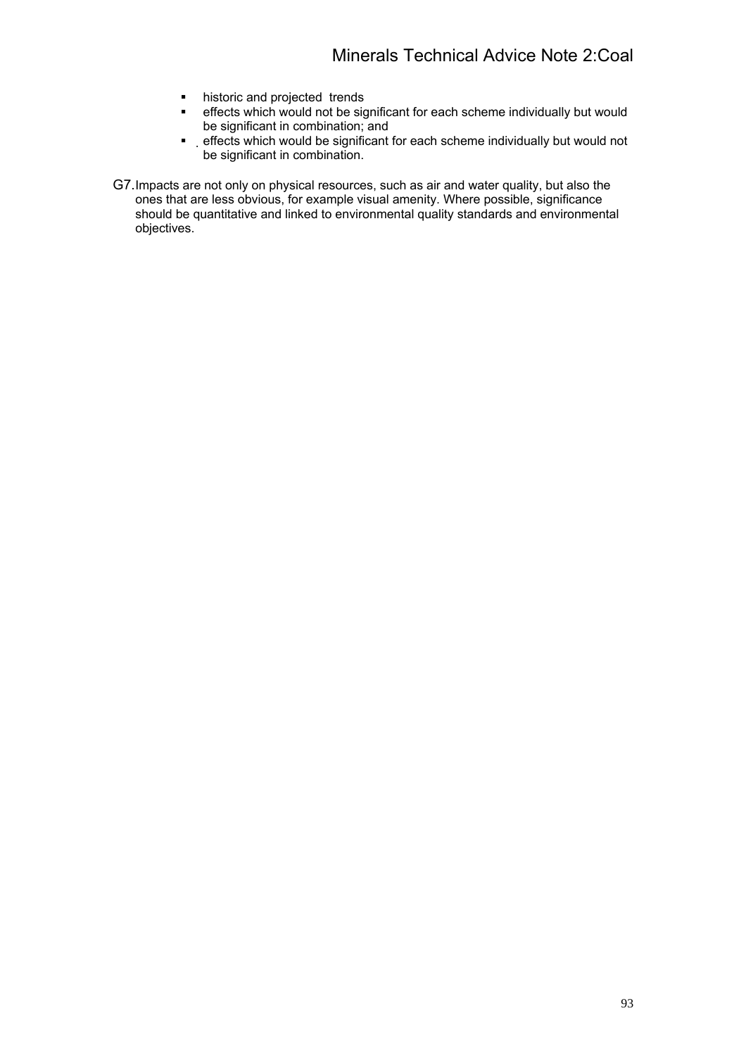- historic and projected trends
- effects which would not be significant for each scheme individually but would be significant in combination; and
- effects which would be significant for each scheme individually but would not be significant in combination.

G7. Impacts are not only on physical resources, such as air and water quality, but also the ones that are less obvious, for example visual amenity. Where possible, significance should be quantitative and linked to environmental quality standards and environmental objectives.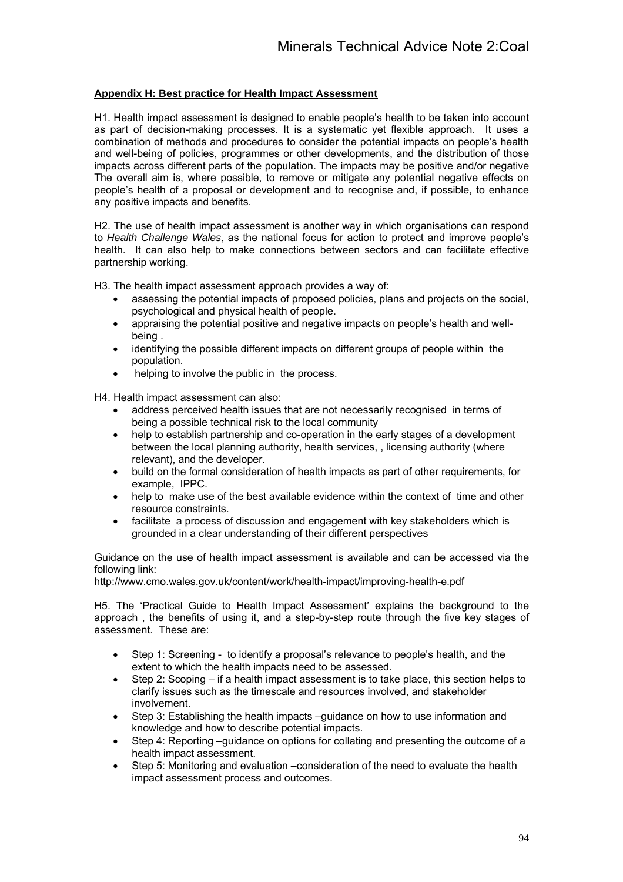## Appendix H: Best practice for Health Impact Assessment

H1. Health impact assessment is designed to enable people's health to be taken into account as part of decision-making processes. It is a systematic yet flexible approach. It uses a combination of methods and procedures to consider the potential impacts on people's health and well-being of policies, programmes or other developments, and the distribution of those impacts across different parts of the population. The impacts may be positive and/or negative The overall aim is, where possible, to remove or mitigate any potential negative effects on people's health of a proposal or development and to recognise and, if possible, to enhance any positive impacts and benefits.

H2. The use of health impact assessment is another way in which organisations can respond to *Health Challenge Wales*, as the national focus for action to protect and improve people's health. It can also help to make connections between sectors and can facilitate effective partnership working.

H3. The health impact assessment approach provides a way of:

- assessing the potential impacts of proposed policies, plans and projects on the social, psychological and physical health of people.
- appraising the potential positive and negative impacts on people's health and well-being .
- identifying the possible different impacts on different groups of people within the population.
- helping to involve the public in the process.

H4. Health impact assessment can also:

- address perceived health issues that are not necessarily recognised in terms of being a possible technical risk to the local community
- help to establish partnership and co-operation in the early stages of a development between the local planning authority, health services, , licensing authority (where relevant), and the developer.
- build on the formal consideration of health impacts as part of other requirements, for example, IPPC.
- help to make use of the best available evidence within the context of time and other resource constraints.
- facilitate a process of discussion and engagement with key stakeholders which is grounded in a clear understanding of their different perspectives

Guidance on the use of health impact assessment is available and can be accessed via the following link:
http://www.cmo.wales.gov.uk/content/work/health-impact/improving-health-e.pdf

H5. The 'Practical Guide to Health Impact Assessment' explains the background to the approach , the benefits of using it, and a step-by-step route through the five key stages of assessment. These are:

- Step 1: Screening - to identify a proposal's relevance to people's health, and the extent to which the health impacts need to be assessed.
- Step 2: Scoping – if a health impact assessment is to take place, this section helps to clarify issues such as the timescale and resources involved, and stakeholder involvement.
- Step 3: Establishing the health impacts –guidance on how to use information and knowledge and how to describe potential impacts.
- Step 4: Reporting –guidance on options for collating and presenting the outcome of a health impact assessment.
- Step 5: Monitoring and evaluation –consideration of the need to evaluate the health impact assessment process and outcomes.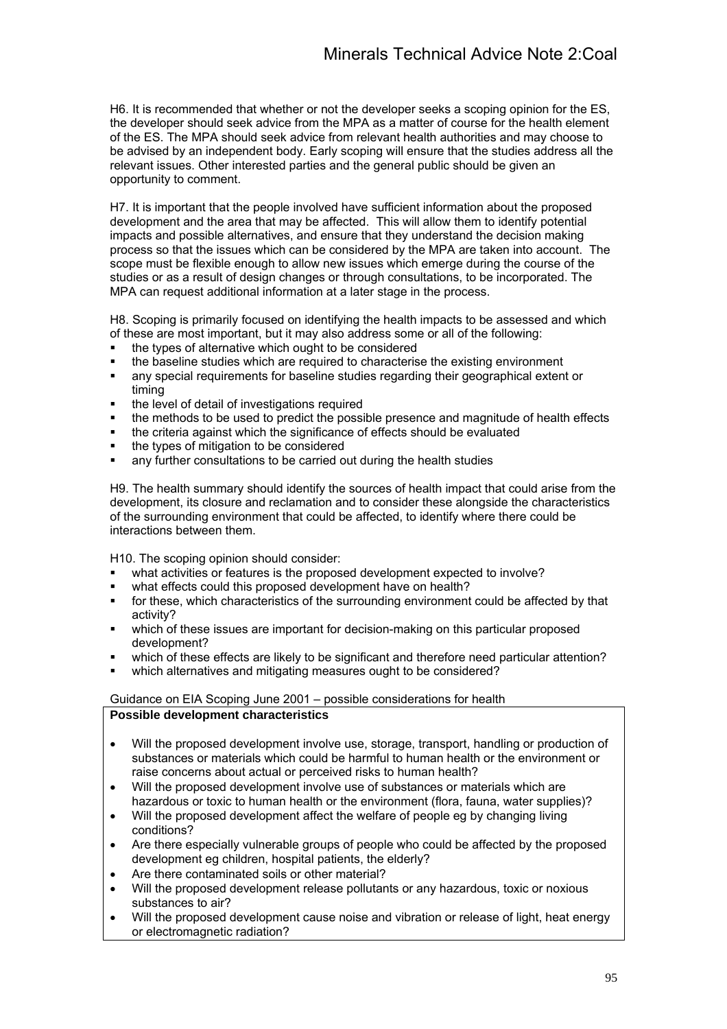H6. It is recommended that whether or not the developer seeks a scoping opinion for the ES, the developer should seek advice from the MPA as a matter of course for the health element of the ES. The MPA should seek advice from relevant health authorities and may choose to be advised by an independent body. Early scoping will ensure that the studies address all the relevant issues. Other interested parties and the general public should be given an opportunity to comment.

H7. It is important that the people involved have sufficient information about the proposed development and the area that may be affected. This will allow them to identify potential impacts and possible alternatives, and ensure that they understand the decision making process so that the issues which can be considered by the MPA are taken into account. The scope must be flexible enough to allow new issues which emerge during the course of the studies or as a result of design changes or through consultations, to be incorporated. The MPA can request additional information at a later stage in the process.

H8. Scoping is primarily focused on identifying the health impacts to be assessed and which of these are most important, but it may also address some or all of the following:

- the types of alternative which ought to be considered
- the baseline studies which are required to characterise the existing environment
- any special requirements for baseline studies regarding their geographical extent or timing
- the level of detail of investigations required
- the methods to be used to predict the possible presence and magnitude of health effects
- the criteria against which the significance of effects should be evaluated
- the types of mitigation to be considered
- any further consultations to be carried out during the health studies

H9. The health summary should identify the sources of health impact that could arise from the development, its closure and reclamation and to consider these alongside the characteristics of the surrounding environment that could be affected, to identify where there could be interactions between them.

H10. The scoping opinion should consider:

- what activities or features is the proposed development expected to involve?
- what effects could this proposed development have on health?
- for these, which characteristics of the surrounding environment could be affected by that activity?
- which of these issues are important for decision-making on this particular proposed development?
- which of these effects are likely to be significant and therefore need particular attention?
- which alternatives and mitigating measures ought to be considered?

Guidance on EIA Scoping June 2001 – possible considerations for health

**Possible development characteristics**

- Will the proposed development involve use, storage, transport, handling or production of substances or materials which could be harmful to human health or the environment or raise concerns about actual or perceived risks to human health?
- Will the proposed development involve use of substances or materials which are hazardous or toxic to human health or the environment (flora, fauna, water supplies)?
- Will the proposed development affect the welfare of people eg by changing living conditions?
- Are there especially vulnerable groups of people who could be affected by the proposed development eg children, hospital patients, the elderly?
- Are there contaminated soils or other material?
- Will the proposed development release pollutants or any hazardous, toxic or noxious substances to air?
- Will the proposed development cause noise and vibration or release of light, heat energy or electromagnetic radiation?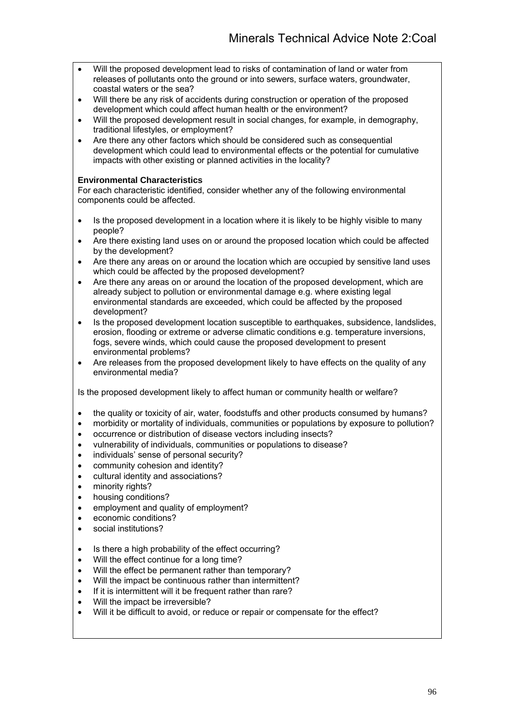- Will the proposed development lead to risks of contamination of land or water from releases of pollutants onto the ground or into sewers, surface waters, groundwater, coastal waters or the sea?
- Will there be any risk of accidents during construction or operation of the proposed development which could affect human health or the environment?
- Will the proposed development result in social changes, for example, in demography, traditional lifestyles, or employment?
- Are there any other factors which should be considered such as consequential development which could lead to environmental effects or the potential for cumulative impacts with other existing or planned activities in the locality?

**Environmental Characteristics**
For each characteristic identified, consider whether any of the following environmental components could be affected.

- Is the proposed development in a location where it is likely to be highly visible to many people?
- Are there existing land uses on or around the proposed location which could be affected by the development?
- Are there any areas on or around the location which are occupied by sensitive land uses which could be affected by the proposed development?
- Are there any areas on or around the location of the proposed development, which are already subject to pollution or environmental damage e.g. where existing legal environmental standards are exceeded, which could be affected by the proposed development?
- Is the proposed development location susceptible to earthquakes, subsidence, landslides, erosion, flooding or extreme or adverse climatic conditions e.g. temperature inversions, fogs, severe winds, which could cause the proposed development to present environmental problems?
- Are releases from the proposed development likely to have effects on the quality of any environmental media?

Is the proposed development likely to affect human or community health or welfare?

- the quality or toxicity of air, water, foodstuffs and other products consumed by humans?
- morbidity or mortality of individuals, communities or populations by exposure to pollution?
- occurrence or distribution of disease vectors including insects?
- vulnerability of individuals, communities or populations to disease?
- individuals' sense of personal security?
- community cohesion and identity?
- cultural identity and associations?
- minority rights?
- housing conditions?
- employment and quality of employment?
- economic conditions?
- social institutions?

- Is there a high probability of the effect occurring?
- Will the effect continue for a long time?
- Will the effect be permanent rather than temporary?
- Will the impact be continuous rather than intermittent?
- If it is intermittent will it be frequent rather than rare?
- Will the impact be irreversible?
- Will it be difficult to avoid, or reduce or repair or compensate for the effect?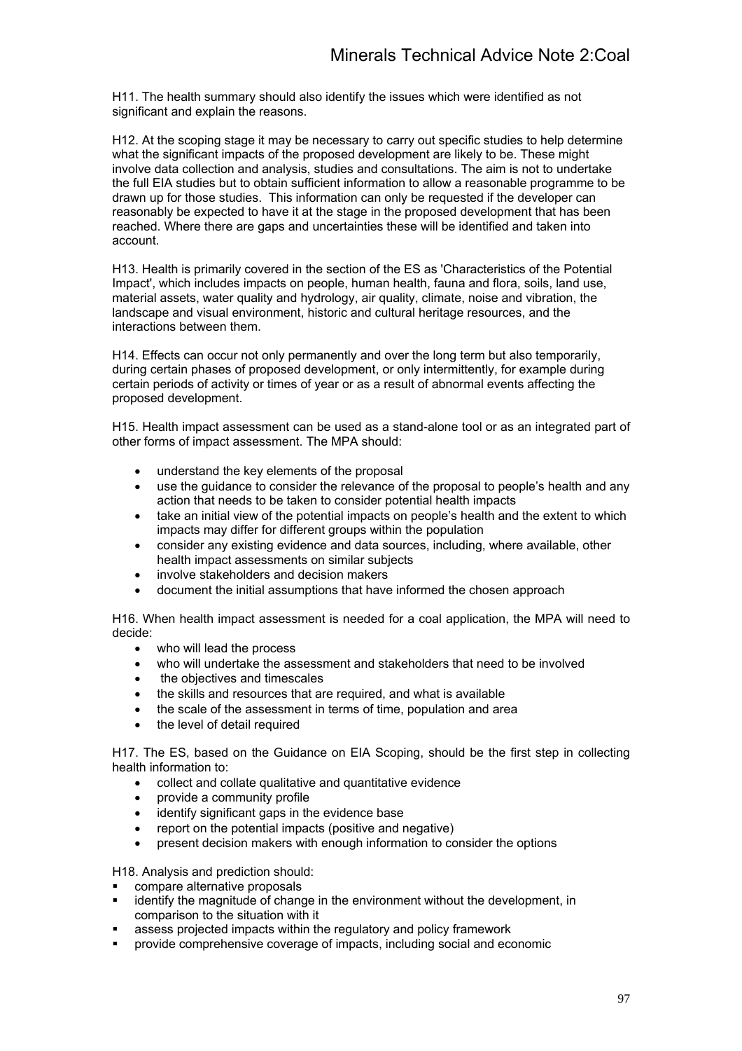H11. The health summary should also identify the issues which were identified as not significant and explain the reasons.

H12. At the scoping stage it may be necessary to carry out specific studies to help determine what the significant impacts of the proposed development are likely to be. These might involve data collection and analysis, studies and consultations. The aim is not to undertake the full EIA studies but to obtain sufficient information to allow a reasonable programme to be drawn up for those studies. This information can only be requested if the developer can reasonably be expected to have it at the stage in the proposed development that has been reached. Where there are gaps and uncertainties these will be identified and taken into account.

H13. Health is primarily covered in the section of the ES as 'Characteristics of the Potential Impact', which includes impacts on people, human health, fauna and flora, soils, land use, material assets, water quality and hydrology, air quality, climate, noise and vibration, the landscape and visual environment, historic and cultural heritage resources, and the interactions between them.

H14. Effects can occur not only permanently and over the long term but also temporarily, during certain phases of proposed development, or only intermittently, for example during certain periods of activity or times of year or as a result of abnormal events affecting the proposed development.

H15. Health impact assessment can be used as a stand-alone tool or as an integrated part of other forms of impact assessment. The MPA should:

- understand the key elements of the proposal
- use the guidance to consider the relevance of the proposal to people's health and any action that needs to be taken to consider potential health impacts
- take an initial view of the potential impacts on people's health and the extent to which impacts may differ for different groups within the population
- consider any existing evidence and data sources, including, where available, other health impact assessments on similar subjects
- involve stakeholders and decision makers
- document the initial assumptions that have informed the chosen approach

H16. When health impact assessment is needed for a coal application, the MPA will need to decide:

- who will lead the process
- who will undertake the assessment and stakeholders that need to be involved
- the objectives and timescales
- the skills and resources that are required, and what is available
- the scale of the assessment in terms of time, population and area
- the level of detail required

H17. The ES, based on the Guidance on EIA Scoping, should be the first step in collecting health information to:

- collect and collate qualitative and quantitative evidence
- provide a community profile
- identify significant gaps in the evidence base
- report on the potential impacts (positive and negative)
- present decision makers with enough information to consider the options

H18. Analysis and prediction should:

- compare alternative proposals
- identify the magnitude of change in the environment without the development, in comparison to the situation with it
- assess projected impacts within the regulatory and policy framework
- provide comprehensive coverage of impacts, including social and economic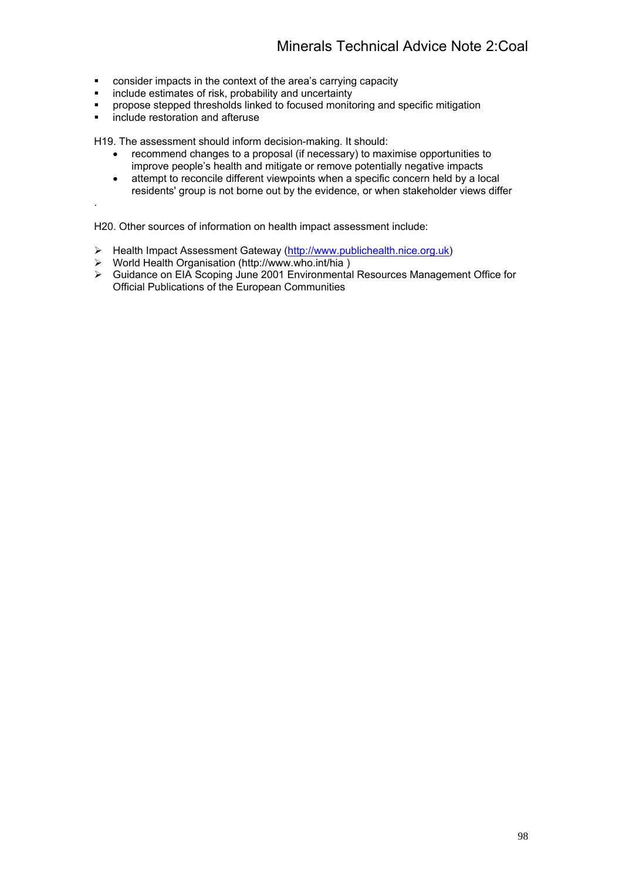- consider impacts in the context of the area's carrying capacity
- include estimates of risk, probability and uncertainty
- propose stepped thresholds linked to focused monitoring and specific mitigation
- include restoration and afteruse

H19. The assessment should inform decision-making. It should:

- recommend changes to a proposal (if necessary) to maximise opportunities to improve people's health and mitigate or remove potentially negative impacts
- attempt to reconcile different viewpoints when a specific concern held by a local residents' group is not borne out by the evidence, or when stakeholder views differ

.

H20. Other sources of information on health impact assessment include:

- Health Impact Assessment Gateway (http://www.publichealth.nice.org.uk)
- World Health Organisation (http://www.who.int/hia )
- Guidance on EIA Scoping June 2001 Environmental Resources Management Office for Official Publications of the European Communities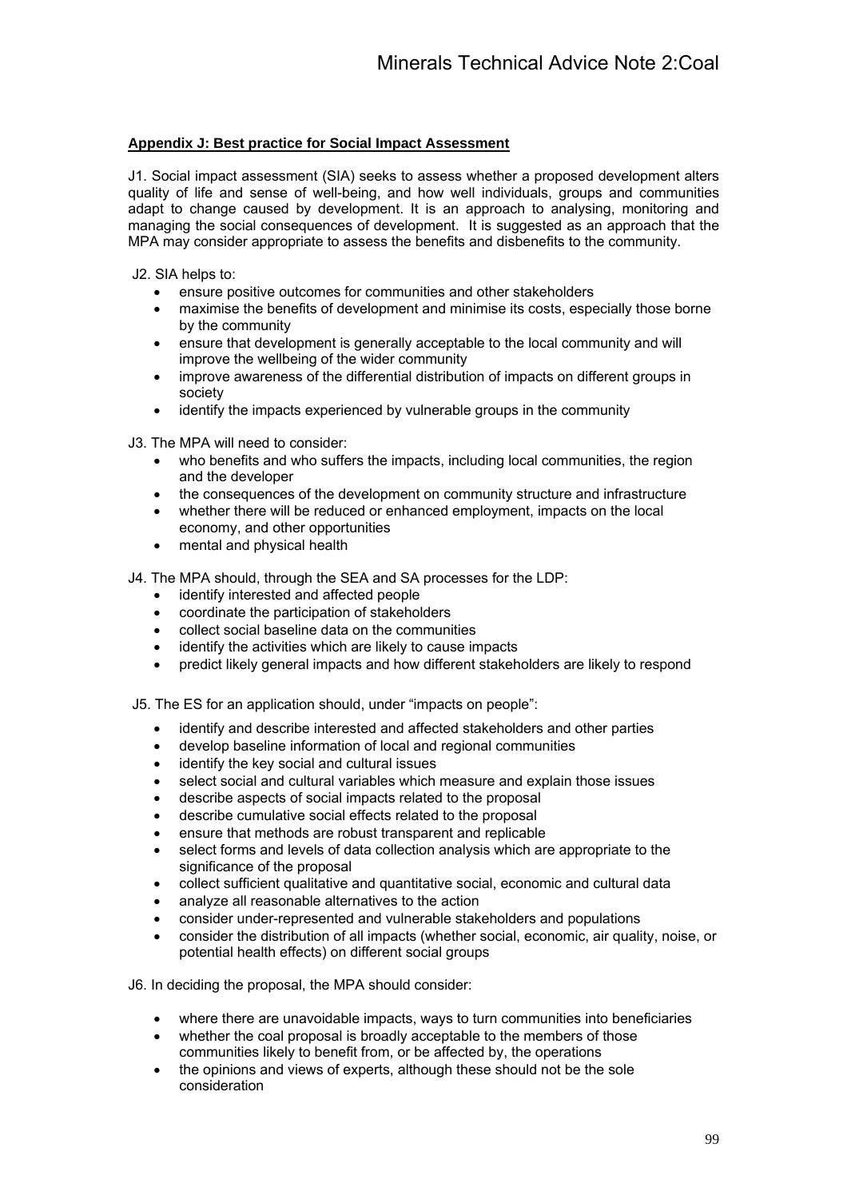## Appendix J: Best practice for Social Impact Assessment

J1. Social impact assessment (SIA) seeks to assess whether a proposed development alters quality of life and sense of well-being, and how well individuals, groups and communities adapt to change caused by development. It is an approach to analysing, monitoring and managing the social consequences of development. It is suggested as an approach that the MPA may consider appropriate to assess the benefits and disbenefits to the community.

J2. SIA helps to:

- ensure positive outcomes for communities and other stakeholders
- maximise the benefits of development and minimise its costs, especially those borne by the community
- ensure that development is generally acceptable to the local community and will improve the wellbeing of the wider community
- improve awareness of the differential distribution of impacts on different groups in society
- identify the impacts experienced by vulnerable groups in the community

J3. The MPA will need to consider:

- who benefits and who suffers the impacts, including local communities, the region and the developer
- the consequences of the development on community structure and infrastructure
- whether there will be reduced or enhanced employment, impacts on the local economy, and other opportunities
- mental and physical health

J4. The MPA should, through the SEA and SA processes for the LDP:

- identify interested and affected people
- coordinate the participation of stakeholders
- collect social baseline data on the communities
- identify the activities which are likely to cause impacts
- predict likely general impacts and how different stakeholders are likely to respond

J5. The ES for an application should, under "impacts on people":

- identify and describe interested and affected stakeholders and other parties
- develop baseline information of local and regional communities
- identify the key social and cultural issues
- select social and cultural variables which measure and explain those issues
- describe aspects of social impacts related to the proposal
- describe cumulative social effects related to the proposal
- ensure that methods are robust transparent and replicable
- select forms and levels of data collection analysis which are appropriate to the significance of the proposal
- collect sufficient qualitative and quantitative social, economic and cultural data
- analyze all reasonable alternatives to the action
- consider under-represented and vulnerable stakeholders and populations
- consider the distribution of all impacts (whether social, economic, air quality, noise, or potential health effects) on different social groups

J6. In deciding the proposal, the MPA should consider:

- where there are unavoidable impacts, ways to turn communities into beneficiaries
- whether the coal proposal is broadly acceptable to the members of those communities likely to benefit from, or be affected by, the operations
- the opinions and views of experts, although these should not be the sole consideration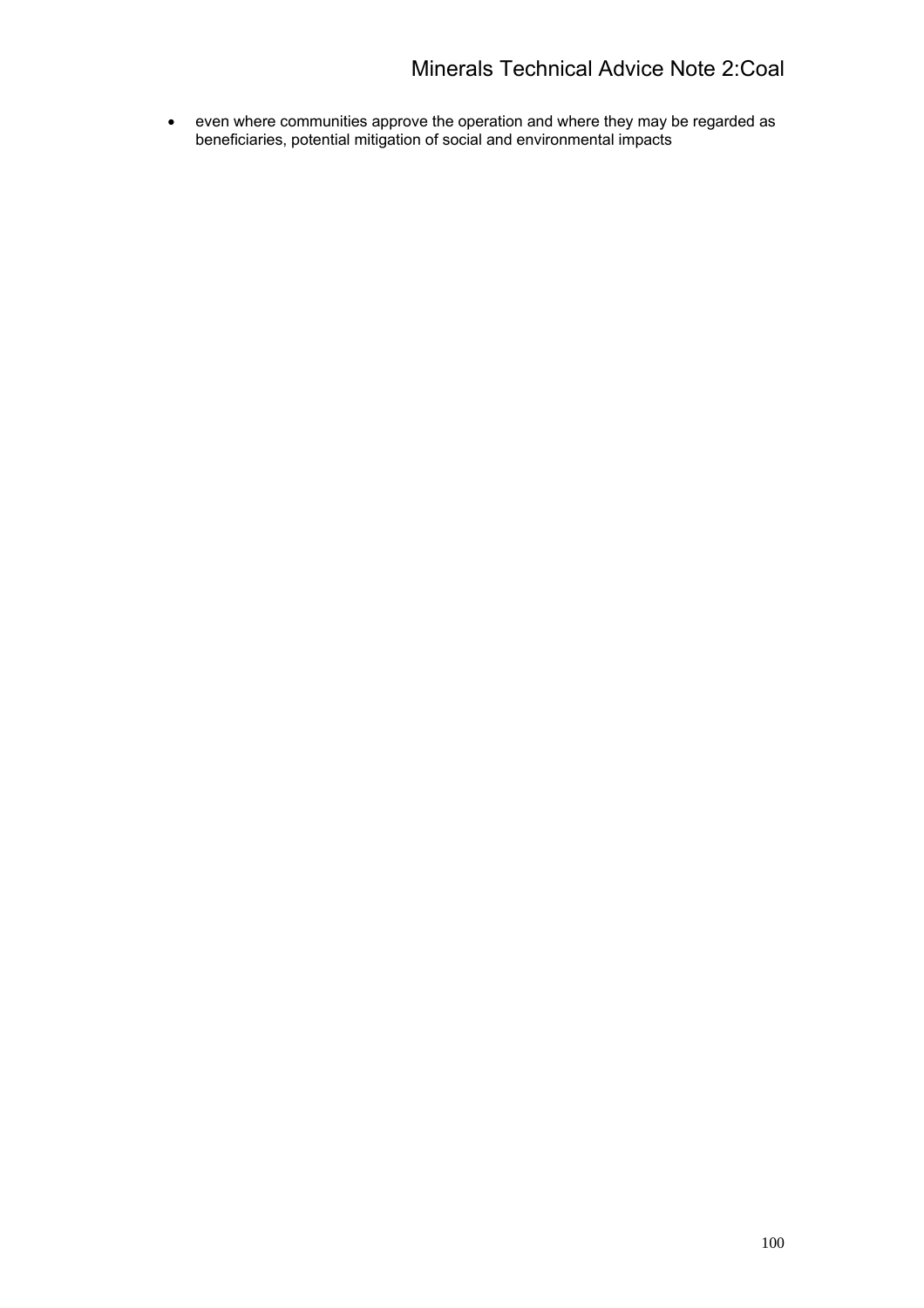- even where communities approve the operation and where they may be regarded as beneficiaries, potential mitigation of social and environmental impacts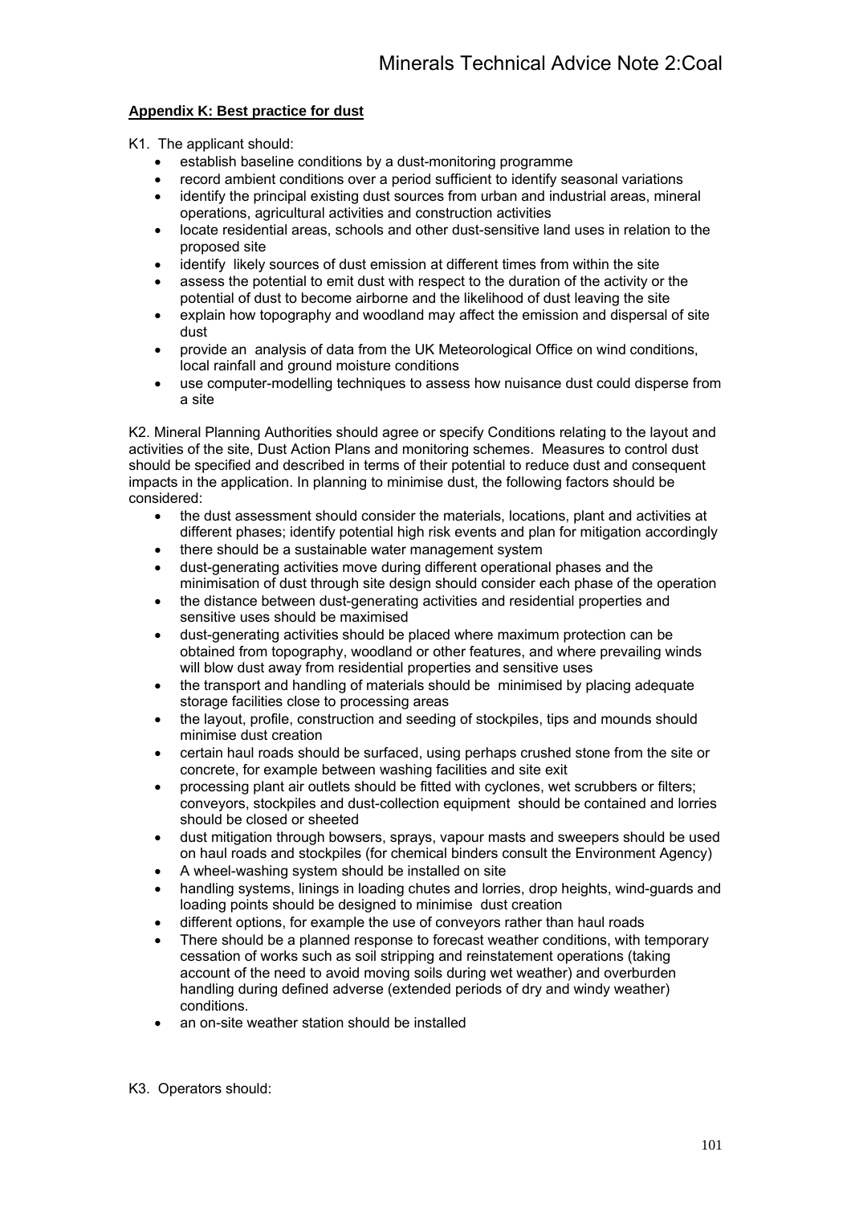**Appendix K: Best practice for dust**

K1. The applicant should:

- establish baseline conditions by a dust-monitoring programme
- record ambient conditions over a period sufficient to identify seasonal variations
- identify the principal existing dust sources from urban and industrial areas, mineral operations, agricultural activities and construction activities
- locate residential areas, schools and other dust-sensitive land uses in relation to the proposed site
- identify likely sources of dust emission at different times from within the site
- assess the potential to emit dust with respect to the duration of the activity or the potential of dust to become airborne and the likelihood of dust leaving the site
- explain how topography and woodland may affect the emission and dispersal of site dust
- provide an analysis of data from the UK Meteorological Office on wind conditions, local rainfall and ground moisture conditions
- use computer-modelling techniques to assess how nuisance dust could disperse from a site

K2. Mineral Planning Authorities should agree or specify Conditions relating to the layout and activities of the site, Dust Action Plans and monitoring schemes. Measures to control dust should be specified and described in terms of their potential to reduce dust and consequent impacts in the application. In planning to minimise dust, the following factors should be considered:

- the dust assessment should consider the materials, locations, plant and activities at different phases; identify potential high risk events and plan for mitigation accordingly
- there should be a sustainable water management system
- dust-generating activities move during different operational phases and the minimisation of dust through site design should consider each phase of the operation
- the distance between dust-generating activities and residential properties and sensitive uses should be maximised
- dust-generating activities should be placed where maximum protection can be obtained from topography, woodland or other features, and where prevailing winds will blow dust away from residential properties and sensitive uses
- the transport and handling of materials should be minimised by placing adequate storage facilities close to processing areas
- the layout, profile, construction and seeding of stockpiles, tips and mounds should minimise dust creation
- certain haul roads should be surfaced, using perhaps crushed stone from the site or concrete, for example between washing facilities and site exit
- processing plant air outlets should be fitted with cyclones, wet scrubbers or filters; conveyors, stockpiles and dust-collection equipment should be contained and lorries should be closed or sheeted
- dust mitigation through bowsers, sprays, vapour masts and sweepers should be used on haul roads and stockpiles (for chemical binders consult the Environment Agency)
- A wheel-washing system should be installed on site
- handling systems, linings in loading chutes and lorries, drop heights, wind-guards and loading points should be designed to minimise dust creation
- different options, for example the use of conveyors rather than haul roads
- There should be a planned response to forecast weather conditions, with temporary cessation of works such as soil stripping and reinstatement operations (taking account of the need to avoid moving soils during wet weather) and overburden handling during defined adverse (extended periods of dry and windy weather) conditions.
- an on-site weather station should be installed

K3. Operators should: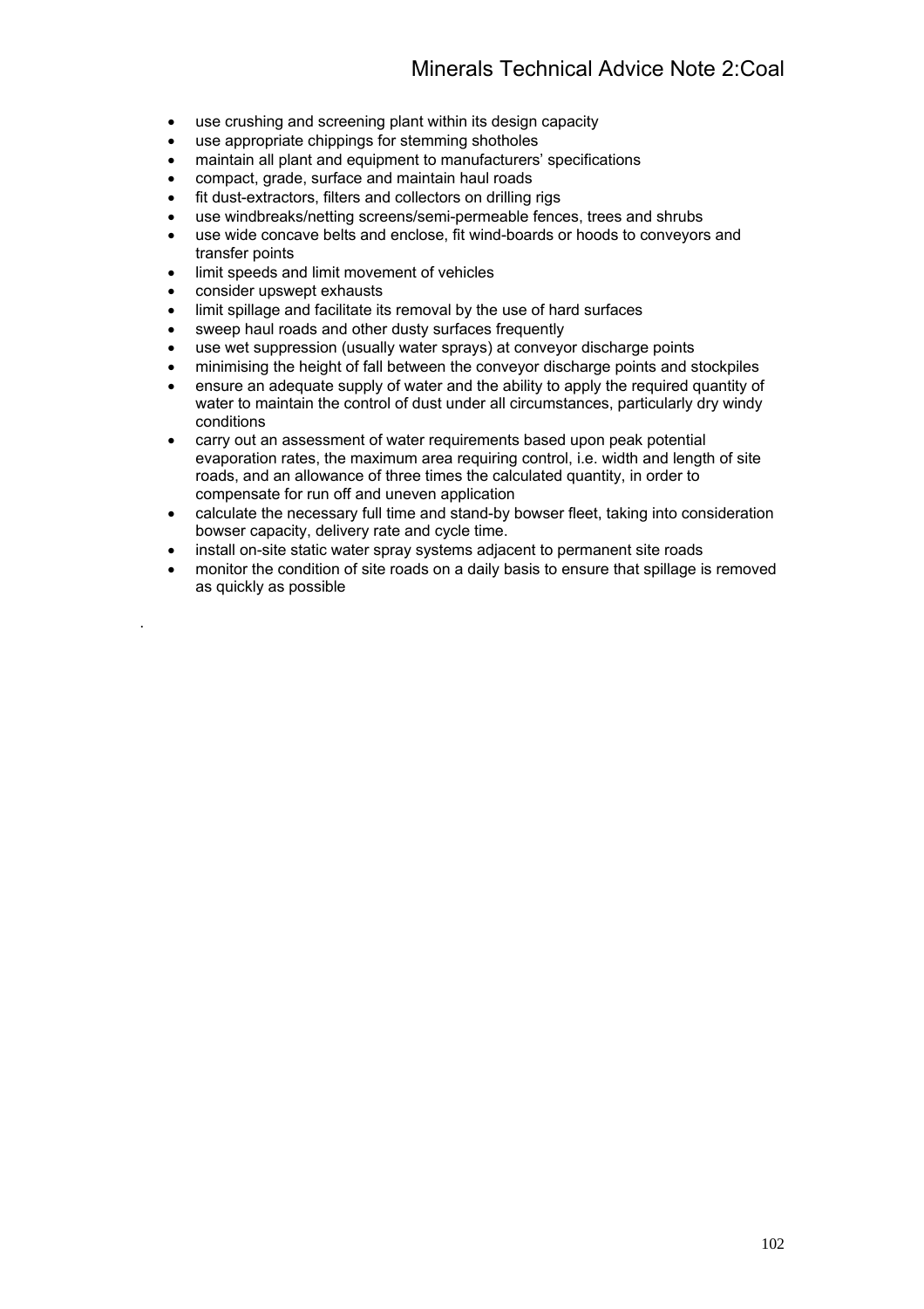- use crushing and screening plant within its design capacity
- use appropriate chippings for stemming shotholes
- maintain all plant and equipment to manufacturers' specifications
- compact, grade, surface and maintain haul roads
- fit dust-extractors, filters and collectors on drilling rigs
- use windbreaks/netting screens/semi-permeable fences, trees and shrubs
- use wide concave belts and enclose, fit wind-boards or hoods to conveyors and transfer points
- limit speeds and limit movement of vehicles
- consider upswept exhausts
- limit spillage and facilitate its removal by the use of hard surfaces
- sweep haul roads and other dusty surfaces frequently
- use wet suppression (usually water sprays) at conveyor discharge points
- minimising the height of fall between the conveyor discharge points and stockpiles
- ensure an adequate supply of water and the ability to apply the required quantity of water to maintain the control of dust under all circumstances, particularly dry windy conditions
- carry out an assessment of water requirements based upon peak potential evaporation rates, the maximum area requiring control, i.e. width and length of site roads, and an allowance of three times the calculated quantity, in order to compensate for run off and uneven application
- calculate the necessary full time and stand-by bowser fleet, taking into consideration bowser capacity, delivery rate and cycle time.
- install on-site static water spray systems adjacent to permanent site roads
- monitor the condition of site roads on a daily basis to ensure that spillage is removed as quickly as possible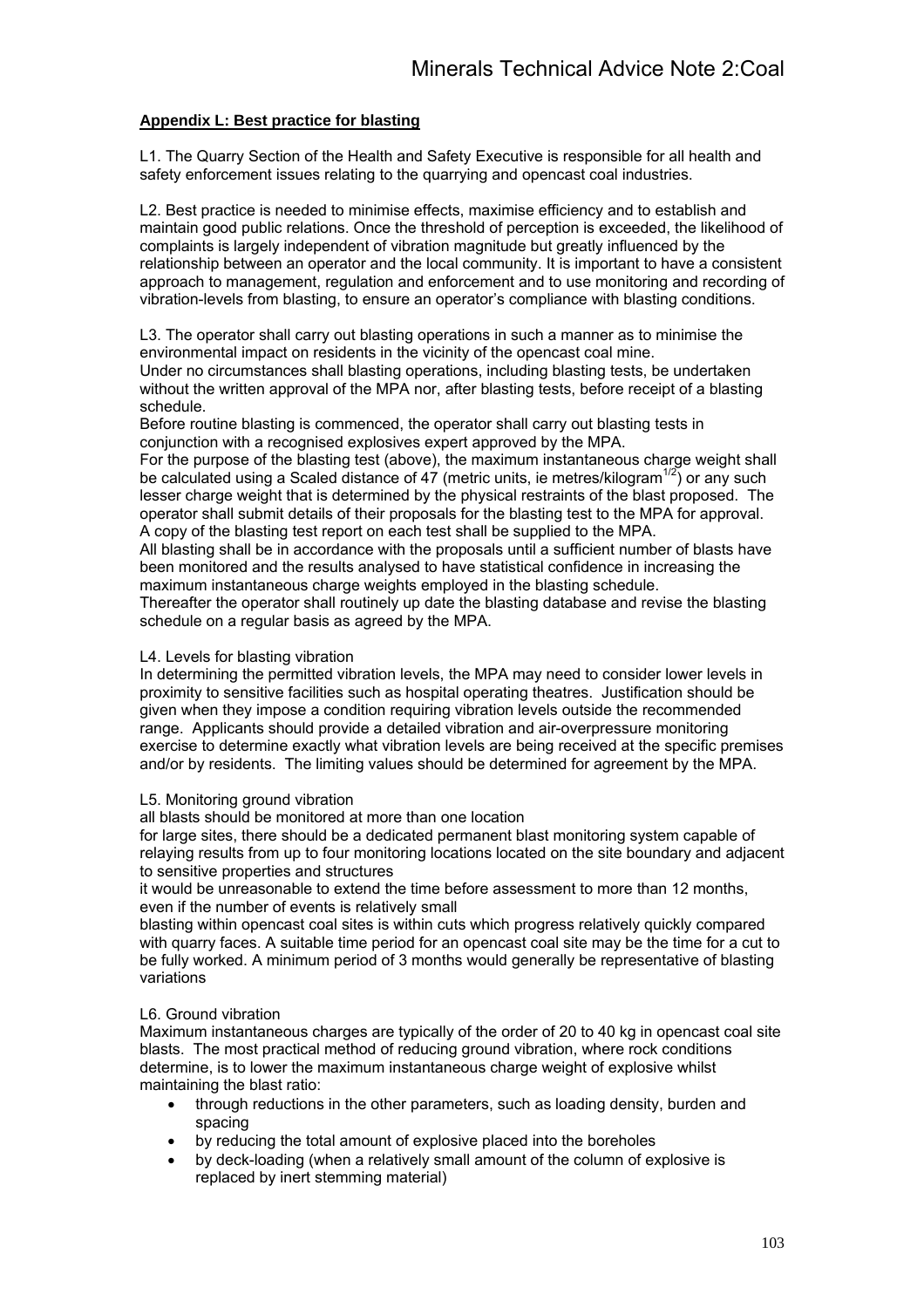## Appendix L: Best practice for blasting

L1. The Quarry Section of the Health and Safety Executive is responsible for all health and safety enforcement issues relating to the quarrying and opencast coal industries.

L2. Best practice is needed to minimise effects, maximise efficiency and to establish and maintain good public relations. Once the threshold of perception is exceeded, the likelihood of complaints is largely independent of vibration magnitude but greatly influenced by the relationship between an operator and the local community. It is important to have a consistent approach to management, regulation and enforcement and to use monitoring and recording of vibration-levels from blasting, to ensure an operator's compliance with blasting conditions.

L3. The operator shall carry out blasting operations in such a manner as to minimise the environmental impact on residents in the vicinity of the opencast coal mine.
Under no circumstances shall blasting operations, including blasting tests, be undertaken without the written approval of the MPA nor, after blasting tests, before receipt of a blasting schedule.
Before routine blasting is commenced, the operator shall carry out blasting tests in conjunction with a recognised explosives expert approved by the MPA.
For the purpose of the blasting test (above), the maximum instantaneous charge weight shall be calculated using a Scaled distance of 47 (metric units, ie metres/kilogram$^{1/2}$) or any such lesser charge weight that is determined by the physical restraints of the blast proposed. The operator shall submit details of their proposals for the blasting test to the MPA for approval. A copy of the blasting test report on each test shall be supplied to the MPA.
All blasting shall be in accordance with the proposals until a sufficient number of blasts have been monitored and the results analysed to have statistical confidence in increasing the maximum instantaneous charge weights employed in the blasting schedule.
Thereafter the operator shall routinely up date the blasting database and revise the blasting schedule on a regular basis as agreed by the MPA.

L4. Levels for blasting vibration
In determining the permitted vibration levels, the MPA may need to consider lower levels in proximity to sensitive facilities such as hospital operating theatres. Justification should be given when they impose a condition requiring vibration levels outside the recommended range. Applicants should provide a detailed vibration and air-overpressure monitoring exercise to determine exactly what vibration levels are being received at the specific premises and/or by residents. The limiting values should be determined for agreement by the MPA.

L5. Monitoring ground vibration
all blasts should be monitored at more than one location
for large sites, there should be a dedicated permanent blast monitoring system capable of relaying results from up to four monitoring locations located on the site boundary and adjacent to sensitive properties and structures
it would be unreasonable to extend the time before assessment to more than 12 months, even if the number of events is relatively small
blasting within opencast coal sites is within cuts which progress relatively quickly compared with quarry faces. A suitable time period for an opencast coal site may be the time for a cut to be fully worked. A minimum period of 3 months would generally be representative of blasting variations

L6. Ground vibration
Maximum instantaneous charges are typically of the order of 20 to 40 kg in opencast coal site blasts. The most practical method of reducing ground vibration, where rock conditions determine, is to lower the maximum instantaneous charge weight of explosive whilst maintaining the blast ratio:

- through reductions in the other parameters, such as loading density, burden and spacing
- by reducing the total amount of explosive placed into the boreholes
- by deck-loading (when a relatively small amount of the column of explosive is replaced by inert stemming material)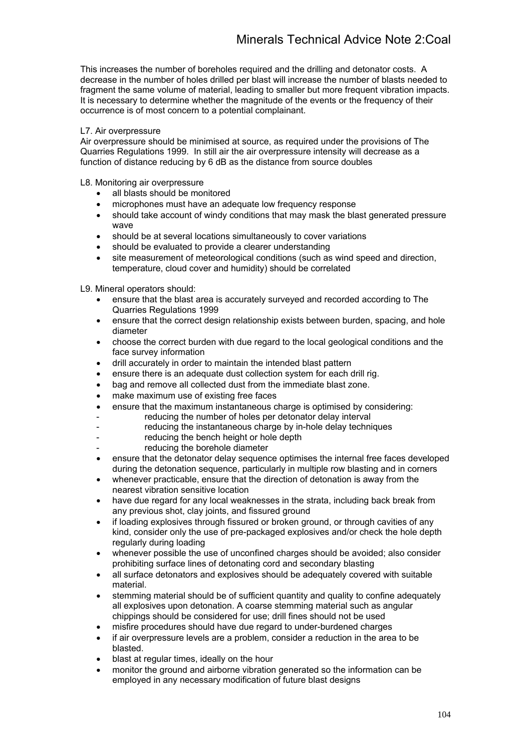This increases the number of boreholes required and the drilling and detonator costs. A decrease in the number of holes drilled per blast will increase the number of blasts needed to fragment the same volume of material, leading to smaller but more frequent vibration impacts. It is necessary to determine whether the magnitude of the events or the frequency of their occurrence is of most concern to a potential complainant.

L7. Air overpressure

Air overpressure should be minimised at source, as required under the provisions of The Quarries Regulations 1999. In still air the air overpressure intensity will decrease as a function of distance reducing by 6 dB as the distance from source doubles

L8. Monitoring air overpressure

- all blasts should be monitored
- microphones must have an adequate low frequency response
- should take account of windy conditions that may mask the blast generated pressure wave
- should be at several locations simultaneously to cover variations
- should be evaluated to provide a clearer understanding
- site measurement of meteorological conditions (such as wind speed and direction, temperature, cloud cover and humidity) should be correlated

L9. Mineral operators should:

- ensure that the blast area is accurately surveyed and recorded according to The Quarries Regulations 1999
- ensure that the correct design relationship exists between burden, spacing, and hole diameter
- choose the correct burden with due regard to the local geological conditions and the face survey information
- drill accurately in order to maintain the intended blast pattern
- ensure there is an adequate dust collection system for each drill rig.
- bag and remove all collected dust from the immediate blast zone.
- make maximum use of existing free faces
- ensure that the maximum instantaneous charge is optimised by considering:
  - reducing the number of holes per detonator delay interval
  - reducing the instantaneous charge by in-hole delay techniques
  - reducing the bench height or hole depth
  - reducing the borehole diameter
- ensure that the detonator delay sequence optimises the internal free faces developed during the detonation sequence, particularly in multiple row blasting and in corners
- whenever practicable, ensure that the direction of detonation is away from the nearest vibration sensitive location
- have due regard for any local weaknesses in the strata, including back break from any previous shot, clay joints, and fissured ground
- if loading explosives through fissured or broken ground, or through cavities of any kind, consider only the use of pre-packaged explosives and/or check the hole depth regularly during loading
- whenever possible the use of unconfined charges should be avoided; also consider prohibiting surface lines of detonating cord and secondary blasting
- all surface detonators and explosives should be adequately covered with suitable material.
- stemming material should be of sufficient quantity and quality to confine adequately all explosives upon detonation. A coarse stemming material such as angular chippings should be considered for use; drill fines should not be used
- misfire procedures should have due regard to under-burdened charges
- if air overpressure levels are a problem, consider a reduction in the area to be blasted.
- blast at regular times, ideally on the hour
- monitor the ground and airborne vibration generated so the information can be employed in any necessary modification of future blast designs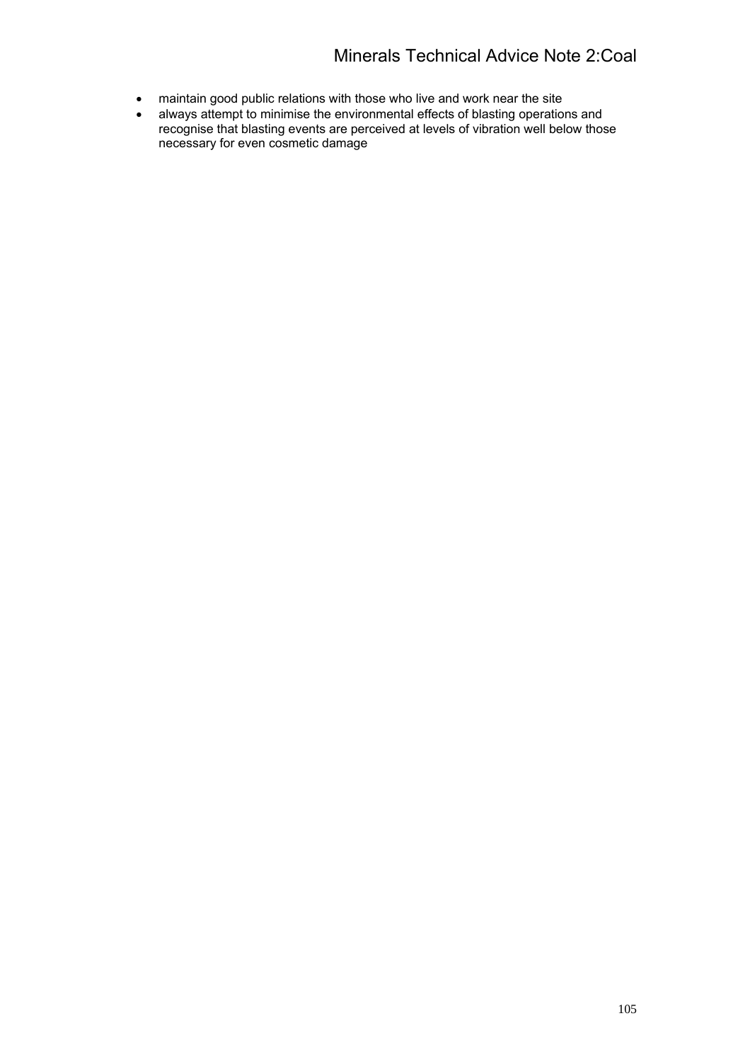- maintain good public relations with those who live and work near the site
- always attempt to minimise the environmental effects of blasting operations and recognise that blasting events are perceived at levels of vibration well below those necessary for even cosmetic damage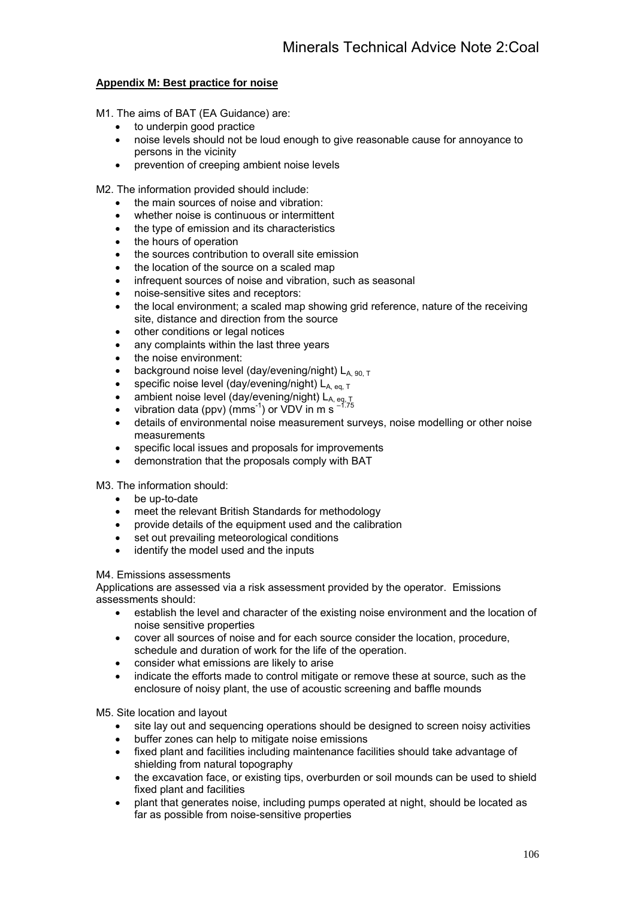## Appendix M: Best practice for noise

M1. The aims of BAT (EA Guidance) are:

- to underpin good practice
- noise levels should not be loud enough to give reasonable cause for annoyance to persons in the vicinity
- prevention of creeping ambient noise levels

M2. The information provided should include:

- the main sources of noise and vibration:
- whether noise is continuous or intermittent
- the type of emission and its characteristics
- the hours of operation
- the sources contribution to overall site emission
- the location of the source on a scaled map
- infrequent sources of noise and vibration, such as seasonal
- noise-sensitive sites and receptors:
- the local environment; a scaled map showing grid reference, nature of the receiving site, distance and direction from the source
- other conditions or legal notices
- any complaints within the last three years
- the noise environment:
- background noise level (day/evening/night) $L_{A, 90, T}$
- specific noise level (day/evening/night) $L_{A, eq, T}$
- ambient noise level (day/evening/night) $L_{A, eq, T}$
- vibration data (ppv) ($mms^{-1}$) or VDV in $m\ s^{-1.75}$
- details of environmental noise measurement surveys, noise modelling or other noise measurements
- specific local issues and proposals for improvements
- demonstration that the proposals comply with BAT

M3. The information should:

- be up-to-date
- meet the relevant British Standards for methodology
- provide details of the equipment used and the calibration
- set out prevailing meteorological conditions
- identify the model used and the inputs

M4. Emissions assessments

Applications are assessed via a risk assessment provided by the operator. Emissions assessments should:

- establish the level and character of the existing noise environment and the location of noise sensitive properties
- cover all sources of noise and for each source consider the location, procedure, schedule and duration of work for the life of the operation.
- consider what emissions are likely to arise
- indicate the efforts made to control mitigate or remove these at source, such as the enclosure of noisy plant, the use of acoustic screening and baffle mounds

M5. Site location and layout

- site lay out and sequencing operations should be designed to screen noisy activities
- buffer zones can help to mitigate noise emissions
- fixed plant and facilities including maintenance facilities should take advantage of shielding from natural topography
- the excavation face, or existing tips, overburden or soil mounds can be used to shield fixed plant and facilities
- plant that generates noise, including pumps operated at night, should be located as far as possible from noise-sensitive properties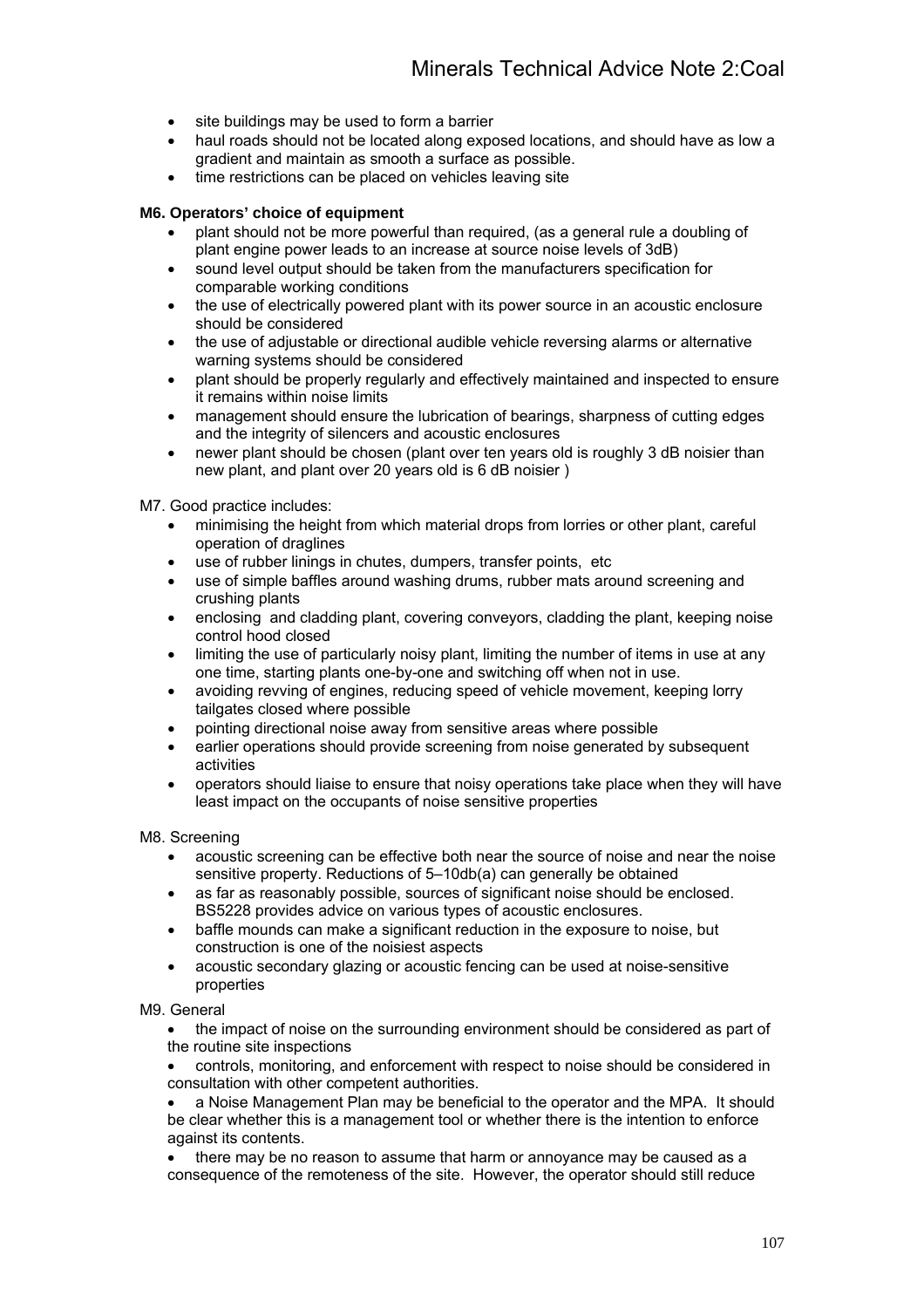- site buildings may be used to form a barrier
- haul roads should not be located along exposed locations, and should have as low a gradient and maintain as smooth a surface as possible.
- time restrictions can be placed on vehicles leaving site

**M6. Operators' choice of equipment**

- plant should not be more powerful than required, (as a general rule a doubling of plant engine power leads to an increase at source noise levels of 3dB)
- sound level output should be taken from the manufacturers specification for comparable working conditions
- the use of electrically powered plant with its power source in an acoustic enclosure should be considered
- the use of adjustable or directional audible vehicle reversing alarms or alternative warning systems should be considered
- plant should be properly regularly and effectively maintained and inspected to ensure it remains within noise limits
- management should ensure the lubrication of bearings, sharpness of cutting edges and the integrity of silencers and acoustic enclosures
- newer plant should be chosen (plant over ten years old is roughly 3 dB noisier than new plant, and plant over 20 years old is 6 dB noisier )

M7. Good practice includes:

- minimising the height from which material drops from lorries or other plant, careful operation of draglines
- use of rubber linings in chutes, dumpers, transfer points, etc
- use of simple baffles around washing drums, rubber mats around screening and crushing plants
- enclosing and cladding plant, covering conveyors, cladding the plant, keeping noise control hood closed
- limiting the use of particularly noisy plant, limiting the number of items in use at any one time, starting plants one-by-one and switching off when not in use.
- avoiding revving of engines, reducing speed of vehicle movement, keeping lorry tailgates closed where possible
- pointing directional noise away from sensitive areas where possible
- earlier operations should provide screening from noise generated by subsequent activities
- operators should liaise to ensure that noisy operations take place when they will have least impact on the occupants of noise sensitive properties

M8. Screening

- acoustic screening can be effective both near the source of noise and near the noise sensitive property. Reductions of 5–10db(a) can generally be obtained
- as far as reasonably possible, sources of significant noise should be enclosed. BS5228 provides advice on various types of acoustic enclosures.
- baffle mounds can make a significant reduction in the exposure to noise, but construction is one of the noisiest aspects
- acoustic secondary glazing or acoustic fencing can be used at noise-sensitive properties

M9. General

- the impact of noise on the surrounding environment should be considered as part of the routine site inspections
- controls, monitoring, and enforcement with respect to noise should be considered in consultation with other competent authorities.
- a Noise Management Plan may be beneficial to the operator and the MPA. It should be clear whether this is a management tool or whether there is the intention to enforce against its contents.
- there may be no reason to assume that harm or annoyance may be caused as a consequence of the remoteness of the site. However, the operator should still reduce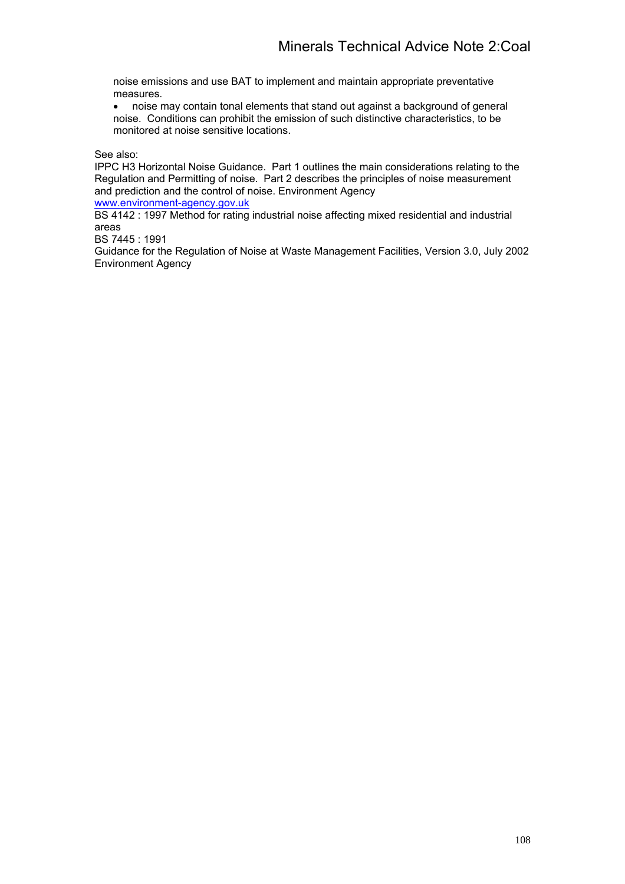noise emissions and use BAT to implement and maintain appropriate preventative measures.

- noise may contain tonal elements that stand out against a background of general noise. Conditions can prohibit the emission of such distinctive characteristics, to be monitored at noise sensitive locations.

See also:
IPPC H3 Horizontal Noise Guidance. Part 1 outlines the main considerations relating to the Regulation and Permitting of noise. Part 2 describes the principles of noise measurement and prediction and the control of noise. Environment Agency
www.environment-agency.gov.uk
BS 4142 : 1997 Method for rating industrial noise affecting mixed residential and industrial areas
BS 7445 : 1991
Guidance for the Regulation of Noise at Waste Management Facilities, Version 3.0, July 2002 Environment Agency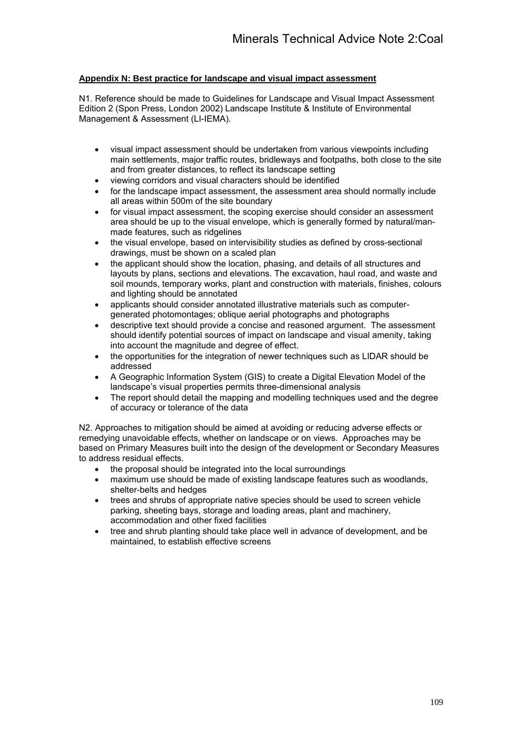**Appendix N: Best practice for landscape and visual impact assessment**

N1. Reference should be made to Guidelines for Landscape and Visual Impact Assessment Edition 2 (Spon Press, London 2002) Landscape Institute & Institute of Environmental Management & Assessment (LI-IEMA).

- visual impact assessment should be undertaken from various viewpoints including main settlements, major traffic routes, bridleways and footpaths, both close to the site and from greater distances, to reflect its landscape setting
- viewing corridors and visual characters should be identified
- for the landscape impact assessment, the assessment area should normally include all areas within 500m of the site boundary
- for visual impact assessment, the scoping exercise should consider an assessment area should be up to the visual envelope, which is generally formed by natural/man-made features, such as ridgelines
- the visual envelope, based on intervisibility studies as defined by cross-sectional drawings, must be shown on a scaled plan
- the applicant should show the location, phasing, and details of all structures and layouts by plans, sections and elevations. The excavation, haul road, and waste and soil mounds, temporary works, plant and construction with materials, finishes, colours and lighting should be annotated
- applicants should consider annotated illustrative materials such as computer-generated photomontages; oblique aerial photographs and photographs
- descriptive text should provide a concise and reasoned argument. The assessment should identify potential sources of impact on landscape and visual amenity, taking into account the magnitude and degree of effect.
- the opportunities for the integration of newer techniques such as LIDAR should be addressed
- A Geographic Information System (GIS) to create a Digital Elevation Model of the landscape's visual properties permits three-dimensional analysis
- The report should detail the mapping and modelling techniques used and the degree of accuracy or tolerance of the data

N2. Approaches to mitigation should be aimed at avoiding or reducing adverse effects or remedying unavoidable effects, whether on landscape or on views. Approaches may be based on Primary Measures built into the design of the development or Secondary Measures to address residual effects.

- the proposal should be integrated into the local surroundings
- maximum use should be made of existing landscape features such as woodlands, shelter-belts and hedges
- trees and shrubs of appropriate native species should be used to screen vehicle parking, sheeting bays, storage and loading areas, plant and machinery, accommodation and other fixed facilities
- tree and shrub planting should take place well in advance of development, and be maintained, to establish effective screens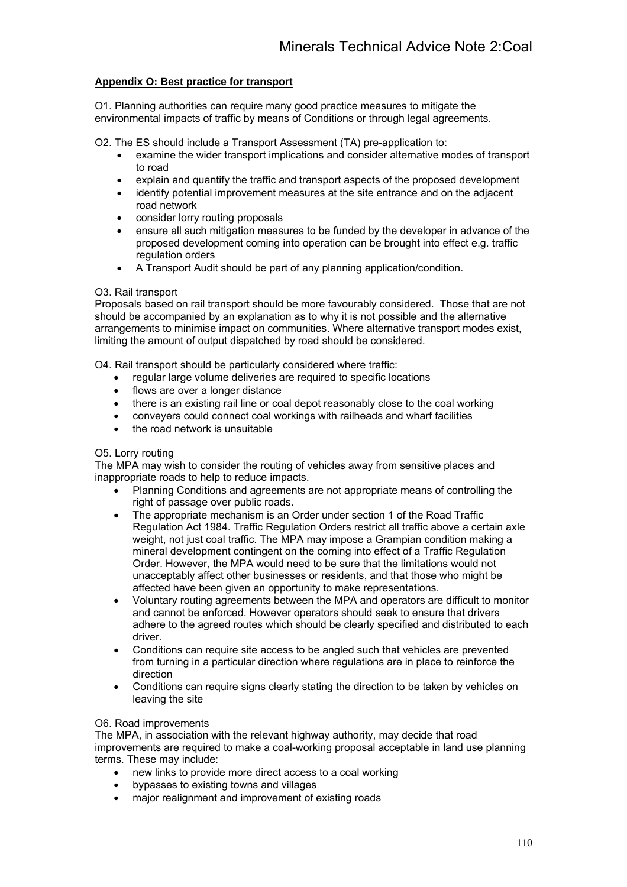**Appendix O: Best practice for transport**

O1. Planning authorities can require many good practice measures to mitigate the environmental impacts of traffic by means of Conditions or through legal agreements.

O2. The ES should include a Transport Assessment (TA) pre-application to:

- examine the wider transport implications and consider alternative modes of transport to road
- explain and quantify the traffic and transport aspects of the proposed development
- identify potential improvement measures at the site entrance and on the adjacent road network
- consider lorry routing proposals
- ensure all such mitigation measures to be funded by the developer in advance of the proposed development coming into operation can be brought into effect e.g. traffic regulation orders
- A Transport Audit should be part of any planning application/condition.

O3. Rail transport

Proposals based on rail transport should be more favourably considered. Those that are not should be accompanied by an explanation as to why it is not possible and the alternative arrangements to minimise impact on communities. Where alternative transport modes exist, limiting the amount of output dispatched by road should be considered.

O4. Rail transport should be particularly considered where traffic:

- regular large volume deliveries are required to specific locations
- flows are over a longer distance
- there is an existing rail line or coal depot reasonably close to the coal working
- conveyers could connect coal workings with railheads and wharf facilities
- the road network is unsuitable

O5. Lorry routing

The MPA may wish to consider the routing of vehicles away from sensitive places and inappropriate roads to help to reduce impacts.

- Planning Conditions and agreements are not appropriate means of controlling the right of passage over public roads.
- The appropriate mechanism is an Order under section 1 of the Road Traffic Regulation Act 1984. Traffic Regulation Orders restrict all traffic above a certain axle weight, not just coal traffic. The MPA may impose a Grampian condition making a mineral development contingent on the coming into effect of a Traffic Regulation Order. However, the MPA would need to be sure that the limitations would not unacceptably affect other businesses or residents, and that those who might be affected have been given an opportunity to make representations.
- Voluntary routing agreements between the MPA and operators are difficult to monitor and cannot be enforced. However operators should seek to ensure that drivers adhere to the agreed routes which should be clearly specified and distributed to each driver.
- Conditions can require site access to be angled such that vehicles are prevented from turning in a particular direction where regulations are in place to reinforce the direction
- Conditions can require signs clearly stating the direction to be taken by vehicles on leaving the site

O6. Road improvements

The MPA, in association with the relevant highway authority, may decide that road improvements are required to make a coal-working proposal acceptable in land use planning terms. These may include:

- new links to provide more direct access to a coal working
- bypasses to existing towns and villages
- major realignment and improvement of existing roads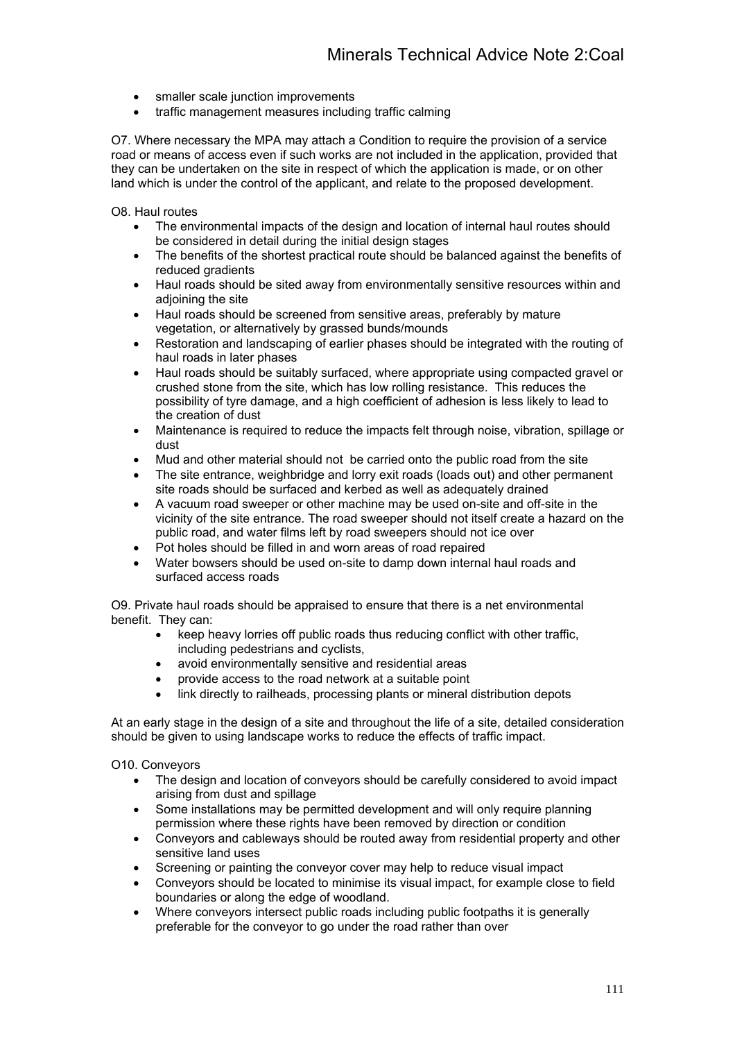- smaller scale junction improvements
- traffic management measures including traffic calming

O7. Where necessary the MPA may attach a Condition to require the provision of a service road or means of access even if such works are not included in the application, provided that they can be undertaken on the site in respect of which the application is made, or on other land which is under the control of the applicant, and relate to the proposed development.

O8. Haul routes

- The environmental impacts of the design and location of internal haul routes should be considered in detail during the initial design stages
- The benefits of the shortest practical route should be balanced against the benefits of reduced gradients
- Haul roads should be sited away from environmentally sensitive resources within and adjoining the site
- Haul roads should be screened from sensitive areas, preferably by mature vegetation, or alternatively by grassed bunds/mounds
- Restoration and landscaping of earlier phases should be integrated with the routing of haul roads in later phases
- Haul roads should be suitably surfaced, where appropriate using compacted gravel or crushed stone from the site, which has low rolling resistance. This reduces the possibility of tyre damage, and a high coefficient of adhesion is less likely to lead to the creation of dust
- Maintenance is required to reduce the impacts felt through noise, vibration, spillage or dust
- Mud and other material should not be carried onto the public road from the site
- The site entrance, weighbridge and lorry exit roads (loads out) and other permanent site roads should be surfaced and kerbed as well as adequately drained
- A vacuum road sweeper or other machine may be used on-site and off-site in the vicinity of the site entrance. The road sweeper should not itself create a hazard on the public road, and water films left by road sweepers should not ice over
- Pot holes should be filled in and worn areas of road repaired
- Water bowsers should be used on-site to damp down internal haul roads and surfaced access roads

O9. Private haul roads should be appraised to ensure that there is a net environmental benefit. They can:

- keep heavy lorries off public roads thus reducing conflict with other traffic, including pedestrians and cyclists,
- avoid environmentally sensitive and residential areas
- provide access to the road network at a suitable point
- link directly to railheads, processing plants or mineral distribution depots

At an early stage in the design of a site and throughout the life of a site, detailed consideration should be given to using landscape works to reduce the effects of traffic impact.

O10. Conveyors

- The design and location of conveyors should be carefully considered to avoid impact arising from dust and spillage
- Some installations may be permitted development and will only require planning permission where these rights have been removed by direction or condition
- Conveyors and cableways should be routed away from residential property and other sensitive land uses
- Screening or painting the conveyor cover may help to reduce visual impact
- Conveyors should be located to minimise its visual impact, for example close to field boundaries or along the edge of woodland.
- Where conveyors intersect public roads including public footpaths it is generally preferable for the conveyor to go under the road rather than over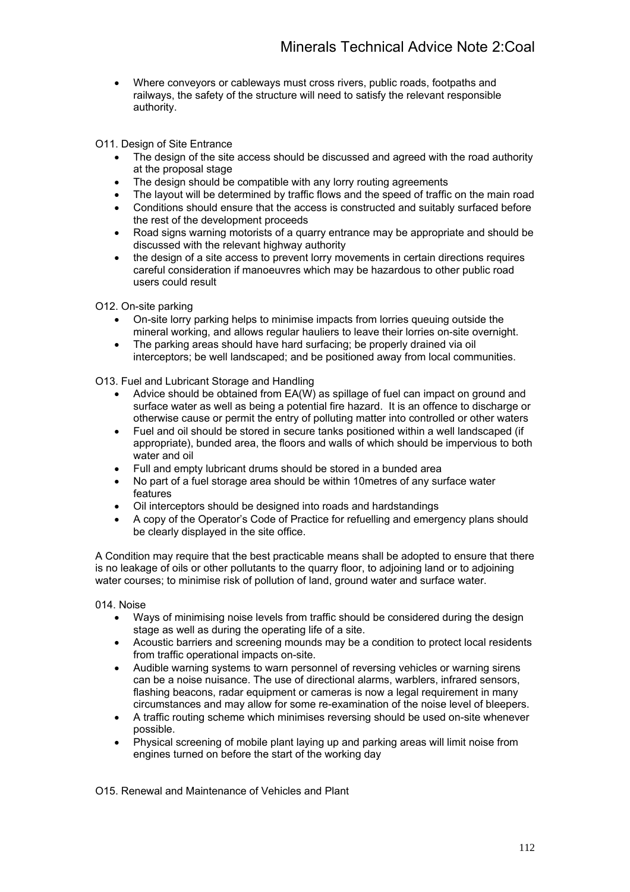- Where conveyors or cableways must cross rivers, public roads, footpaths and railways, the safety of the structure will need to satisfy the relevant responsible authority.

O11. Design of Site Entrance

- The design of the site access should be discussed and agreed with the road authority at the proposal stage
- The design should be compatible with any lorry routing agreements
- The layout will be determined by traffic flows and the speed of traffic on the main road
- Conditions should ensure that the access is constructed and suitably surfaced before the rest of the development proceeds
- Road signs warning motorists of a quarry entrance may be appropriate and should be discussed with the relevant highway authority
- the design of a site access to prevent lorry movements in certain directions requires careful consideration if manoeuvres which may be hazardous to other public road users could result

O12. On-site parking

- On-site lorry parking helps to minimise impacts from lorries queuing outside the mineral working, and allows regular hauliers to leave their lorries on-site overnight.
- The parking areas should have hard surfacing; be properly drained via oil interceptors; be well landscaped; and be positioned away from local communities.

O13. Fuel and Lubricant Storage and Handling

- Advice should be obtained from EA(W) as spillage of fuel can impact on ground and surface water as well as being a potential fire hazard. It is an offence to discharge or otherwise cause or permit the entry of polluting matter into controlled or other waters
- Fuel and oil should be stored in secure tanks positioned within a well landscaped (if appropriate), bunded area, the floors and walls of which should be impervious to both water and oil
- Full and empty lubricant drums should be stored in a bunded area
- No part of a fuel storage area should be within 10metres of any surface water features
- Oil interceptors should be designed into roads and hardstandings
- A copy of the Operator's Code of Practice for refuelling and emergency plans should be clearly displayed in the site office.

A Condition may require that the best practicable means shall be adopted to ensure that there is no leakage of oils or other pollutants to the quarry floor, to adjoining land or to adjoining water courses; to minimise risk of pollution of land, ground water and surface water.

014. Noise

- Ways of minimising noise levels from traffic should be considered during the design stage as well as during the operating life of a site.
- Acoustic barriers and screening mounds may be a condition to protect local residents from traffic operational impacts on-site.
- Audible warning systems to warn personnel of reversing vehicles or warning sirens can be a noise nuisance. The use of directional alarms, warblers, infrared sensors, flashing beacons, radar equipment or cameras is now a legal requirement in many circumstances and may allow for some re-examination of the noise level of bleepers.
- A traffic routing scheme which minimises reversing should be used on-site whenever possible.
- Physical screening of mobile plant laying up and parking areas will limit noise from engines turned on before the start of the working day

O15. Renewal and Maintenance of Vehicles and Plant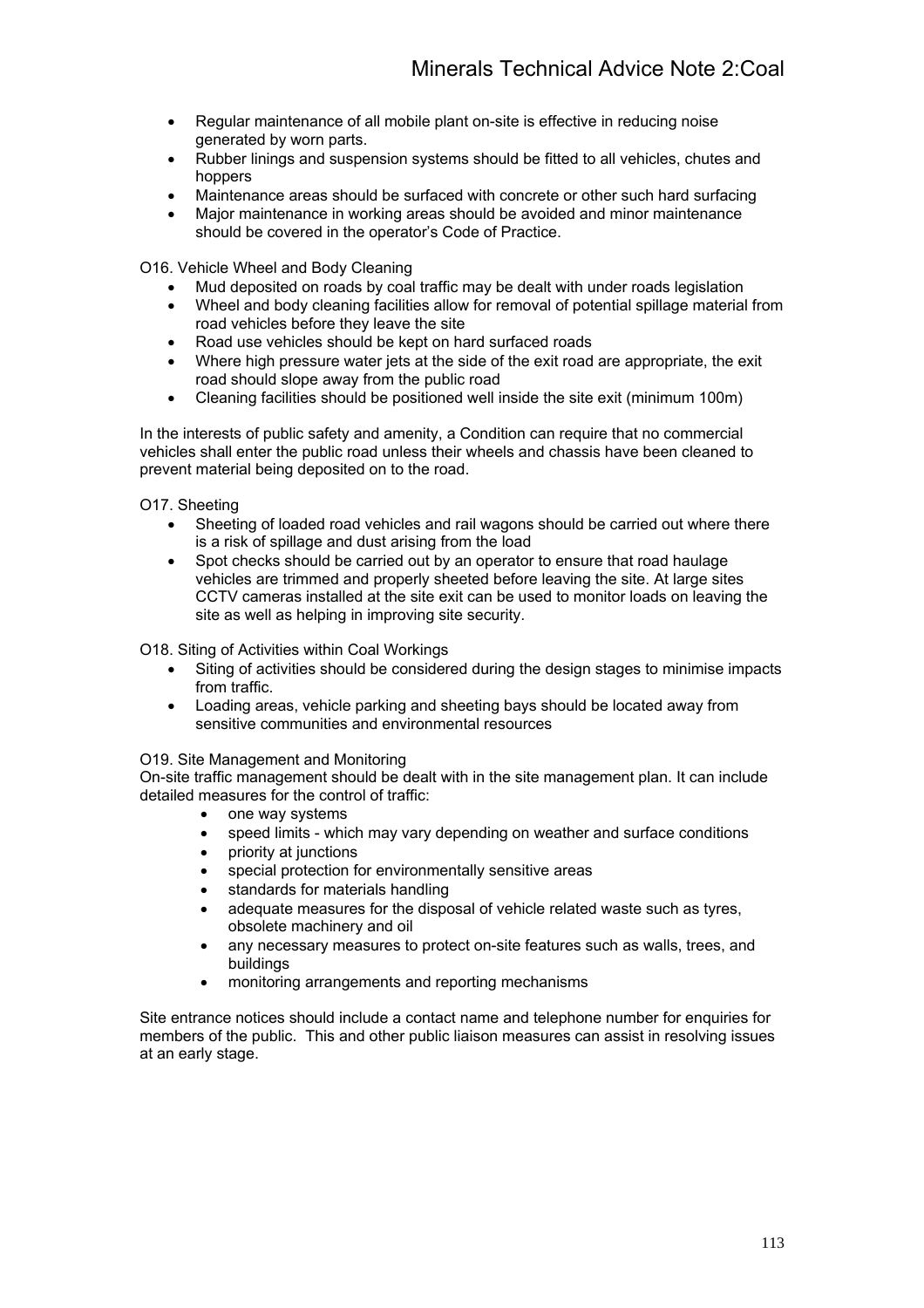- Regular maintenance of all mobile plant on-site is effective in reducing noise generated by worn parts.
- Rubber linings and suspension systems should be fitted to all vehicles, chutes and hoppers
- Maintenance areas should be surfaced with concrete or other such hard surfacing
- Major maintenance in working areas should be avoided and minor maintenance should be covered in the operator's Code of Practice.

O16. Vehicle Wheel and Body Cleaning

- Mud deposited on roads by coal traffic may be dealt with under roads legislation
- Wheel and body cleaning facilities allow for removal of potential spillage material from road vehicles before they leave the site
- Road use vehicles should be kept on hard surfaced roads
- Where high pressure water jets at the side of the exit road are appropriate, the exit road should slope away from the public road
- Cleaning facilities should be positioned well inside the site exit (minimum 100m)

In the interests of public safety and amenity, a Condition can require that no commercial vehicles shall enter the public road unless their wheels and chassis have been cleaned to prevent material being deposited on to the road.

O17. Sheeting

- Sheeting of loaded road vehicles and rail wagons should be carried out where there is a risk of spillage and dust arising from the load
- Spot checks should be carried out by an operator to ensure that road haulage vehicles are trimmed and properly sheeted before leaving the site. At large sites CCTV cameras installed at the site exit can be used to monitor loads on leaving the site as well as helping in improving site security.

O18. Siting of Activities within Coal Workings

- Siting of activities should be considered during the design stages to minimise impacts from traffic.
- Loading areas, vehicle parking and sheeting bays should be located away from sensitive communities and environmental resources

O19. Site Management and Monitoring

On-site traffic management should be dealt with in the site management plan. It can include detailed measures for the control of traffic:

- one way systems
- speed limits - which may vary depending on weather and surface conditions
- priority at junctions
- special protection for environmentally sensitive areas
- standards for materials handling
- adequate measures for the disposal of vehicle related waste such as tyres, obsolete machinery and oil
- any necessary measures to protect on-site features such as walls, trees, and buildings
- monitoring arrangements and reporting mechanisms

Site entrance notices should include a contact name and telephone number for enquiries for members of the public. This and other public liaison measures can assist in resolving issues at an early stage.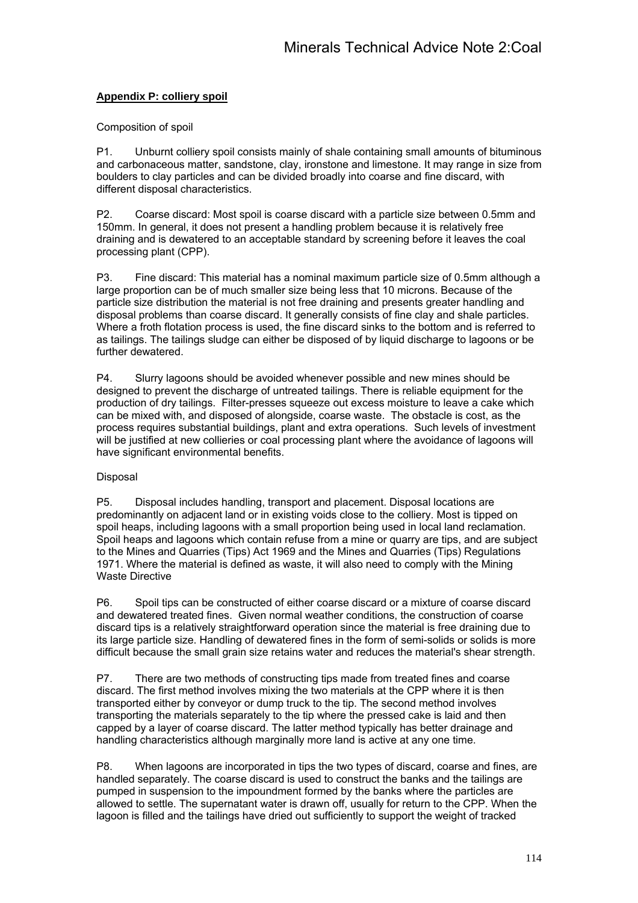**Appendix P: colliery spoil**

Composition of spoil

P1. Unburnt colliery spoil consists mainly of shale containing small amounts of bituminous and carbonaceous matter, sandstone, clay, ironstone and limestone. It may range in size from boulders to clay particles and can be divided broadly into coarse and fine discard, with different disposal characteristics.

P2. Coarse discard: Most spoil is coarse discard with a particle size between 0.5mm and 150mm. In general, it does not present a handling problem because it is relatively free draining and is dewatered to an acceptable standard by screening before it leaves the coal processing plant (CPP).

P3. Fine discard: This material has a nominal maximum particle size of 0.5mm although a large proportion can be of much smaller size being less that 10 microns. Because of the particle size distribution the material is not free draining and presents greater handling and disposal problems than coarse discard. It generally consists of fine clay and shale particles. Where a froth flotation process is used, the fine discard sinks to the bottom and is referred to as tailings. The tailings sludge can either be disposed of by liquid discharge to lagoons or be further dewatered.

P4. Slurry lagoons should be avoided whenever possible and new mines should be designed to prevent the discharge of untreated tailings. There is reliable equipment for the production of dry tailings. Filter-presses squeeze out excess moisture to leave a cake which can be mixed with, and disposed of alongside, coarse waste. The obstacle is cost, as the process requires substantial buildings, plant and extra operations. Such levels of investment will be justified at new collieries or coal processing plant where the avoidance of lagoons will have significant environmental benefits.

Disposal

P5. Disposal includes handling, transport and placement. Disposal locations are predominantly on adjacent land or in existing voids close to the colliery. Most is tipped on spoil heaps, including lagoons with a small proportion being used in local land reclamation. Spoil heaps and lagoons which contain refuse from a mine or quarry are tips, and are subject to the Mines and Quarries (Tips) Act 1969 and the Mines and Quarries (Tips) Regulations 1971. Where the material is defined as waste, it will also need to comply with the Mining Waste Directive

P6. Spoil tips can be constructed of either coarse discard or a mixture of coarse discard and dewatered treated fines. Given normal weather conditions, the construction of coarse discard tips is a relatively straightforward operation since the material is free draining due to its large particle size. Handling of dewatered fines in the form of semi-solids or solids is more difficult because the small grain size retains water and reduces the material's shear strength.

P7. There are two methods of constructing tips made from treated fines and coarse discard. The first method involves mixing the two materials at the CPP where it is then transported either by conveyor or dump truck to the tip. The second method involves transporting the materials separately to the tip where the pressed cake is laid and then capped by a layer of coarse discard. The latter method typically has better drainage and handling characteristics although marginally more land is active at any one time.

P8. When lagoons are incorporated in tips the two types of discard, coarse and fines, are handled separately. The coarse discard is used to construct the banks and the tailings are pumped in suspension to the impoundment formed by the banks where the particles are allowed to settle. The supernatant water is drawn off, usually for return to the CPP. When the lagoon is filled and the tailings have dried out sufficiently to support the weight of tracked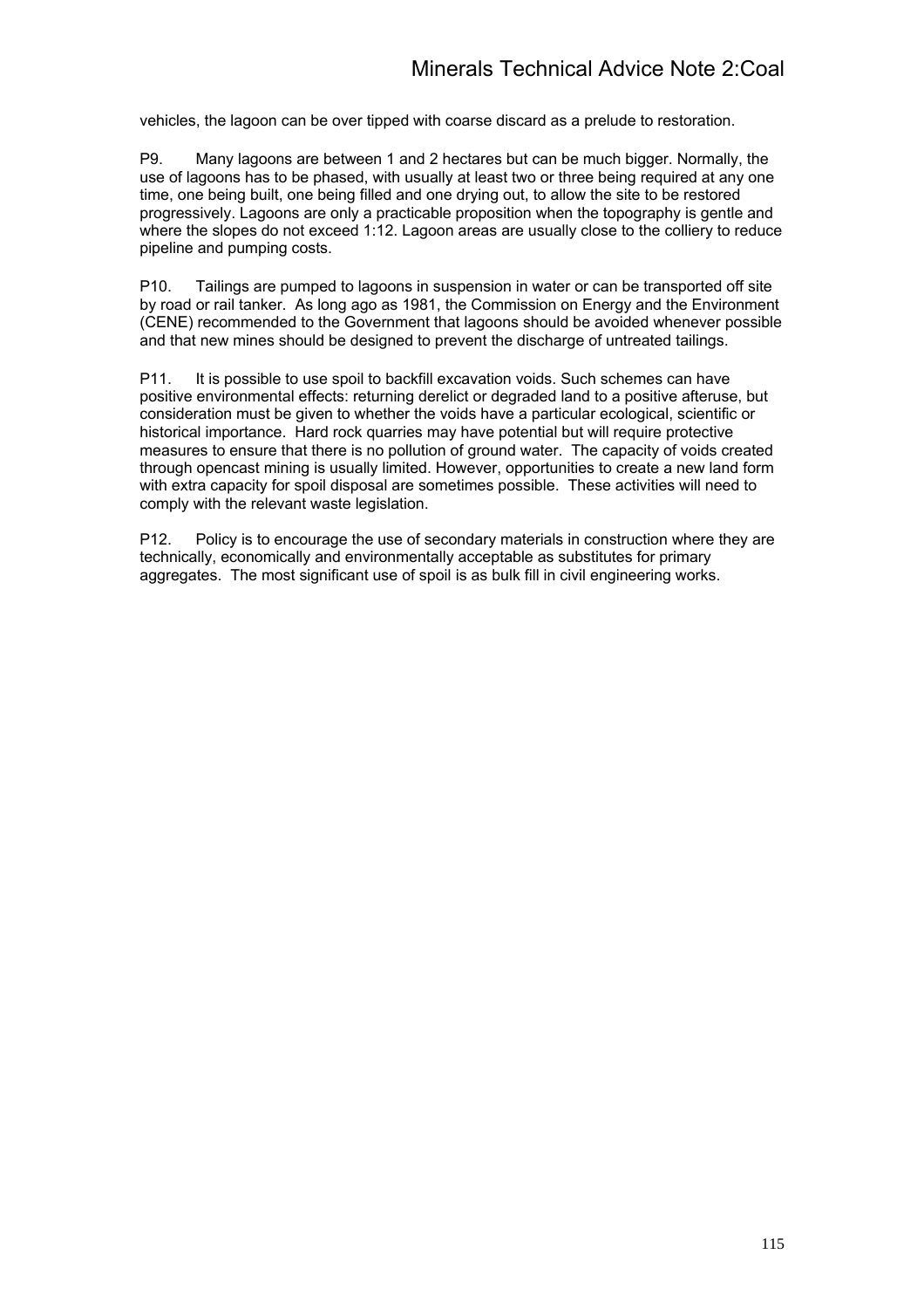vehicles, the lagoon can be over tipped with coarse discard as a prelude to restoration.

P9. Many lagoons are between 1 and 2 hectares but can be much bigger. Normally, the use of lagoons has to be phased, with usually at least two or three being required at any one time, one being built, one being filled and one drying out, to allow the site to be restored progressively. Lagoons are only a practicable proposition when the topography is gentle and where the slopes do not exceed 1:12. Lagoon areas are usually close to the colliery to reduce pipeline and pumping costs.

P10. Tailings are pumped to lagoons in suspension in water or can be transported off site by road or rail tanker. As long ago as 1981, the Commission on Energy and the Environment (CENE) recommended to the Government that lagoons should be avoided whenever possible and that new mines should be designed to prevent the discharge of untreated tailings.

P11. It is possible to use spoil to backfill excavation voids. Such schemes can have positive environmental effects: returning derelict or degraded land to a positive afteruse, but consideration must be given to whether the voids have a particular ecological, scientific or historical importance. Hard rock quarries may have potential but will require protective measures to ensure that there is no pollution of ground water. The capacity of voids created through opencast mining is usually limited. However, opportunities to create a new land form with extra capacity for spoil disposal are sometimes possible. These activities will need to comply with the relevant waste legislation.

P12. Policy is to encourage the use of secondary materials in construction where they are technically, economically and environmentally acceptable as substitutes for primary aggregates. The most significant use of spoil is as bulk fill in civil engineering works.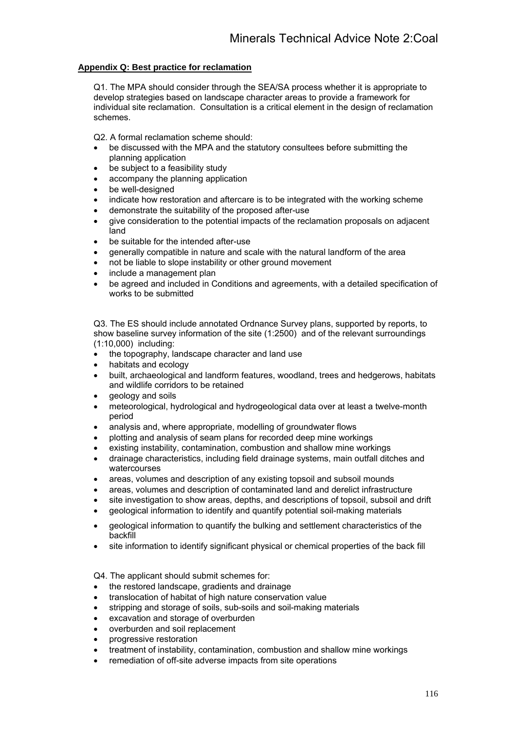## Appendix Q: Best practice for reclamation

Q1. The MPA should consider through the SEA/SA process whether it is appropriate to develop strategies based on landscape character areas to provide a framework for individual site reclamation. Consultation is a critical element in the design of reclamation schemes.

Q2. A formal reclamation scheme should:

- be discussed with the MPA and the statutory consultees before submitting the planning application
- be subject to a feasibility study
- accompany the planning application
- be well-designed
- indicate how restoration and aftercare is to be integrated with the working scheme
- demonstrate the suitability of the proposed after-use
- give consideration to the potential impacts of the reclamation proposals on adjacent land
- be suitable for the intended after-use
- generally compatible in nature and scale with the natural landform of the area
- not be liable to slope instability or other ground movement
- include a management plan
- be agreed and included in Conditions and agreements, with a detailed specification of works to be submitted

Q3. The ES should include annotated Ordnance Survey plans, supported by reports, to show baseline survey information of the site (1:2500) and of the relevant surroundings (1:10,000) including:

- the topography, landscape character and land use
- habitats and ecology
- built, archaeological and landform features, woodland, trees and hedgerows, habitats and wildlife corridors to be retained
- geology and soils
- meteorological, hydrological and hydrogeological data over at least a twelve-month period
- analysis and, where appropriate, modelling of groundwater flows
- plotting and analysis of seam plans for recorded deep mine workings
- existing instability, contamination, combustion and shallow mine workings
- drainage characteristics, including field drainage systems, main outfall ditches and watercourses
- areas, volumes and description of any existing topsoil and subsoil mounds
- areas, volumes and description of contaminated land and derelict infrastructure
- site investigation to show areas, depths, and descriptions of topsoil, subsoil and drift
- geological information to identify and quantify potential soil-making materials
- geological information to quantify the bulking and settlement characteristics of the backfill
- site information to identify significant physical or chemical properties of the back fill

Q4. The applicant should submit schemes for:

- the restored landscape, gradients and drainage
- translocation of habitat of high nature conservation value
- stripping and storage of soils, sub-soils and soil-making materials
- excavation and storage of overburden
- overburden and soil replacement
- progressive restoration
- treatment of instability, contamination, combustion and shallow mine workings
- remediation of off-site adverse impacts from site operations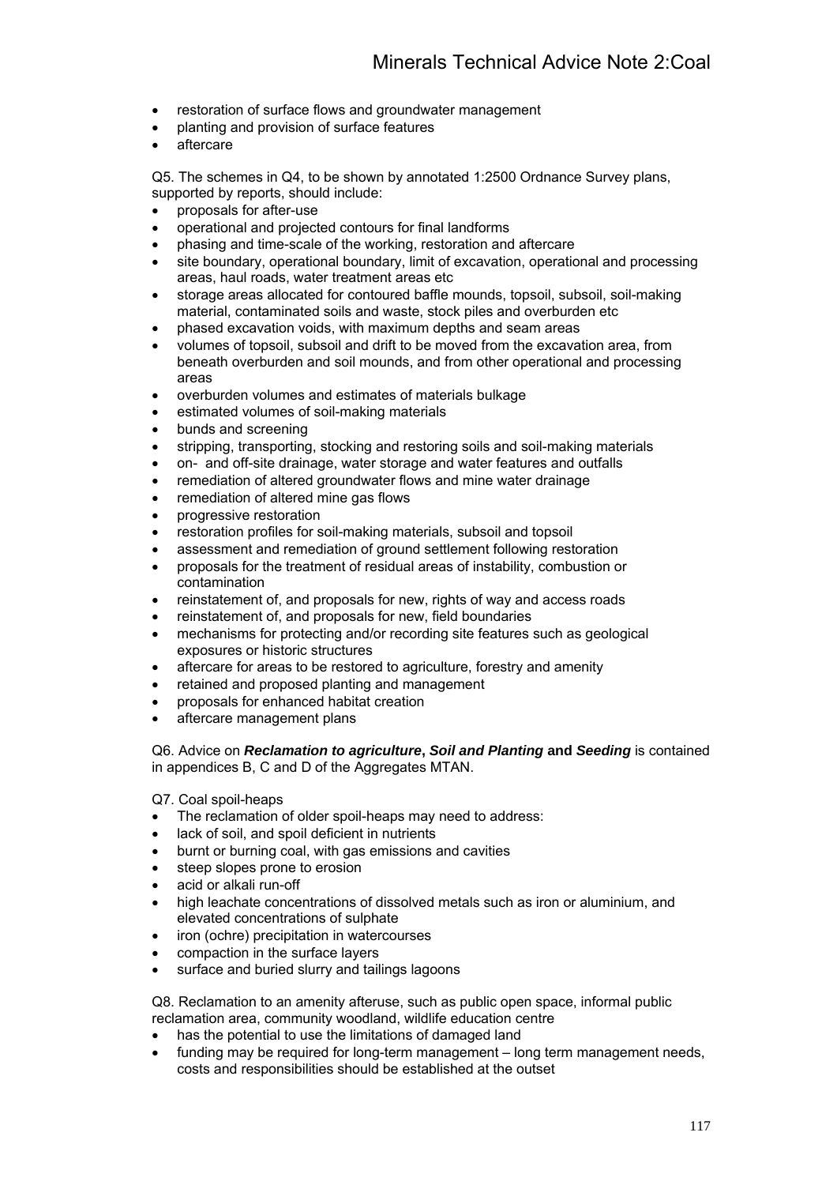- restoration of surface flows and groundwater management
- planting and provision of surface features
- aftercare

Q5. The schemes in Q4, to be shown by annotated 1:2500 Ordnance Survey plans, supported by reports, should include:

- proposals for after-use
- operational and projected contours for final landforms
- phasing and time-scale of the working, restoration and aftercare
- site boundary, operational boundary, limit of excavation, operational and processing areas, haul roads, water treatment areas etc
- storage areas allocated for contoured baffle mounds, topsoil, subsoil, soil-making material, contaminated soils and waste, stock piles and overburden etc
- phased excavation voids, with maximum depths and seam areas
- volumes of topsoil, subsoil and drift to be moved from the excavation area, from beneath overburden and soil mounds, and from other operational and processing areas
- overburden volumes and estimates of materials bulkage
- estimated volumes of soil-making materials
- bunds and screening
- stripping, transporting, stocking and restoring soils and soil-making materials
- on- and off-site drainage, water storage and water features and outfalls
- remediation of altered groundwater flows and mine water drainage
- remediation of altered mine gas flows
- progressive restoration
- restoration profiles for soil-making materials, subsoil and topsoil
- assessment and remediation of ground settlement following restoration
- proposals for the treatment of residual areas of instability, combustion or contamination
- reinstatement of, and proposals for new, rights of way and access roads
- reinstatement of, and proposals for new, field boundaries
- mechanisms for protecting and/or recording site features such as geological exposures or historic structures
- aftercare for areas to be restored to agriculture, forestry and amenity
- retained and proposed planting and management
- proposals for enhanced habitat creation
- aftercare management plans

Q6. Advice on ***Reclamation to agriculture*****,** ***Soil and Planting*** **and** ***Seeding*** is contained in appendices B, C and D of the Aggregates MTAN.

Q7. Coal spoil-heaps

- The reclamation of older spoil-heaps may need to address:
- lack of soil, and spoil deficient in nutrients
- burnt or burning coal, with gas emissions and cavities
- steep slopes prone to erosion
- acid or alkali run-off
- high leachate concentrations of dissolved metals such as iron or aluminium, and elevated concentrations of sulphate
- iron (ochre) precipitation in watercourses
- compaction in the surface layers
- surface and buried slurry and tailings lagoons

Q8. Reclamation to an amenity afteruse, such as public open space, informal public reclamation area, community woodland, wildlife education centre

- has the potential to use the limitations of damaged land
- funding may be required for long-term management – long term management needs, costs and responsibilities should be established at the outset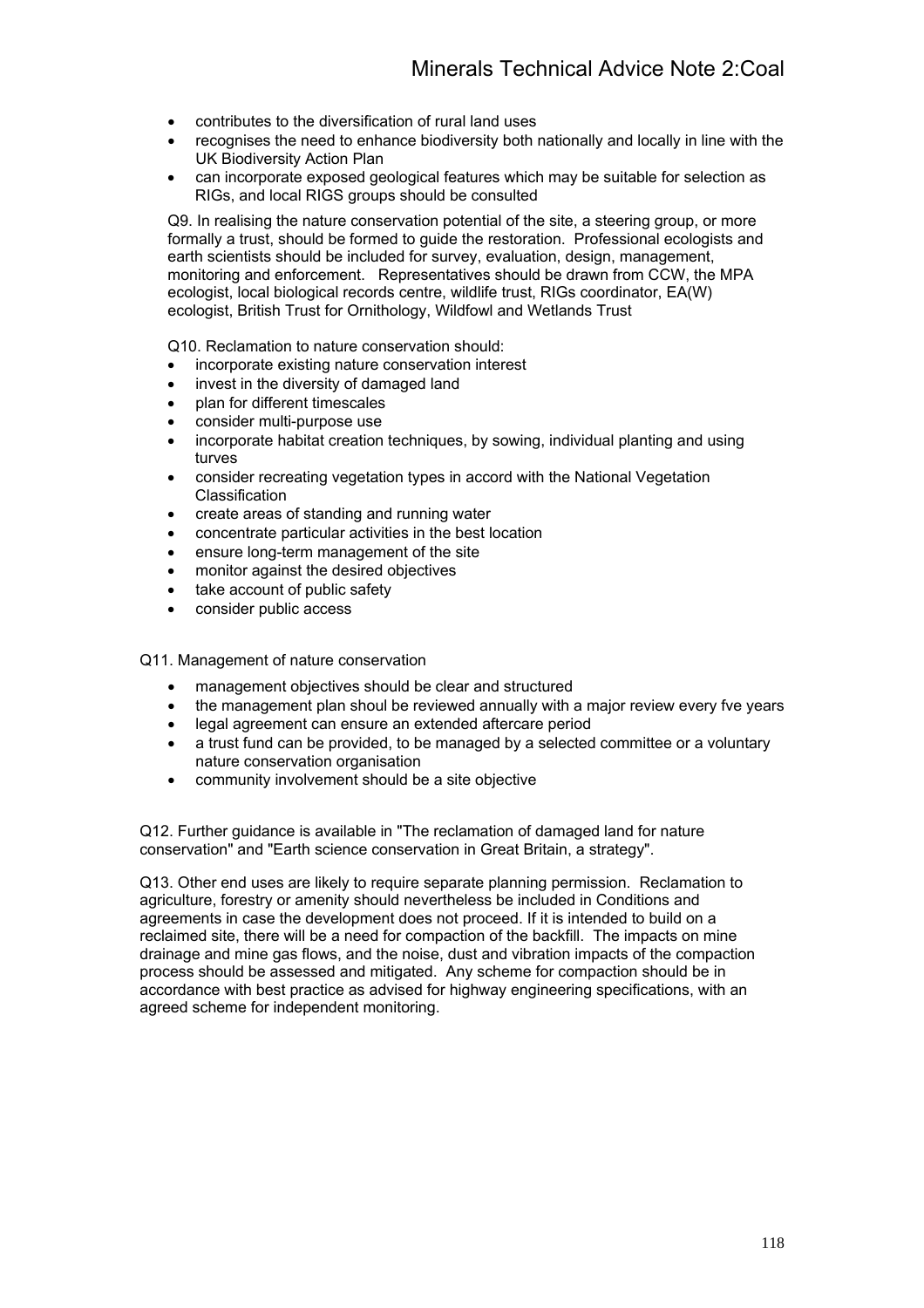- contributes to the diversification of rural land uses
- recognises the need to enhance biodiversity both nationally and locally in line with the UK Biodiversity Action Plan
- can incorporate exposed geological features which may be suitable for selection as RIGs, and local RIGS groups should be consulted

Q9. In realising the nature conservation potential of the site, a steering group, or more formally a trust, should be formed to guide the restoration. Professional ecologists and earth scientists should be included for survey, evaluation, design, management, monitoring and enforcement. Representatives should be drawn from CCW, the MPA ecologist, local biological records centre, wildlife trust, RIGs coordinator, EA(W) ecologist, British Trust for Ornithology, Wildfowl and Wetlands Trust

Q10. Reclamation to nature conservation should:

- incorporate existing nature conservation interest
- invest in the diversity of damaged land
- plan for different timescales
- consider multi-purpose use
- incorporate habitat creation techniques, by sowing, individual planting and using turves
- consider recreating vegetation types in accord with the National Vegetation Classification
- create areas of standing and running water
- concentrate particular activities in the best location
- ensure long-term management of the site
- monitor against the desired objectives
- take account of public safety
- consider public access

Q11. Management of nature conservation

- management objectives should be clear and structured
- the management plan shoul be reviewed annually with a major review every fve years
- legal agreement can ensure an extended aftercare period
- a trust fund can be provided, to be managed by a selected committee or a voluntary nature conservation organisation
- community involvement should be a site objective

Q12. Further guidance is available in "The reclamation of damaged land for nature conservation" and "Earth science conservation in Great Britain, a strategy".

Q13. Other end uses are likely to require separate planning permission. Reclamation to agriculture, forestry or amenity should nevertheless be included in Conditions and agreements in case the development does not proceed. If it is intended to build on a reclaimed site, there will be a need for compaction of the backfill. The impacts on mine drainage and mine gas flows, and the noise, dust and vibration impacts of the compaction process should be assessed and mitigated. Any scheme for compaction should be in accordance with best practice as advised for highway engineering specifications, with an agreed scheme for independent monitoring.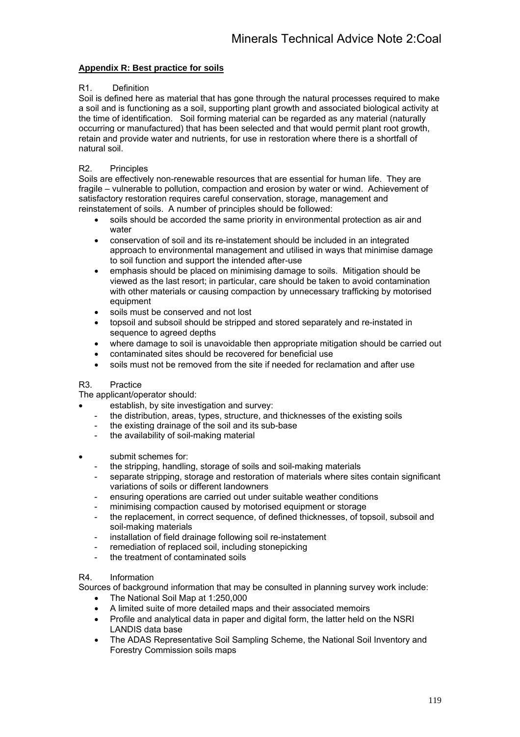## Appendix R: Best practice for soils

R1. Definition

Soil is defined here as material that has gone through the natural processes required to make a soil and is functioning as a soil, supporting plant growth and associated biological activity at the time of identification. Soil forming material can be regarded as any material (naturally occurring or manufactured) that has been selected and that would permit plant root growth, retain and provide water and nutrients, for use in restoration where there is a shortfall of natural soil.

R2. Principles

Soils are effectively non-renewable resources that are essential for human life. They are fragile – vulnerable to pollution, compaction and erosion by water or wind. Achievement of satisfactory restoration requires careful conservation, storage, management and reinstatement of soils. A number of principles should be followed:

- soils should be accorded the same priority in environmental protection as air and water
- conservation of soil and its re-instatement should be included in an integrated approach to environmental management and utilised in ways that minimise damage to soil function and support the intended after-use
- emphasis should be placed on minimising damage to soils. Mitigation should be viewed as the last resort; in particular, care should be taken to avoid contamination with other materials or causing compaction by unnecessary trafficking by motorised equipment
- soils must be conserved and not lost
- topsoil and subsoil should be stripped and stored separately and re-instated in sequence to agreed depths
- where damage to soil is unavoidable then appropriate mitigation should be carried out
- contaminated sites should be recovered for beneficial use
- soils must not be removed from the site if needed for reclamation and after use

R3. Practice

The applicant/operator should:

- establish, by site investigation and survey:
  - the distribution, areas, types, structure, and thicknesses of the existing soils
  - the existing drainage of the soil and its sub-base
  - the availability of soil-making material
- submit schemes for:
  - the stripping, handling, storage of soils and soil-making materials
  - separate stripping, storage and restoration of materials where sites contain significant variations of soils or different landowners
  - ensuring operations are carried out under suitable weather conditions
  - minimising compaction caused by motorised equipment or storage
  - the replacement, in correct sequence, of defined thicknesses, of topsoil, subsoil and soil-making materials
  - installation of field drainage following soil re-instatement
  - remediation of replaced soil, including stonepicking
  - the treatment of contaminated soils

R4. Information

Sources of background information that may be consulted in planning survey work include:

- The National Soil Map at 1:250,000
- A limited suite of more detailed maps and their associated memoirs
- Profile and analytical data in paper and digital form, the latter held on the NSRI LANDIS data base
- The ADAS Representative Soil Sampling Scheme, the National Soil Inventory and Forestry Commission soils maps